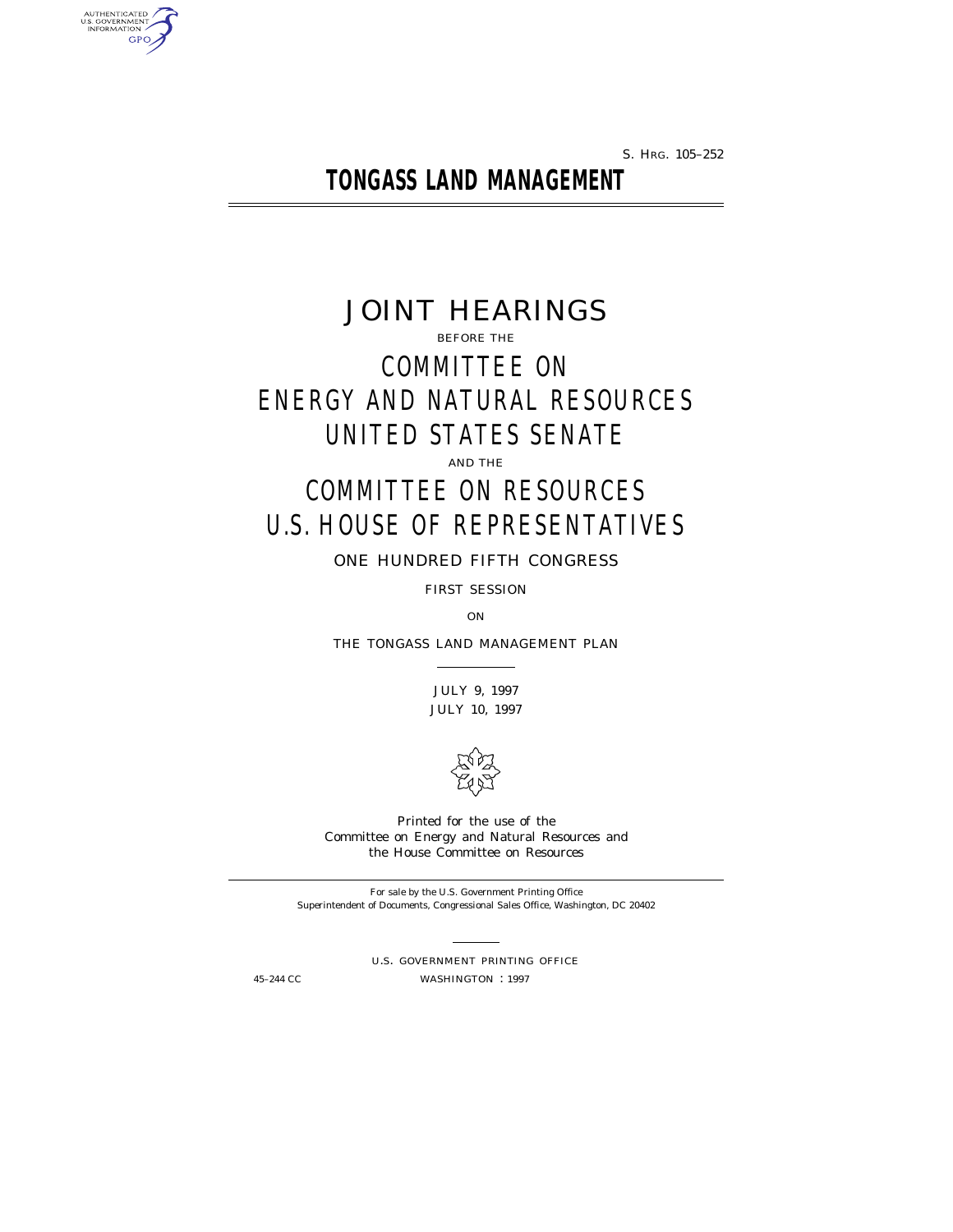S. HRG. 105–252

# TONGASS LAND MANAGEMENT

# JOINT HEARINGS

BEFORE THE

## COMMITTEE ON ENERGY AND NATURAL RESOURCES UNITED STATES SENATE

AND THE

## COMMITTEE ON RESOURCES U.S. HOUSE OF REPRESENTATIVES

ONE HUNDRED FIFTH CONGRESS

FIRST SESSION

ON

THE TONGASS LAND MANAGEMENT PLAN

JULY 9, 1997
JULY 10, 1997

*Printed for the use of the Committee on Energy and Natural Resources and the House Committee on Resources*

*For sale by the U.S. Government Printing Office
Superintendent of Documents, Congressional Sales Office, Washington, DC 20402*

U.S. GOVERNMENT PRINTING OFFICE

45–244 CC WASHINGTON : 1997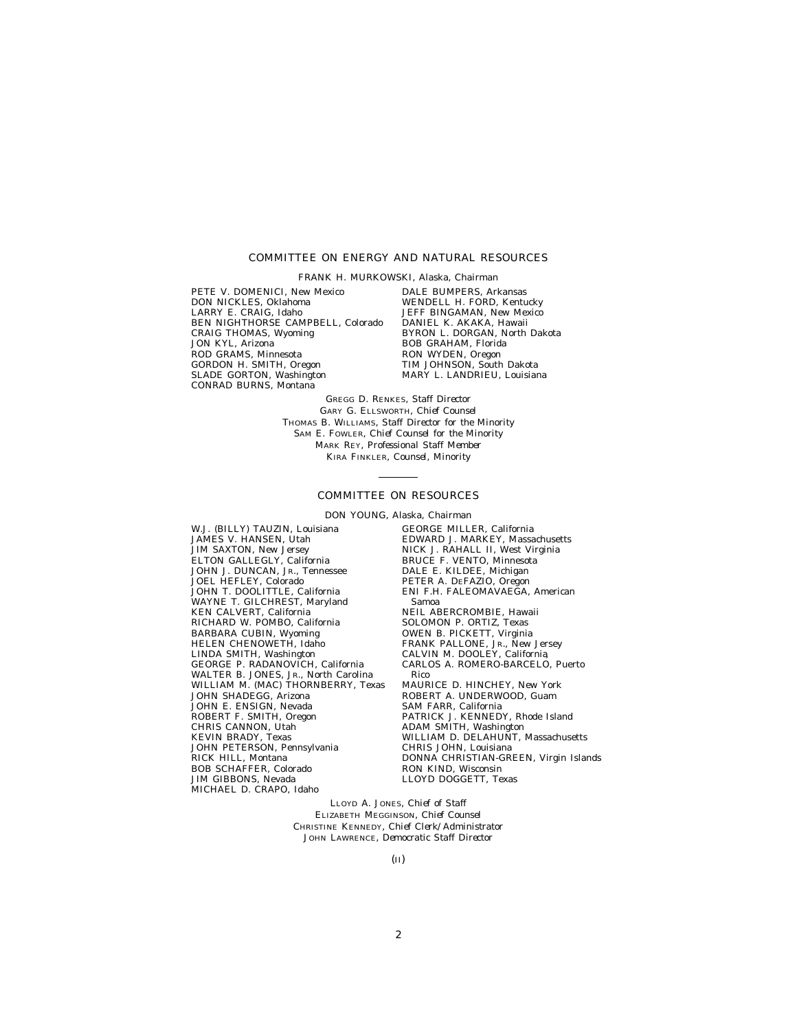## COMMITTEE ON ENERGY AND NATURAL RESOURCES

FRANK H. MURKOWSKI, Alaska, *Chairman*

PETE V. DOMENICI, New Mexico
DON NICKLES, Oklahoma
LARRY E. CRAIG, Idaho
BEN NIGHTHORSE CAMPBELL, Colorado
CRAIG THOMAS, Wyoming
JON KYL, Arizona
ROD GRAMS, Minnesota
GORDON H. SMITH, Oregon
SLADE GORTON, Washington
CONRAD BURNS, Montana
DALE BUMPERS, Arkansas
WENDELL H. FORD, Kentucky
JEFF BINGAMAN, New Mexico
DANIEL K. AKAKA, Hawaii
BYRON L. DORGAN, North Dakota
BOB GRAHAM, Florida
RON WYDEN, Oregon
TIM JOHNSON, South Dakota
MARY L. LANDRIEU, Louisiana

GREGG D. RENKES, *Staff Director*
GARY G. ELLSWORTH, *Chief Counsel*
THOMAS B. WILLIAMS, *Staff Director for the Minority*
SAM E. FOWLER, *Chief Counsel for the Minority*
MARK REY, *Professional Staff Member*
KIRA FINKLER, *Counsel, Minority*

---

## COMMITTEE ON RESOURCES

DON YOUNG, Alaska, *Chairman*

W.J. (BILLY) TAUZIN, Louisiana
JAMES V. HANSEN, Utah
JIM SAXTON, New Jersey
ELTON GALLEGLY, California
JOHN J. DUNCAN, JR., Tennessee
JOEL HEFLEY, Colorado
JOHN T. DOOLITTLE, California
WAYNE T. GILCHREST, Maryland
KEN CALVERT, California
RICHARD W. POMBO, California
BARBARA CUBIN, Wyoming
HELEN CHENOWETH, Idaho
LINDA SMITH, Washington
GEORGE P. RADANOVICH, California
WALTER B. JONES, JR., North Carolina
WILLIAM M. (MAC) THORNBERRY, Texas
JOHN SHADEGG, Arizona
JOHN E. ENSIGN, Nevada
ROBERT F. SMITH, Oregon
CHRIS CANNON, Utah
KEVIN BRADY, Texas
JOHN PETERSON, Pennsylvania
RICK HILL, Montana
BOB SCHAFFER, Colorado
JIM GIBBONS, Nevada
MICHAEL D. CRAPO, Idaho
GEORGE MILLER, California
EDWARD J. MARKEY, Massachusetts
NICK J. RAHALL II, West Virginia
BRUCE F. VENTO, Minnesota
DALE E. KILDEE, Michigan
PETER A. DEFAZIO, Oregon
ENI F.H. FALEOMAVAEGA, American Samoa
NEIL ABERCROMBIE, Hawaii
SOLOMON P. ORTIZ, Texas
OWEN B. PICKETT, Virginia
FRANK PALLONE, JR., New Jersey
CALVIN M. DOOLEY, California
CARLOS A. ROMERO-BARCELÓ, Puerto Rico
MAURICE D. HINCHEY, New York
ROBERT A. UNDERWOOD, Guam
SAM FARR, California
PATRICK J. KENNEDY, Rhode Island
ADAM SMITH, Washington
WILLIAM D. DELAHUNT, Massachusetts
CHRIS JOHN, Louisiana
DONNA CHRISTIAN-GREEN, Virgin Islands
RON KIND, Wisconsin
LLOYD DOGGETT, Texas

LLOYD A. JONES, *Chief of Staff*
ELIZABETH MEGGINSON, *Chief Counsel*
CHRISTINE KENNEDY, *Chief Clerk/Administrator*
JOHN LAWRENCE, *Democratic Staff Director*

(II)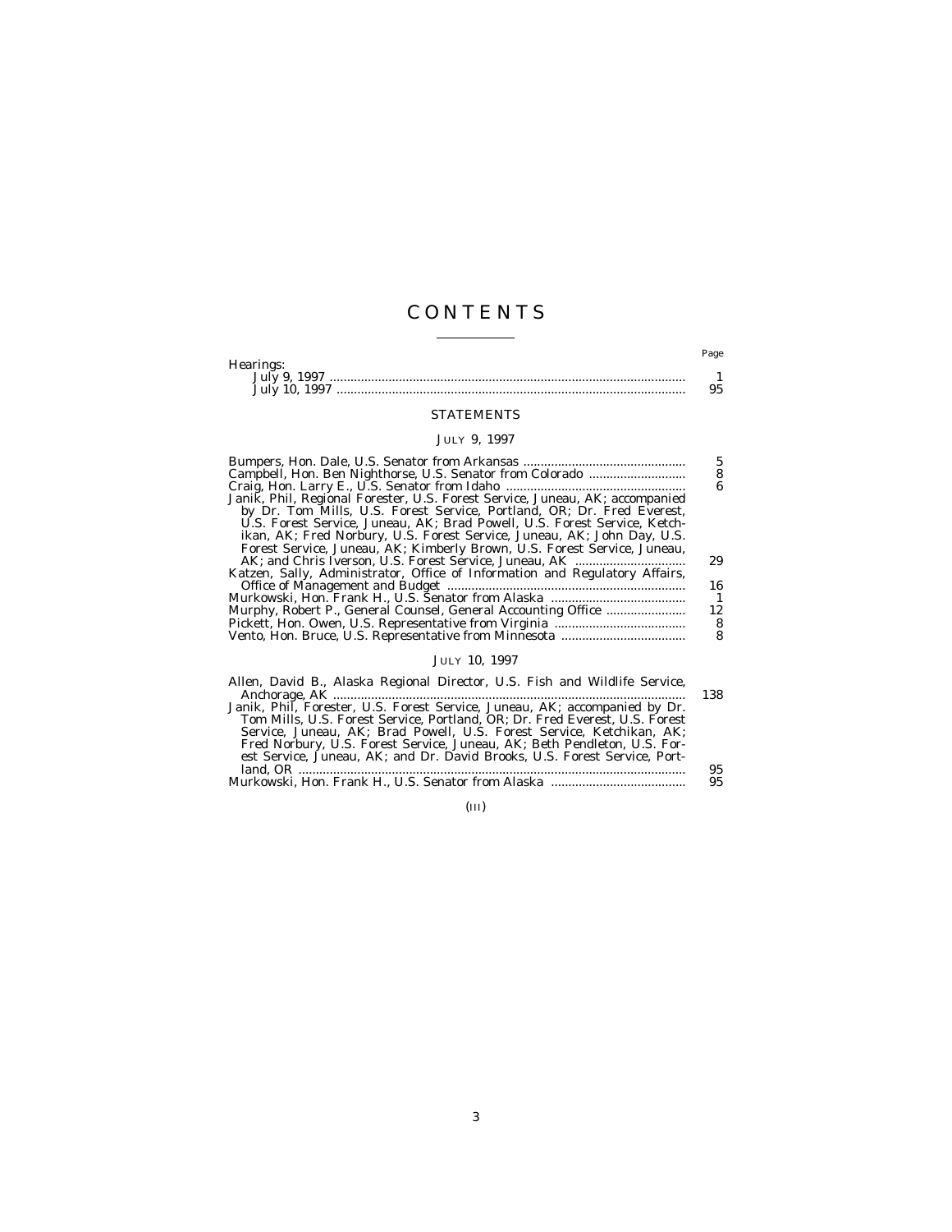# CONTENTS

| | Page |
|---|---|
| Hearings: | |
| July 9, 1997 | 1 |
| July 10, 1997 | 95 |

## STATEMENTS

### JULY 9, 1997

| | |
|---|---|
| Bumpers, Hon. Dale, U.S. Senator from Arkansas | 5 |
| Campbell, Hon. Ben Nighthorse, U.S. Senator from Colorado | 8 |
| Craig, Hon. Larry E., U.S. Senator from Idaho | 6 |
| Janik, Phil, Regional Forester, U.S. Forest Service, Juneau, AK; accompanied by Dr. Tom Mills, U.S. Forest Service, Portland, OR; Dr. Fred Everest, U.S. Forest Service, Juneau, AK; Brad Powell, U.S. Forest Service, Ketchikan, AK; Fred Norbury, U.S. Forest Service, Juneau, AK; John Day, U.S. Forest Service, Juneau, AK; Kimberly Brown, U.S. Forest Service, Juneau, AK; and Chris Iverson, U.S. Forest Service, Juneau, AK | 29 |
| Katzen, Sally, Administrator, Office of Information and Regulatory Affairs, Office of Management and Budget | 16 |
| Murkowski, Hon. Frank H., U.S. Senator from Alaska | 1 |
| Murphy, Robert P., General Counsel, General Accounting Office | 12 |
| Pickett, Hon. Owen, U.S. Representative from Virginia | 8 |
| Vento, Hon. Bruce, U.S. Representative from Minnesota | 8 |

### JULY 10, 1997

| | |
|---|---|
| Allen, David B., Alaska Regional Director, U.S. Fish and Wildlife Service, Anchorage, AK | 138 |
| Janik, Phil, Forester, U.S. Forest Service, Juneau, AK; accompanied by Dr. Tom Mills, U.S. Forest Service, Portland, OR; Dr. Fred Everest, U.S. Forest Service, Juneau, AK; Brad Powell, U.S. Forest Service, Ketchikan, AK; Fred Norbury, U.S. Forest Service, Juneau, AK; Beth Pendleton, U.S. Forest Service, Juneau, AK; and Dr. David Brooks, U.S. Forest Service, Portland, OR | 95 |
| Murkowski, Hon. Frank H., U.S. Senator from Alaska | 95 |

(III)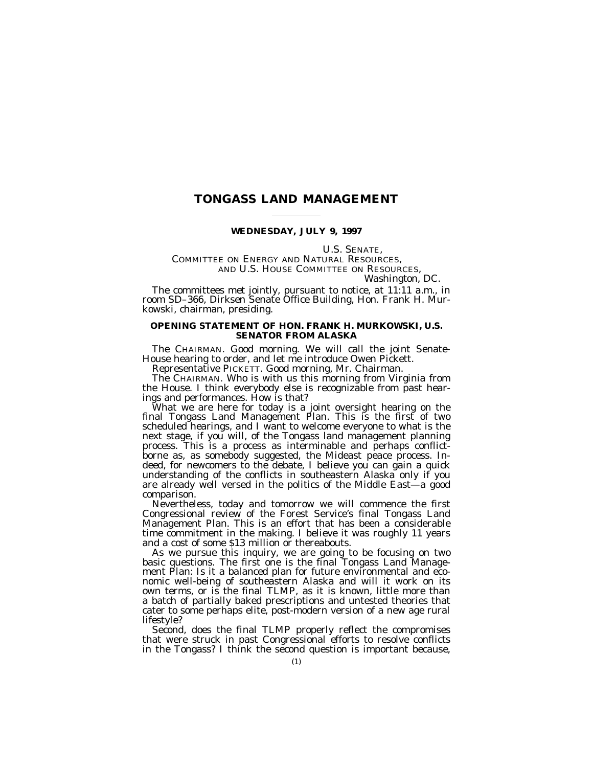# TONGASS LAND MANAGEMENT

**WEDNESDAY, JULY 9, 1997**

U.S. SENATE,
COMMITTEE ON ENERGY AND NATURAL RESOURCES,
AND U.S. HOUSE COMMITTEE ON RESOURCES,
*Washington, DC.*

The committees met jointly, pursuant to notice, at 11:11 a.m., in room SD–366, Dirksen Senate Office Building, Hon. Frank H. Murkowski, chairman, presiding.

## OPENING STATEMENT OF HON. FRANK H. MURKOWSKI, U.S. SENATOR FROM ALASKA

The CHAIRMAN. Good morning. We will call the joint Senate-House hearing to order, and let me introduce Owen Pickett.

Representative PICKETT. Good morning, Mr. Chairman.

The CHAIRMAN. Who is with us this morning from Virginia from the House. I think everybody else is recognizable from past hearings and performances. How is that?

What we are here for today is a joint oversight hearing on the final Tongass Land Management Plan. This is the first of two scheduled hearings, and I want to welcome everyone to what is the next stage, if you will, of the Tongass land management planning process. This is a process as interminable and perhaps conflict-borne as, as somebody suggested, the Mideast peace process. Indeed, for newcomers to the debate, I believe you can gain a quick understanding of the conflicts in southeastern Alaska only if you are already well versed in the politics of the Middle East—a good comparison.

Nevertheless, today and tomorrow we will commence the first Congressional review of the Forest Service's final Tongass Land Management Plan. This is an effort that has been a considerable time commitment in the making. I believe it was roughly 11 years and a cost of some $13 million or thereabouts.

As we pursue this inquiry, we are going to be focusing on two basic questions. The first one is the final Tongass Land Management Plan: Is it a balanced plan for future environmental and economic well-being of southeastern Alaska and will it work on its own terms, or is the final TLMP, as it is known, little more than a batch of partially baked prescriptions and untested theories that cater to some perhaps elite, post-modern version of a new age rural lifestyle?

Second, does the final TLMP properly reflect the compromises that were struck in past Congressional efforts to resolve conflicts in the Tongass? I think the second question is important because,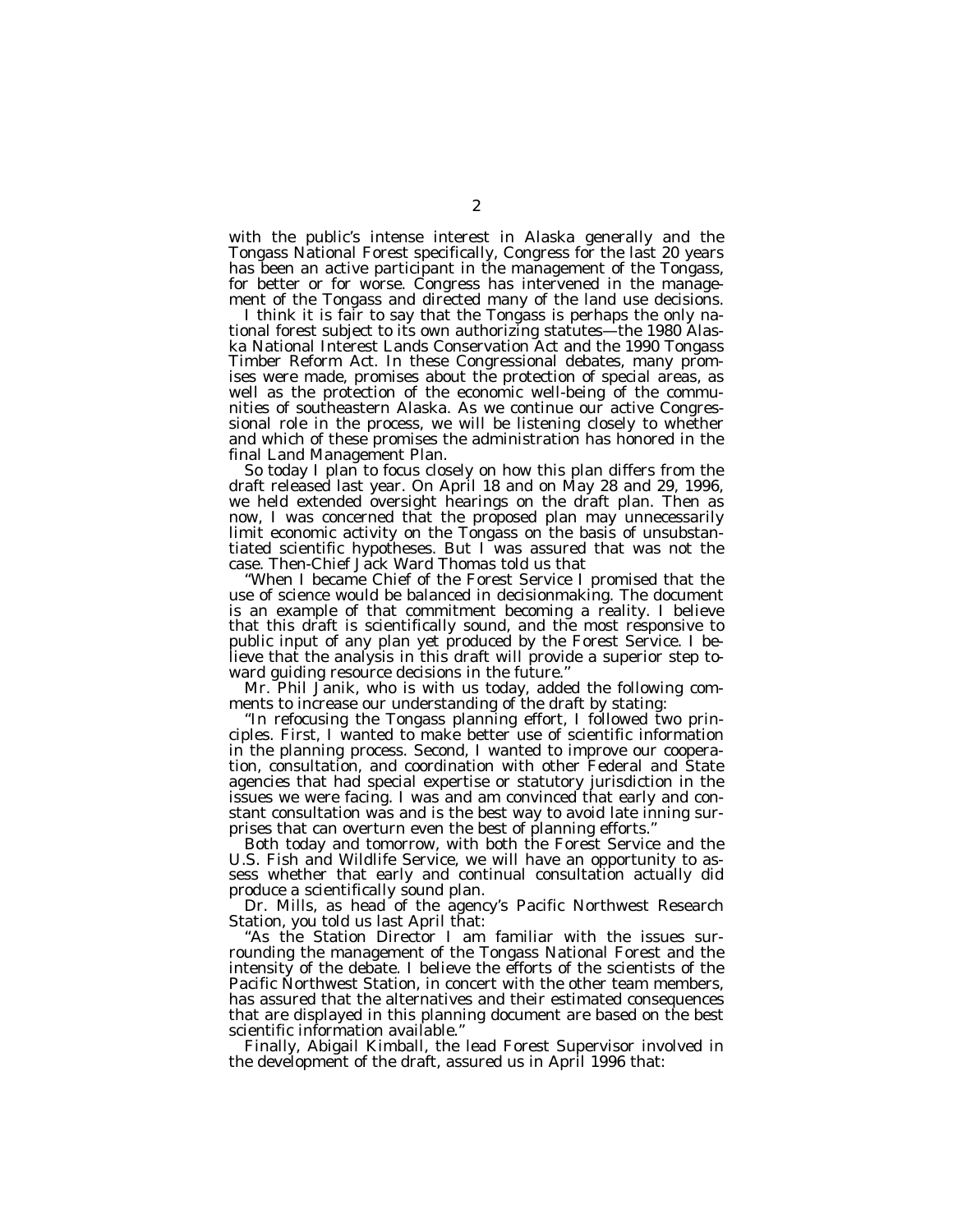with the public's intense interest in Alaska generally and the Tongass National Forest specifically, Congress for the last 20 years has been an active participant in the management of the Tongass, for better or for worse. Congress has intervened in the management of the Tongass and directed many of the land use decisions.

I think it is fair to say that the Tongass is perhaps the only national forest subject to its own authorizing statutes—the 1980 Alaska National Interest Lands Conservation Act and the 1990 Tongass Timber Reform Act. In these Congressional debates, many promises were made, promises about the protection of special areas, as well as the protection of the economic well-being of the communities of southeastern Alaska. As we continue our active Congressional role in the process, we will be listening closely to whether and which of these promises the administration has honored in the final Land Management Plan.

So today I plan to focus closely on how this plan differs from the draft released last year. On April 18 and on May 28 and 29, 1996, we held extended oversight hearings on the draft plan. Then as now, I was concerned that the proposed plan may unnecessarily limit economic activity on the Tongass on the basis of unsubstantiated scientific hypotheses. But I was assured that was not the case. Then-Chief Jack Ward Thomas told us that

"When I became Chief of the Forest Service I promised that the use of science would be balanced in decisionmaking. The document is an example of that commitment becoming a reality. I believe that this draft is scientifically sound, and the most responsive to public input of any plan yet produced by the Forest Service. I believe that the analysis in this draft will provide a superior step toward guiding resource decisions in the future."

Mr. Phil Janik, who is with us today, added the following comments to increase our understanding of the draft by stating:

"In refocusing the Tongass planning effort, I followed two principles. First, I wanted to make better use of scientific information in the planning process. Second, I wanted to improve our cooperation, consultation, and coordination with other Federal and State agencies that had special expertise or statutory jurisdiction in the issues we were facing. I was and am convinced that early and constant consultation was and is the best way to avoid late inning surprises that can overturn even the best of planning efforts."

Both today and tomorrow, with both the Forest Service and the U.S. Fish and Wildlife Service, we will have an opportunity to assess whether that early and continual consultation actually did produce a scientifically sound plan.

Dr. Mills, as head of the agency's Pacific Northwest Research Station, you told us last April that:

"As the Station Director I am familiar with the issues surrounding the management of the Tongass National Forest and the intensity of the debate. I believe the efforts of the scientists of the Pacific Northwest Station, in concert with the other team members, has assured that the alternatives and their estimated consequences that are displayed in this planning document are based on the best scientific information available."

Finally, Abigail Kimball, the lead Forest Supervisor involved in the development of the draft, assured us in April 1996 that: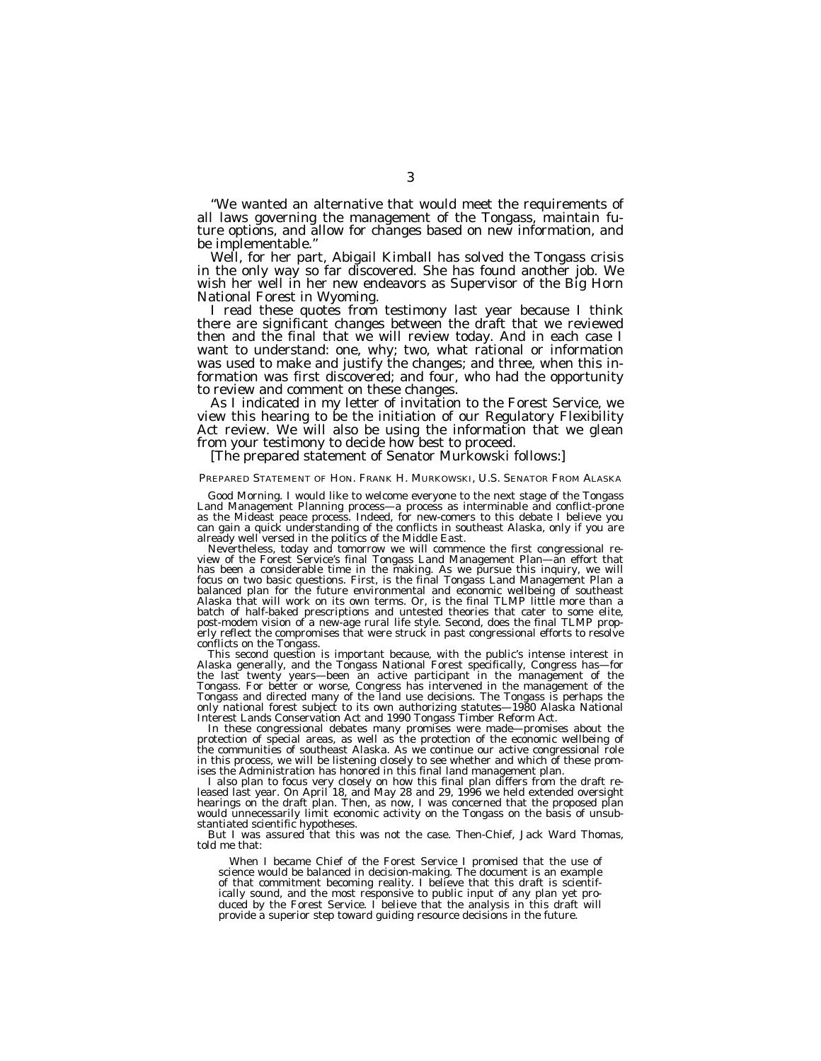"We wanted an alternative that would meet the requirements of all laws governing the management of the Tongass, maintain future options, and allow for changes based on new information, and be implementable."

Well, for her part, Abigail Kimball has solved the Tongass crisis in the only way so far discovered. She has found another job. We wish her well in her new endeavors as Supervisor of the Big Horn National Forest in Wyoming.

I read these quotes from testimony last year because I think there are significant changes between the draft that we reviewed then and the final that we will review today. And in each case I want to understand: one, why; two, what rational or information was used to make and justify the changes; and three, when this information was first discovered; and four, who had the opportunity to review and comment on these changes.

As I indicated in my letter of invitation to the Forest Service, we view this hearing to be the initiation of our Regulatory Flexibility Act review. We will also be using the information that we glean from your testimony to decide how best to proceed.

[The prepared statement of Senator Murkowski follows:]

PREPARED STATEMENT OF HON. FRANK H. MURKOWSKI, U.S. SENATOR FROM ALASKA

Good Morning. I would like to welcome everyone to the next stage of the Tongass Land Management Planning process—a process as interminable and conflict-prone as the Mideast peace process. Indeed, for new-comers to this debate I believe you can gain a quick understanding of the conflicts in southeast Alaska, only if you are already well versed in the politics of the Middle East.

Nevertheless, today and tomorrow we will commence the first congressional review of the Forest Service's final Tongass Land Management Plan—an effort that has been a considerable time in the making. As we pursue this inquiry, we will focus on two basic questions. First, is the final Tongass Land Management Plan a balanced plan for the future environmental and economic wellbeing of southeast Alaska that will work on its own terms. Or, is the final TLMP little more than a batch of half-baked prescriptions and untested theories that cater to some elite, post-modem vision of a new-age rural life style. Second, does the final TLMP properly reflect the compromises that were struck in past congressional efforts to resolve conflicts on the Tongass.

This second question is important because, with the public's intense interest in Alaska generally, and the Tongass National Forest specifically, Congress has—for the last twenty years—been an active participant in the management of the Tongass. For better or worse, Congress has intervened in the management of the Tongass and directed many of the land use decisions. The Tongass is perhaps the only national forest subject to its own authorizing statutes—1980 Alaska National Interest Lands Conservation Act and 1990 Tongass Timber Reform Act.

In these congressional debates many promises were made—promises about the protection of special areas, as well as the protection of the economic wellbeing of the communities of southeast Alaska. As we continue our active congressional role in this process, we will be listening closely to see whether and which of these promises the Administration has honored in this final land management plan.

I also plan to focus very closely on how this final plan differs from the draft released last year. On April 18, and May 28 and 29, 1996 we held extended oversight hearings on the draft plan. Then, as now, I was concerned that the proposed plan would unnecessarily limit economic activity on the Tongass on the basis of unsubstantiated scientific hypotheses.

But I was assured that this was not the case. Then-Chief, Jack Ward Thomas, told me that:

> When I became Chief of the Forest Service I promised that the use of science would be balanced in decision-making. The document is an example of that commitment becoming reality. I believe that this draft is scientifically sound, and the most responsive to public input of any plan yet produced by the Forest Service. I believe that the analysis in this draft will provide a superior step toward guiding resource decisions in the future.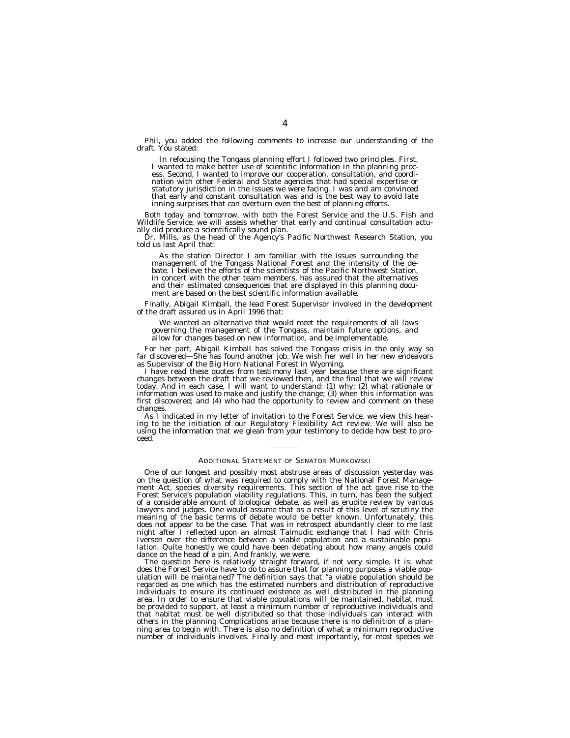Phil, you added the following comments to increase our understanding of the draft. You stated:

> In refocusing the Tongass planning effort I followed two principles. First, I wanted to make better use of scientific information in the planning process. Second, I wanted to improve our cooperation, consultation, and coordination with other Federal and State agencies that had special expertise or statutory jurisdiction in the issues we were facing. I was and am convinced that early and constant consultation was and is the best way to avoid late inning surprises that can overturn even the best of planning efforts.

Both today and tomorrow, with both the Forest Service and the U.S. Fish and Wildlife Service, we will assess whether that early and continual consultation actually did produce a scientifically sound plan.

Dr. Mills, as the head of the Agency's Pacific Northwest Research Station, you told us last April that:

> As the station Director I am familiar with the issues surrounding the management of the Tongass National Forest and the intensity of the debate. I believe the efforts of the scientists of the Pacific Northwest Station, in concert with the other team members, has assured that the alternatives and their estimated consequences that are displayed in this planning document are based on the best scientific information available.

Finally, Abigail Kimball, the lead Forest Supervisor involved in the development of the draft assured us in April 1996 that:

> We wanted an alternative that would meet the requirements of all laws governing the management of the Tongass, maintain future options, and allow for changes based on new information, and be implementable.

For her part, Abigail Kimball has solved the Tongass crisis in the only way so far discovered—She has found another job. We wish her well in her new endeavors as Supervisor of the Big Horn National Forest in Wyoming.

I have read these quotes from testimony last year because there are significant changes between the draft that we reviewed then, and the final that we will review today. And in each case, I will want to understand: (1) why; (2) what rationale or information was used to make and justify the change; (3) when this information was first discovered; and (4) who had the opportunity to review and comment on these changes.

As I indicated in my letter of invitation to the Forest Service, we view this hearing to be the initiation of our Regulatory Flexibility Act review. We will also be using the information that we glean from your testimony to decide how best to proceed.

---

## Additional Statement of Senator Murkowski

One of our longest and possibly most abstruse areas of discussion yesterday was on the question of what was required to comply with the National Forest Management Act, species diversity requirements. This section of the act gave rise to the Forest Service's population viability regulations. This, in turn, has been the subject of a considerable amount of biological debate, as well as erudite review by various lawyers and judges. One would assume that as a result of this level of scrutiny the meaning of the basic terms of debate would be better known. Unfortunately, this does not appear to be the case. That was in retrospect abundantly clear to me last night after I reflected upon an almost Talmudic exchange that I had with Chris Iverson over the difference between a viable population and a sustainable population. Quite honestly we could have been debating about how many angels could dance on the head of a pin. And frankly, we were.

The question here is relatively straight forward, if not very simple. It is: what does the Forest Service have to do to assure that for planning purposes a viable population will be maintained? The definition says that "a viable population should be regarded as one which has the estimated numbers and distribution of reproductive individuals to ensure its continued existence as well distributed in the planning area. In order to ensure that viable populations will be maintained, habitat must be provided to support, at least a minimum number of reproductive individuals and that habitat must be well distributed so that those individuals can interact with others in the planning Complications arise because there is no definition of a planning area to begin with. There is also no definition of what a minimum reproductive number of individuals involves. Finally and most importantly, for most species we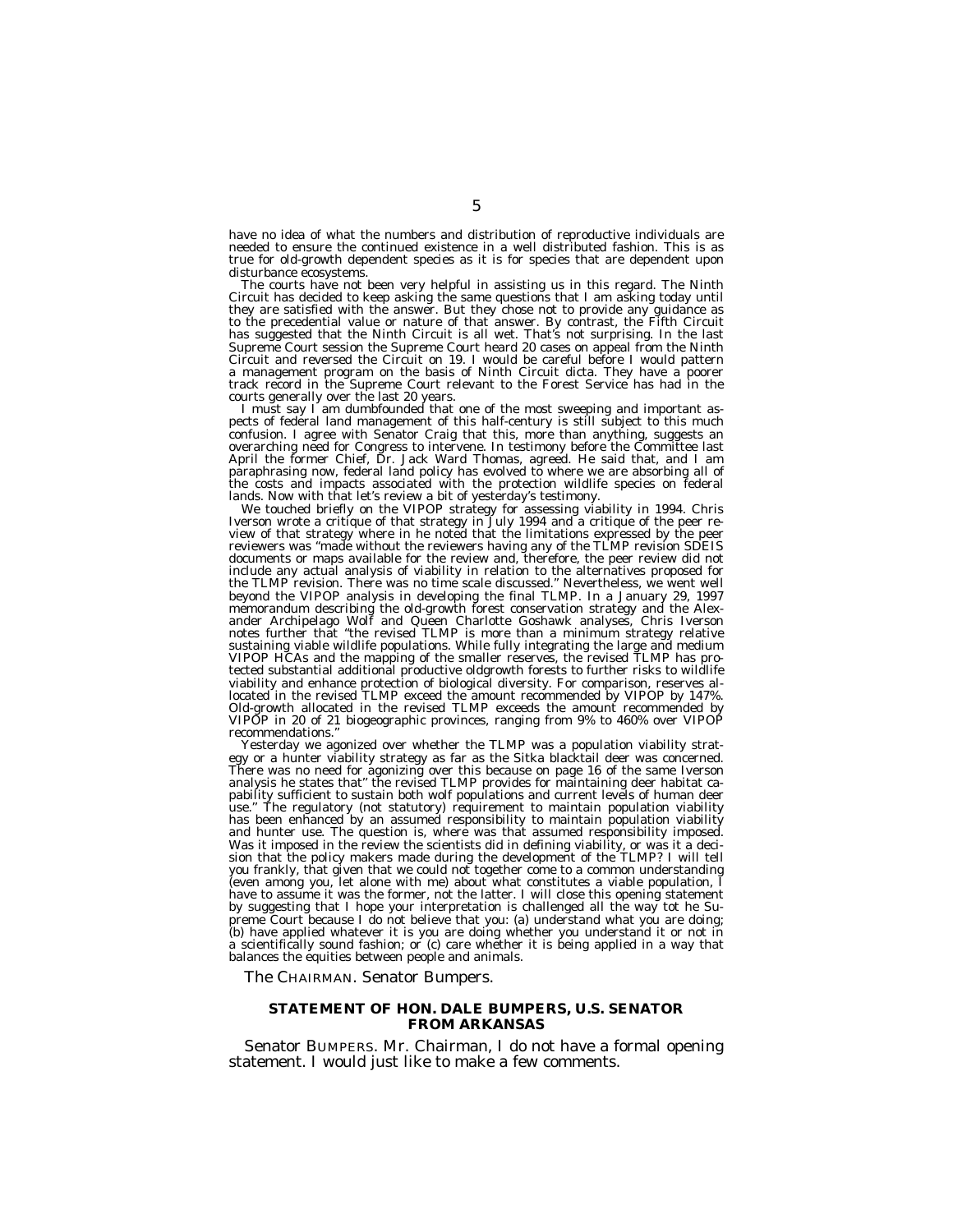have no idea of what the numbers and distribution of reproductive individuals are needed to ensure the continued existence in a well distributed fashion. This is as true for old-growth dependent species as it is for species that are dependent upon disturbance ecosystems.

The courts have not been very helpful in assisting us in this regard. The Ninth Circuit has decided to keep asking the same questions that I am asking today until they are satisfied with the answer. But they chose not to provide any guidance as to the precedential value or nature of that answer. By contrast, the Fifth Circuit has suggested that the Ninth Circuit is all wet. That's not surprising. In the last Supreme Court session the Supreme Court heard 20 cases on appeal from the Ninth Circuit and reversed the Circuit on 19. I would be careful before I would pattern a management program on the basis of Ninth Circuit dicta. They have a poorer track record in the Supreme Court relevant to the Forest Service has had in the courts generally over the last 20 years.

I must say I am dumbfounded that one of the most sweeping and important aspects of federal land management of this half-century is still subject to this much confusion. I agree with Senator Craig that this, more than anything, suggests an overarching need for Congress to intervene. In testimony before the Committee last April the former Chief, Dr. Jack Ward Thomas, agreed. He said that, and I am paraphrasing now, federal land policy has evolved to where we are absorbing all of the costs and impacts associated with the protection wildlife species on federal lands. Now with that let's review a bit of yesterday's testimony.

We touched briefly on the VIPOP strategy for assessing viability in 1994. Chris Iverson wrote a critique of that strategy in July 1994 and a critique of the peer review of that strategy where in he noted that the limitations expressed by the peer reviewers was "made without the reviewers having any of the TLMP revision SDEIS documents or maps available for the review and, therefore, the peer review did not include any actual analysis of viability in relation to the alternatives proposed for the TLMP revision. There was no time scale discussed." Nevertheless, we went well beyond the VIPOP analysis in developing the final TLMP. In a January 29, 1997 memorandum describing the old-growth forest conservation strategy and the Alexander Archipelago Wolf and Queen Charlotte Goshawk analyses, Chris Iverson notes further that "the revised TLMP is more than a minimum strategy relative sustaining viable wildlife populations. While fully integrating the large and medium VIPOP HCAs and the mapping of the smaller reserves, the revised TLMP has protected substantial additional productive oldgrowth forests to further risks to wildlife viability and enhance protection of biological diversity. For comparison, reserves allocated in the revised TLMP exceed the amount recommended by VIPOP by 147%. Old-growth allocated in the revised TLMP exceeds the amount recommended by VIPOP in 20 of 21 biogeographic provinces, ranging from 9% to 460% over VIPOP recommendations."

Yesterday we agonized over whether the TLMP was a population viability strategy or a hunter viability strategy as far as the Sitka blacktail deer was concerned. There was no need for agonizing over this because on page 16 of the same Iverson analysis he states that" the revised TLMP provides for maintaining deer habitat capability sufficient to sustain both wolf populations and current levels of human deer use." The regulatory (not statutory) requirement to maintain population viability has been enhanced by an assumed responsibility to maintain population viability and hunter use. The question is, where was that assumed responsibility imposed. Was it imposed in the review the scientists did in defining viability, or was it a decision that the policy makers made during the development of the TLMP? I will tell you frankly, that given that we could not together come to a common understanding (even among you, let alone with me) about what constitutes a viable population, I have to assume it was the former, not the latter. I will close this opening statement by suggesting that I hope your interpretation is challenged all the way tot he Supreme Court because I do not believe that you: (a) understand what you are doing; (b) have applied whatever it is you are doing whether you understand it or not in a scientifically sound fashion; or (c) care whether it is being applied in a way that balances the equities between people and animals.

The CHAIRMAN. Senator Bumpers.

## STATEMENT OF HON. DALE BUMPERS, U.S. SENATOR FROM ARKANSAS

Senator BUMPERS. Mr. Chairman, I do not have a formal opening statement. I would just like to make a few comments.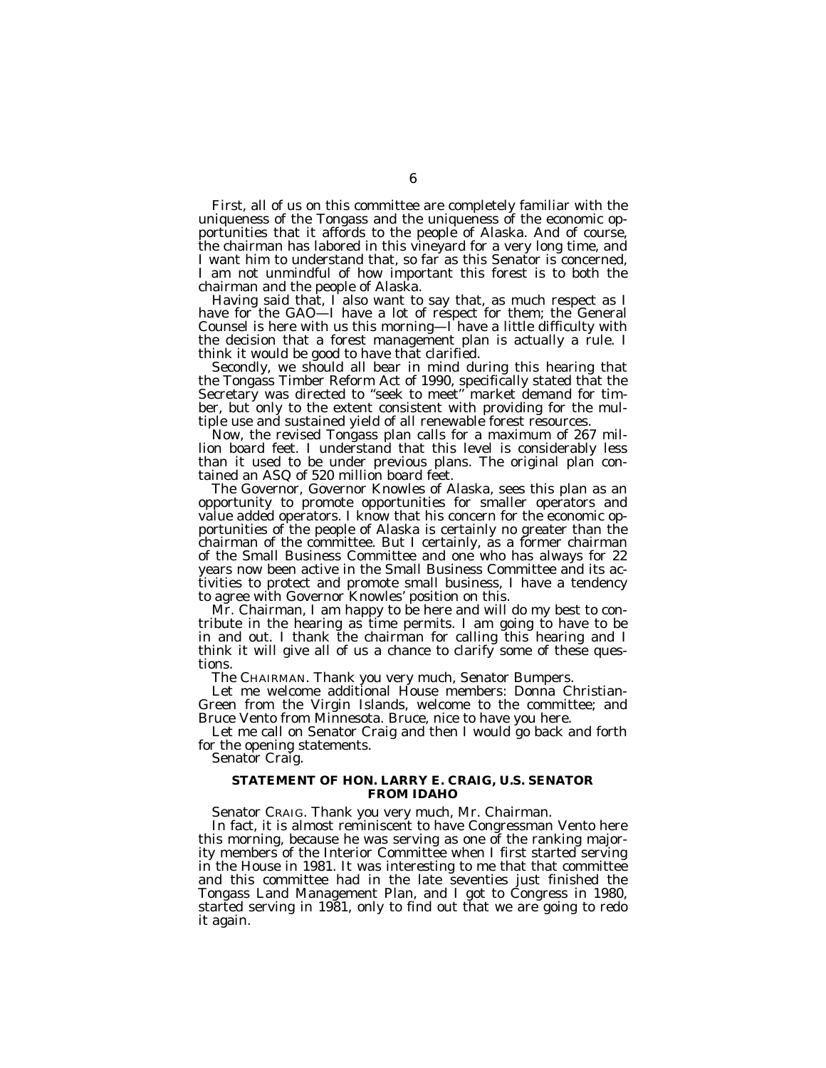First, all of us on this committee are completely familiar with the uniqueness of the Tongass and the uniqueness of the economic opportunities that it affords to the people of Alaska. And of course, the chairman has labored in this vineyard for a very long time, and I want him to understand that, so far as this Senator is concerned, I am not unmindful of how important this forest is to both the chairman and the people of Alaska.

Having said that, I also want to say that, as much respect as I have for the GAO—I have a lot of respect for them; the General Counsel is here with us this morning—I have a little difficulty with the decision that a forest management plan is actually a rule. I think it would be good to have that clarified.

Secondly, we should all bear in mind during this hearing that the Tongass Timber Reform Act of 1990, specifically stated that the Secretary was directed to "seek to meet" market demand for timber, but only to the extent consistent with providing for the multiple use and sustained yield of all renewable forest resources.

Now, the revised Tongass plan calls for a maximum of 267 million board feet. I understand that this level is considerably less than it used to be under previous plans. The original plan contained an ASQ of 520 million board feet.

The Governor, Governor Knowles of Alaska, sees this plan as an opportunity to promote opportunities for smaller operators and value added operators. I know that his concern for the economic opportunities of the people of Alaska is certainly no greater than the chairman of the committee. But I certainly, as a former chairman of the Small Business Committee and one who has always for 22 years now been active in the Small Business Committee and its activities to protect and promote small business, I have a tendency to agree with Governor Knowles' position on this.

Mr. Chairman, I am happy to be here and will do my best to contribute in the hearing as time permits. I am going to have to be in and out. I thank the chairman for calling this hearing and I think it will give all of us a chance to clarify some of these questions.

The CHAIRMAN. Thank you very much, Senator Bumpers.

Let me welcome additional House members: Donna Christian-Green from the Virgin Islands, welcome to the committee; and Bruce Vento from Minnesota. Bruce, nice to have you here.

Let me call on Senator Craig and then I would go back and forth for the opening statements.

Senator Craig.

### STATEMENT OF HON. LARRY E. CRAIG, U.S. SENATOR FROM IDAHO

Senator CRAIG. Thank you very much, Mr. Chairman.

In fact, it is almost reminiscent to have Congressman Vento here this morning, because he was serving as one of the ranking majority members of the Interior Committee when I first started serving in the House in 1981. It was interesting to me that that committee and this committee had in the late seventies just finished the Tongass Land Management Plan, and I got to Congress in 1980, started serving in 1981, only to find out that we are going to redo it again.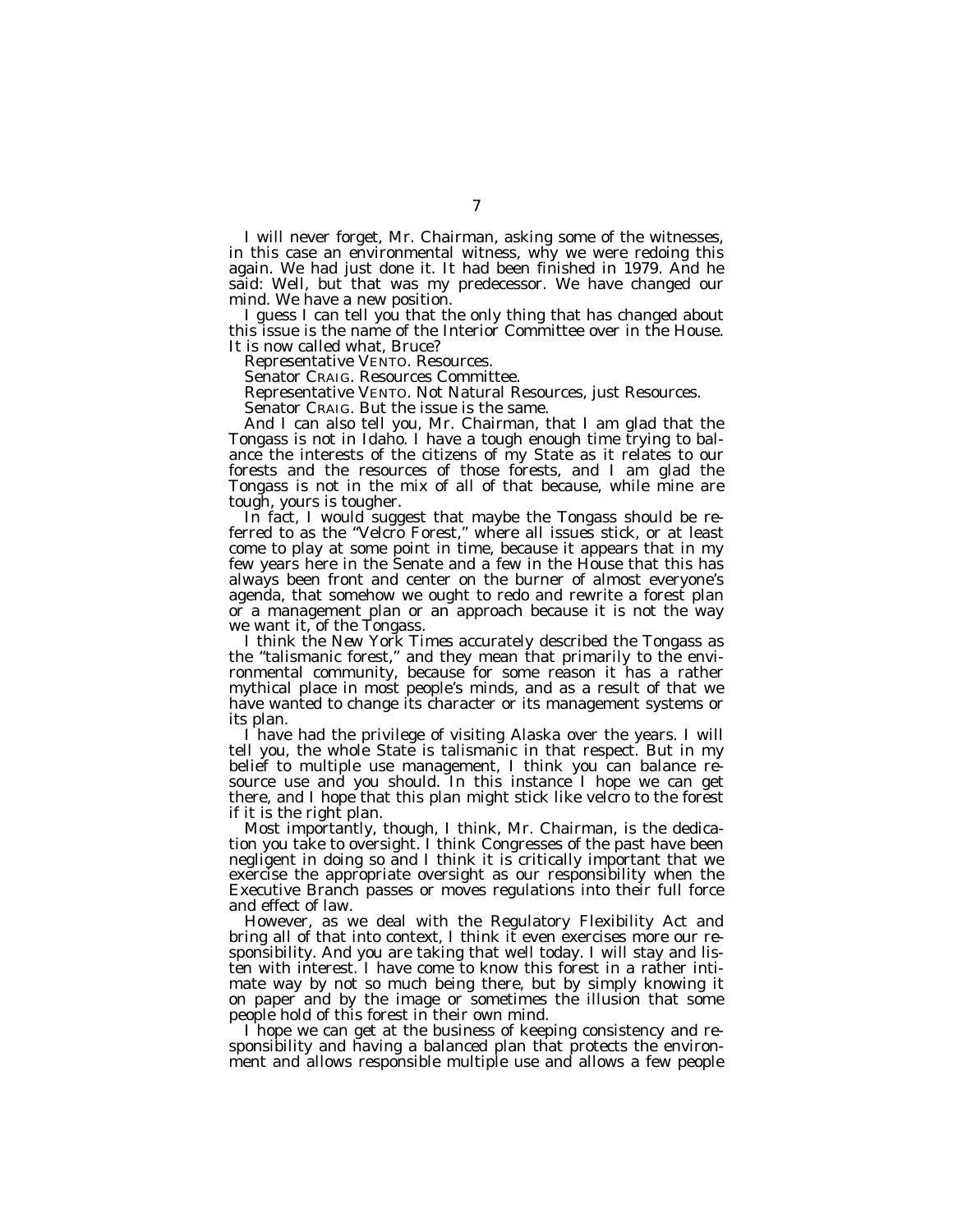I will never forget, Mr. Chairman, asking some of the witnesses, in this case an environmental witness, why we were redoing this again. We had just done it. It had been finished in 1979. And he said: Well, but that was my predecessor. We have changed our mind. We have a new position.

I guess I can tell you that the only thing that has changed about this issue is the name of the Interior Committee over in the House. It is now called what, Bruce?

Representative VENTO. Resources.

Senator CRAIG. Resources Committee.

Representative VENTO. Not Natural Resources, just Resources.

Senator CRAIG. But the issue is the same.

And I can also tell you, Mr. Chairman, that I am glad that the Tongass is not in Idaho. I have a tough enough time trying to balance the interests of the citizens of my State as it relates to our forests and the resources of those forests, and I am glad the Tongass is not in the mix of all of that because, while mine are tough, yours is tougher.

In fact, I would suggest that maybe the Tongass should be referred to as the "Velcro Forest," where all issues stick, or at least come to play at some point in time, because it appears that in my few years here in the Senate and a few in the House that this has always been front and center on the burner of almost everyone's agenda, that somehow we ought to redo and rewrite a forest plan or a management plan or an approach because it is not the way we want it, of the Tongass.

I think the *New York Times* accurately described the Tongass as the "talismanic forest," and they mean that primarily to the environmental community, because for some reason it has a rather mythical place in most people's minds, and as a result of that we have wanted to change its character or its management systems or its plan.

I have had the privilege of visiting Alaska over the years. I will tell you, the whole State is talismanic in that respect. But in my belief to multiple use management, I think you can balance resource use and you should. In this instance I hope we can get there, and I hope that this plan might stick like velcro to the forest if it is the right plan.

Most importantly, though, I think, Mr. Chairman, is the dedication you take to oversight. I think Congresses of the past have been negligent in doing so and I think it is critically important that we exercise the appropriate oversight as our responsibility when the Executive Branch passes or moves regulations into their full force and effect of law.

However, as we deal with the Regulatory Flexibility Act and bring all of that into context, I think it even exercises more our responsibility. And you are taking that well today. I will stay and listen with interest. I have come to know this forest in a rather intimate way by not so much being there, but by simply knowing it on paper and by the image or sometimes the illusion that some people hold of this forest in their own mind.

I hope we can get at the business of keeping consistency and responsibility and having a balanced plan that protects the environment and allows responsible multiple use and allows a few people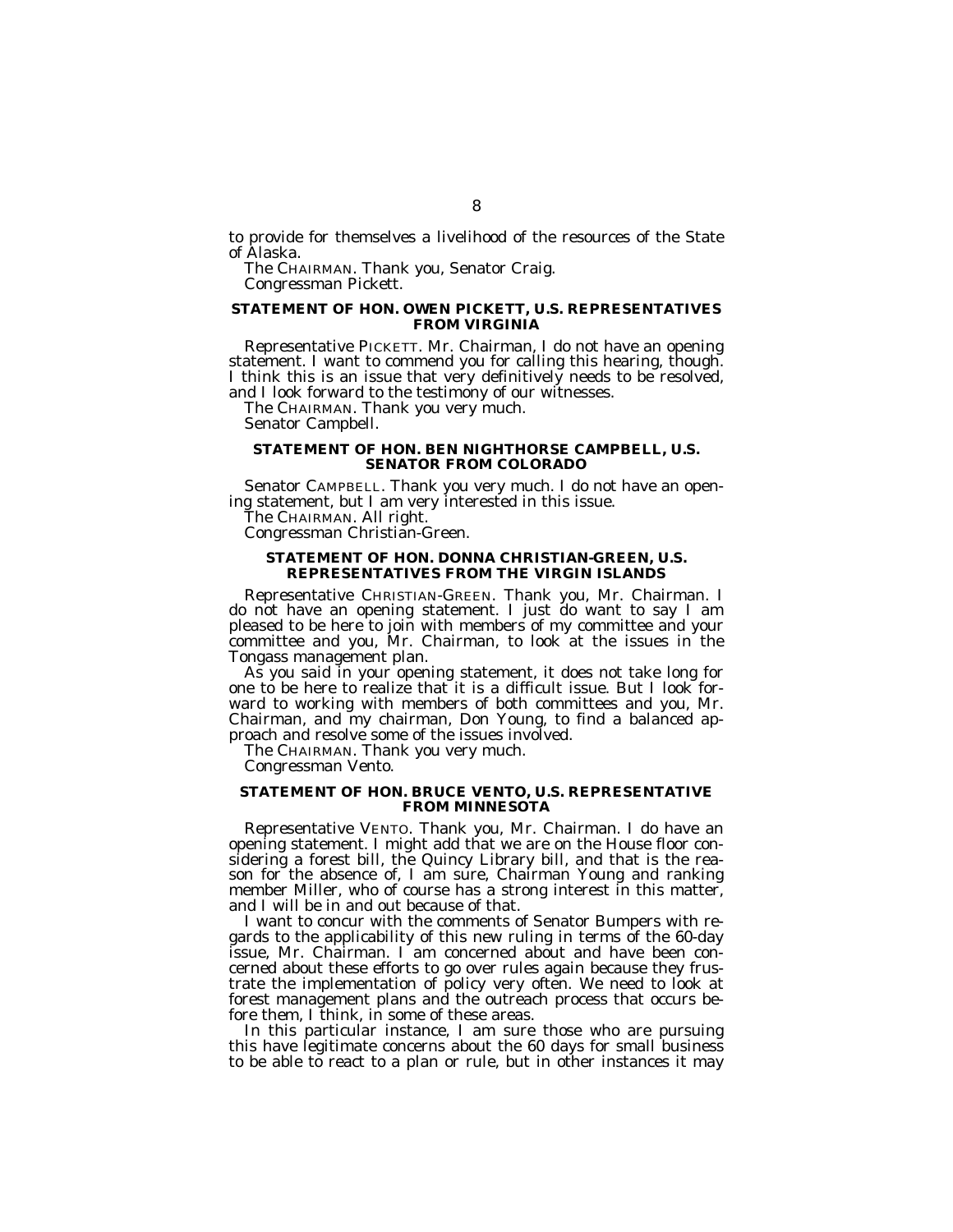to provide for themselves a livelihood of the resources of the State of Alaska.

The CHAIRMAN. Thank you, Senator Craig.

Congressman Pickett.

### STATEMENT OF HON. OWEN PICKETT, U.S. REPRESENTATIVES FROM VIRGINIA

Representative PICKETT. Mr. Chairman, I do not have an opening statement. I want to commend you for calling this hearing, though. I think this is an issue that very definitively needs to be resolved, and I look forward to the testimony of our witnesses.

The CHAIRMAN. Thank you very much.

Senator Campbell.

### STATEMENT OF HON. BEN NIGHTHORSE CAMPBELL, U.S. SENATOR FROM COLORADO

Senator CAMPBELL. Thank you very much. I do not have an opening statement, but I am very interested in this issue.

The CHAIRMAN. All right.

Congressman Christian-Green.

### STATEMENT OF HON. DONNA CHRISTIAN-GREEN, U.S. REPRESENTATIVES FROM THE VIRGIN ISLANDS

Representative CHRISTIAN-GREEN. Thank you, Mr. Chairman. I do not have an opening statement. I just do want to say I am pleased to be here to join with members of my committee and your committee and you, Mr. Chairman, to look at the issues in the Tongass management plan.

As you said in your opening statement, it does not take long for one to be here to realize that it is a difficult issue. But I look forward to working with members of both committees and you, Mr. Chairman, and my chairman, Don Young, to find a balanced approach and resolve some of the issues involved.

The CHAIRMAN. Thank you very much.

Congressman Vento.

### STATEMENT OF HON. BRUCE VENTO, U.S. REPRESENTATIVE FROM MINNESOTA

Representative VENTO. Thank you, Mr. Chairman. I do have an opening statement. I might add that we are on the House floor considering a forest bill, the Quincy Library bill, and that is the reason for the absence of, I am sure, Chairman Young and ranking member Miller, who of course has a strong interest in this matter, and I will be in and out because of that.

I want to concur with the comments of Senator Bumpers with regards to the applicability of this new ruling in terms of the 60-day issue, Mr. Chairman. I am concerned about and have been concerned about these efforts to go over rules again because they frustrate the implementation of policy very often. We need to look at forest management plans and the outreach process that occurs before them, I think, in some of these areas.

In this particular instance, I am sure those who are pursuing this have legitimate concerns about the 60 days for small business to be able to react to a plan or rule, but in other instances it may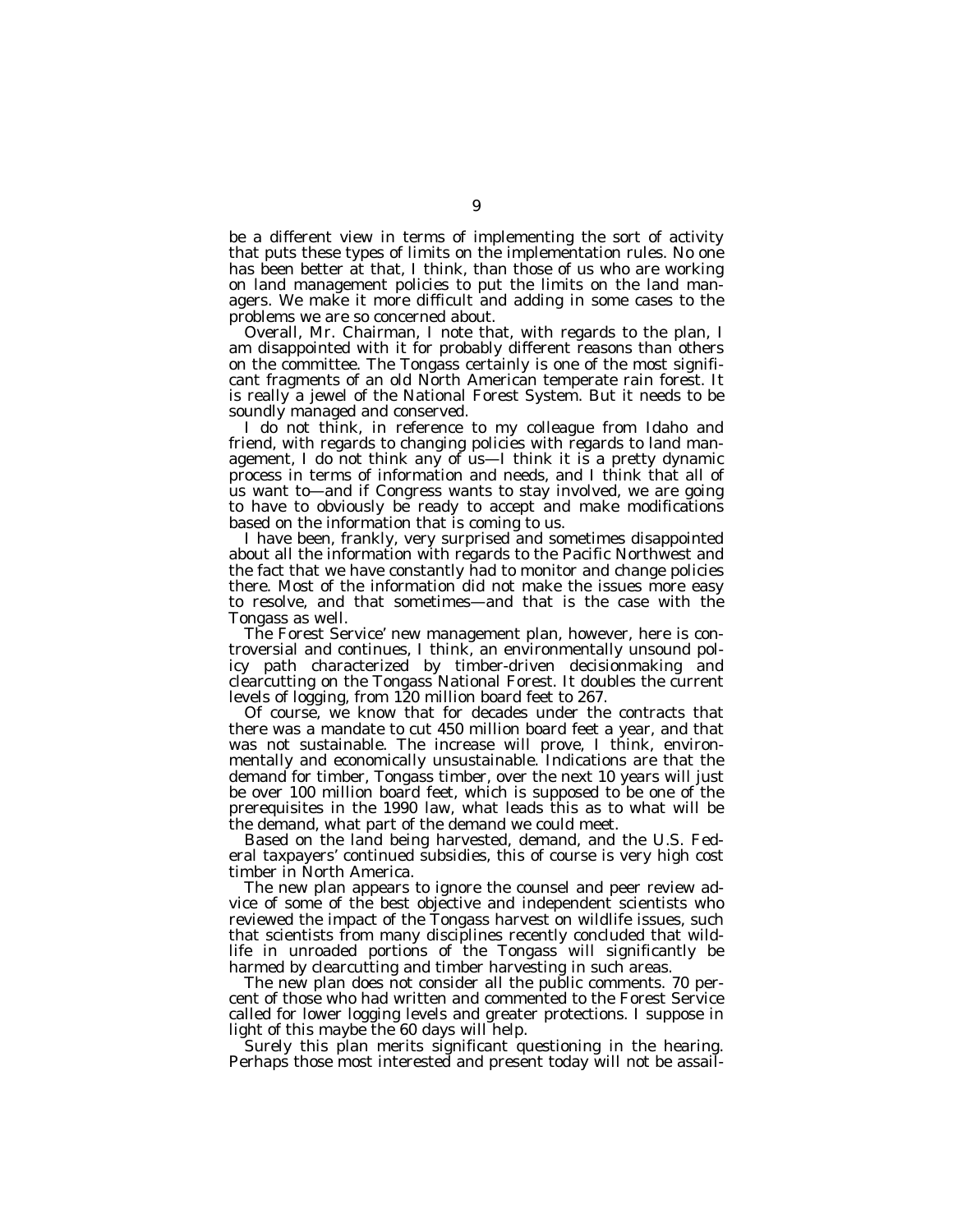be a different view in terms of implementing the sort of activity that puts these types of limits on the implementation rules. No one has been better at that, I think, than those of us who are working on land management policies to put the limits on the land managers. We make it more difficult and adding in some cases to the problems we are so concerned about.

Overall, Mr. Chairman, I note that, with regards to the plan, I am disappointed with it for probably different reasons than others on the committee. The Tongass certainly is one of the most significant fragments of an old North American temperate rain forest. It is really a jewel of the National Forest System. But it needs to be soundly managed and conserved.

I do not think, in reference to my colleague from Idaho and friend, with regards to changing policies with regards to land management, I do not think any of us—I think it is a pretty dynamic process in terms of information and needs, and I think that all of us want to—and if Congress wants to stay involved, we are going to have to obviously be ready to accept and make modifications based on the information that is coming to us.

I have been, frankly, very surprised and sometimes disappointed about all the information with regards to the Pacific Northwest and the fact that we have constantly had to monitor and change policies there. Most of the information did not make the issues more easy to resolve, and that sometimes—and that is the case with the Tongass as well.

The Forest Service' new management plan, however, here is controversial and continues, I think, an environmentally unsound policy path characterized by timber-driven decisionmaking and clearcutting on the Tongass National Forest. It doubles the current levels of logging, from 120 million board feet to 267.

Of course, we know that for decades under the contracts that there was a mandate to cut 450 million board feet a year, and that was not sustainable. The increase will prove, I think, environmentally and economically unsustainable. Indications are that the demand for timber, Tongass timber, over the next 10 years will just be over 100 million board feet, which is supposed to be one of the prerequisites in the 1990 law, what leads this as to what will be the demand, what part of the demand we could meet.

Based on the land being harvested, demand, and the U.S. Federal taxpayers' continued subsidies, this of course is very high cost timber in North America.

The new plan appears to ignore the counsel and peer review advice of some of the best objective and independent scientists who reviewed the impact of the Tongass harvest on wildlife issues, such that scientists from many disciplines recently concluded that wildlife in unroaded portions of the Tongass will significantly be harmed by clearcutting and timber harvesting in such areas.

The new plan does not consider all the public comments. 70 percent of those who had written and commented to the Forest Service called for lower logging levels and greater protections. I suppose in light of this maybe the 60 days will help.

Surely this plan merits significant questioning in the hearing. Perhaps those most interested and present today will not be assail-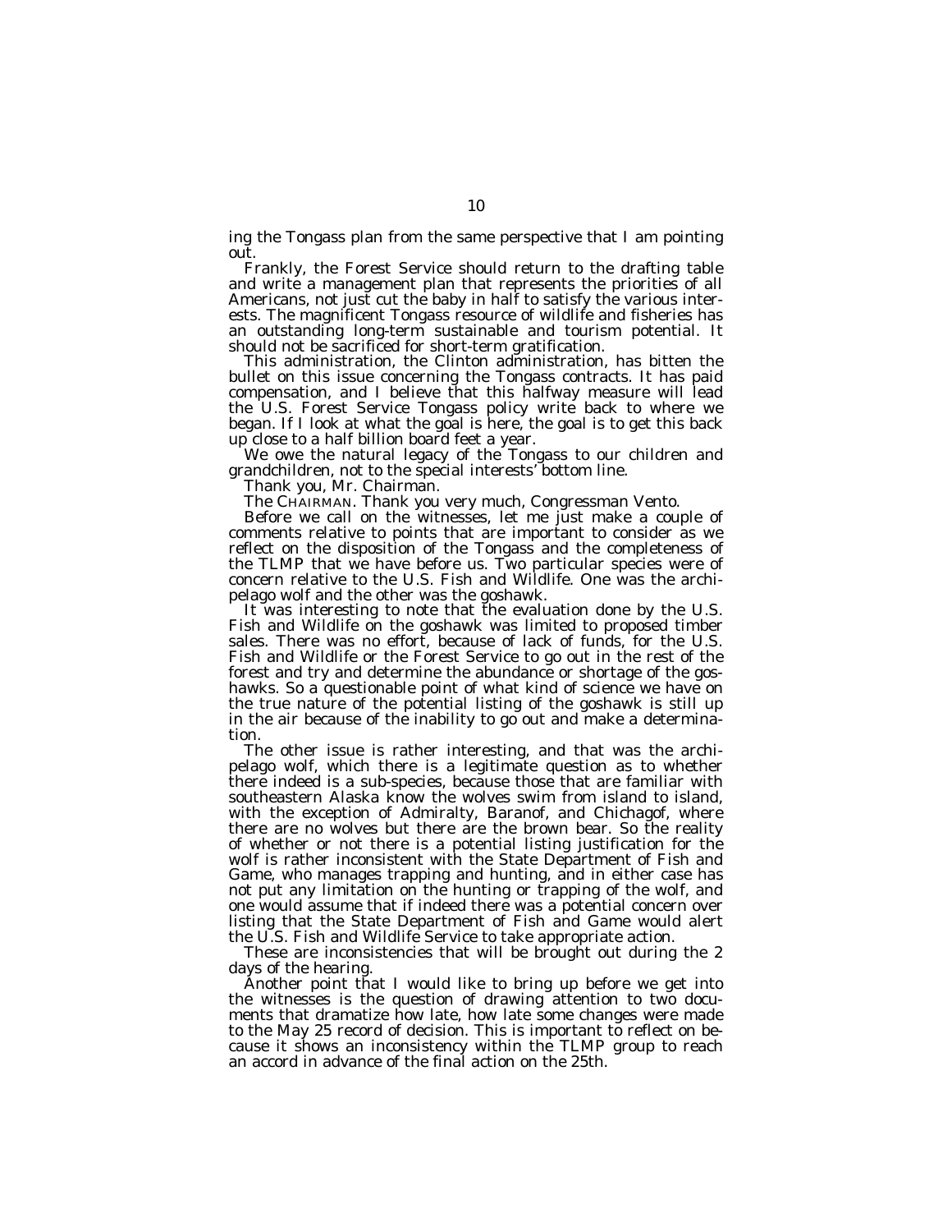ing the Tongass plan from the same perspective that I am pointing out.

Frankly, the Forest Service should return to the drafting table and write a management plan that represents the priorities of all Americans, not just cut the baby in half to satisfy the various interests. The magnificent Tongass resource of wildlife and fisheries has an outstanding long-term sustainable and tourism potential. It should not be sacrificed for short-term gratification.

This administration, the Clinton administration, has bitten the bullet on this issue concerning the Tongass contracts. It has paid compensation, and I believe that this halfway measure will lead the U.S. Forest Service Tongass policy write back to where we began. If I look at what the goal is here, the goal is to get this back up close to a half billion board feet a year.

We owe the natural legacy of the Tongass to our children and grandchildren, not to the special interests' bottom line.

Thank you, Mr. Chairman.

The CHAIRMAN. Thank you very much, Congressman Vento.

Before we call on the witnesses, let me just make a couple of comments relative to points that are important to consider as we reflect on the disposition of the Tongass and the completeness of the TLMP that we have before us. Two particular species were of concern relative to the U.S. Fish and Wildlife. One was the archipelago wolf and the other was the goshawk.

It was interesting to note that the evaluation done by the U.S. Fish and Wildlife on the goshawk was limited to proposed timber sales. There was no effort, because of lack of funds, for the U.S. Fish and Wildlife or the Forest Service to go out in the rest of the forest and try and determine the abundance or shortage of the goshawks. So a questionable point of what kind of science we have on the true nature of the potential listing of the goshawk is still up in the air because of the inability to go out and make a determination.

The other issue is rather interesting, and that was the archipelago wolf, which there is a legitimate question as to whether there indeed is a sub-species, because those that are familiar with southeastern Alaska know the wolves swim from island to island, with the exception of Admiralty, Baranof, and Chichagof, where there are no wolves but there are the brown bear. So the reality of whether or not there is a potential listing justification for the wolf is rather inconsistent with the State Department of Fish and Game, who manages trapping and hunting, and in either case has not put any limitation on the hunting or trapping of the wolf, and one would assume that if indeed there was a potential concern over listing that the State Department of Fish and Game would alert the U.S. Fish and Wildlife Service to take appropriate action.

These are inconsistencies that will be brought out during the 2 days of the hearing.

Another point that I would like to bring up before we get into the witnesses is the question of drawing attention to two documents that dramatize how late, how late some changes were made to the May 25 record of decision. This is important to reflect on because it shows an inconsistency within the TLMP group to reach an accord in advance of the final action on the 25th.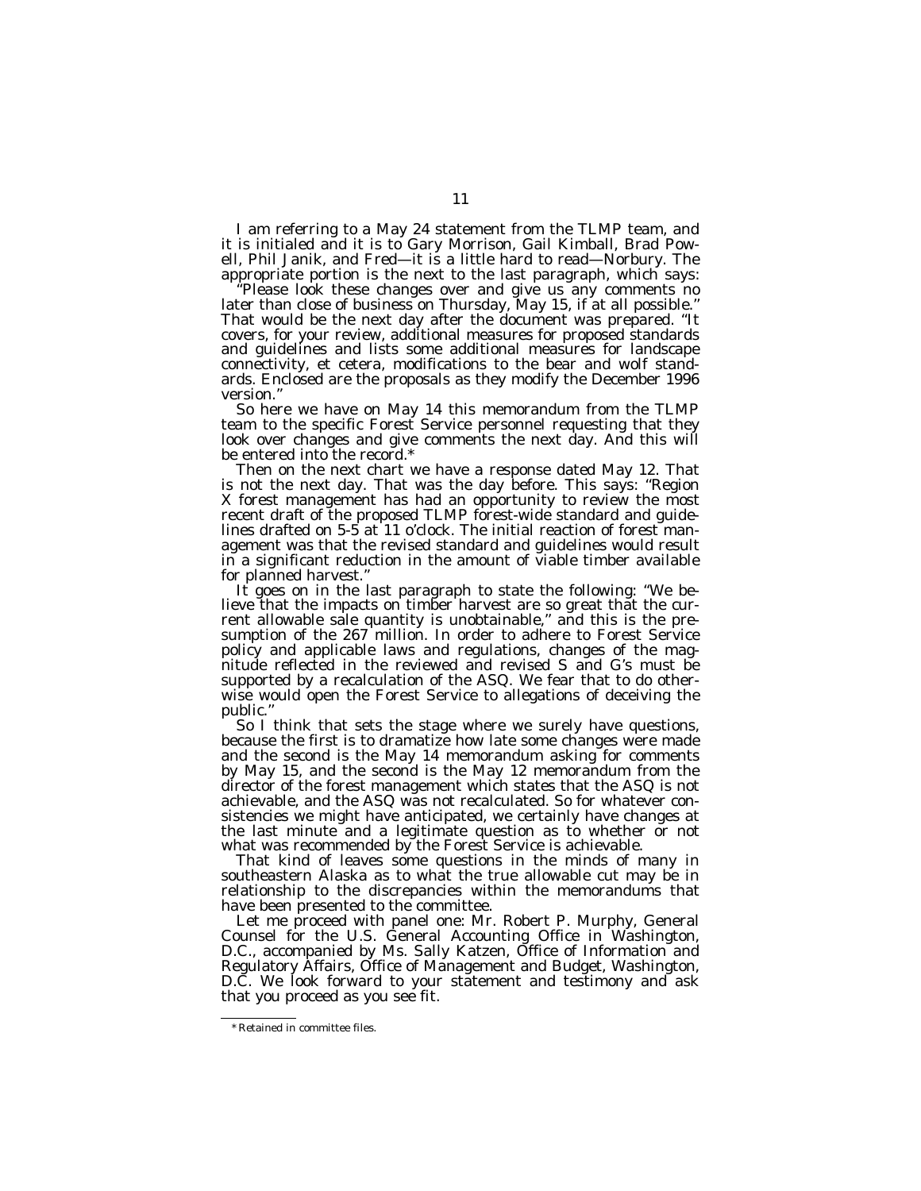I am referring to a May 24 statement from the TLMP team, and it is initialed and it is to Gary Morrison, Gail Kimball, Brad Powell, Phil Janik, and Fred—it is a little hard to read—Norbury. The appropriate portion is the next to the last paragraph, which says:

"Please look these changes over and give us any comments no later than close of business on Thursday, May 15, if at all possible." That would be the next day after the document was prepared. "It covers, for your review, additional measures for proposed standards and guidelines and lists some additional measures for landscape connectivity, et cetera, modifications to the bear and wolf standards. Enclosed are the proposals as they modify the December 1996 version."

So here we have on May 14 this memorandum from the TLMP team to the specific Forest Service personnel requesting that they look over changes and give comments the next day. And this will be entered into the record.*

Then on the next chart we have a response dated May 12. That is not the next day. That was the day before. This says: "Region X forest management has had an opportunity to review the most recent draft of the proposed TLMP forest-wide standard and guidelines drafted on 5-5 at 11 o'clock. The initial reaction of forest management was that the revised standard and guidelines would result in a significant reduction in the amount of viable timber available for planned harvest."

It goes on in the last paragraph to state the following: "We believe that the impacts on timber harvest are so great that the current allowable sale quantity is unobtainable," and this is the presumption of the 267 million. In order to adhere to Forest Service policy and applicable laws and regulations, changes of the magnitude reflected in the reviewed and revised S and G's must be supported by a recalculation of the ASQ. We fear that to do otherwise would open the Forest Service to allegations of deceiving the public."

So I think that sets the stage where we surely have questions, because the first is to dramatize how late some changes were made and the second is the May 14 memorandum asking for comments by May 15, and the second is the May 12 memorandum from the director of the forest management which states that the ASQ is not achievable, and the ASQ was not recalculated. So for whatever consistencies we might have anticipated, we certainly have changes at the last minute and a legitimate question as to whether or not what was recommended by the Forest Service is achievable.

That kind of leaves some questions in the minds of many in southeastern Alaska as to what the true allowable cut may be in relationship to the discrepancies within the memorandums that have been presented to the committee.

Let me proceed with panel one: Mr. Robert P. Murphy, General Counsel for the U.S. General Accounting Office in Washington, D.C., accompanied by Ms. Sally Katzen, Office of Information and Regulatory Affairs, Office of Management and Budget, Washington, D.C. We look forward to your statement and testimony and ask that you proceed as you see fit.

---

\* Retained in committee files.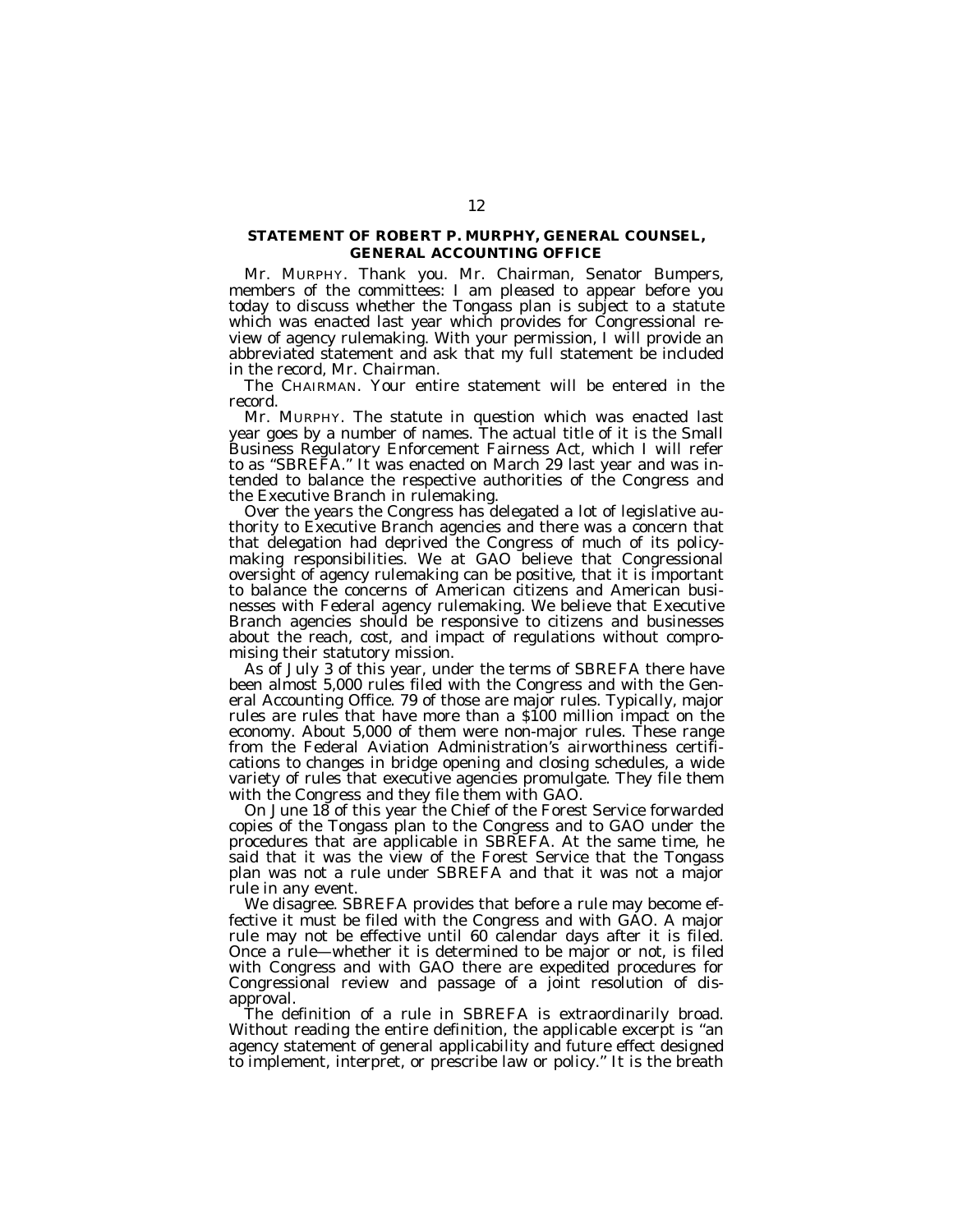**STATEMENT OF ROBERT P. MURPHY, GENERAL COUNSEL, GENERAL ACCOUNTING OFFICE**

Mr. MURPHY. Thank you. Mr. Chairman, Senator Bumpers, members of the committees: I am pleased to appear before you today to discuss whether the Tongass plan is subject to a statute which was enacted last year which provides for Congressional review of agency rulemaking. With your permission, I will provide an abbreviated statement and ask that my full statement be included in the record, Mr. Chairman.

The CHAIRMAN. Your entire statement will be entered in the record.

Mr. MURPHY. The statute in question which was enacted last year goes by a number of names. The actual title of it is the Small Business Regulatory Enforcement Fairness Act, which I will refer to as "SBREFA." It was enacted on March 29 last year and was intended to balance the respective authorities of the Congress and the Executive Branch in rulemaking.

Over the years the Congress has delegated a lot of legislative authority to Executive Branch agencies and there was a concern that that delegation had deprived the Congress of much of its policy-making responsibilities. We at GAO believe that Congressional oversight of agency rulemaking can be positive, that it is important to balance the concerns of American citizens and American businesses with Federal agency rulemaking. We believe that Executive Branch agencies should be responsive to citizens and businesses about the reach, cost, and impact of regulations without compromising their statutory mission.

As of July 3 of this year, under the terms of SBREFA there have been almost 5,000 rules filed with the Congress and with the General Accounting Office. 79 of those are major rules. Typically, major rules are rules that have more than a $100 million impact on the economy. About 5,000 of them were non-major rules. These range from the Federal Aviation Administration's airworthiness certifications to changes in bridge opening and closing schedules, a wide variety of rules that executive agencies promulgate. They file them with the Congress and they file them with GAO.

On June 18 of this year the Chief of the Forest Service forwarded copies of the Tongass plan to the Congress and to GAO under the procedures that are applicable in SBREFA. At the same time, he said that it was the view of the Forest Service that the Tongass plan was not a rule under SBREFA and that it was not a major rule in any event.

We disagree. SBREFA provides that before a rule may become effective it must be filed with the Congress and with GAO. A major rule may not be effective until 60 calendar days after it is filed. Once a rule—whether it is determined to be major or not, is filed with Congress and with GAO there are expedited procedures for Congressional review and passage of a joint resolution of disapproval.

The definition of a rule in SBREFA is extraordinarily broad. Without reading the entire definition, the applicable excerpt is "an agency statement of general applicability and future effect designed to implement, interpret, or prescribe law or policy." It is the breath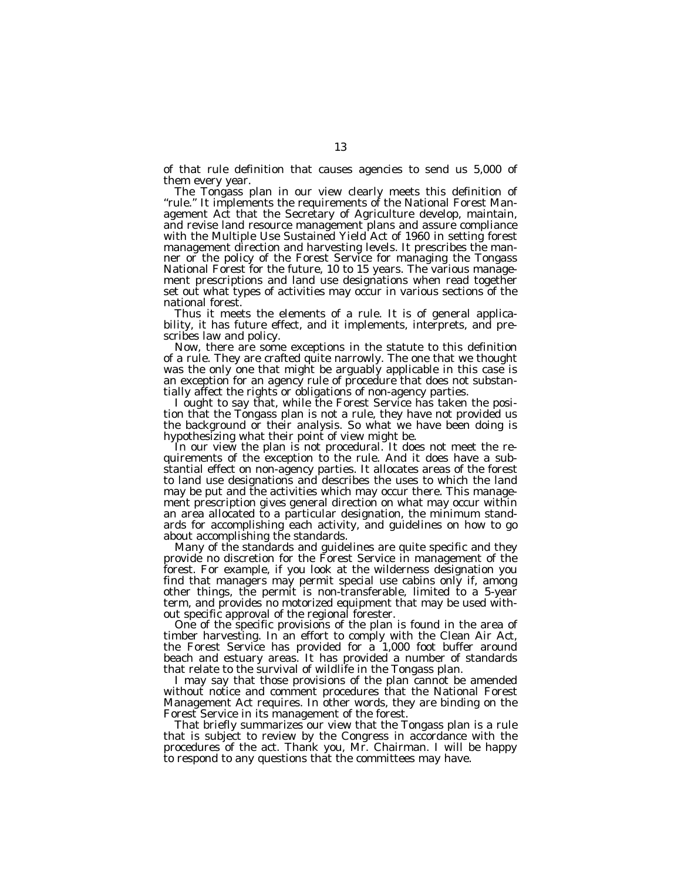of that rule definition that causes agencies to send us 5,000 of them every year.

The Tongass plan in our view clearly meets this definition of "rule." It implements the requirements of the National Forest Management Act that the Secretary of Agriculture develop, maintain, and revise land resource management plans and assure compliance with the Multiple Use Sustained Yield Act of 1960 in setting forest management direction and harvesting levels. It prescribes the manner or the policy of the Forest Service for managing the Tongass National Forest for the future, 10 to 15 years. The various management prescriptions and land use designations when read together set out what types of activities may occur in various sections of the national forest.

Thus it meets the elements of a rule. It is of general applicability, it has future effect, and it implements, interprets, and prescribes law and policy.

Now, there are some exceptions in the statute to this definition of a rule. They are crafted quite narrowly. The one that we thought was the only one that might be arguably applicable in this case is an exception for an agency rule of procedure that does not substantially affect the rights or obligations of non-agency parties.

I ought to say that, while the Forest Service has taken the position that the Tongass plan is not a rule, they have not provided us the background or their analysis. So what we have been doing is hypothesizing what their point of view might be.

In our view the plan is not procedural. It does not meet the requirements of the exception to the rule. And it does have a substantial effect on non-agency parties. It allocates areas of the forest to land use designations and describes the uses to which the land may be put and the activities which may occur there. This management prescription gives general direction on what may occur within an area allocated to a particular designation, the minimum standards for accomplishing each activity, and guidelines on how to go about accomplishing the standards.

Many of the standards and guidelines are quite specific and they provide no discretion for the Forest Service in management of the forest. For example, if you look at the wilderness designation you find that managers may permit special use cabins only if, among other things, the permit is non-transferable, limited to a 5-year term, and provides no motorized equipment that may be used without specific approval of the regional forester.

One of the specific provisions of the plan is found in the area of timber harvesting. In an effort to comply with the Clean Air Act, the Forest Service has provided for a 1,000 foot buffer around beach and estuary areas. It has provided a number of standards that relate to the survival of wildlife in the Tongass plan.

I may say that those provisions of the plan cannot be amended without notice and comment procedures that the National Forest Management Act requires. In other words, they are binding on the Forest Service in its management of the forest.

That briefly summarizes our view that the Tongass plan is a rule that is subject to review by the Congress in accordance with the procedures of the act. Thank you, Mr. Chairman. I will be happy to respond to any questions that the committees may have.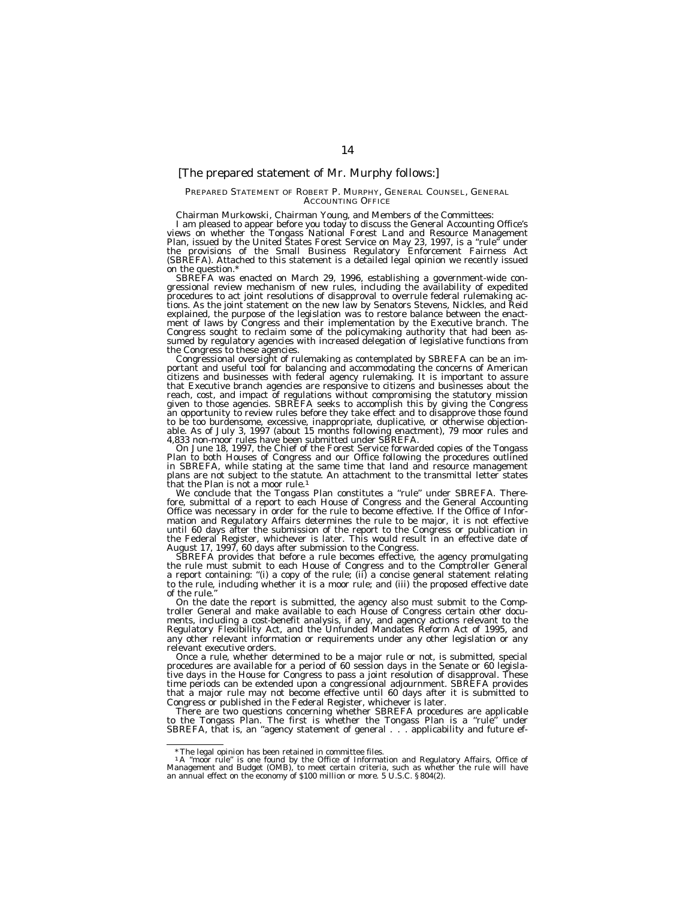[The prepared statement of Mr. Murphy follows:]

PREPARED STATEMENT OF ROBERT P. MURPHY, GENERAL COUNSEL, GENERAL ACCOUNTING OFFICE

Chairman Murkowski, Chairman Young, and Members of the Committees:

I am pleased to appear before you today to discuss the General Accounting Office's views on whether the Tongass National Forest Land and Resource Management Plan, issued by the United States Forest Service on May 23, 1997, is a "rule" under the provisions of the Small Business Regulatory Enforcement Fairness Act (SBREFA). Attached to this statement is a detailed legal opinion we recently issued on the question.*

SBREFA was enacted on March 29, 1996, establishing a government-wide congressional review mechanism of new rules, including the availability of expedited procedures to act joint resolutions of disapproval to overrule federal rulemaking actions. As the joint statement on the new law by Senators Stevens, Nickles, and Reid explained, the purpose of the legislation was to restore balance between the enactment of laws by Congress and their implementation by the Executive branch. The Congress sought to reclaim some of the policymaking authority that had been assumed by regulatory agencies with increased delegation of legislative functions from the Congress to these agencies.

Congressional oversight of rulemaking as contemplated by SBREFA can be an important and useful tool for balancing and accommodating the concerns of American citizens and businesses with federal agency rulemaking. It is important to assure that Executive branch agencies are responsive to citizens and businesses about the reach, cost, and impact of regulations without compromising the statutory mission given to those agencies. SBREFA seeks to accomplish this by giving the Congress an opportunity to review rules before they take effect and to disapprove those found to be too burdensome, excessive, inappropriate, duplicative, or otherwise objectionable. As of July 3, 1997 (about 15 months following enactment), 79 moor rules and 4,833 non-moor rules have been submitted under SBREFA.

On June 18, 1997, the Chief of the Forest Service forwarded copies of the Tongass Plan to both Houses of Congress and our Office following the procedures outlined in SBREFA, while stating at the same time that land and resource management plans are not subject to the statute. An attachment to the transmittal letter states that the Plan is not a moor rule.[1]

We conclude that the Tongass Plan constitutes a "rule" under SBREFA. Therefore, submittal of a report to each House of Congress and the General Accounting Office was necessary in order for the rule to become effective. If the Office of Information and Regulatory Affairs determines the rule to be major, it is not effective until 60 days after the submission of the report to the Congress or publication in the Federal Register, whichever is later. This would result in an effective date of August 17, 1997, 60 days after submission to the Congress.

SBREFA provides that before a rule becomes effective, the agency promulgating the rule must submit to each House of Congress and to the Comptroller General a report containing: "(i) a copy of the rule; (ii) a concise general statement relating to the rule, including whether it is a moor rule; and (iii) the proposed effective date of the rule."

On the date the report is submitted, the agency also must submit to the Comptroller General and make available to each House of Congress certain other documents, including a cost-benefit analysis, if any, and agency actions relevant to the Regulatory Flexibility Act, and the Unfunded Mandates Reform Act of 1995, and any other relevant information or requirements under any other legislation or any relevant executive orders.

Once a rule, whether determined to be a major rule or not, is submitted, special procedures are available for a period of 60 session days in the Senate or 60 legislative days in the House for Congress to pass a joint resolution of disapproval. These time periods can be extended upon a congressional adjournment. SBREFA provides that a major rule may not become effective until 60 days after it is submitted to Congress or published in the Federal Register, whichever is later.

There are two questions concerning whether SBREFA procedures are applicable to the Tongass Plan. The first is whether the Tongass Plan is a "rule" under SBREFA, that is, an "agency statement of general . . . applicability and future ef-

---

* The legal opinion has been retained in committee files.

[1] A "moor rule" is one found by the Office of Information and Regulatory Affairs, Office of Management and Budget (OMB), to meet certain criteria, such as whether the rule will have an annual effect on the economy of $100 million or more. 5 U.S.C. § 804(2).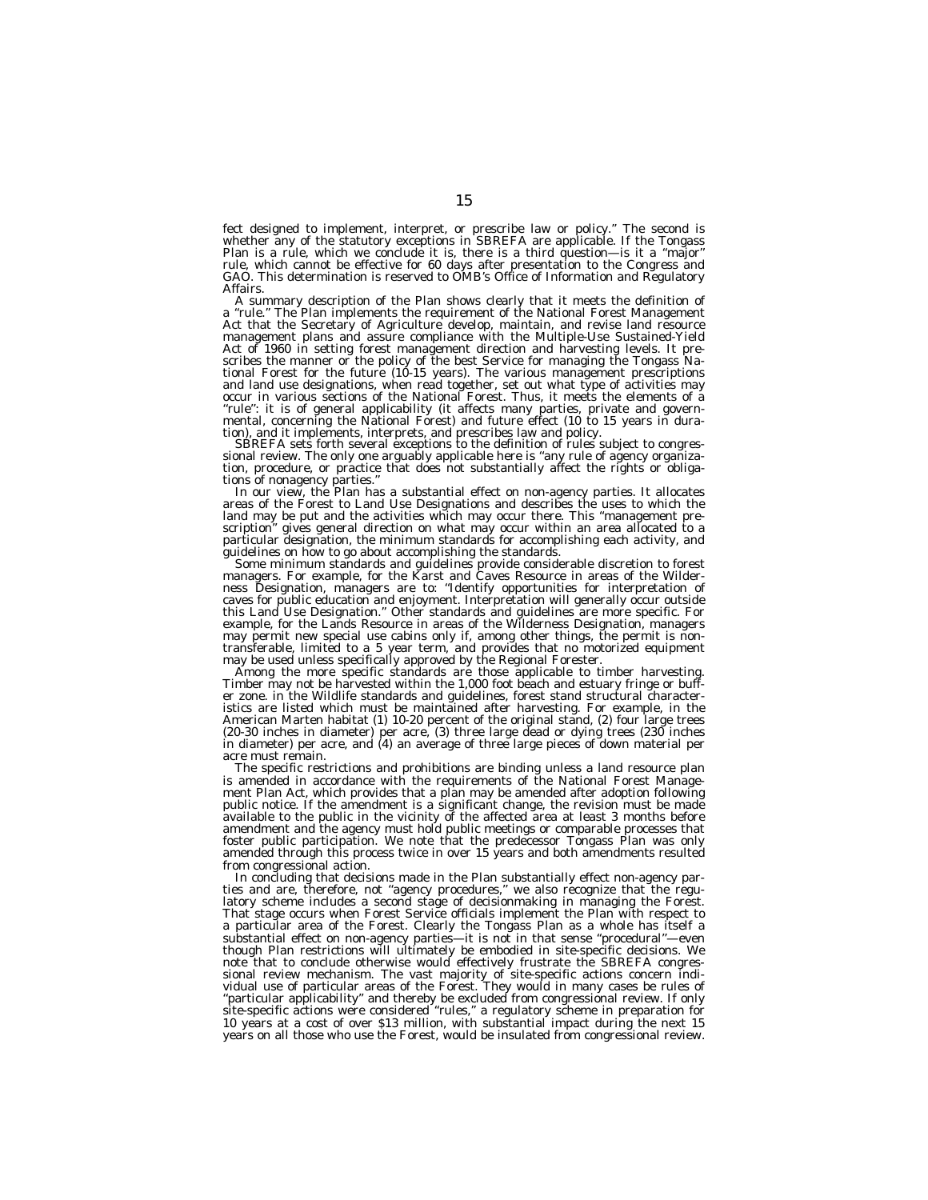fect designed to implement, interpret, or prescribe law or policy." The second is whether any of the statutory exceptions in SBREFA are applicable. If the Tongass Plan is a rule, which we conclude it is, there is a third question—is it a "major" rule, which cannot be effective for 60 days after presentation to the Congress and GAO. This determination is reserved to OMB's Office of Information and Regulatory Affairs.

A summary description of the Plan shows clearly that it meets the definition of a "rule." The Plan implements the requirement of the National Forest Management Act that the Secretary of Agriculture develop, maintain, and revise land resource management plans and assure compliance with the Multiple-Use Sustained-Yield Act of 1960 in setting forest management direction and harvesting levels. It prescribes the manner or the policy of the best Service for managing the Tongass National Forest for the future (10-15 years). The various management prescriptions and land use designations, when read together, set out what type of activities may occur in various sections of the National Forest. Thus, it meets the elements of a "rule": it is of general applicability (it affects many parties, private and governmental, concerning the National Forest) and future effect (10 to 15 years in duration), and it implements, interprets, and prescribes law and policy.

SBREFA sets forth several exceptions to the definition of rules subject to congressional review. The only one arguably applicable here is "any rule of agency organization, procedure, or practice that does not substantially affect the rights or obligations of nonagency parties."

In our view, the Plan has a substantial effect on non-agency parties. It allocates areas of the Forest to Land Use Designations and describes the uses to which the land may be put and the activities which may occur there. This "management prescription" gives general direction on what may occur within an area allocated to a particular designation, the minimum standards for accomplishing each activity, and guidelines on how to go about accomplishing the standards.

Some minimum standards and guidelines provide considerable discretion to forest managers. For example, for the Karst and Caves Resource in areas of the Wilderness Designation, managers are to: "Identify opportunities for interpretation of caves for public education and enjoyment. Interpretation will generally occur outside this Land Use Designation." Other standards and guidelines are more specific. For example, for the Lands Resource in areas of the Wilderness Designation, managers may permit new special use cabins only if, among other things, the permit is nontransferable, limited to a 5 year term, and provides that no motorized equipment may be used unless specifically approved by the Regional Forester.

Among the more specific standards are those applicable to timber harvesting. Timber may not be harvested within the 1,000 foot beach and estuary fringe or buffer zone. in the Wildlife standards and guidelines, forest stand structural characteristics are listed which must be maintained after harvesting. For example, in the American Marten habitat (1) 10-20 percent of the original stand, (2) four large trees (20-30 inches in diameter) per acre, (3) three large dead or dying trees (230 inches in diameter) per acre, and (4) an average of three large pieces of down material per acre must remain.

The specific restrictions and prohibitions are binding unless a land resource plan is amended in accordance with the requirements of the National Forest Management Plan Act, which provides that a plan may be amended after adoption following public notice. If the amendment is a significant change, the revision must be made available to the public in the vicinity of the affected area at least 3 months before amendment and the agency must hold public meetings or comparable processes that foster public participation. We note that the predecessor Tongass Plan was only amended through this process twice in over 15 years and both amendments resulted from congressional action.

In concluding that decisions made in the Plan substantially effect non-agency parties and are, therefore, not "agency procedures," we also recognize that the regulatory scheme includes a second stage of decisionmaking in managing the Forest. That stage occurs when Forest Service officials implement the Plan with respect to a particular area of the Forest. Clearly the Tongass Plan as a whole has itself a substantial effect on non-agency parties—it is not in that sense "procedural"—even though Plan restrictions will ultimately be embodied in site-specific decisions. We note that to conclude otherwise would effectively frustrate the SBREFA congressional review mechanism. The vast majority of site-specific actions concern individual use of particular areas of the Forest. They would in many cases be rules of "particular applicability" and thereby be excluded from congressional review. If only site-specific actions were considered "rules," a regulatory scheme in preparation for 10 years at a cost of over $13 million, with substantial impact during the next 15 years on all those who use the Forest, would be insulated from congressional review.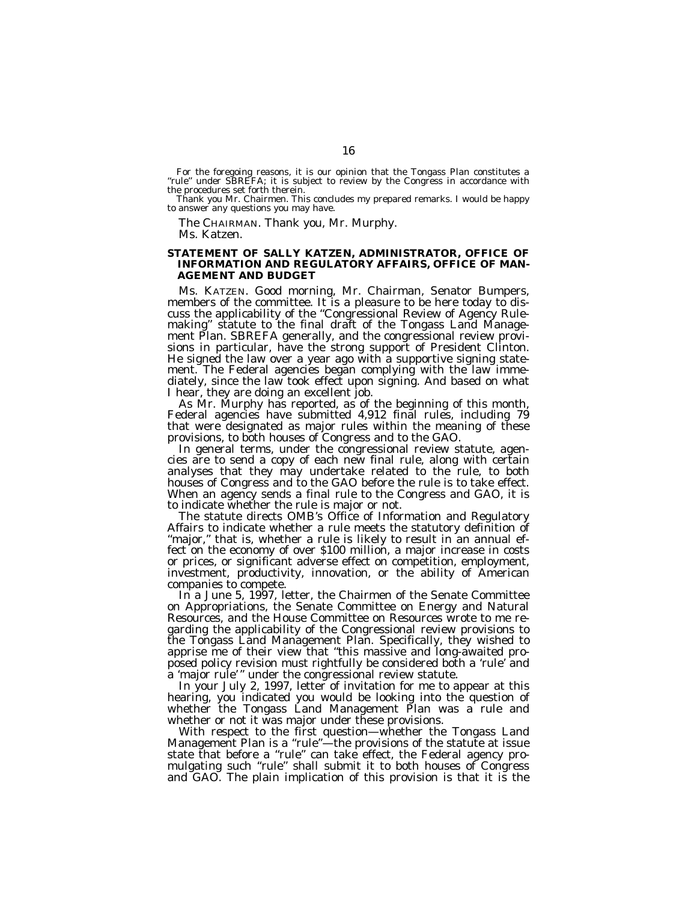For the foregoing reasons, it is our opinion that the Tongass Plan constitutes a "rule" under SBREFA; it is subject to review by the Congress in accordance with the procedures set forth therein.

Thank you Mr. Chairmen. This concludes my prepared remarks. I would be happy to answer any questions you may have.

The CHAIRMAN. Thank you, Mr. Murphy.

Ms. Katzen.

### STATEMENT OF SALLY KATZEN, ADMINISTRATOR, OFFICE OF INFORMATION AND REGULATORY AFFAIRS, OFFICE OF MANAGEMENT AND BUDGET

Ms. KATZEN. Good morning, Mr. Chairman, Senator Bumpers, members of the committee. It is a pleasure to be here today to discuss the applicability of the "Congressional Review of Agency Rulemaking" statute to the final draft of the Tongass Land Management Plan. SBREFA generally, and the congressional review provisions in particular, have the strong support of President Clinton. He signed the law over a year ago with a supportive signing statement. The Federal agencies began complying with the law immediately, since the law took effect upon signing. And based on what I hear, they are doing an excellent job.

As Mr. Murphy has reported, as of the beginning of this month, Federal agencies have submitted 4,912 final rules, including 79 that were designated as major rules within the meaning of these provisions, to both houses of Congress and to the GAO.

In general terms, under the congressional review statute, agencies are to send a copy of each new final rule, along with certain analyses that they may undertake related to the rule, to both houses of Congress and to the GAO before the rule is to take effect. When an agency sends a final rule to the Congress and GAO, it is to indicate whether the rule is major or not.

The statute directs OMB's Office of Information and Regulatory Affairs to indicate whether a rule meets the statutory definition of "major," that is, whether a rule is likely to result in an annual effect on the economy of over $100 million, a major increase in costs or prices, or significant adverse effect on competition, employment, investment, productivity, innovation, or the ability of American companies to compete.

In a June 5, 1997, letter, the Chairmen of the Senate Committee on Appropriations, the Senate Committee on Energy and Natural Resources, and the House Committee on Resources wrote to me regarding the applicability of the Congressional review provisions to the Tongass Land Management Plan. Specifically, they wished to apprise me of their view that "this massive and long-awaited proposed policy revision must rightfully be considered both a 'rule' and a 'major rule'" under the congressional review statute.

In your July 2, 1997, letter of invitation for me to appear at this hearing, you indicated you would be looking into the question of whether the Tongass Land Management Plan was a rule and whether or not it was major under these provisions.

With respect to the first question—whether the Tongass Land Management Plan is a "rule"—the provisions of the statute at issue state that before a "rule" can take effect, the Federal agency promulgating such "rule" shall submit it to both houses of Congress and GAO. The plain implication of this provision is that it is the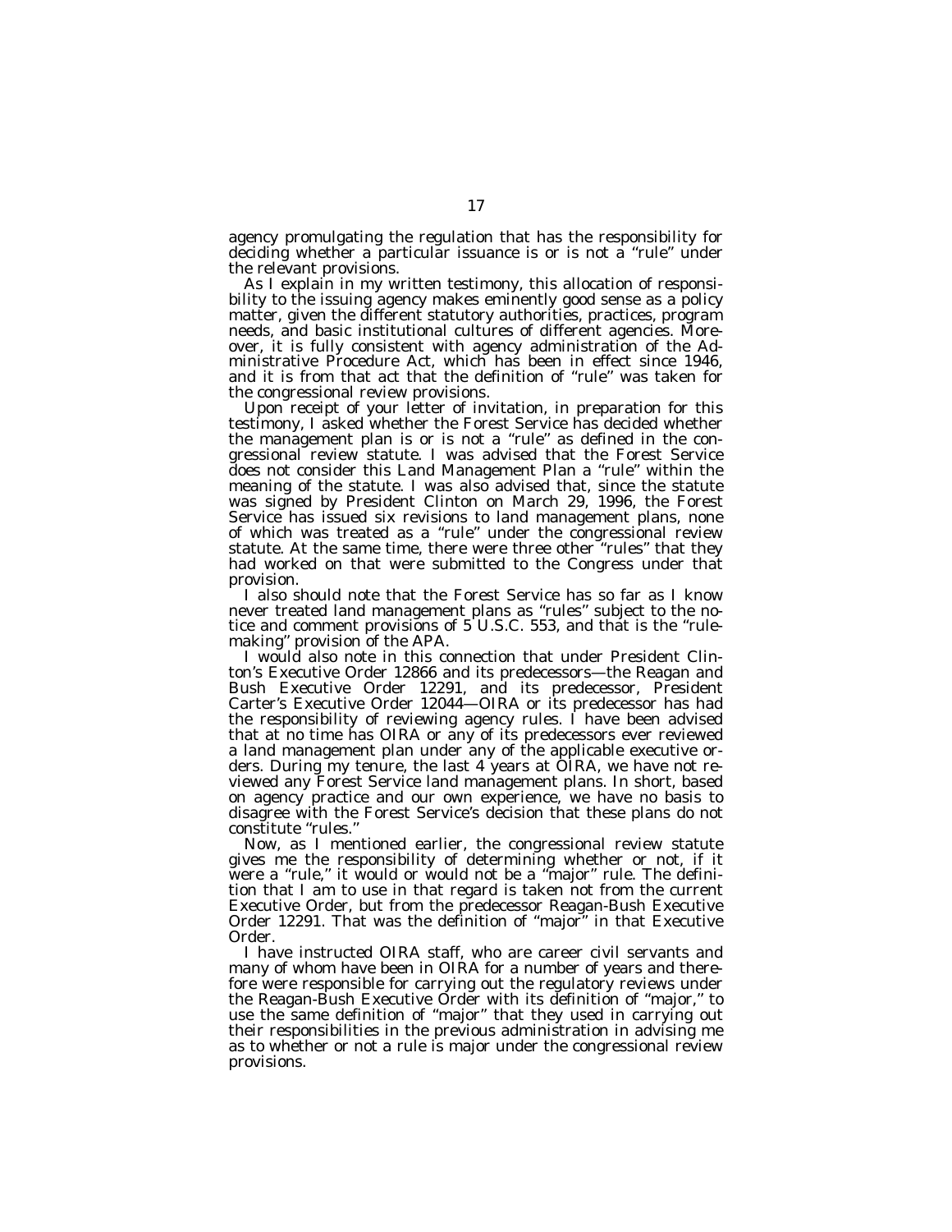agency promulgating the regulation that has the responsibility for deciding whether a particular issuance is or is not a "rule" under the relevant provisions.

As I explain in my written testimony, this allocation of responsibility to the issuing agency makes eminently good sense as a policy matter, given the different statutory authorities, practices, program needs, and basic institutional cultures of different agencies. Moreover, it is fully consistent with agency administration of the Administrative Procedure Act, which has been in effect since 1946, and it is from that act that the definition of "rule" was taken for the congressional review provisions.

Upon receipt of your letter of invitation, in preparation for this testimony, I asked whether the Forest Service has decided whether the management plan is or is not a "rule" as defined in the congressional review statute. I was advised that the Forest Service does not consider this Land Management Plan a "rule" within the meaning of the statute. I was also advised that, since the statute was signed by President Clinton on March 29, 1996, the Forest Service has issued six revisions to land management plans, none of which was treated as a "rule" under the congressional review statute. At the same time, there were three other "rules" that they had worked on that were submitted to the Congress under that provision.

I also should note that the Forest Service has so far as I know never treated land management plans as "rules" subject to the notice and comment provisions of 5 U.S.C. 553, and that is the "rulemaking" provision of the APA.

I would also note in this connection that under President Clinton's Executive Order 12866 and its predecessors—the Reagan and Bush Executive Order 12291, and its predecessor, President Carter's Executive Order 12044—OIRA or its predecessor has had the responsibility of reviewing agency rules. I have been advised that at no time has OIRA or any of its predecessors ever reviewed a land management plan under any of the applicable executive orders. During my tenure, the last 4 years at OIRA, we have not reviewed any Forest Service land management plans. In short, based on agency practice and our own experience, we have no basis to disagree with the Forest Service's decision that these plans do not constitute "rules."

Now, as I mentioned earlier, the congressional review statute gives me the responsibility of determining whether or not, if it were a "rule," it would or would not be a "major" rule. The definition that I am to use in that regard is taken not from the current Executive Order, but from the predecessor Reagan-Bush Executive Order 12291. That was the definition of "major" in that Executive Order.

I have instructed OIRA staff, who are career civil servants and many of whom have been in OIRA for a number of years and therefore were responsible for carrying out the regulatory reviews under the Reagan-Bush Executive Order with its definition of "major," to use the same definition of "major" that they used in carrying out their responsibilities in the previous administration in advising me as to whether or not a rule is major under the congressional review provisions.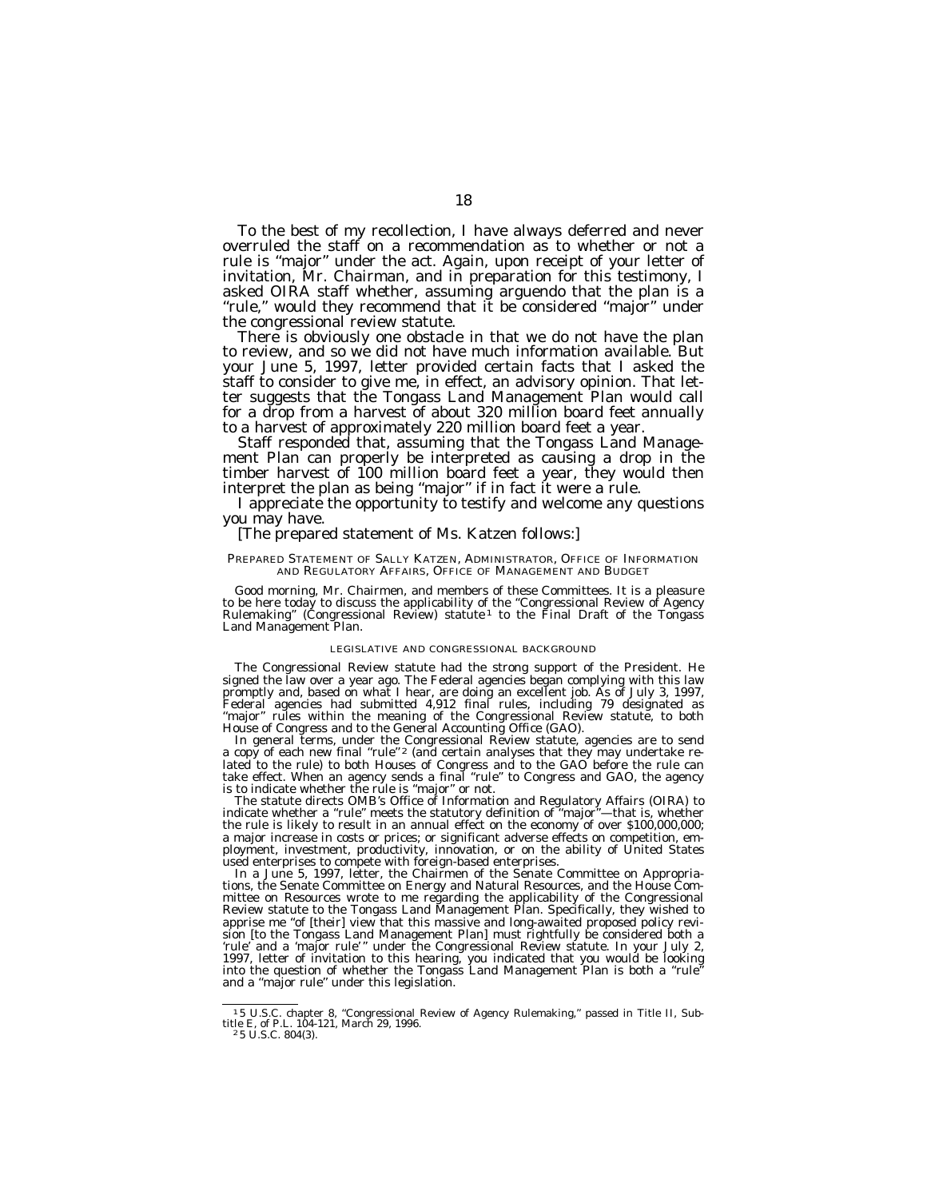To the best of my recollection, I have always deferred and never overruled the staff on a recommendation as to whether or not a rule is "major" under the act. Again, upon receipt of your letter of invitation, Mr. Chairman, and in preparation for this testimony, I asked OIRA staff whether, assuming arguendo that the plan is a "rule," would they recommend that it be considered "major" under the congressional review statute.

There is obviously one obstacle in that we do not have the plan to review, and so we did not have much information available. But your June 5, 1997, letter provided certain facts that I asked the staff to consider to give me, in effect, an advisory opinion. That letter suggests that the Tongass Land Management Plan would call for a drop from a harvest of about 320 million board feet annually to a harvest of approximately 220 million board feet a year.

Staff responded that, assuming that the Tongass Land Management Plan can properly be interpreted as causing a drop in the timber harvest of 100 million board feet a year, they would then interpret the plan as being "major" if in fact it were a rule.

I appreciate the opportunity to testify and welcome any questions you may have.

[The prepared statement of Ms. Katzen follows:]

PREPARED STATEMENT OF SALLY KATZEN, ADMINISTRATOR, OFFICE OF INFORMATION AND REGULATORY AFFAIRS, OFFICE OF MANAGEMENT AND BUDGET

Good morning, Mr. Chairmen, and members of these Committees. It is a pleasure to be here today to discuss the applicability of the "Congressional Review of Agency Rulemaking" (Congressional Review) statute[1] to the Final Draft of the Tongass Land Management Plan.

LEGISLATIVE AND CONGRESSIONAL BACKGROUND

The Congressional Review statute had the strong support of the President. He signed the law over a year ago. The Federal agencies began complying with this law promptly and, based on what I hear, are doing an excellent job. As of July 3, 1997, Federal agencies had submitted 4,912 final rules, including 79 designated as "major" rules within the meaning of the Congressional Review statute, to both House of Congress and to the General Accounting Office (GAO).

In general terms, under the Congressional Review statute, agencies are to send a copy of each new final "rule"[2] (and certain analyses that they may undertake related to the rule) to both Houses of Congress and to the GAO before the rule can take effect. When an agency sends a final "rule" to Congress and GAO, the agency is to indicate whether the rule is "major" or not.

The statute directs OMB's Office of Information and Regulatory Affairs (OIRA) to indicate whether a "rule" meets the statutory definition of "major"—that is, whether the rule is likely to result in an annual effect on the economy of over $100,000,000; a major increase in costs or prices; or significant adverse effects on competition, employment, investment, productivity, innovation, or on the ability of United States used enterprises to compete with foreign-based enterprises.

In a June 5, 1997, letter, the Chairmen of the Senate Committee on Appropriations, the Senate Committee on Energy and Natural Resources, and the House Committee on Resources wrote to me regarding the applicability of the Congressional Review statute to the Tongass Land Management Plan. Specifically, they wished to apprise me "of [their] view that this massive and long-awaited proposed policy revision [to the Tongass Land Management Plan] must rightfully be considered both a 'rule' and a 'major rule'" under the Congressional Review statute. In your July 2, 1997, letter of invitation to this hearing, you indicated that you would be looking into the question of whether the Tongass Land Management Plan is both a "rule" and a "major rule" under this legislation.

---

[1] 5 U.S.C. chapter 8, "Congressional Review of Agency Rulemaking," passed in Title II, Subtitle E, of P.L. 104-121, March 29, 1996.

[2] 5 U.S.C. 804(3).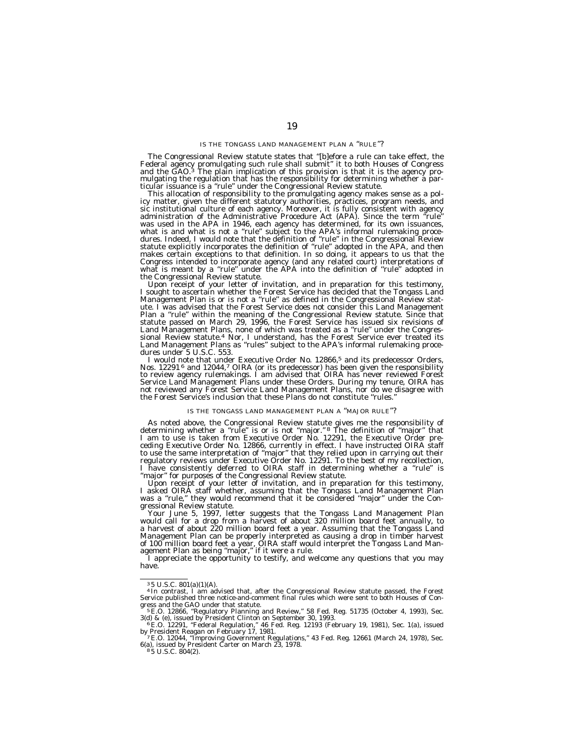### IS THE TONGASS LAND MANAGEMENT PLAN A "RULE"?

The Congressional Review statute states that "[b]efore a rule can take effect, the Federal agency promulgating such rule shall submit" it to both Houses of Congress and the GAO.[3] The plain implication of this provision is that it is the agency promulgating the regulation that has the responsibility for determining whether a particular issuance is a "rule" under the Congressional Review statute.

This allocation of responsibility to the promulgating agency makes sense as a policy matter, given the different statutory authorities, practices, program needs, and sic institutional culture of each agency. Moreover, it is fully consistent with agency administration of the Administrative Procedure Act (APA). Since the term "rule" was used in the APA in 1946, each agency has determined, for its own issuances, what is and what is not a "rule" subject to the APA's informal rulemaking procedures. Indeed, I would note that the definition of "rule" in the Congressional Review statute explicitly incorporates the definition of "rule" adopted in the APA, and then makes certain exceptions to that definition. In so doing, it appears to us that the Congress intended to incorporate agency (and any related court) interpretations of what is meant by a "rule" under the APA into the definition of "rule" adopted in the Congressional Review statute.

Upon receipt of your letter of invitation, and in preparation for this testimony, I sought to ascertain whether the Forest Service has decided that the Tongass Land Management Plan is or is not a "rule" as defined in the Congressional Review statute. I was advised that the Forest Service does not consider this Land Management Plan a "rule" within the meaning of the Congressional Review statute. Since that statute passed on March 29, 1996, the Forest Service has issued six revisions of Land Management Plans, none of which was treated as a "rule" under the Congressional Review statute.[4] Nor, I understand, has the Forest Service ever treated its Land Management Plans as "rules" subject to the APA's informal rulemaking procedures under 5 U.S.C. 553.

I would note that under Executive Order No. 12866,[5] and its predecessor Orders, Nos. 12291[6] and 12044,[7] OIRA (or its predecessor) has been given the responsibility to review agency rulemakings. I am advised that OIRA has never reviewed Forest Service Land Management Plans under these Orders. During my tenure, OIRA has not reviewed any Forest Service Land Management Plans, nor do we disagree with the Forest Service's inclusion that these Plans do not constitute "rules."

### IS THE TONGASS LAND MANAGEMENT PLAN A "MAJOR RULE"?

As noted above, the Congressional Review statute gives me the responsibility of determining whether a "rule" is or is not "major."[8] The definition of "major" that I am to use is taken from Executive Order No. 12291, the Executive Order preceding Executive Order No. 12866, currently in effect. I have instructed OIRA staff to use the same interpretation of "major" that they relied upon in carrying out their regulatory reviews under Executive Order No. 12291. To the best of my recollection, I have consistently deferred to OIRA staff in determining whether a "rule" is "major" for purposes of the Congressional Review statute.

Upon receipt of your letter of invitation, and in preparation for this testimony, I asked OIRA staff whether, assuming that the Tongass Land Management Plan was a "rule," they would recommend that it be considered "major" under the Congressional Review statute.

Your June 5, 1997, letter suggests that the Tongass Land Management Plan would call for a drop from a harvest of about 320 million board feet annually, to a harvest of about 220 million board feet a year. Assuming that the Tongass Land Management Plan can be properly interpreted as causing a drop in timber harvest of 100 million board feet a year, OIRA staff would interpret the Tongass Land Management Plan as being "major," if it were a rule.

I appreciate the opportunity to testify, and welcome any questions that you may have.

---

[3] 5 U.S.C. 801(a)(1)(A).

[4] In contrast, I am advised that, after the Congressional Review statute passed, the Forest Service published three notice-and-comment final rules which were sent to both Houses of Congress and the GAO under that statute.

[5] E.O. 12866, "Regulatory Planning and Review," 58 Fed. Reg. 51735 (October 4, 1993), Sec. 3(d) & (e), issued by President Clinton on September 30, 1993.

[6] E.O. 12291, "Federal Regulation," 46 Fed. Reg. 12193 (February 19, 1981), Sec. 1(a), issued by President Reagan on February 17, 1981.

[7] E.O. 12044, "Improving Government Regulations," 43 Fed. Reg. 12661 (March 24, 1978), Sec. 6(a), issued by President Carter on March 23, 1978.

[8] 5 U.S.C. 804(2).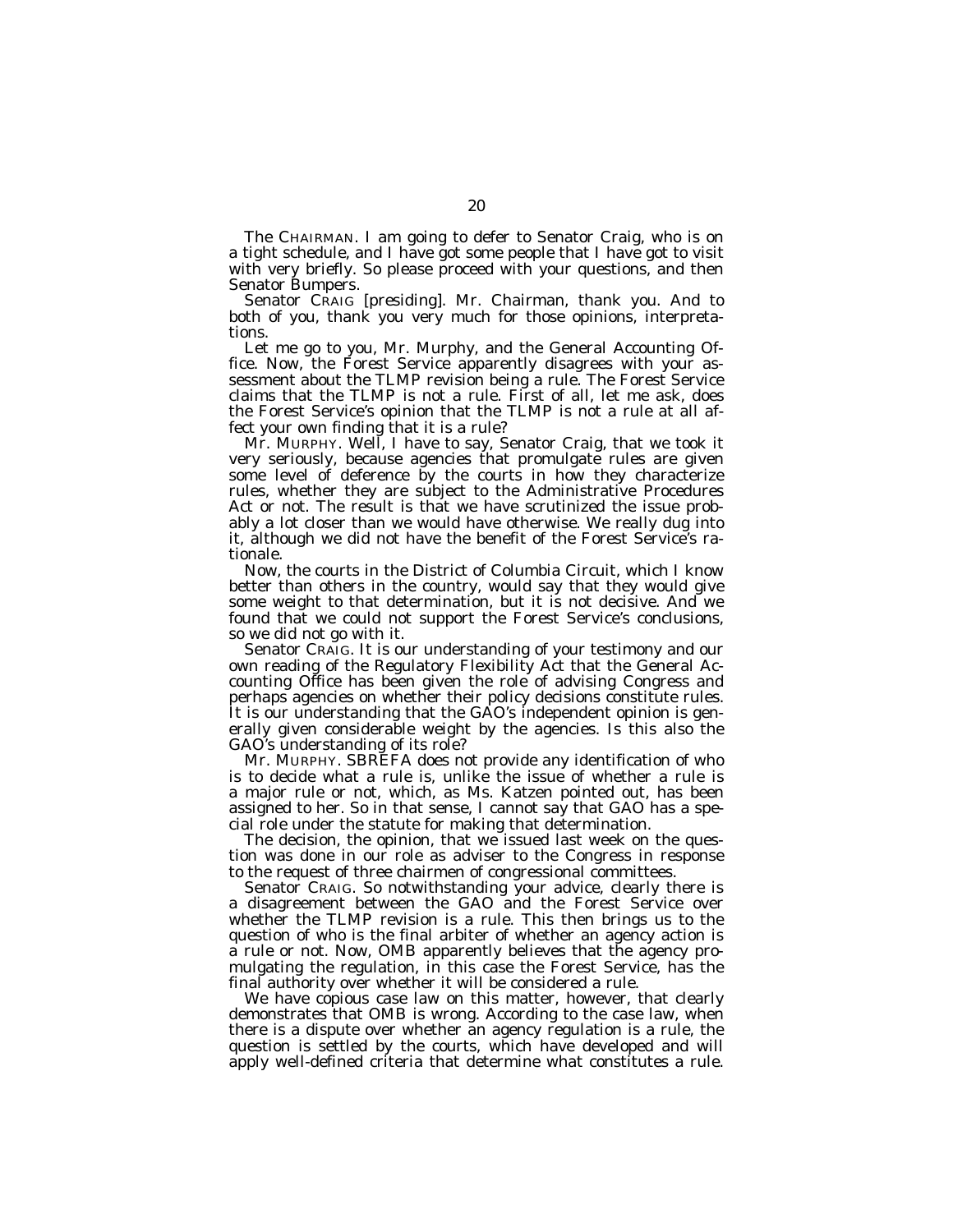The CHAIRMAN. I am going to defer to Senator Craig, who is on a tight schedule, and I have got some people that I have got to visit with very briefly. So please proceed with your questions, and then Senator Bumpers.

Senator CRAIG [presiding]. Mr. Chairman, thank you. And to both of you, thank you very much for those opinions, interpretations.

Let me go to you, Mr. Murphy, and the General Accounting Office. Now, the Forest Service apparently disagrees with your assessment about the TLMP revision being a rule. The Forest Service claims that the TLMP is not a rule. First of all, let me ask, does the Forest Service's opinion that the TLMP is not a rule at all affect your own finding that it is a rule?

Mr. MURPHY. Well, I have to say, Senator Craig, that we took it very seriously, because agencies that promulgate rules are given some level of deference by the courts in how they characterize rules, whether they are subject to the Administrative Procedures Act or not. The result is that we have scrutinized the issue probably a lot closer than we would have otherwise. We really dug into it, although we did not have the benefit of the Forest Service's rationale.

Now, the courts in the District of Columbia Circuit, which I know better than others in the country, would say that they would give some weight to that determination, but it is not decisive. And we found that we could not support the Forest Service's conclusions, so we did not go with it.

Senator CRAIG. It is our understanding of your testimony and our own reading of the Regulatory Flexibility Act that the General Accounting Office has been given the role of advising Congress and perhaps agencies on whether their policy decisions constitute rules. It is our understanding that the GAO's independent opinion is generally given considerable weight by the agencies. Is this also the GAO's understanding of its role?

Mr. MURPHY. SBREFA does not provide any identification of who is to decide what a rule is, unlike the issue of whether a rule is a major rule or not, which, as Ms. Katzen pointed out, has been assigned to her. So in that sense, I cannot say that GAO has a special role under the statute for making that determination.

The decision, the opinion, that we issued last week on the question was done in our role as adviser to the Congress in response to the request of three chairmen of congressional committees.

Senator CRAIG. So notwithstanding your advice, clearly there is a disagreement between the GAO and the Forest Service over whether the TLMP revision is a rule. This then brings us to the question of who is the final arbiter of whether an agency action is a rule or not. Now, OMB apparently believes that the agency promulgating the regulation, in this case the Forest Service, has the final authority over whether it will be considered a rule.

We have copious case law on this matter, however, that clearly demonstrates that OMB is wrong. According to the case law, when there is a dispute over whether an agency regulation is a rule, the question is settled by the courts, which have developed and will apply well-defined criteria that determine what constitutes a rule.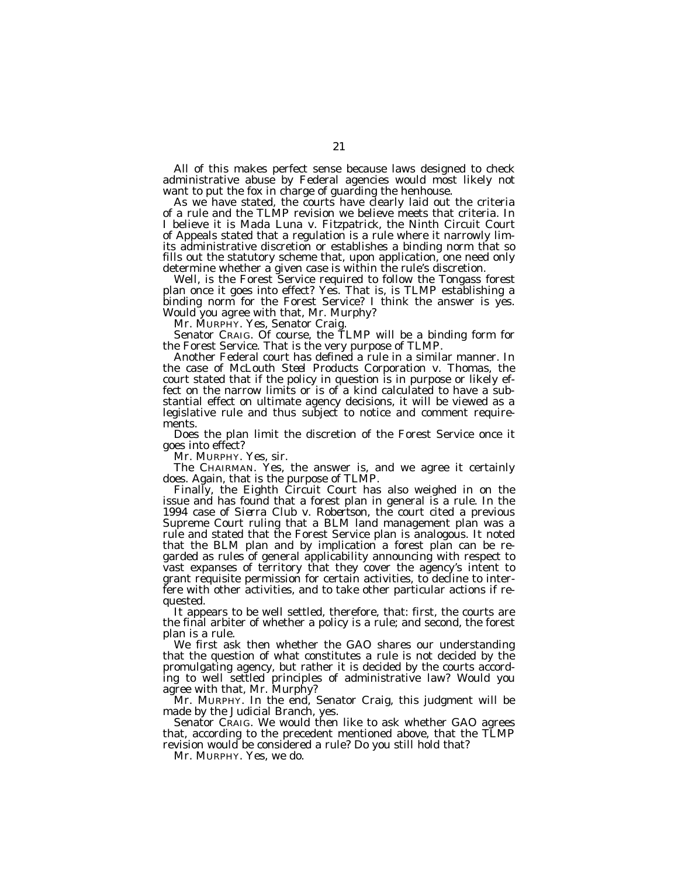All of this makes perfect sense because laws designed to check administrative abuse by Federal agencies would most likely not want to put the fox in charge of guarding the henhouse.

As we have stated, the courts have clearly laid out the criteria of a rule and the TLMP revision we believe meets that criteria. In I believe it is *Mada Luna* v. *Fitzpatrick*, the Ninth Circuit Court of Appeals stated that a regulation is a rule where it narrowly limits administrative discretion or establishes a binding norm that so fills out the statutory scheme that, upon application, one need only determine whether a given case is within the rule's discretion.

Well, is the Forest Service required to follow the Tongass forest plan once it goes into effect? Yes. That is, is TLMP establishing a binding norm for the Forest Service? I think the answer is yes. Would you agree with that, Mr. Murphy?

Mr. MURPHY. Yes, Senator Craig.

Senator CRAIG. Of course, the TLMP will be a binding form for the Forest Service. That is the very purpose of TLMP.

Another Federal court has defined a rule in a similar manner. In the case of *McLouth Steel Products Corporation* v. *Thomas*, the court stated that if the policy in question is in purpose or likely effect on the narrow limits or is of a kind calculated to have a substantial effect on ultimate agency decisions, it will be viewed as a legislative rule and thus subject to notice and comment requirements.

Does the plan limit the discretion of the Forest Service once it goes into effect?

Mr. MURPHY. Yes, sir.

The CHAIRMAN. Yes, the answer is, and we agree it certainly does. Again, that is the purpose of TLMP.

Finally, the Eighth Circuit Court has also weighed in on the issue and has found that a forest plan in general is a rule. In the 1994 case of *Sierra Club* v. *Robertson*, the court cited a previous Supreme Court ruling that a BLM land management plan was a rule and stated that the Forest Service plan is analogous. It noted that the BLM plan and by implication a forest plan can be regarded as rules of general applicability announcing with respect to vast expanses of territory that they cover the agency's intent to grant requisite permission for certain activities, to decline to interfere with other activities, and to take other particular actions if requested.

It appears to be well settled, therefore, that: first, the courts are the final arbiter of whether a policy is a rule; and second, the forest plan is a rule.

We first ask then whether the GAO shares our understanding that the question of what constitutes a rule is not decided by the promulgating agency, but rather it is decided by the courts according to well settled principles of administrative law? Would you agree with that, Mr. Murphy?

Mr. MURPHY. In the end, Senator Craig, this judgment will be made by the Judicial Branch, yes.

Senator CRAIG. We would then like to ask whether GAO agrees that, according to the precedent mentioned above, that the TLMP revision would be considered a rule? Do you still hold that?

Mr. MURPHY. Yes, we do.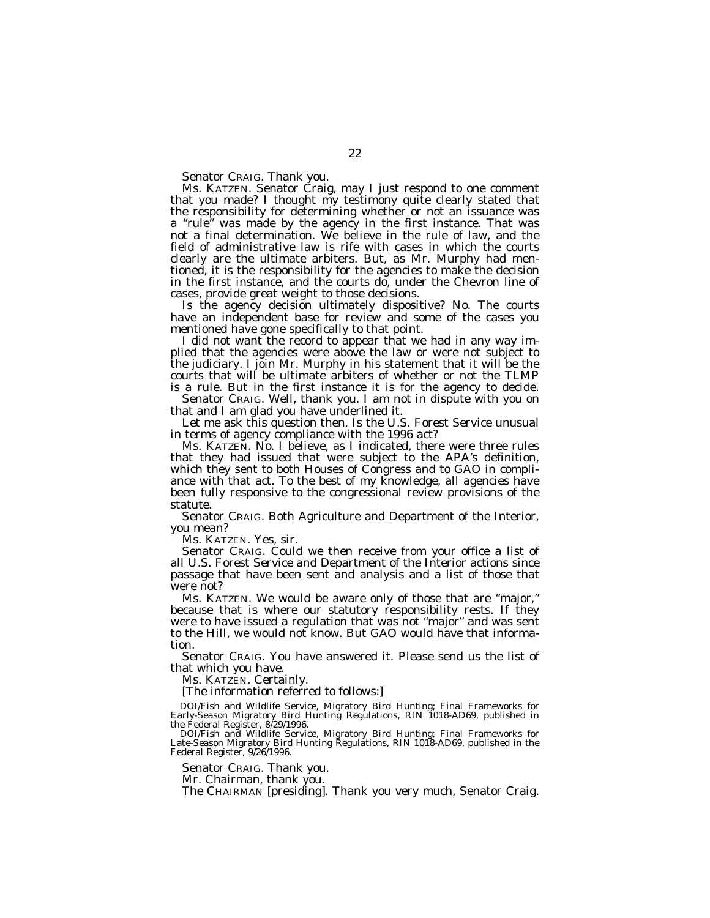Senator CRAIG. Thank you.

Ms. KATZEN. Senator Craig, may I just respond to one comment that you made? I thought my testimony quite clearly stated that the responsibility for determining whether or not an issuance was a "rule" was made by the agency in the first instance. That was not a final determination. We believe in the rule of law, and the field of administrative law is rife with cases in which the courts clearly are the ultimate arbiters. But, as Mr. Murphy had mentioned, it is the responsibility for the agencies to make the decision in the first instance, and the courts do, under the Chevron line of cases, provide great weight to those decisions.

Is the agency decision ultimately dispositive? No. The courts have an independent base for review and some of the cases you mentioned have gone specifically to that point.

I did not want the record to appear that we had in any way implied that the agencies were above the law or were not subject to the judiciary. I join Mr. Murphy in his statement that it will be the courts that will be ultimate arbiters of whether or not the TLMP is a rule. But in the first instance it is for the agency to decide.

Senator CRAIG. Well, thank you. I am not in dispute with you on that and I am glad you have underlined it.

Let me ask this question then. Is the U.S. Forest Service unusual in terms of agency compliance with the 1996 act?

Ms. KATZEN. No. I believe, as I indicated, there were three rules that they had issued that were subject to the APA's definition, which they sent to both Houses of Congress and to GAO in compliance with that act. To the best of my knowledge, all agencies have been fully responsive to the congressional review provisions of the statute.

Senator CRAIG. Both Agriculture and Department of the Interior, you mean?

Ms. KATZEN. Yes, sir.

Senator CRAIG. Could we then receive from your office a list of all U.S. Forest Service and Department of the Interior actions since passage that have been sent and analysis and a list of those that were not?

Ms. KATZEN. We would be aware only of those that are "major," because that is where our statutory responsibility rests. If they were to have issued a regulation that was not "major" and was sent to the Hill, we would not know. But GAO would have that information.

Senator CRAIG. You have answered it. Please send us the list of that which you have.

Ms. KATZEN. Certainly.

[The information referred to follows:]

DOI/Fish and Wildlife Service, Migratory Bird Hunting; Final Frameworks for Early-Season Migratory Bird Hunting Regulations, RIN 1018-AD69, published in the Federal Register, 8/29/1996.

DOI/Fish and Wildlife Service, Migratory Bird Hunting; Final Frameworks for Late-Season Migratory Bird Hunting Regulations, RIN 1018-AD69, published in the Federal Register, 9/26/1996.

Senator CRAIG. Thank you.

Mr. Chairman, thank you.

The CHAIRMAN [presiding]. Thank you very much, Senator Craig.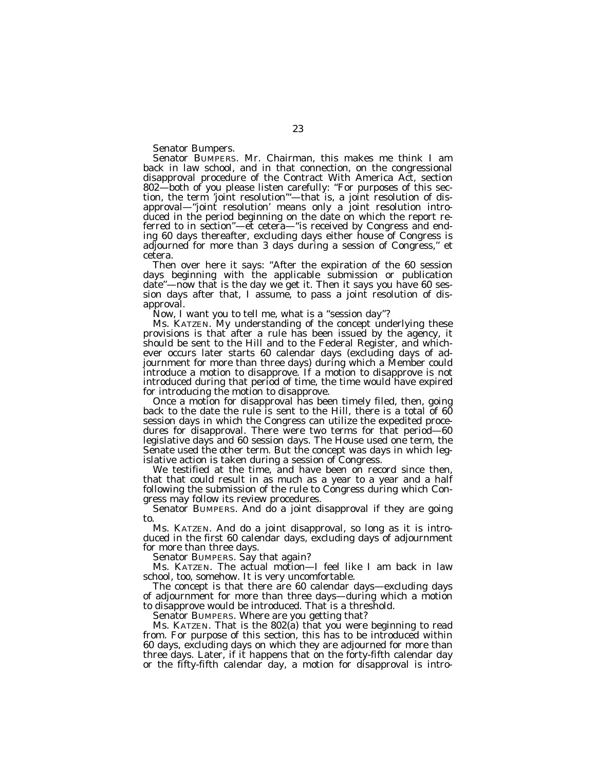Senator Bumpers.

Senator BUMPERS. Mr. Chairman, this makes me think I am back in law school, and in that connection, on the congressional disapproval procedure of the Contract With America Act, section 802—both of you please listen carefully: "For purposes of this section, the term 'joint resolution'"—that is, a joint resolution of disapproval—"joint resolution' means only a joint resolution introduced in the period beginning on the date on which the report referred to in section"—et cetera—"is received by Congress and ending 60 days thereafter, excluding days either house of Congress is adjourned for more than 3 days during a session of Congress," et cetera.

Then over here it says: "After the expiration of the 60 session days beginning with the applicable submission or publication date"—now that is the day we get it. Then it says you have 60 session days after that, I assume, to pass a joint resolution of disapproval.

Now, I want you to tell me, what is a "session day"?

Ms. KATZEN. My understanding of the concept underlying these provisions is that after a rule has been issued by the agency, it should be sent to the Hill and to the Federal Register, and whichever occurs later starts 60 calendar days (excluding days of adjournment for more than three days) during which a Member could introduce a motion to disapprove. If a motion to disapprove is not introduced during that period of time, the time would have expired for introducing the motion to disapprove.

Once a motion for disapproval has been timely filed, then, going back to the date the rule is sent to the Hill, there is a total of 60 session days in which the Congress can utilize the expedited procedures for disapproval. There were two terms for that period—60 legislative days and 60 session days. The House used one term, the Senate used the other term. But the concept was days in which legislative action is taken during a session of Congress.

We testified at the time, and have been on record since then, that that could result in as much as a year to a year and a half following the submission of the rule to Congress during which Congress may follow its review procedures.

Senator BUMPERS. And do a joint disapproval if they are going to.

Ms. KATZEN. And do a joint disapproval, so long as it is introduced in the first 60 calendar days, excluding days of adjournment for more than three days.

Senator BUMPERS. Say that again?

Ms. KATZEN. The actual motion—I feel like I am back in law school, too, somehow. It is very uncomfortable.

The concept is that there are 60 calendar days—excluding days of adjournment for more than three days—during which a motion to disapprove would be introduced. That is a threshold.

Senator BUMPERS. Where are you getting that?

Ms. KATZEN. That is the 802(a) that you were beginning to read from. For purpose of this section, this has to be introduced within 60 days, excluding days on which they are adjourned for more than three days. Later, if it happens that on the forty-fifth calendar day or the fifty-fifth calendar day, a motion for disapproval is intro-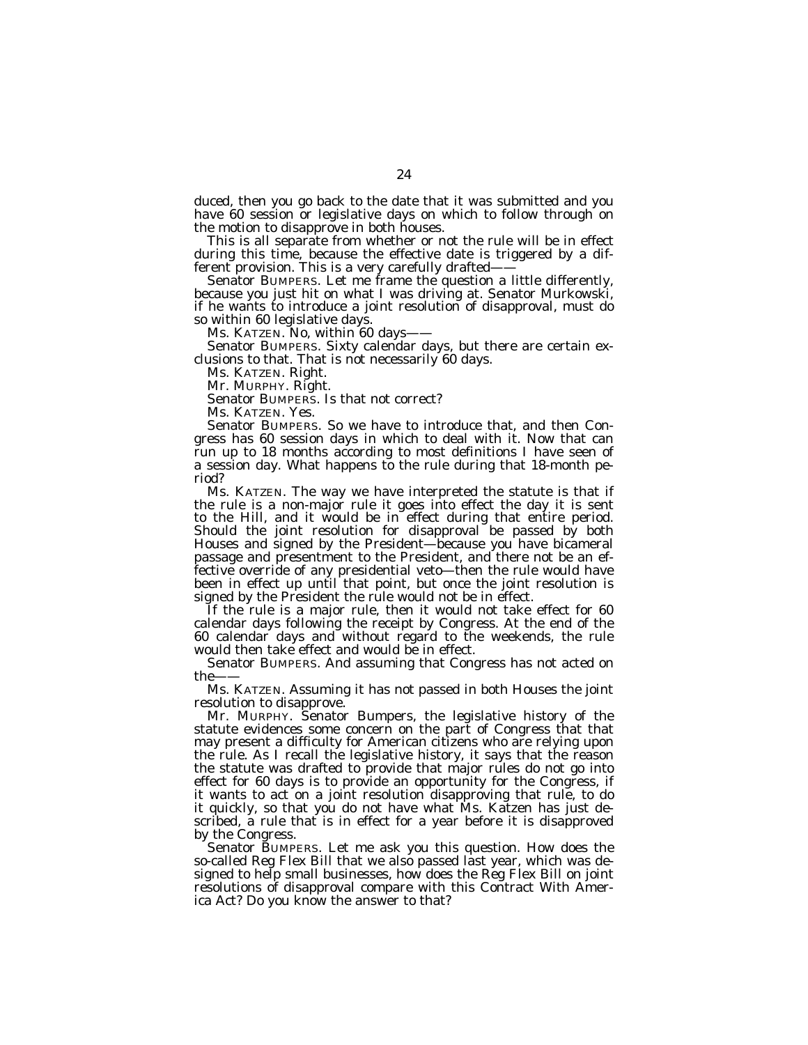duced, then you go back to the date that it was submitted and you have 60 session or legislative days on which to follow through on the motion to disapprove in both houses.

This is all separate from whether or not the rule will be in effect during this time, because the effective date is triggered by a different provision. This is a very carefully drafted——

Senator BUMPERS. Let me frame the question a little differently, because you just hit on what I was driving at. Senator Murkowski, if he wants to introduce a joint resolution of disapproval, must do so within 60 legislative days.

Ms. KATZEN. No, within 60 days——

Senator BUMPERS. Sixty calendar days, but there are certain exclusions to that. That is not necessarily 60 days.

Ms. KATZEN. Right.

Mr. MURPHY. Right.

Senator BUMPERS. Is that not correct?

Ms. KATZEN. Yes.

Senator BUMPERS. So we have to introduce that, and then Congress has 60 session days in which to deal with it. Now that can run up to 18 months according to most definitions I have seen of a session day. What happens to the rule during that 18-month period?

Ms. KATZEN. The way we have interpreted the statute is that if the rule is a non-major rule it goes into effect the day it is sent to the Hill, and it would be in effect during that entire period. Should the joint resolution for disapproval be passed by both Houses and signed by the President—because you have bicameral passage and presentment to the President, and there not be an effective override of any presidential veto—then the rule would have been in effect up until that point, but once the joint resolution is signed by the President the rule would not be in effect.

If the rule is a major rule, then it would not take effect for 60 calendar days following the receipt by Congress. At the end of the 60 calendar days and without regard to the weekends, the rule would then take effect and would be in effect.

Senator BUMPERS. And assuming that Congress has not acted on the——

Ms. KATZEN. Assuming it has not passed in both Houses the joint resolution to disapprove.

Mr. MURPHY. Senator Bumpers, the legislative history of the statute evidences some concern on the part of Congress that that may present a difficulty for American citizens who are relying upon the rule. As I recall the legislative history, it says that the reason the statute was drafted to provide that major rules do not go into effect for 60 days is to provide an opportunity for the Congress, if it wants to act on a joint resolution disapproving that rule, to do it quickly, so that you do not have what Ms. Katzen has just described, a rule that is in effect for a year before it is disapproved by the Congress.

Senator BUMPERS. Let me ask you this question. How does the so-called Reg Flex Bill that we also passed last year, which was designed to help small businesses, how does the Reg Flex Bill on joint resolutions of disapproval compare with this Contract With America Act? Do you know the answer to that?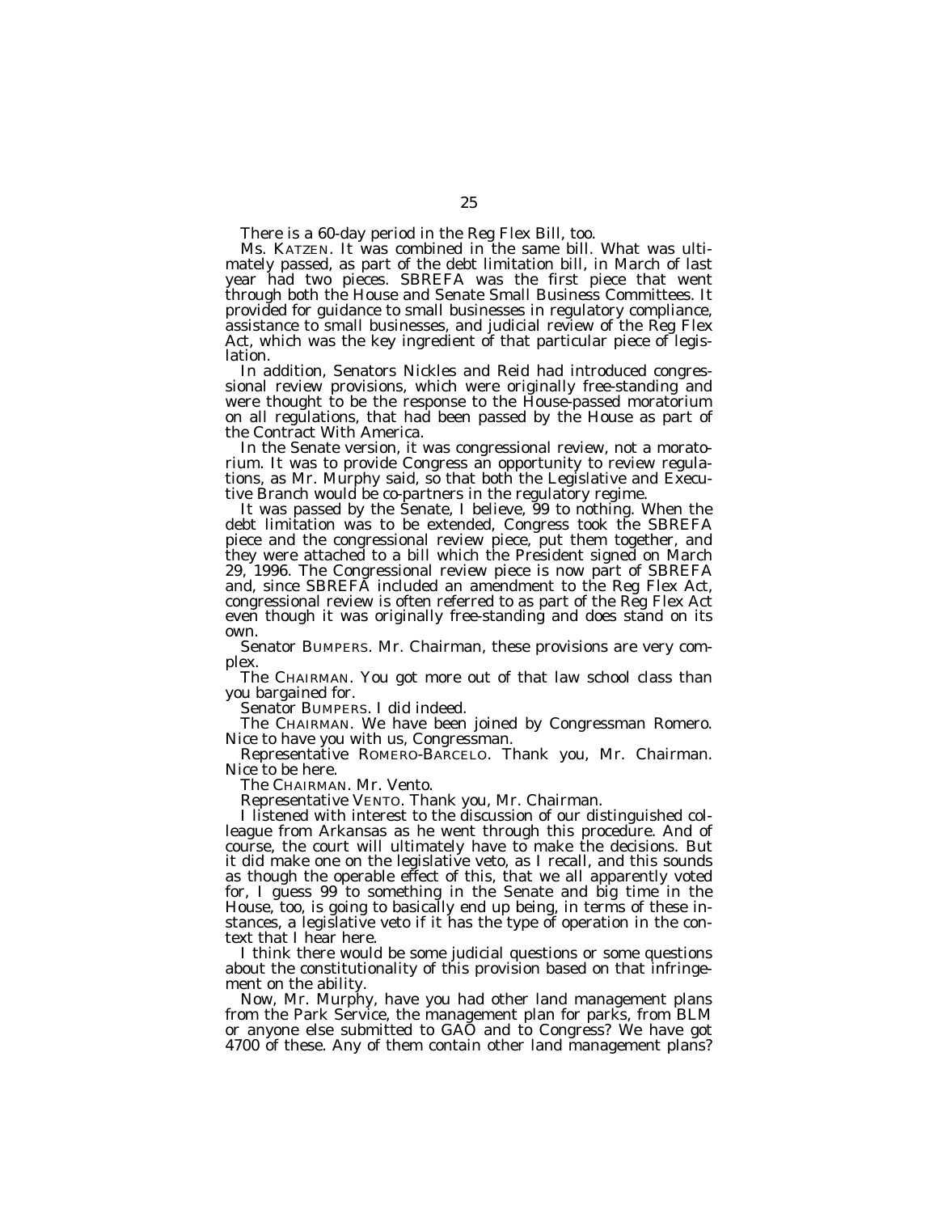There is a 60-day period in the Reg Flex Bill, too.

Ms. KATZEN. It was combined in the same bill. What was ultimately passed, as part of the debt limitation bill, in March of last year had two pieces. SBREFA was the first piece that went through both the House and Senate Small Business Committees. It provided for guidance to small businesses in regulatory compliance, assistance to small businesses, and judicial review of the Reg Flex Act, which was the key ingredient of that particular piece of legislation.

In addition, Senators Nickles and Reid had introduced congressional review provisions, which were originally free-standing and were thought to be the response to the House-passed moratorium on all regulations, that had been passed by the House as part of the Contract With America.

In the Senate version, it was congressional review, not a moratorium. It was to provide Congress an opportunity to review regulations, as Mr. Murphy said, so that both the Legislative and Executive Branch would be co-partners in the regulatory regime.

It was passed by the Senate, I believe, 99 to nothing. When the debt limitation was to be extended, Congress took the SBREFA piece and the congressional review piece, put them together, and they were attached to a bill which the President signed on March 29, 1996. The Congressional review piece is now part of SBREFA and, since SBREFA included an amendment to the Reg Flex Act, congressional review is often referred to as part of the Reg Flex Act even though it was originally free-standing and does stand on its own.

Senator BUMPERS. Mr. Chairman, these provisions are very complex.

The CHAIRMAN. You got more out of that law school class than you bargained for.

Senator BUMPERS. I did indeed.

The CHAIRMAN. We have been joined by Congressman Romero. Nice to have you with us, Congressman.

Representative ROMERO-BARCELO. Thank you, Mr. Chairman. Nice to be here.

The CHAIRMAN. Mr. Vento.

Representative VENTO. Thank you, Mr. Chairman.

I listened with interest to the discussion of our distinguished colleague from Arkansas as he went through this procedure. And of course, the court will ultimately have to make the decisions. But it did make one on the legislative veto, as I recall, and this sounds as though the operable effect of this, that we all apparently voted for, I guess 99 to something in the Senate and big time in the House, too, is going to basically end up being, in terms of these instances, a legislative veto if it has the type of operation in the context that I hear here.

I think there would be some judicial questions or some questions about the constitutionality of this provision based on that infringement on the ability.

Now, Mr. Murphy, have you had other land management plans from the Park Service, the management plan for parks, from BLM or anyone else submitted to GAO and to Congress? We have got 4700 of these. Any of them contain other land management plans?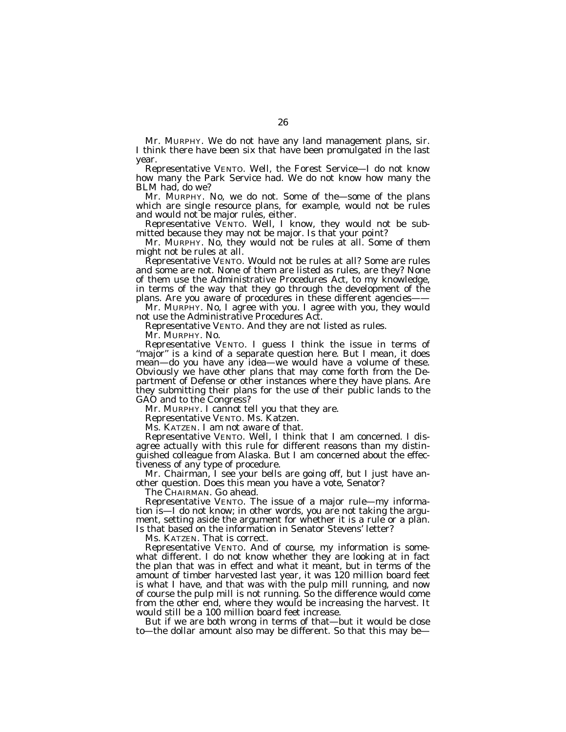Mr. MURPHY. We do not have any land management plans, sir. I think there have been six that have been promulgated in the last year.

Representative VENTO. Well, the Forest Service—I do not know how many the Park Service had. We do not know how many the BLM had, do we?

Mr. MURPHY. No, we do not. Some of the—some of the plans which are single resource plans, for example, would not be rules and would not be major rules, either.

Representative VENTO. Well, I know, they would not be submitted because they may not be major. Is that your point?

Mr. MURPHY. No, they would not be rules at all. Some of them might not be rules at all.

Representative VENTO. Would not be rules at all? Some are rules and some are not. None of them are listed as rules, are they? None of them use the Administrative Procedures Act, to my knowledge, in terms of the way that they go through the development of the plans. Are you aware of procedures in these different agencies——

Mr. MURPHY. No, I agree with you. I agree with you, they would not use the Administrative Procedures Act.

Representative VENTO. And they are not listed as rules.

Mr. MURPHY. No.

Representative VENTO. I guess I think the issue in terms of "major" is a kind of a separate question here. But I mean, it does mean—do you have any idea—we would have a volume of these. Obviously we have other plans that may come forth from the Department of Defense or other instances where they have plans. Are they submitting their plans for the use of their public lands to the GAO and to the Congress?

Mr. MURPHY. I cannot tell you that they are.

Representative VENTO. Ms. Katzen.

Ms. KATZEN. I am not aware of that.

Representative VENTO. Well, I think that I am concerned. I disagree actually with this rule for different reasons than my distinguished colleague from Alaska. But I am concerned about the effectiveness of any type of procedure.

Mr. Chairman, I see your bells are going off, but I just have another question. Does this mean you have a vote, Senator?

The CHAIRMAN. Go ahead.

Representative VENTO. The issue of a major rule—my information is—I do not know; in other words, you are not taking the argument, setting aside the argument for whether it is a rule or a plan. Is that based on the information in Senator Stevens' letter?

Ms. KATZEN. That is correct.

Representative VENTO. And of course, my information is somewhat different. I do not know whether they are looking at in fact the plan that was in effect and what it meant, but in terms of the amount of timber harvested last year, it was 120 million board feet is what I have, and that was with the pulp mill running, and now of course the pulp mill is not running. So the difference would come from the other end, where they would be increasing the harvest. It would still be a 100 million board feet increase.

But if we are both wrong in terms of that—but it would be close to—the dollar amount also may be different. So that this may be—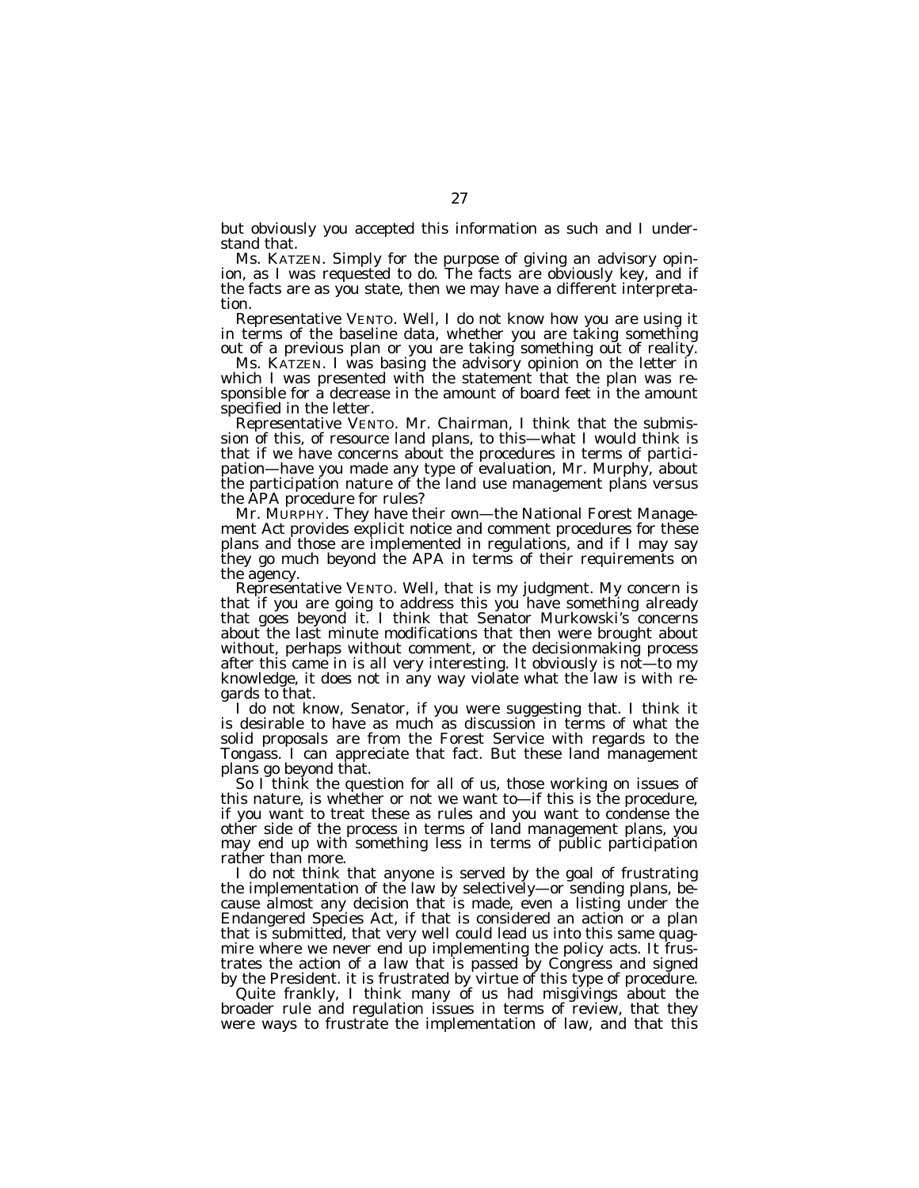but obviously you accepted this information as such and I understand that.

Ms. KATZEN. Simply for the purpose of giving an advisory opinion, as I was requested to do. The facts are obviously key, and if the facts are as you state, then we may have a different interpretation.

Representative VENTO. Well, I do not know how you are using it in terms of the baseline data, whether you are taking something out of a previous plan or you are taking something out of reality.

Ms. KATZEN. I was basing the advisory opinion on the letter in which I was presented with the statement that the plan was responsible for a decrease in the amount of board feet in the amount specified in the letter.

Representative VENTO. Mr. Chairman, I think that the submission of this, of resource land plans, to this—what I would think is that if we have concerns about the procedures in terms of participation—have you made any type of evaluation, Mr. Murphy, about the participation nature of the land use management plans versus the APA procedure for rules?

Mr. MURPHY. They have their own—the National Forest Management Act provides explicit notice and comment procedures for these plans and those are implemented in regulations, and if I may say they go much beyond the APA in terms of their requirements on the agency.

Representative VENTO. Well, that is my judgment. My concern is that if you are going to address this you have something already that goes beyond it. I think that Senator Murkowski's concerns about the last minute modifications that then were brought about without, perhaps without comment, or the decisionmaking process after this came in is all very interesting. It obviously is not—to my knowledge, it does not in any way violate what the law is with regards to that.

I do not know, Senator, if you were suggesting that. I think it is desirable to have as much as discussion in terms of what the solid proposals are from the Forest Service with regards to the Tongass. I can appreciate that fact. But these land management plans go beyond that.

So I think the question for all of us, those working on issues of this nature, is whether or not we want to—if this is the procedure, if you want to treat these as rules and you want to condense the other side of the process in terms of land management plans, you may end up with something less in terms of public participation rather than more.

I do not think that anyone is served by the goal of frustrating the implementation of the law by selectively—or sending plans, because almost any decision that is made, even a listing under the Endangered Species Act, if that is considered an action or a plan that is submitted, that very well could lead us into this same quagmire where we never end up implementing the policy acts. It frustrates the action of a law that is passed by Congress and signed by the President. it is frustrated by virtue of this type of procedure.

Quite frankly, I think many of us had misgivings about the broader rule and regulation issues in terms of review, that they were ways to frustrate the implementation of law, and that this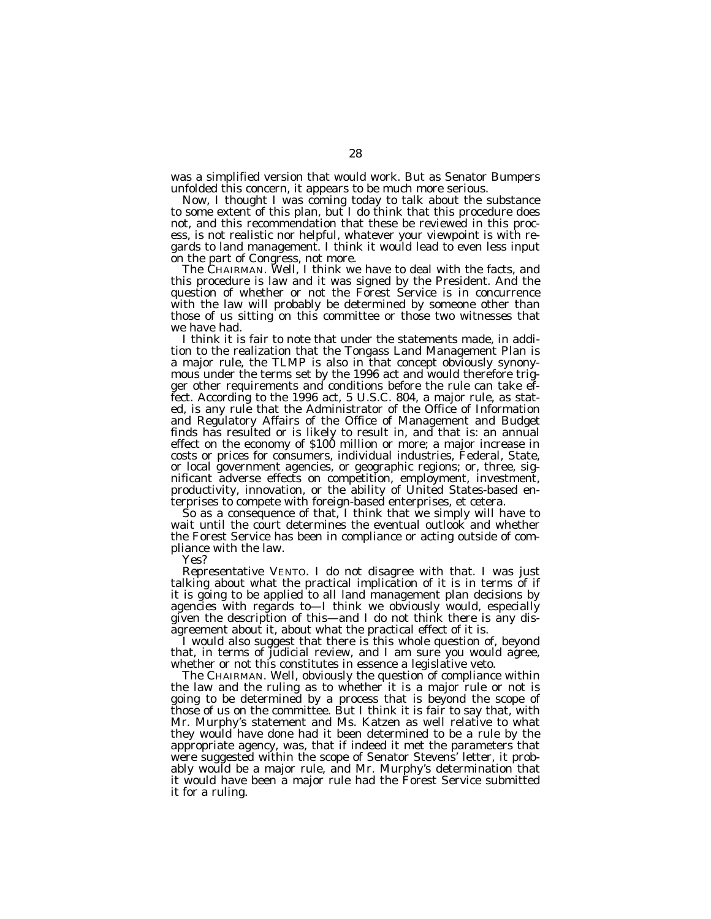was a simplified version that would work. But as Senator Bumpers unfolded this concern, it appears to be much more serious.

Now, I thought I was coming today to talk about the substance to some extent of this plan, but I do think that this procedure does not, and this recommendation that these be reviewed in this process, is not realistic nor helpful, whatever your viewpoint is with regards to land management. I think it would lead to even less input on the part of Congress, not more.

The CHAIRMAN. Well, I think we have to deal with the facts, and this procedure is law and it was signed by the President. And the question of whether or not the Forest Service is in concurrence with the law will probably be determined by someone other than those of us sitting on this committee or those two witnesses that we have had.

I think it is fair to note that under the statements made, in addition to the realization that the Tongass Land Management Plan is a major rule, the TLMP is also in that concept obviously synonymous under the terms set by the 1996 act and would therefore trigger other requirements and conditions before the rule can take effect. According to the 1996 act, 5 U.S.C. 804, a major rule, as stated, is any rule that the Administrator of the Office of Information and Regulatory Affairs of the Office of Management and Budget finds has resulted or is likely to result in, and that is: an annual effect on the economy of $100 million or more; a major increase in costs or prices for consumers, individual industries, Federal, State, or local government agencies, or geographic regions; or, three, significant adverse effects on competition, employment, investment, productivity, innovation, or the ability of United States-based enterprises to compete with foreign-based enterprises, et cetera.

So as a consequence of that, I think that we simply will have to wait until the court determines the eventual outlook and whether the Forest Service has been in compliance or acting outside of compliance with the law.

Yes?

Representative VENTO. I do not disagree with that. I was just talking about what the practical implication of it is in terms of if it is going to be applied to all land management plan decisions by agencies with regards to—I think we obviously would, especially given the description of this—and I do not think there is any disagreement about it, about what the practical effect of it is.

I would also suggest that there is this whole question of, beyond that, in terms of judicial review, and I am sure you would agree, whether or not this constitutes in essence a legislative veto.

The CHAIRMAN. Well, obviously the question of compliance within the law and the ruling as to whether it is a major rule or not is going to be determined by a process that is beyond the scope of those of us on the committee. But I think it is fair to say that, with Mr. Murphy's statement and Ms. Katzen as well relative to what they would have done had it been determined to be a rule by the appropriate agency, was, that if indeed it met the parameters that were suggested within the scope of Senator Stevens' letter, it probably would be a major rule, and Mr. Murphy's determination that it would have been a major rule had the Forest Service submitted it for a ruling.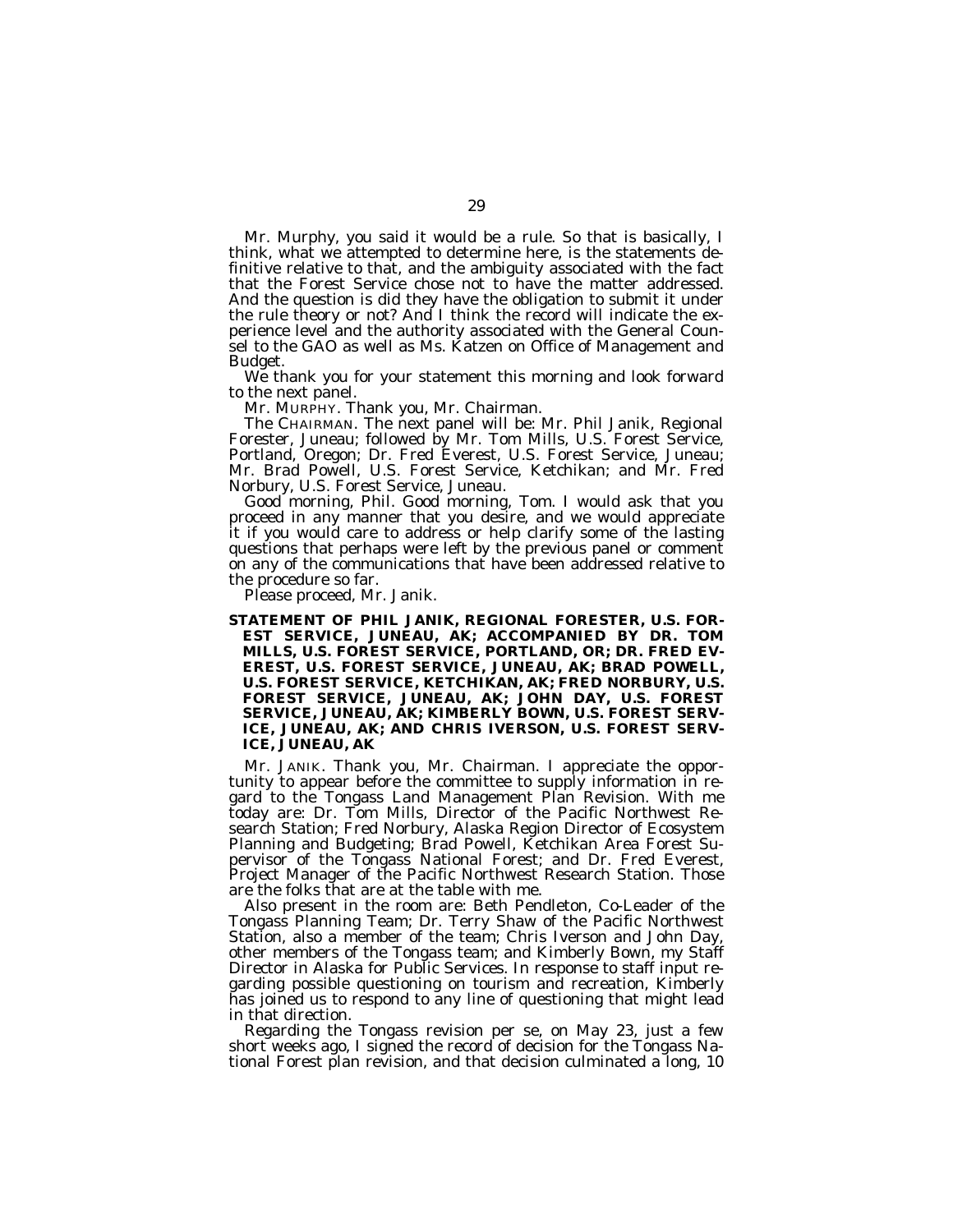Mr. Murphy, you said it would be a rule. So that is basically, I think, what we attempted to determine here, is the statements definitive relative to that, and the ambiguity associated with the fact that the Forest Service chose not to have the matter addressed. And the question is did they have the obligation to submit it under the rule theory or not? And I think the record will indicate the experience level and the authority associated with the General Counsel to the GAO as well as Ms. Katzen on Office of Management and Budget.

We thank you for your statement this morning and look forward to the next panel.

Mr. MURPHY. Thank you, Mr. Chairman.

The CHAIRMAN. The next panel will be: Mr. Phil Janik, Regional Forester, Juneau; followed by Mr. Tom Mills, U.S. Forest Service, Portland, Oregon; Dr. Fred Everest, U.S. Forest Service, Juneau; Mr. Brad Powell, U.S. Forest Service, Ketchikan; and Mr. Fred Norbury, U.S. Forest Service, Juneau.

Good morning, Phil. Good morning, Tom. I would ask that you proceed in any manner that you desire, and we would appreciate it if you would care to address or help clarify some of the lasting questions that perhaps were left by the previous panel or comment on any of the communications that have been addressed relative to the procedure so far.

Please proceed, Mr. Janik.

## STATEMENT OF PHIL JANIK, REGIONAL FORESTER, U.S. FOREST SERVICE, JUNEAU, AK; ACCOMPANIED BY DR. TOM MILLS, U.S. FOREST SERVICE, PORTLAND, OR; DR. FRED EVEREST, U.S. FOREST SERVICE, JUNEAU, AK; BRAD POWELL, U.S. FOREST SERVICE, KETCHIKAN, AK; FRED NORBURY, U.S. FOREST SERVICE, JUNEAU, AK; JOHN DAY, U.S. FOREST SERVICE, JUNEAU, AK; KIMBERLY BOWN, U.S. FOREST SERVICE, JUNEAU, AK; AND CHRIS IVERSON, U.S. FOREST SERVICE, JUNEAU, AK

Mr. JANIK. Thank you, Mr. Chairman. I appreciate the opportunity to appear before the committee to supply information in regard to the Tongass Land Management Plan Revision. With me today are: Dr. Tom Mills, Director of the Pacific Northwest Research Station; Fred Norbury, Alaska Region Director of Ecosystem Planning and Budgeting; Brad Powell, Ketchikan Area Forest Supervisor of the Tongass National Forest; and Dr. Fred Everest, Project Manager of the Pacific Northwest Research Station. Those are the folks that are at the table with me.

Also present in the room are: Beth Pendleton, Co-Leader of the Tongass Planning Team; Dr. Terry Shaw of the Pacific Northwest Station, also a member of the team; Chris Iverson and John Day, other members of the Tongass team; and Kimberly Bown, my Staff Director in Alaska for Public Services. In response to staff input regarding possible questioning on tourism and recreation, Kimberly has joined us to respond to any line of questioning that might lead in that direction.

Regarding the Tongass revision per se, on May 23, just a few short weeks ago, I signed the record of decision for the Tongass National Forest plan revision, and that decision culminated a long, 10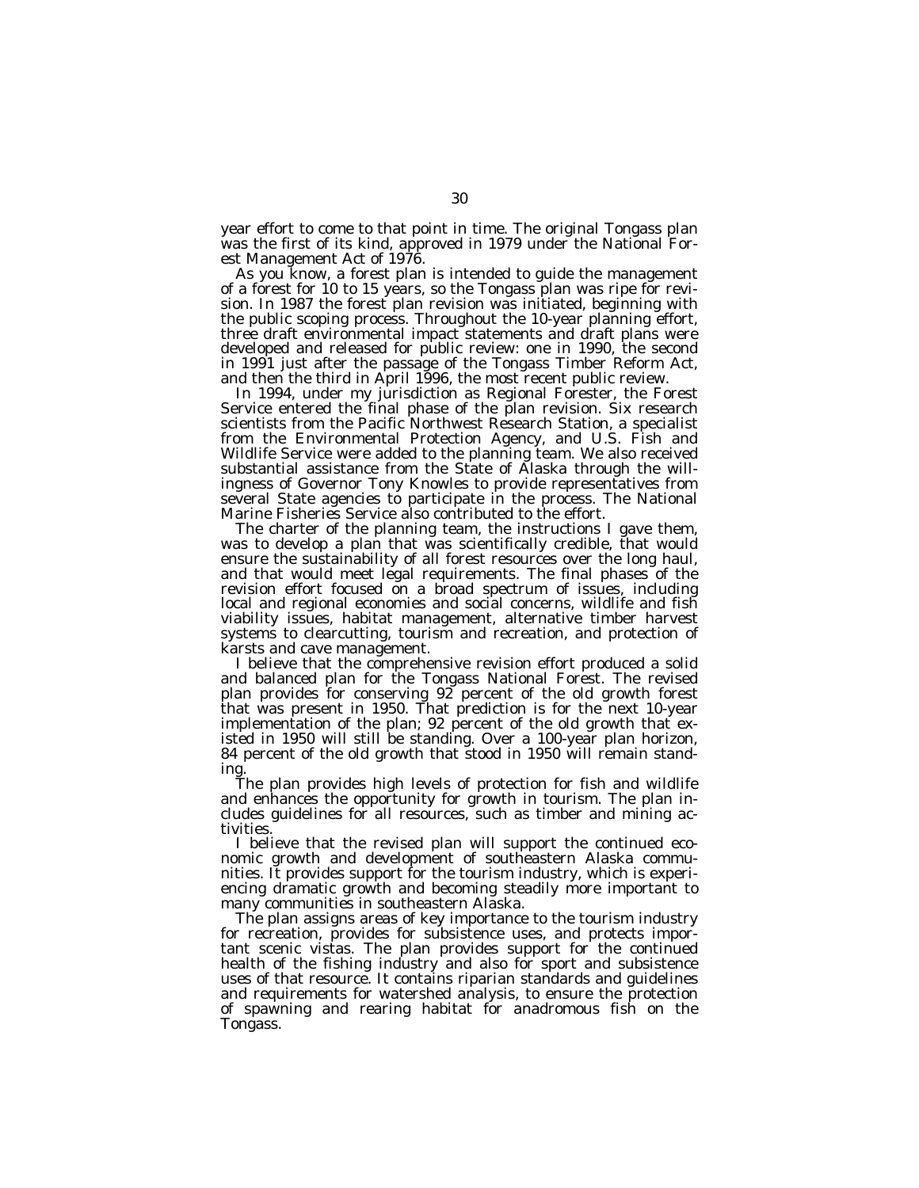year effort to come to that point in time. The original Tongass plan was the first of its kind, approved in 1979 under the National Forest Management Act of 1976.

As you know, a forest plan is intended to guide the management of a forest for 10 to 15 years, so the Tongass plan was ripe for revision. In 1987 the forest plan revision was initiated, beginning with the public scoping process. Throughout the 10-year planning effort, three draft environmental impact statements and draft plans were developed and released for public review: one in 1990, the second in 1991 just after the passage of the Tongass Timber Reform Act, and then the third in April 1996, the most recent public review.

In 1994, under my jurisdiction as Regional Forester, the Forest Service entered the final phase of the plan revision. Six research scientists from the Pacific Northwest Research Station, a specialist from the Environmental Protection Agency, and U.S. Fish and Wildlife Service were added to the planning team. We also received substantial assistance from the State of Alaska through the willingness of Governor Tony Knowles to provide representatives from several State agencies to participate in the process. The National Marine Fisheries Service also contributed to the effort.

The charter of the planning team, the instructions I gave them, was to develop a plan that was scientifically credible, that would ensure the sustainability of all forest resources over the long haul, and that would meet legal requirements. The final phases of the revision effort focused on a broad spectrum of issues, including local and regional economies and social concerns, wildlife and fish viability issues, habitat management, alternative timber harvest systems to clearcutting, tourism and recreation, and protection of karsts and cave management.

I believe that the comprehensive revision effort produced a solid and balanced plan for the Tongass National Forest. The revised plan provides for conserving 92 percent of the old growth forest that was present in 1950. That prediction is for the next 10-year implementation of the plan; 92 percent of the old growth that existed in 1950 will still be standing. Over a 100-year plan horizon, 84 percent of the old growth that stood in 1950 will remain standing.

The plan provides high levels of protection for fish and wildlife and enhances the opportunity for growth in tourism. The plan includes guidelines for all resources, such as timber and mining activities.

I believe that the revised plan will support the continued economic growth and development of southeastern Alaska communities. It provides support for the tourism industry, which is experiencing dramatic growth and becoming steadily more important to many communities in southeastern Alaska.

The plan assigns areas of key importance to the tourism industry for recreation, provides for subsistence uses, and protects important scenic vistas. The plan provides support for the continued health of the fishing industry and also for sport and subsistence uses of that resource. It contains riparian standards and guidelines and requirements for watershed analysis, to ensure the protection of spawning and rearing habitat for anadromous fish on the Tongass.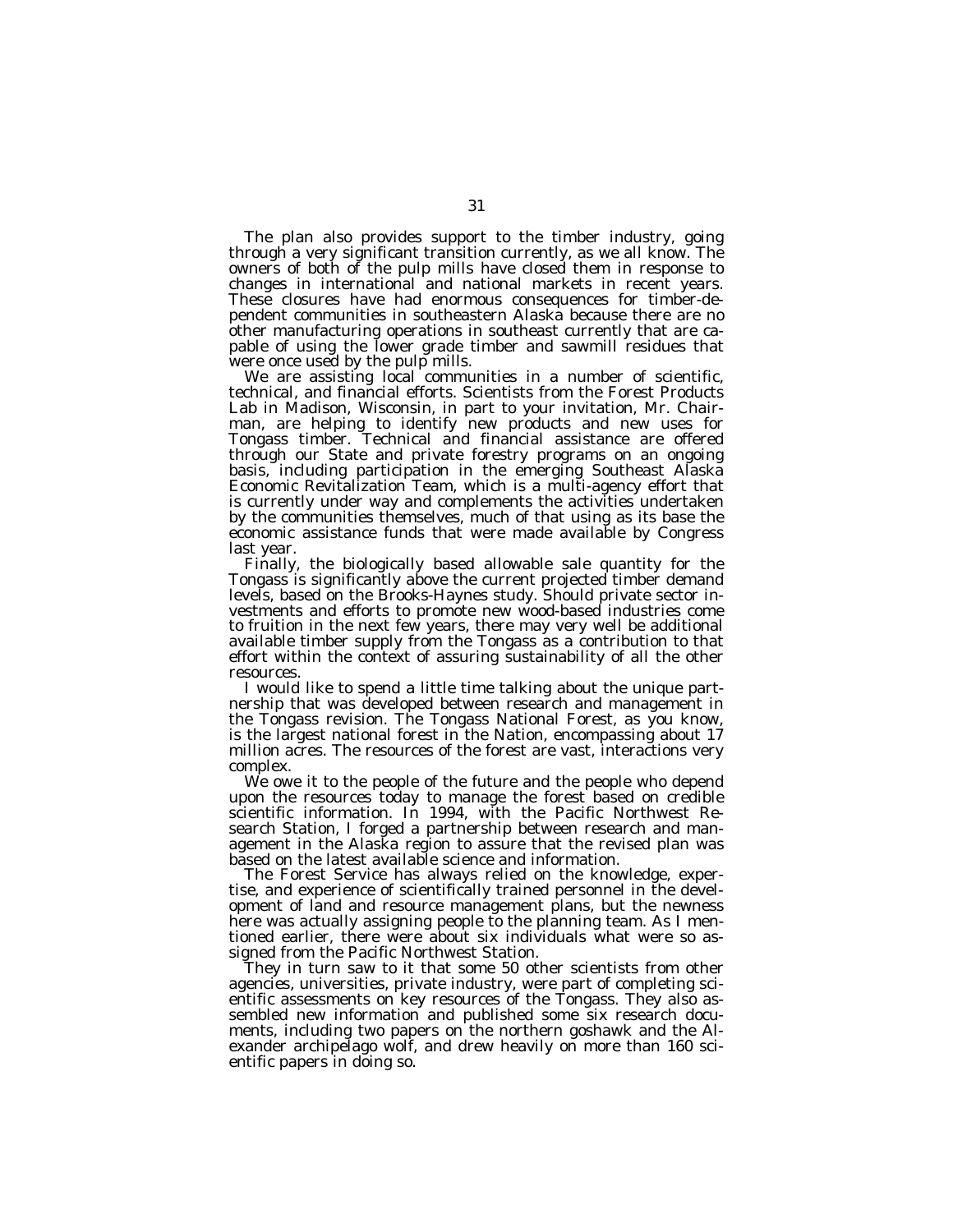The plan also provides support to the timber industry, going through a very significant transition currently, as we all know. The owners of both of the pulp mills have closed them in response to changes in international and national markets in recent years. These closures have had enormous consequences for timber-dependent communities in southeastern Alaska because there are no other manufacturing operations in southeast currently that are capable of using the lower grade timber and sawmill residues that were once used by the pulp mills.

We are assisting local communities in a number of scientific, technical, and financial efforts. Scientists from the Forest Products Lab in Madison, Wisconsin, in part to your invitation, Mr. Chairman, are helping to identify new products and new uses for Tongass timber. Technical and financial assistance are offered through our State and private forestry programs on an ongoing basis, including participation in the emerging Southeast Alaska Economic Revitalization Team, which is a multi-agency effort that is currently under way and complements the activities undertaken by the communities themselves, much of that using as its base the economic assistance funds that were made available by Congress last year.

Finally, the biologically based allowable sale quantity for the Tongass is significantly above the current projected timber demand levels, based on the Brooks-Haynes study. Should private sector investments and efforts to promote new wood-based industries come to fruition in the next few years, there may very well be additional available timber supply from the Tongass as a contribution to that effort within the context of assuring sustainability of all the other resources.

I would like to spend a little time talking about the unique partnership that was developed between research and management in the Tongass revision. The Tongass National Forest, as you know, is the largest national forest in the Nation, encompassing about 17 million acres. The resources of the forest are vast, interactions very complex.

We owe it to the people of the future and the people who depend upon the resources today to manage the forest based on credible scientific information. In 1994, with the Pacific Northwest Research Station, I forged a partnership between research and management in the Alaska region to assure that the revised plan was based on the latest available science and information.

The Forest Service has always relied on the knowledge, expertise, and experience of scientifically trained personnel in the development of land and resource management plans, but the newness here was actually assigning people to the planning team. As I mentioned earlier, there were about six individuals what were so assigned from the Pacific Northwest Station.

They in turn saw to it that some 50 other scientists from other agencies, universities, private industry, were part of completing scientific assessments on key resources of the Tongass. They also assembled new information and published some six research documents, including two papers on the northern goshawk and the Alexander archipelago wolf, and drew heavily on more than 160 scientific papers in doing so.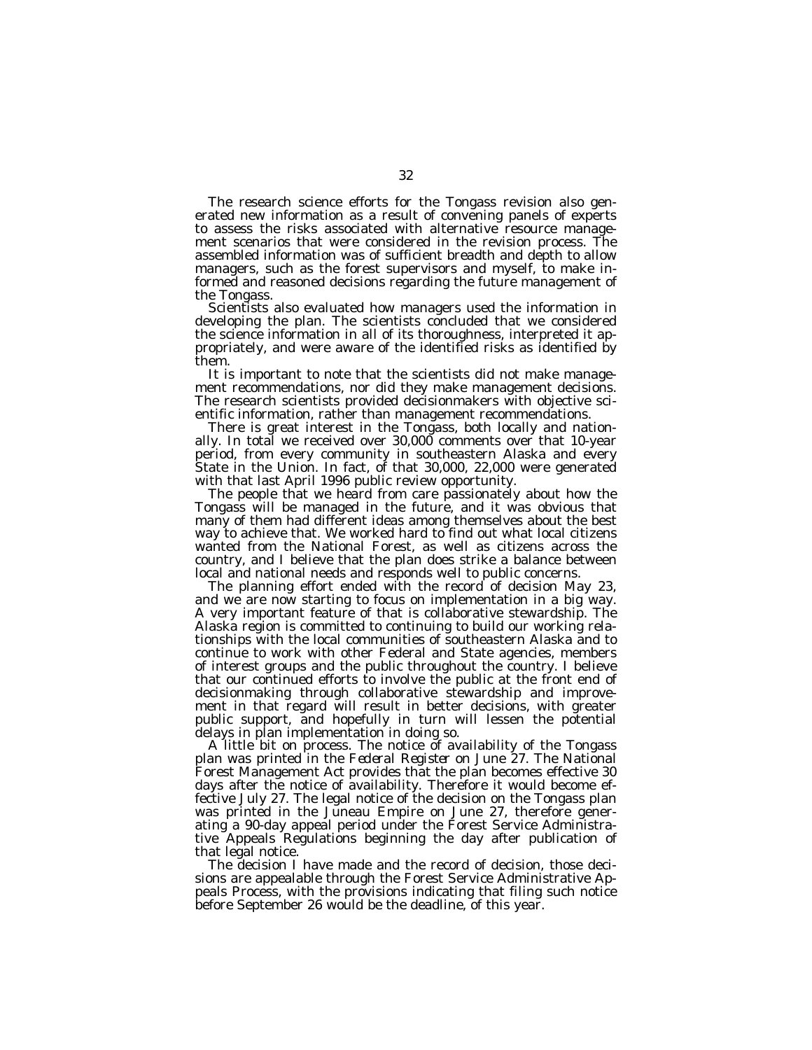The research science efforts for the Tongass revision also generated new information as a result of convening panels of experts to assess the risks associated with alternative resource management scenarios that were considered in the revision process. The assembled information was of sufficient breadth and depth to allow managers, such as the forest supervisors and myself, to make informed and reasoned decisions regarding the future management of the Tongass.

Scientists also evaluated how managers used the information in developing the plan. The scientists concluded that we considered the science information in all of its thoroughness, interpreted it appropriately, and were aware of the identified risks as identified by them.

It is important to note that the scientists did not make management recommendations, nor did they make management decisions. The research scientists provided decisionmakers with objective scientific information, rather than management recommendations.

There is great interest in the Tongass, both locally and nationally. In total we received over 30,000 comments over that 10-year period, from every community in southeastern Alaska and every State in the Union. In fact, of that 30,000, 22,000 were generated with that last April 1996 public review opportunity.

The people that we heard from care passionately about how the Tongass will be managed in the future, and it was obvious that many of them had different ideas among themselves about the best way to achieve that. We worked hard to find out what local citizens wanted from the National Forest, as well as citizens across the country, and I believe that the plan does strike a balance between local and national needs and responds well to public concerns.

The planning effort ended with the record of decision May 23, and we are now starting to focus on implementation in a big way. A very important feature of that is collaborative stewardship. The Alaska region is committed to continuing to build our working relationships with the local communities of southeastern Alaska and to continue to work with other Federal and State agencies, members of interest groups and the public throughout the country. I believe that our continued efforts to involve the public at the front end of decisionmaking through collaborative stewardship and improvement in that regard will result in better decisions, with greater public support, and hopefully in turn will lessen the potential delays in plan implementation in doing so.

A little bit on process. The notice of availability of the Tongass plan was printed in the *Federal Register* on June 27. The National Forest Management Act provides that the plan becomes effective 30 days after the notice of availability. Therefore it would become effective July 27. The legal notice of the decision on the Tongass plan was printed in the Juneau Empire on June 27, therefore generating a 90-day appeal period under the Forest Service Administrative Appeals Regulations beginning the day after publication of that legal notice.

The decision I have made and the record of decision, those decisions are appealable through the Forest Service Administrative Appeals Process, with the provisions indicating that filing such notice before September 26 would be the deadline, of this year.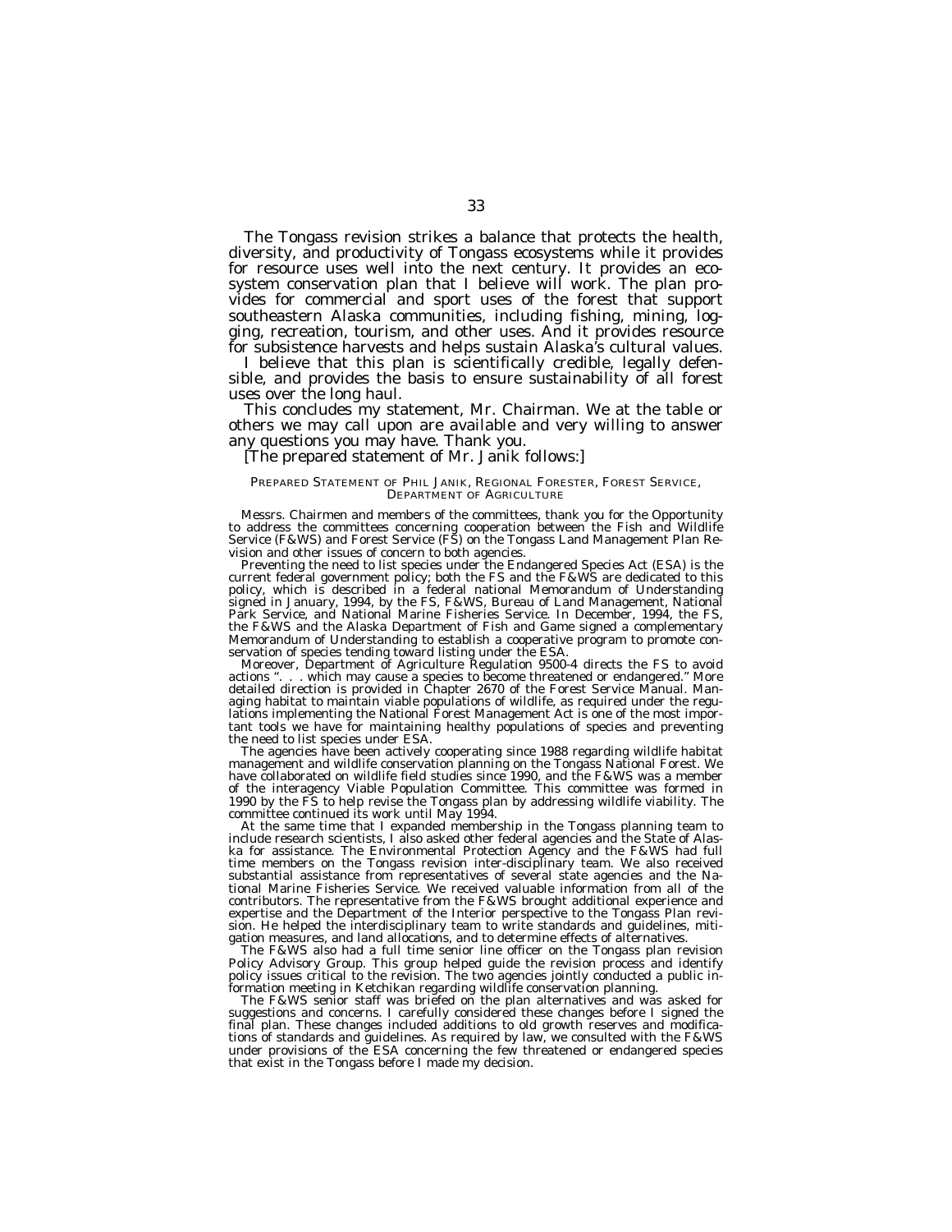The Tongass revision strikes a balance that protects the health, diversity, and productivity of Tongass ecosystems while it provides for resource uses well into the next century. It provides an ecosystem conservation plan that I believe will work. The plan provides for commercial and sport uses of the forest that support southeastern Alaska communities, including fishing, mining, logging, recreation, tourism, and other uses. And it provides resource for subsistence harvests and helps sustain Alaska's cultural values.

I believe that this plan is scientifically credible, legally defensible, and provides the basis to ensure sustainability of all forest uses over the long haul.

This concludes my statement, Mr. Chairman. We at the table or others we may call upon are available and very willing to answer any questions you may have. Thank you.

[The prepared statement of Mr. Janik follows:]

PREPARED STATEMENT OF PHIL JANIK, REGIONAL FORESTER, FOREST SERVICE, DEPARTMENT OF AGRICULTURE

Messrs. Chairmen and members of the committees, thank you for the Opportunity to address the committees concerning cooperation between the Fish and Wildlife Service (F&WS) and Forest Service (FS) on the Tongass Land Management Plan Revision and other issues of concern to both agencies.

Preventing the need to list species under the Endangered Species Act (ESA) is the current federal government policy; both the FS and the F&WS are dedicated to this policy, which is described in a federal national Memorandum of Understanding signed in January, 1994, by the FS, F&WS, Bureau of Land Management, National Park Service, and National Marine Fisheries Service. In December, 1994, the FS, the F&WS and the Alaska Department of Fish and Game signed a complementary Memorandum of Understanding to establish a cooperative program to promote conservation of species tending toward listing under the ESA.

Moreover, Department of Agriculture Regulation 9500-4 directs the FS to avoid actions ". . . which may cause a species to become threatened or endangered." More detailed direction is provided in Chapter 2670 of the Forest Service Manual. Managing habitat to maintain viable populations of wildlife, as required under the regulations implementing the National Forest Management Act is one of the most important tools we have for maintaining healthy populations of species and preventing the need to list species under ESA.

The agencies have been actively cooperating since 1988 regarding wildlife habitat management and wildlife conservation planning on the Tongass National Forest. We have collaborated on wildlife field studies since 1990, and the F&WS was a member of the interagency Viable Population Committee. This committee was formed in 1990 by the FS to help revise the Tongass plan by addressing wildlife viability. The committee continued its work until May 1994.

At the same time that I expanded membership in the Tongass planning team to include research scientists, I also asked other federal agencies and the State of Alaska for assistance. The Environmental Protection Agency and the F&WS had full time members on the Tongass revision inter-disciplinary team. We also received substantial assistance from representatives of several state agencies and the National Marine Fisheries Service. We received valuable information from all of the contributors. The representative from the F&WS brought additional experience and expertise and the Department of the Interior perspective to the Tongass Plan revision. He helped the interdisciplinary team to write standards and guidelines, mitigation measures, and land allocations, and to determine effects of alternatives.

The F&WS also had a full time senior line officer on the Tongass plan revision Policy Advisory Group. This group helped guide the revision process and identify policy issues critical to the revision. The two agencies jointly conducted a public information meeting in Ketchikan regarding wildlife conservation planning.

The F&WS senior staff was briefed on the plan alternatives and was asked for suggestions and concerns. I carefully considered these changes before I signed the final plan. These changes included additions to old growth reserves and modifications of standards and guidelines. As required by law, we consulted with the F&WS under provisions of the ESA concerning the few threatened or endangered species that exist in the Tongass before I made my decision.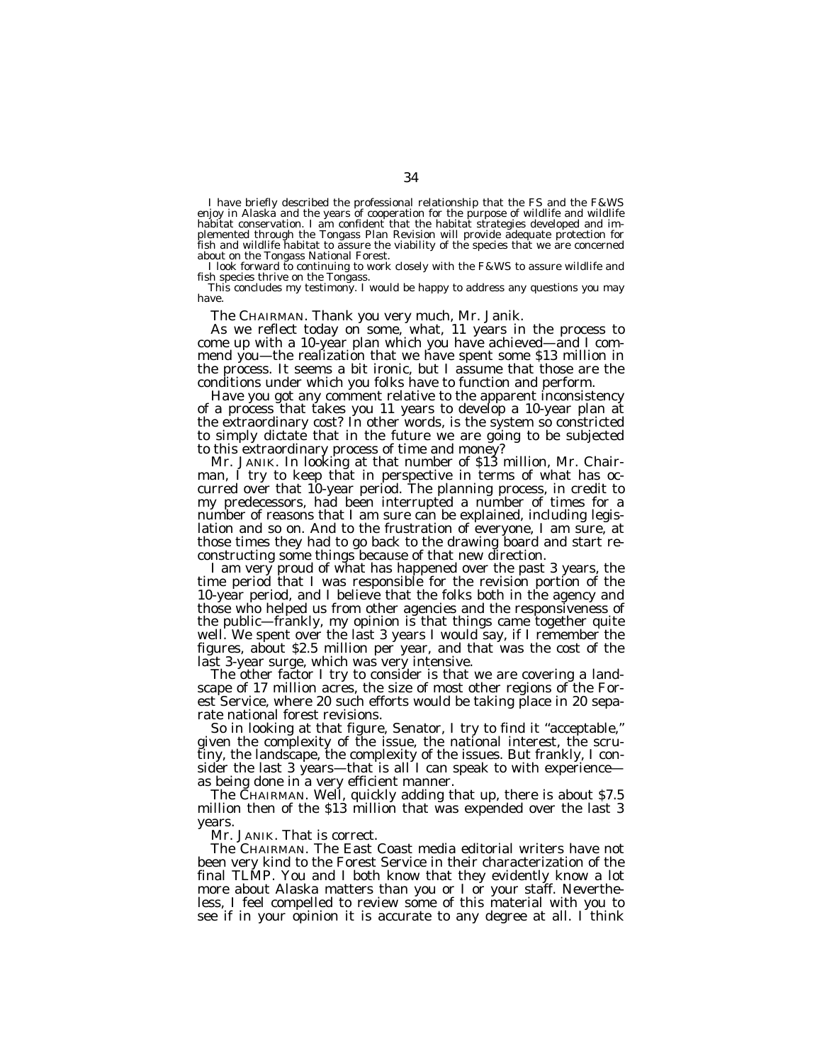I have briefly described the professional relationship that the FS and the F&WS enjoy in Alaska and the years of cooperation for the purpose of wildlife and wildlife habitat conservation. I am confident that the habitat strategies developed and implemented through the Tongass Plan Revision will provide adequate protection for fish and wildlife habitat to assure the viability of the species that we are concerned about on the Tongass National Forest.

I look forward to continuing to work closely with the F&WS to assure wildlife and fish species thrive on the Tongass.

This concludes my testimony. I would be happy to address any questions you may have.

The CHAIRMAN. Thank you very much, Mr. Janik.

As we reflect today on some, what, 11 years in the process to come up with a 10-year plan which you have achieved—and I commend you—the realization that we have spent some $13 million in the process. It seems a bit ironic, but I assume that those are the conditions under which you folks have to function and perform.

Have you got any comment relative to the apparent inconsistency of a process that takes you 11 years to develop a 10-year plan at the extraordinary cost? In other words, is the system so constricted to simply dictate that in the future we are going to be subjected to this extraordinary process of time and money?

Mr. JANIK. In looking at that number of $13 million, Mr. Chairman, I try to keep that in perspective in terms of what has occurred over that 10-year period. The planning process, in credit to my predecessors, had been interrupted a number of times for a number of reasons that I am sure can be explained, including legislation and so on. And to the frustration of everyone, I am sure, at those times they had to go back to the drawing board and start reconstructing some things because of that new direction.

I am very proud of what has happened over the past 3 years, the time period that I was responsible for the revision portion of the 10-year period, and I believe that the folks both in the agency and those who helped us from other agencies and the responsiveness of the public—frankly, my opinion is that things came together quite well. We spent over the last 3 years I would say, if I remember the figures, about $2.5 million per year, and that was the cost of the last 3-year surge, which was very intensive.

The other factor I try to consider is that we are covering a landscape of 17 million acres, the size of most other regions of the Forest Service, where 20 such efforts would be taking place in 20 separate national forest revisions.

So in looking at that figure, Senator, I try to find it "acceptable," given the complexity of the issue, the national interest, the scrutiny, the landscape, the complexity of the issues. But frankly, I consider the last 3 years—that is all I can speak to with experience—as being done in a very efficient manner.

The CHAIRMAN. Well, quickly adding that up, there is about $7.5 million then of the $13 million that was expended over the last 3 years.

Mr. JANIK. That is correct.

The CHAIRMAN. The East Coast media editorial writers have not been very kind to the Forest Service in their characterization of the final TLMP. You and I both know that they evidently know a lot more about Alaska matters than you or I or your staff. Nevertheless, I feel compelled to review some of this material with you to see if in your opinion it is accurate to any degree at all. I think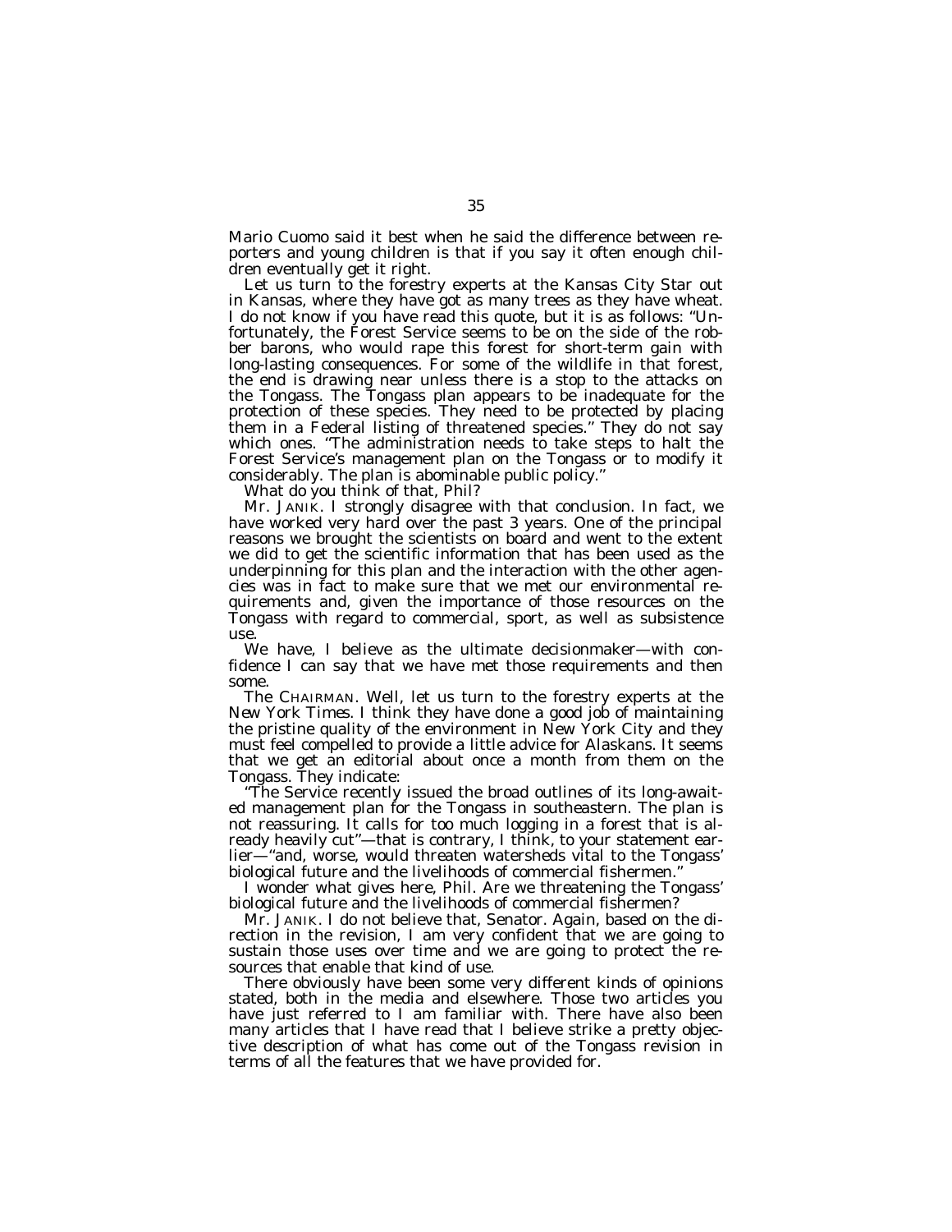Mario Cuomo said it best when he said the difference between reporters and young children is that if you say it often enough children eventually get it right.

Let us turn to the forestry experts at the Kansas City Star out in Kansas, where they have got as many trees as they have wheat. I do not know if you have read this quote, but it is as follows: "Unfortunately, the Forest Service seems to be on the side of the robber barons, who would rape this forest for short-term gain with long-lasting consequences. For some of the wildlife in that forest, the end is drawing near unless there is a stop to the attacks on the Tongass. The Tongass plan appears to be inadequate for the protection of these species. They need to be protected by placing them in a Federal listing of threatened species." They do not say which ones. "The administration needs to take steps to halt the Forest Service's management plan on the Tongass or to modify it considerably. The plan is abominable public policy."

What do you think of that, Phil?

Mr. JANIK. I strongly disagree with that conclusion. In fact, we have worked very hard over the past 3 years. One of the principal reasons we brought the scientists on board and went to the extent we did to get the scientific information that has been used as the underpinning for this plan and the interaction with the other agencies was in fact to make sure that we met our environmental requirements and, given the importance of those resources on the Tongass with regard to commercial, sport, as well as subsistence use.

We have, I believe as the ultimate decisionmaker—with confidence I can say that we have met those requirements and then some.

The CHAIRMAN. Well, let us turn to the forestry experts at the *New York Times*. I think they have done a good job of maintaining the pristine quality of the environment in New York City and they must feel compelled to provide a little advice for Alaskans. It seems that we get an editorial about once a month from them on the Tongass. They indicate:

"The Service recently issued the broad outlines of its long-awaited management plan for the Tongass in southeastern. The plan is not reassuring. It calls for too much logging in a forest that is already heavily cut"—that is contrary, I think, to your statement earlier—"and, worse, would threaten watersheds vital to the Tongass' biological future and the livelihoods of commercial fishermen."

I wonder what gives here, Phil. Are we threatening the Tongass' biological future and the livelihoods of commercial fishermen?

Mr. JANIK. I do not believe that, Senator. Again, based on the direction in the revision, I am very confident that we are going to sustain those uses over time and we are going to protect the resources that enable that kind of use.

There obviously have been some very different kinds of opinions stated, both in the media and elsewhere. Those two articles you have just referred to I am familiar with. There have also been many articles that I have read that I believe strike a pretty objective description of what has come out of the Tongass revision in terms of all the features that we have provided for.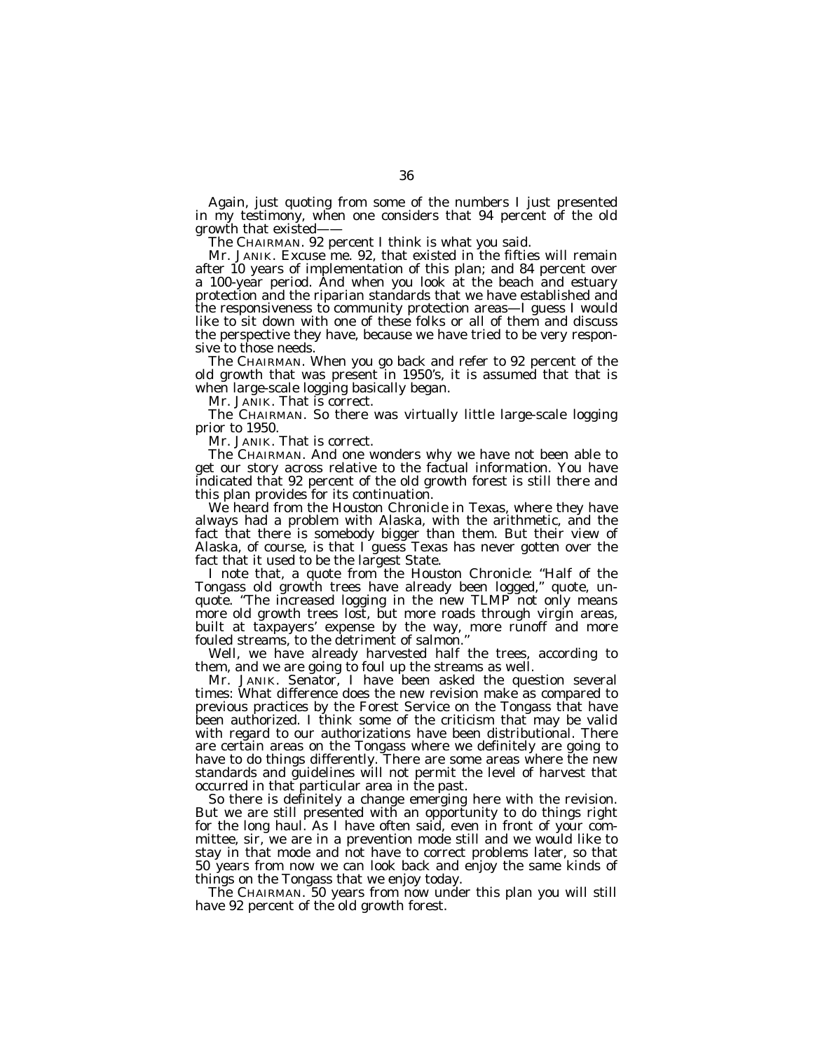Again, just quoting from some of the numbers I just presented in my testimony, when one considers that 94 percent of the old growth that existed——

The CHAIRMAN. 92 percent I think is what you said.

Mr. JANIK. Excuse me. 92, that existed in the fifties will remain after 10 years of implementation of this plan; and 84 percent over a 100-year period. And when you look at the beach and estuary protection and the riparian standards that we have established and the responsiveness to community protection areas—I guess I would like to sit down with one of these folks or all of them and discuss the perspective they have, because we have tried to be very responsive to those needs.

The CHAIRMAN. When you go back and refer to 92 percent of the old growth that was present in 1950's, it is assumed that that is when large-scale logging basically began.

Mr. JANIK. That is correct.

The CHAIRMAN. So there was virtually little large-scale logging prior to 1950.

Mr. JANIK. That is correct.

The CHAIRMAN. And one wonders why we have not been able to get our story across relative to the factual information. You have indicated that 92 percent of the old growth forest is still there and this plan provides for its continuation.

We heard from the Houston Chronicle in Texas, where they have always had a problem with Alaska, with the arithmetic, and the fact that there is somebody bigger than them. But their view of Alaska, of course, is that I guess Texas has never gotten over the fact that it used to be the largest State.

I note that, a quote from the Houston Chronicle: "Half of the Tongass old growth trees have already been logged," quote, unquote. "The increased logging in the new TLMP not only means more old growth trees lost, but more roads through virgin areas, built at taxpayers' expense by the way, more runoff and more fouled streams, to the detriment of salmon."

Well, we have already harvested half the trees, according to them, and we are going to foul up the streams as well.

Mr. JANIK. Senator, I have been asked the question several times: What difference does the new revision make as compared to previous practices by the Forest Service on the Tongass that have been authorized. I think some of the criticism that may be valid with regard to our authorizations have been distributional. There are certain areas on the Tongass where we definitely are going to have to do things differently. There are some areas where the new standards and guidelines will not permit the level of harvest that occurred in that particular area in the past.

So there is definitely a change emerging here with the revision. But we are still presented with an opportunity to do things right for the long haul. As I have often said, even in front of your committee, sir, we are in a prevention mode still and we would like to stay in that mode and not have to correct problems later, so that 50 years from now we can look back and enjoy the same kinds of things on the Tongass that we enjoy today.

The CHAIRMAN. 50 years from now under this plan you will still have 92 percent of the old growth forest.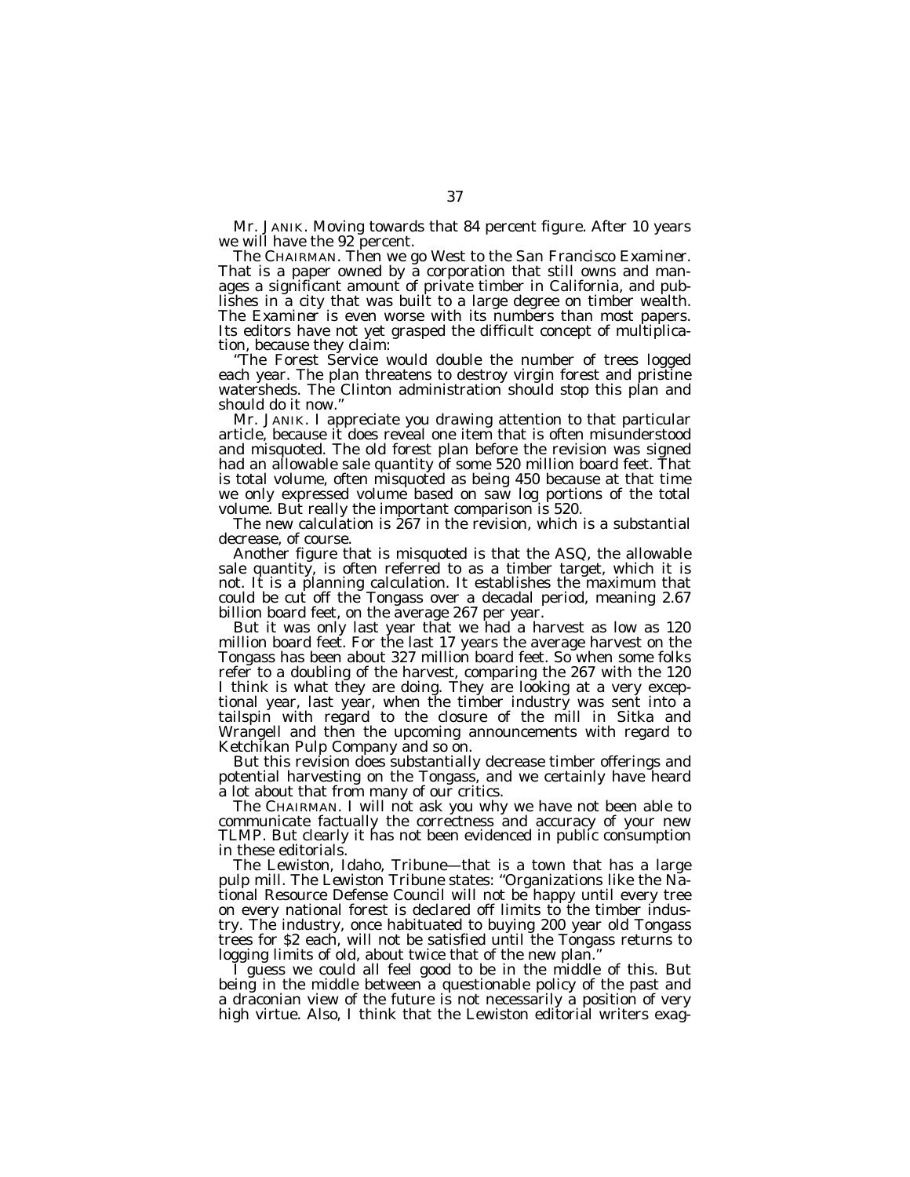Mr. JANIK. Moving towards that 84 percent figure. After 10 years we will have the 92 percent.

The CHAIRMAN. Then we go West to the San Francisco *Examiner*. That is a paper owned by a corporation that still owns and manages a significant amount of private timber in California, and publishes in a city that was built to a large degree on timber wealth. The *Examiner* is even worse with its numbers than most papers. Its editors have not yet grasped the difficult concept of multiplication, because they claim:

''The Forest Service would double the number of trees logged each year. The plan threatens to destroy virgin forest and pristine watersheds. The Clinton administration should stop this plan and should do it now.''

Mr. JANIK. I appreciate you drawing attention to that particular article, because it does reveal one item that is often misunderstood and misquoted. The old forest plan before the revision was signed had an allowable sale quantity of some 520 million board feet. That is total volume, often misquoted as being 450 because at that time we only expressed volume based on saw log portions of the total volume. But really the important comparison is 520.

The new calculation is 267 in the revision, which is a substantial decrease, of course.

Another figure that is misquoted is that the ASQ, the allowable sale quantity, is often referred to as a timber target, which it is not. It is a planning calculation. It establishes the maximum that could be cut off the Tongass over a decadal period, meaning 2.67 billion board feet, on the average 267 per year.

But it was only last year that we had a harvest as low as 120 million board feet. For the last 17 years the average harvest on the Tongass has been about 327 million board feet. So when some folks refer to a doubling of the harvest, comparing the 267 with the 120 I think is what they are doing. They are looking at a very exceptional year, last year, when the timber industry was sent into a tailspin with regard to the closure of the mill in Sitka and Wrangell and then the upcoming announcements with regard to Ketchikan Pulp Company and so on.

But this revision does substantially decrease timber offerings and potential harvesting on the Tongass, and we certainly have heard a lot about that from many of our critics.

The CHAIRMAN. I will not ask you why we have not been able to communicate factually the correctness and accuracy of your new TLMP. But clearly it has not been evidenced in public consumption in these editorials.

The Lewiston, Idaho, Tribune—that is a town that has a large pulp mill. The Lewiston Tribune states: ''Organizations like the National Resource Defense Council will not be happy until every tree on every national forest is declared off limits to the timber industry. The industry, once habituated to buying 200 year old Tongass trees for $2 each, will not be satisfied until the Tongass returns to logging limits of old, about twice that of the new plan.''

I guess we could all feel good to be in the middle of this. But being in the middle between a questionable policy of the past and a draconian view of the future is not necessarily a position of very high virtue. Also, I think that the Lewiston editorial writers exag-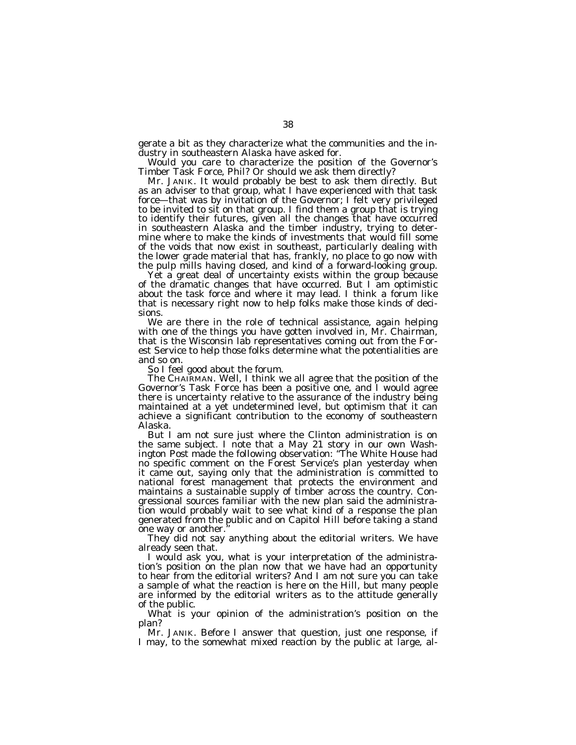gerate a bit as they characterize what the communities and the industry in southeastern Alaska have asked for.

Would you care to characterize the position of the Governor's Timber Task Force, Phil? Or should we ask them directly?

Mr. JANIK. It would probably be best to ask them directly. But as an adviser to that group, what I have experienced with that task force—that was by invitation of the Governor; I felt very privileged to be invited to sit on that group. I find them a group that is trying to identify their futures, given all the changes that have occurred in southeastern Alaska and the timber industry, trying to determine where to make the kinds of investments that would fill some of the voids that now exist in southeast, particularly dealing with the lower grade material that has, frankly, no place to go now with the pulp mills having closed, and kind of a forward-looking group.

Yet a great deal of uncertainty exists within the group because of the dramatic changes that have occurred. But I am optimistic about the task force and where it may lead. I think a forum like that is necessary right now to help folks make those kinds of decisions.

We are there in the role of technical assistance, again helping with one of the things you have gotten involved in, Mr. Chairman, that is the Wisconsin lab representatives coming out from the Forest Service to help those folks determine what the potentialities are and so on.

So I feel good about the forum.

The CHAIRMAN. Well, I think we all agree that the position of the Governor's Task Force has been a positive one, and I would agree there is uncertainty relative to the assurance of the industry being maintained at a yet undetermined level, but optimism that it can achieve a significant contribution to the economy of southeastern Alaska.

But I am not sure just where the Clinton administration is on the same subject. I note that a May 21 story in our own Washington Post made the following observation: "The White House had no specific comment on the Forest Service's plan yesterday when it came out, saying only that the administration is committed to national forest management that protects the environment and maintains a sustainable supply of timber across the country. Congressional sources familiar with the new plan said the administration would probably wait to see what kind of a response the plan generated from the public and on Capitol Hill before taking a stand one way or another."

They did not say anything about the editorial writers. We have already seen that.

I would ask you, what is your interpretation of the administration's position on the plan now that we have had an opportunity to hear from the editorial writers? And I am not sure you can take a sample of what the reaction is here on the Hill, but many people are informed by the editorial writers as to the attitude generally of the public.

What is your opinion of the administration's position on the plan?

Mr. JANIK. Before I answer that question, just one response, if I may, to the somewhat mixed reaction by the public at large, al-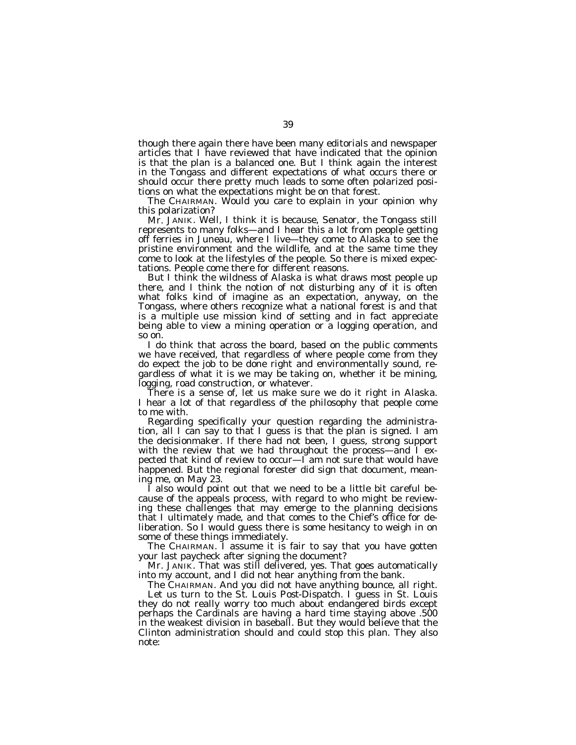though there again there have been many editorials and newspaper articles that I have reviewed that have indicated that the opinion is that the plan is a balanced one. But I think again the interest in the Tongass and different expectations of what occurs there or should occur there pretty much leads to some often polarized positions on what the expectations might be on that forest.

The CHAIRMAN. Would you care to explain in your opinion why this polarization?

Mr. JANIK. Well, I think it is because, Senator, the Tongass still represents to many folks—and I hear this a lot from people getting off ferries in Juneau, where I live—they come to Alaska to see the pristine environment and the wildlife, and at the same time they come to look at the lifestyles of the people. So there is mixed expectations. People come there for different reasons.

But I think the wildness of Alaska is what draws most people up there, and I think the notion of not disturbing any of it is often what folks kind of imagine as an expectation, anyway, on the Tongass, where others recognize what a national forest is and that is a multiple use mission kind of setting and in fact appreciate being able to view a mining operation or a logging operation, and so on.

I do think that across the board, based on the public comments we have received, that regardless of where people come from they do expect the job to be done right and environmentally sound, regardless of what it is we may be taking on, whether it be mining, logging, road construction, or whatever.

There is a sense of, let us make sure we do it right in Alaska. I hear a lot of that regardless of the philosophy that people come to me with.

Regarding specifically your question regarding the administration, all I can say to that I guess is that the plan is signed. I am the decisionmaker. If there had not been, I guess, strong support with the review that we had throughout the process—and I expected that kind of review to occur—I am not sure that would have happened. But the regional forester did sign that document, meaning me, on May 23.

I also would point out that we need to be a little bit careful because of the appeals process, with regard to who might be reviewing these challenges that may emerge to the planning decisions that I ultimately made, and that comes to the Chief's office for deliberation. So I would guess there is some hesitancy to weigh in on some of these things immediately.

The CHAIRMAN. I assume it is fair to say that you have gotten your last paycheck after signing the document?

Mr. JANIK. That was still delivered, yes. That goes automatically into my account, and I did not hear anything from the bank.

The CHAIRMAN. And you did not have anything bounce, all right.

Let us turn to the St. Louis Post-Dispatch. I guess in St. Louis they do not really worry too much about endangered birds except perhaps the Cardinals are having a hard time staying above .500 in the weakest division in baseball. But they would believe that the Clinton administration should and could stop this plan. They also note: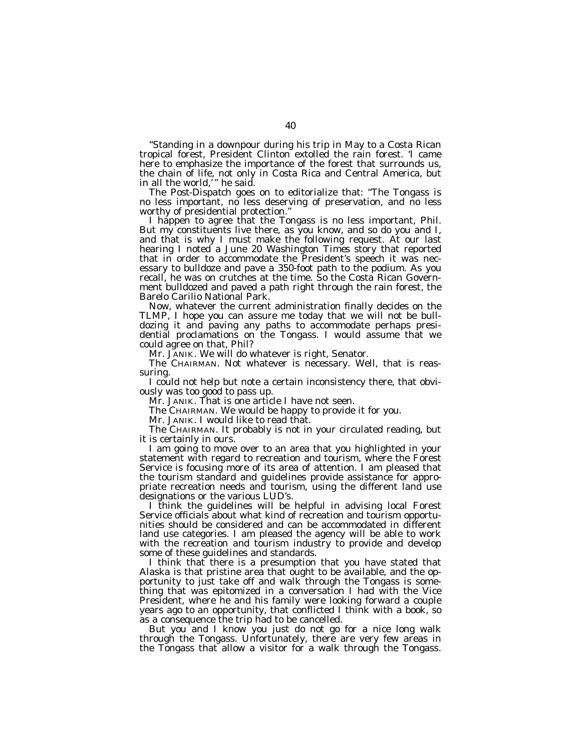"Standing in a downpour during his trip in May to a Costa Rican tropical forest, President Clinton extolled the rain forest. 'I came here to emphasize the importance of the forest that surrounds us, the chain of life, not only in Costa Rica and Central America, but in all the world,'" he said.

The Post-Dispatch goes on to editorialize that: "The Tongass is no less important, no less deserving of preservation, and no less worthy of presidential protection."

I happen to agree that the Tongass is no less important, Phil. But my constituents live there, as you know, and so do you and I, and that is why I must make the following request. At our last hearing I noted a June 20 Washington Times story that reported that in order to accommodate the President's speech it was necessary to bulldoze and pave a 350-foot path to the podium. As you recall, he was on crutches at the time. So the Costa Rican Government bulldozed and paved a path right through the rain forest, the Barelo Carilio National Park.

Now, whatever the current administration finally decides on the TLMP, I hope you can assure me today that we will not be bulldozing it and paving any paths to accommodate perhaps presidential proclamations on the Tongass. I would assume that we could agree on that, Phil?

Mr. JANIK. We will do whatever is right, Senator.

The CHAIRMAN. Not whatever is necessary. Well, that is reassuring.

I could not help but note a certain inconsistency there, that obviously was too good to pass up.

Mr. JANIK. That is one article I have not seen.

The CHAIRMAN. We would be happy to provide it for you.

Mr. JANIK. I would like to read that.

The CHAIRMAN. It probably is not in your circulated reading, but it is certainly in ours.

I am going to move over to an area that you highlighted in your statement with regard to recreation and tourism, where the Forest Service is focusing more of its area of attention. I am pleased that the tourism standard and guidelines provide assistance for appropriate recreation needs and tourism, using the different land use designations or the various LUD's.

I think the guidelines will be helpful in advising local Forest Service officials about what kind of recreation and tourism opportunities should be considered and can be accommodated in different land use categories. I am pleased the agency will be able to work with the recreation and tourism industry to provide and develop some of these guidelines and standards.

I think that there is a presumption that you have stated that Alaska is that pristine area that ought to be available, and the opportunity to just take off and walk through the Tongass is something that was epitomized in a conversation I had with the Vice President, where he and his family were looking forward a couple years ago to an opportunity, that conflicted I think with a book, so as a consequence the trip had to be cancelled.

But you and I know you just do not go for a nice long walk through the Tongass. Unfortunately, there are very few areas in the Tongass that allow a visitor for a walk through the Tongass.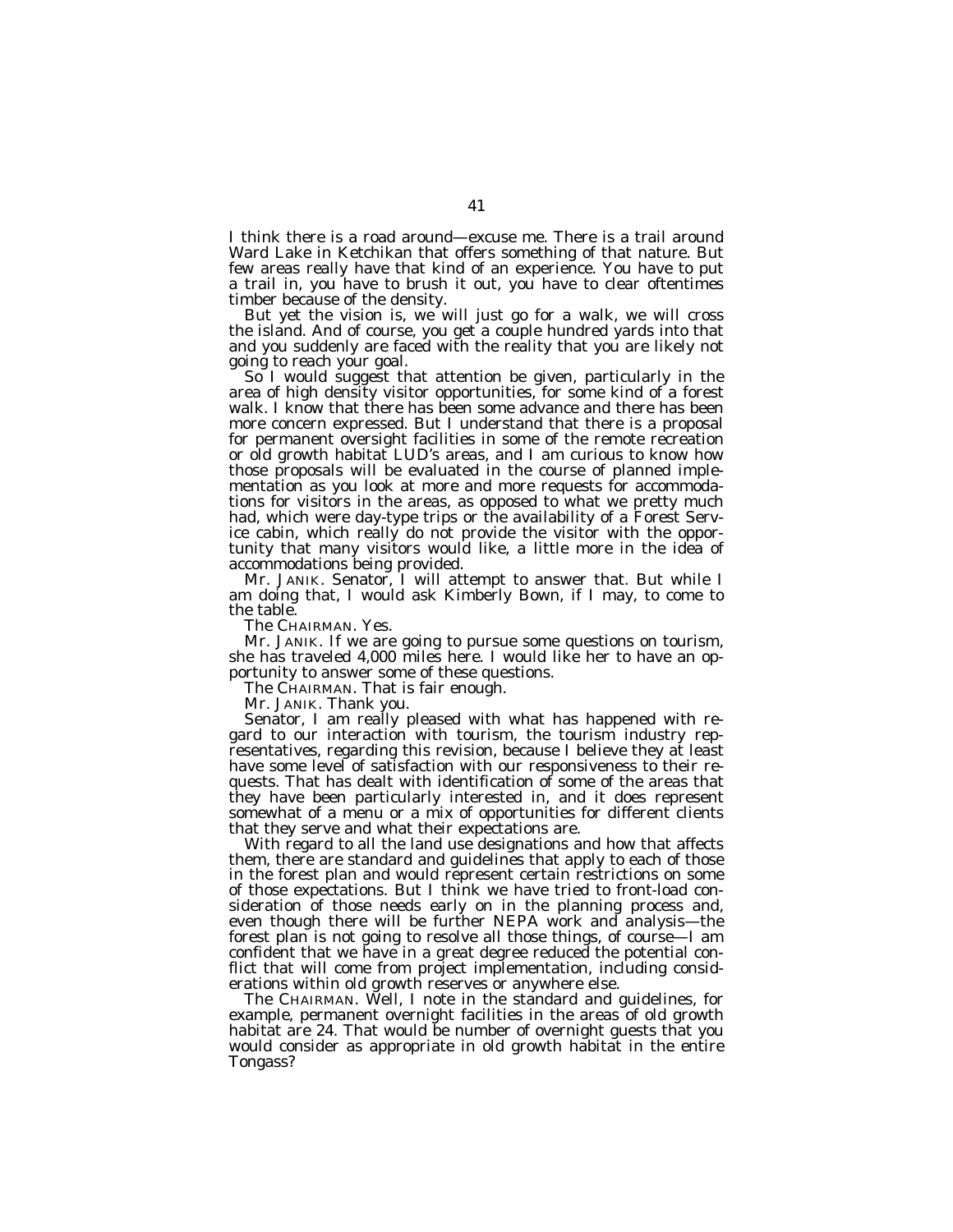I think there is a road around—excuse me. There is a trail around Ward Lake in Ketchikan that offers something of that nature. But few areas really have that kind of an experience. You have to put a trail in, you have to brush it out, you have to clear oftentimes timber because of the density.

But yet the vision is, we will just go for a walk, we will cross the island. And of course, you get a couple hundred yards into that and you suddenly are faced with the reality that you are likely not going to reach your goal.

So I would suggest that attention be given, particularly in the area of high density visitor opportunities, for some kind of a forest walk. I know that there has been some advance and there has been more concern expressed. But I understand that there is a proposal for permanent oversight facilities in some of the remote recreation or old growth habitat LUD's areas, and I am curious to know how those proposals will be evaluated in the course of planned implementation as you look at more and more requests for accommodations for visitors in the areas, as opposed to what we pretty much had, which were day-type trips or the availability of a Forest Service cabin, which really do not provide the visitor with the opportunity that many visitors would like, a little more in the idea of accommodations being provided.

Mr. JANIK. Senator, I will attempt to answer that. But while I am doing that, I would ask Kimberly Bown, if I may, to come to the table.

The CHAIRMAN. Yes.

Mr. JANIK. If we are going to pursue some questions on tourism, she has traveled 4,000 miles here. I would like her to have an opportunity to answer some of these questions.

The CHAIRMAN. That is fair enough.

Mr. JANIK. Thank you.

Senator, I am really pleased with what has happened with regard to our interaction with tourism, the tourism industry representatives, regarding this revision, because I believe they at least have some level of satisfaction with our responsiveness to their requests. That has dealt with identification of some of the areas that they have been particularly interested in, and it does represent somewhat of a menu or a mix of opportunities for different clients that they serve and what their expectations are.

With regard to all the land use designations and how that affects them, there are standard and guidelines that apply to each of those in the forest plan and would represent certain restrictions on some of those expectations. But I think we have tried to front-load consideration of those needs early on in the planning process and, even though there will be further NEPA work and analysis—the forest plan is not going to resolve all those things, of course—I am confident that we have in a great degree reduced the potential conflict that will come from project implementation, including considerations within old growth reserves or anywhere else.

The CHAIRMAN. Well, I note in the standard and guidelines, for example, permanent overnight facilities in the areas of old growth habitat are 24. That would be number of overnight guests that you would consider as appropriate in old growth habitat in the entire Tongass?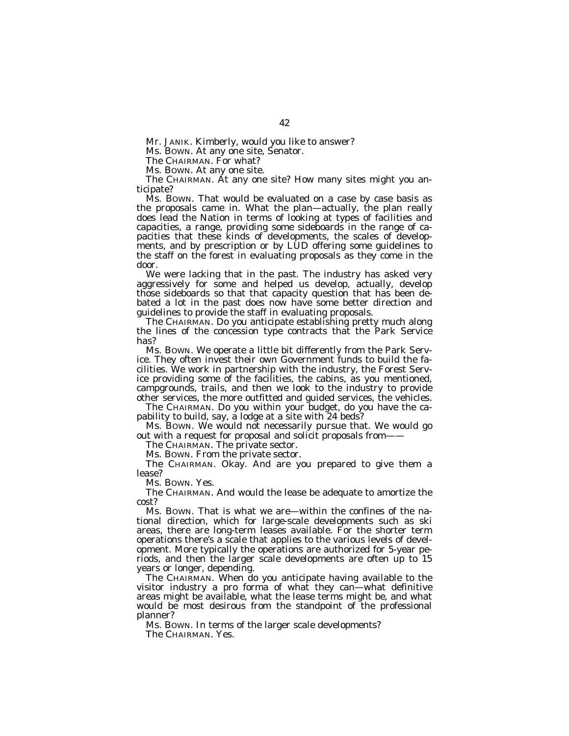Mr. JANIK. Kimberly, would you like to answer?

Ms. BOWN. At any one site, Senator.

The CHAIRMAN. For what?

Ms. BOWN. At any one site.

The CHAIRMAN. At any one site? How many sites might you anticipate?

Ms. BOWN. That would be evaluated on a case by case basis as the proposals came in. What the plan—actually, the plan really does lead the Nation in terms of looking at types of facilities and capacities, a range, providing some sideboards in the range of capacities that these kinds of developments, the scales of developments, and by prescription or by LUD offering some guidelines to the staff on the forest in evaluating proposals as they come in the door.

We were lacking that in the past. The industry has asked very aggressively for some and helped us develop, actually, develop those sideboards so that that capacity question that has been debated a lot in the past does now have some better direction and guidelines to provide the staff in evaluating proposals.

The CHAIRMAN. Do you anticipate establishing pretty much along the lines of the concession type contracts that the Park Service has?

Ms. BOWN. We operate a little bit differently from the Park Service. They often invest their own Government funds to build the facilities. We work in partnership with the industry, the Forest Service providing some of the facilities, the cabins, as you mentioned, campgrounds, trails, and then we look to the industry to provide other services, the more outfitted and guided services, the vehicles.

The CHAIRMAN. Do you within your budget, do you have the capability to build, say, a lodge at a site with 24 beds?

Ms. BOWN. We would not necessarily pursue that. We would go out with a request for proposal and solicit proposals from——

The CHAIRMAN. The private sector.

Ms. BOWN. From the private sector.

The CHAIRMAN. Okay. And are you prepared to give them a lease?

Ms. BOWN. Yes.

The CHAIRMAN. And would the lease be adequate to amortize the cost?

Ms. BOWN. That is what we are—within the confines of the national direction, which for large-scale developments such as ski areas, there are long-term leases available. For the shorter term operations there's a scale that applies to the various levels of development. More typically the operations are authorized for 5-year periods, and then the larger scale developments are often up to 15 years or longer, depending.

The CHAIRMAN. When do you anticipate having available to the visitor industry a pro forma of what they can—what definitive areas might be available, what the lease terms might be, and what would be most desirous from the standpoint of the professional planner?

Ms. BOWN. In terms of the larger scale developments?

The CHAIRMAN. Yes.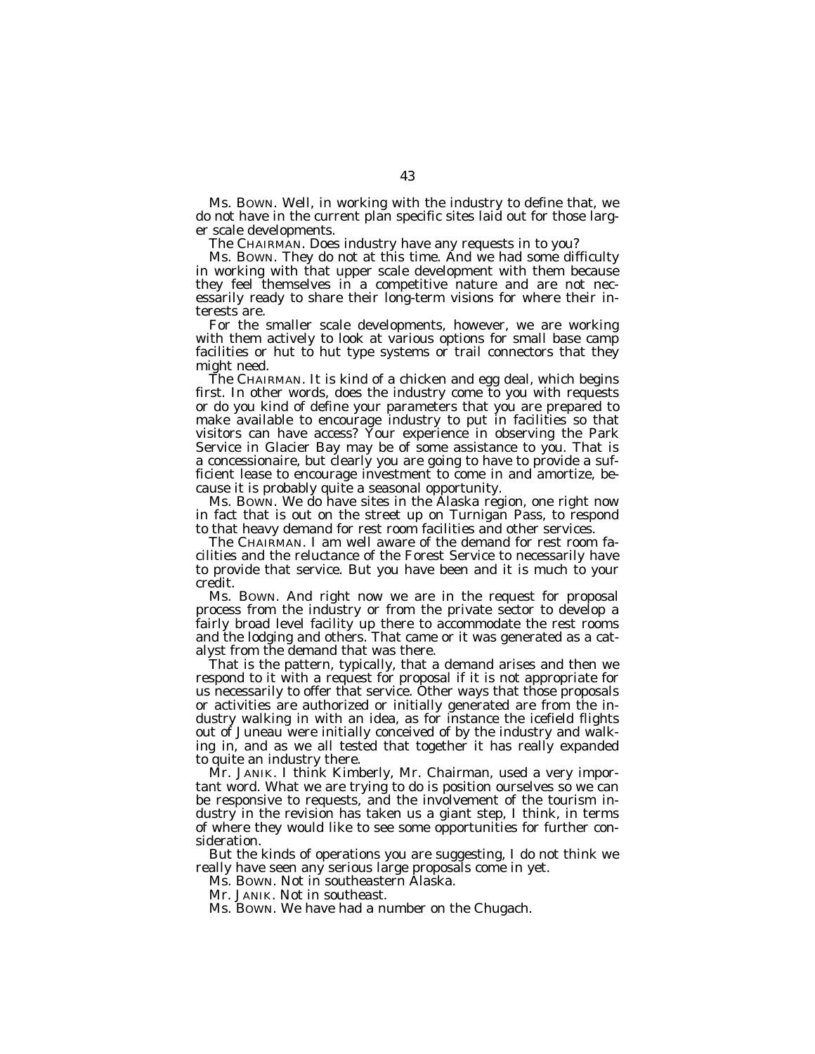Ms. BOWN. Well, in working with the industry to define that, we do not have in the current plan specific sites laid out for those larger scale developments.

The CHAIRMAN. Does industry have any requests in to you?

Ms. BOWN. They do not at this time. And we had some difficulty in working with that upper scale development with them because they feel themselves in a competitive nature and are not necessarily ready to share their long-term visions for where their interests are.

For the smaller scale developments, however, we are working with them actively to look at various options for small base camp facilities or hut to hut type systems or trail connectors that they might need.

The CHAIRMAN. It is kind of a chicken and egg deal, which begins first. In other words, does the industry come to you with requests or do you kind of define your parameters that you are prepared to make available to encourage industry to put in facilities so that visitors can have access? Your experience in observing the Park Service in Glacier Bay may be of some assistance to you. That is a concessionaire, but clearly you are going to have to provide a sufficient lease to encourage investment to come in and amortize, because it is probably quite a seasonal opportunity.

Ms. BOWN. We do have sites in the Alaska region, one right now in fact that is out on the street up on Turnigan Pass, to respond to that heavy demand for rest room facilities and other services.

The CHAIRMAN. I am well aware of the demand for rest room facilities and the reluctance of the Forest Service to necessarily have to provide that service. But you have been and it is much to your credit.

Ms. BOWN. And right now we are in the request for proposal process from the industry or from the private sector to develop a fairly broad level facility up there to accommodate the rest rooms and the lodging and others. That came or it was generated as a catalyst from the demand that was there.

That is the pattern, typically, that a demand arises and then we respond to it with a request for proposal if it is not appropriate for us necessarily to offer that service. Other ways that those proposals or activities are authorized or initially generated are from the industry walking in with an idea, as for instance the icefield flights out of Juneau were initially conceived of by the industry and walking in, and as we all tested that together it has really expanded to quite an industry there.

Mr. JANIK. I think Kimberly, Mr. Chairman, used a very important word. What we are trying to do is position ourselves so we can be responsive to requests, and the involvement of the tourism industry in the revision has taken us a giant step, I think, in terms of where they would like to see some opportunities for further consideration.

But the kinds of operations you are suggesting, I do not think we really have seen any serious large proposals come in yet.

Ms. BOWN. Not in southeastern Alaska.

Mr. JANIK. Not in southeast.

Ms. BOWN. We have had a number on the Chugach.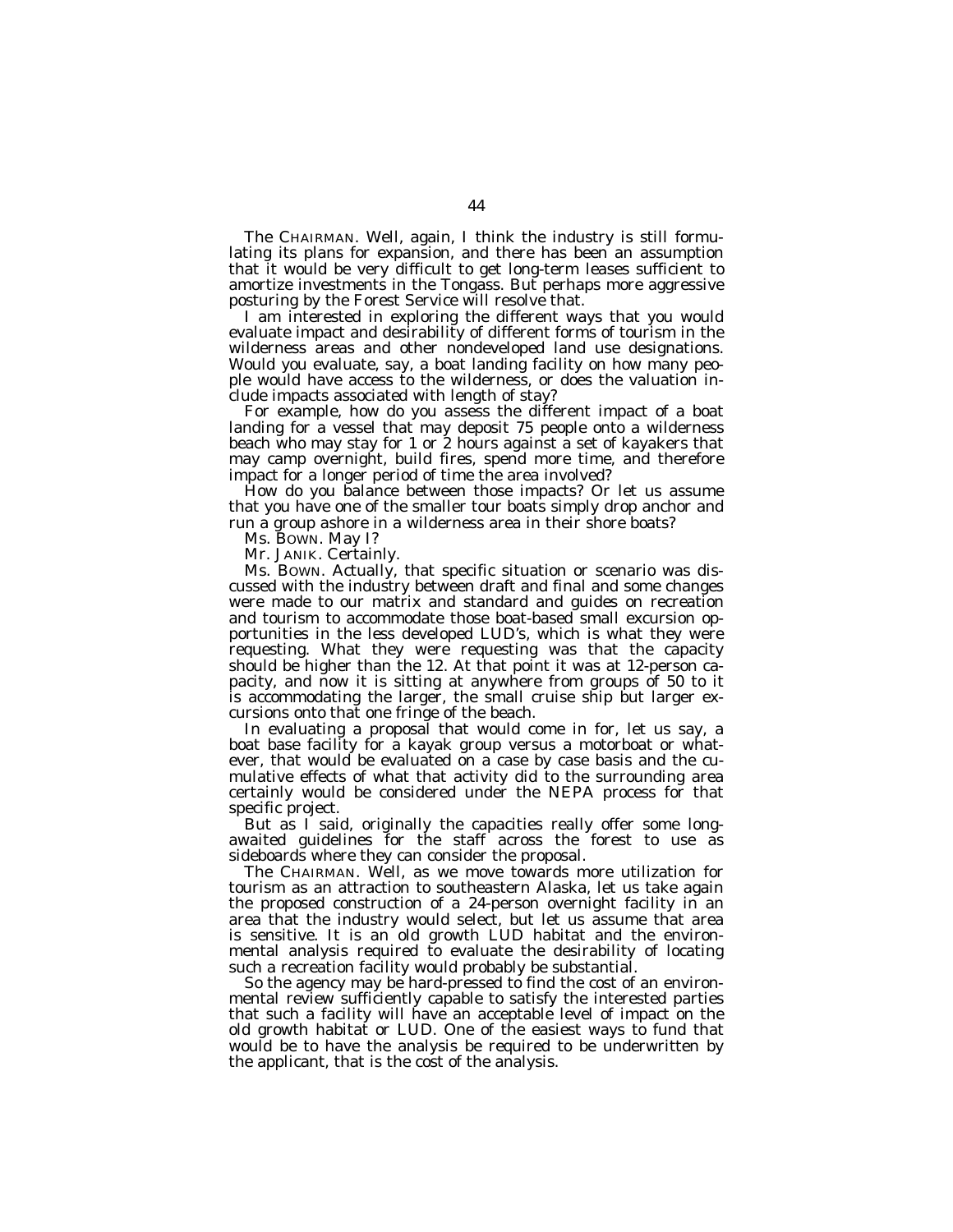The CHAIRMAN. Well, again, I think the industry is still formulating its plans for expansion, and there has been an assumption that it would be very difficult to get long-term leases sufficient to amortize investments in the Tongass. But perhaps more aggressive posturing by the Forest Service will resolve that.

I am interested in exploring the different ways that you would evaluate impact and desirability of different forms of tourism in the wilderness areas and other nondeveloped land use designations. Would you evaluate, say, a boat landing facility on how many people would have access to the wilderness, or does the valuation include impacts associated with length of stay?

For example, how do you assess the different impact of a boat landing for a vessel that may deposit 75 people onto a wilderness beach who may stay for 1 or 2 hours against a set of kayakers that may camp overnight, build fires, spend more time, and therefore impact for a longer period of time the area involved?

How do you balance between those impacts? Or let us assume that you have one of the smaller tour boats simply drop anchor and run a group ashore in a wilderness area in their shore boats?

Ms. BOWN. May I?

Mr. JANIK. Certainly.

Ms. BOWN. Actually, that specific situation or scenario was discussed with the industry between draft and final and some changes were made to our matrix and standard and guides on recreation and tourism to accommodate those boat-based small excursion opportunities in the less developed LUD's, which is what they were requesting. What they were requesting was that the capacity should be higher than the 12. At that point it was at 12-person capacity, and now it is sitting at anywhere from groups of 50 to it is accommodating the larger, the small cruise ship but larger excursions onto that one fringe of the beach.

In evaluating a proposal that would come in for, let us say, a boat base facility for a kayak group versus a motorboat or whatever, that would be evaluated on a case by case basis and the cumulative effects of what that activity did to the surrounding area certainly would be considered under the NEPA process for that specific project.

But as I said, originally the capacities really offer some long-awaited guidelines for the staff across the forest to use as sideboards where they can consider the proposal.

The CHAIRMAN. Well, as we move towards more utilization for tourism as an attraction to southeastern Alaska, let us take again the proposed construction of a 24-person overnight facility in an area that the industry would select, but let us assume that area is sensitive. It is an old growth LUD habitat and the environmental analysis required to evaluate the desirability of locating such a recreation facility would probably be substantial.

So the agency may be hard-pressed to find the cost of an environmental review sufficiently capable to satisfy the interested parties that such a facility will have an acceptable level of impact on the old growth habitat or LUD. One of the easiest ways to fund that would be to have the analysis be required to be underwritten by the applicant, that is the cost of the analysis.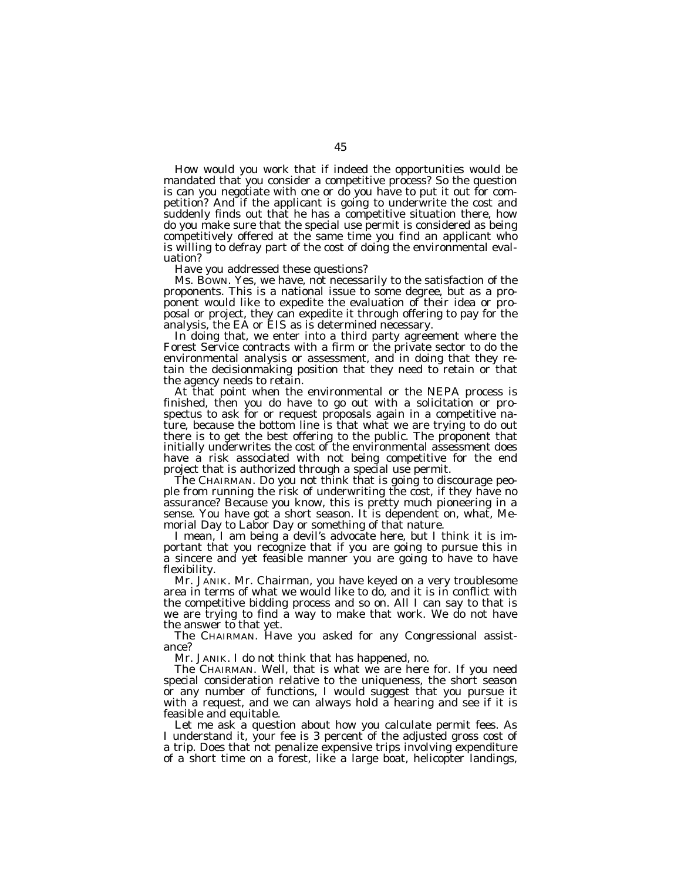How would you work that if indeed the opportunities would be mandated that you consider a competitive process? So the question is can you negotiate with one or do you have to put it out for competition? And if the applicant is going to underwrite the cost and suddenly finds out that he has a competitive situation there, how do you make sure that the special use permit is considered as being competitively offered at the same time you find an applicant who is willing to defray part of the cost of doing the environmental evaluation?

Have you addressed these questions?

Ms. BOWN. Yes, we have, not necessarily to the satisfaction of the proponents. This is a national issue to some degree, but as a proponent would like to expedite the evaluation of their idea or proposal or project, they can expedite it through offering to pay for the analysis, the EA or EIS as is determined necessary.

In doing that, we enter into a third party agreement where the Forest Service contracts with a firm or the private sector to do the environmental analysis or assessment, and in doing that they retain the decisionmaking position that they need to retain or that the agency needs to retain.

At that point when the environmental or the NEPA process is finished, then you do have to go out with a solicitation or prospectus to ask for or request proposals again in a competitive nature, because the bottom line is that what we are trying to do out there is to get the best offering to the public. The proponent that initially underwrites the cost of the environmental assessment does have a risk associated with not being competitive for the end project that is authorized through a special use permit.

The CHAIRMAN. Do you not think that is going to discourage people from running the risk of underwriting the cost, if they have no assurance? Because you know, this is pretty much pioneering in a sense. You have got a short season. It is dependent on, what, Memorial Day to Labor Day or something of that nature.

I mean, I am being a devil's advocate here, but I think it is important that you recognize that if you are going to pursue this in a sincere and yet feasible manner you are going to have to have flexibility.

Mr. JANIK. Mr. Chairman, you have keyed on a very troublesome area in terms of what we would like to do, and it is in conflict with the competitive bidding process and so on. All I can say to that is we are trying to find a way to make that work. We do not have the answer to that yet.

The CHAIRMAN. Have you asked for any Congressional assistance?

Mr. JANIK. I do not think that has happened, no.

The CHAIRMAN. Well, that is what we are here for. If you need special consideration relative to the uniqueness, the short season or any number of functions, I would suggest that you pursue it with a request, and we can always hold a hearing and see if it is feasible and equitable.

Let me ask a question about how you calculate permit fees. As I understand it, your fee is 3 percent of the adjusted gross cost of a trip. Does that not penalize expensive trips involving expenditure of a short time on a forest, like a large boat, helicopter landings,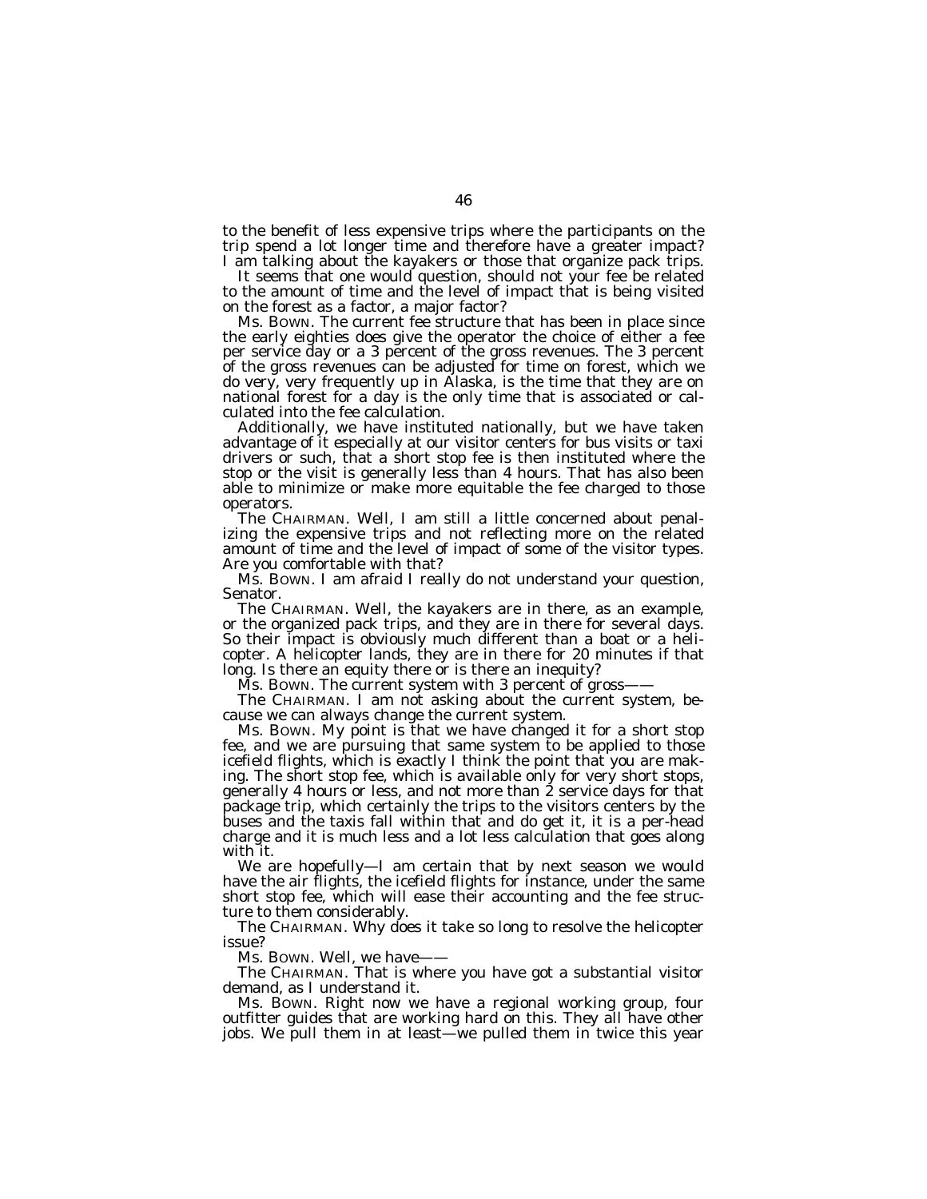to the benefit of less expensive trips where the participants on the trip spend a lot longer time and therefore have a greater impact? I am talking about the kayakers or those that organize pack trips.

It seems that one would question, should not your fee be related to the amount of time and the level of impact that is being visited on the forest as a factor, a major factor?

Ms. BOWN. The current fee structure that has been in place since the early eighties does give the operator the choice of either a fee per service day or a 3 percent of the gross revenues. The 3 percent of the gross revenues can be adjusted for time on forest, which we do very, very frequently up in Alaska, is the time that they are on national forest for a day is the only time that is associated or calculated into the fee calculation.

Additionally, we have instituted nationally, but we have taken advantage of it especially at our visitor centers for bus visits or taxi drivers or such, that a short stop fee is then instituted where the stop or the visit is generally less than 4 hours. That has also been able to minimize or make more equitable the fee charged to those operators.

The CHAIRMAN. Well, I am still a little concerned about penalizing the expensive trips and not reflecting more on the related amount of time and the level of impact of some of the visitor types. Are you comfortable with that?

Ms. BOWN. I am afraid I really do not understand your question, Senator.

The CHAIRMAN. Well, the kayakers are in there, as an example, or the organized pack trips, and they are in there for several days. So their impact is obviously much different than a boat or a helicopter. A helicopter lands, they are in there for 20 minutes if that long. Is there an equity there or is there an inequity?

Ms. BOWN. The current system with 3 percent of gross——

The CHAIRMAN. I am not asking about the current system, because we can always change the current system.

Ms. BOWN. My point is that we have changed it for a short stop fee, and we are pursuing that same system to be applied to those icefield flights, which is exactly I think the point that you are making. The short stop fee, which is available only for very short stops, generally 4 hours or less, and not more than 2 service days for that package trip, which certainly the trips to the visitors centers by the buses and the taxis fall within that and do get it, it is a per-head charge and it is much less and a lot less calculation that goes along with it.

We are hopefully—I am certain that by next season we would have the air flights, the icefield flights for instance, under the same short stop fee, which will ease their accounting and the fee structure to them considerably.

The CHAIRMAN. Why does it take so long to resolve the helicopter issue?

Ms. BOWN. Well, we have——

The CHAIRMAN. That is where you have got a substantial visitor demand, as I understand it.

Ms. BOWN. Right now we have a regional working group, four outfitter guides that are working hard on this. They all have other jobs. We pull them in at least—we pulled them in twice this year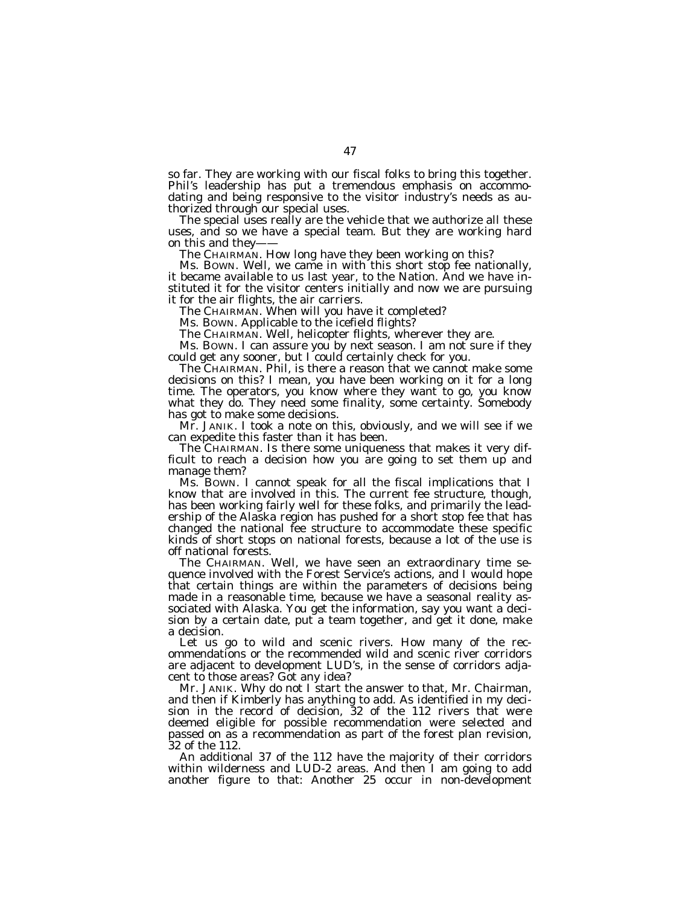so far. They are working with our fiscal folks to bring this together. Phil's leadership has put a tremendous emphasis on accommodating and being responsive to the visitor industry's needs as authorized through our special uses.

The special uses really are the vehicle that we authorize all these uses, and so we have a special team. But they are working hard on this and they——

The CHAIRMAN. How long have they been working on this?

Ms. BOWN. Well, we came in with this short stop fee nationally, it became available to us last year, to the Nation. And we have instituted it for the visitor centers initially and now we are pursuing it for the air flights, the air carriers.

The CHAIRMAN. When will you have it completed?

Ms. BOWN. Applicable to the icefield flights?

The CHAIRMAN. Well, helicopter flights, wherever they are.

Ms. BOWN. I can assure you by next season. I am not sure if they could get any sooner, but I could certainly check for you.

The CHAIRMAN. Phil, is there a reason that we cannot make some decisions on this? I mean, you have been working on it for a long time. The operators, you know where they want to go, you know what they do. They need some finality, some certainty. Somebody has got to make some decisions.

Mr. JANIK. I took a note on this, obviously, and we will see if we can expedite this faster than it has been.

The CHAIRMAN. Is there some uniqueness that makes it very difficult to reach a decision how you are going to set them up and manage them?

Ms. BOWN. I cannot speak for all the fiscal implications that I know that are involved in this. The current fee structure, though, has been working fairly well for these folks, and primarily the leadership of the Alaska region has pushed for a short stop fee that has changed the national fee structure to accommodate these specific kinds of short stops on national forests, because a lot of the use is off national forests.

The CHAIRMAN. Well, we have seen an extraordinary time sequence involved with the Forest Service's actions, and I would hope that certain things are within the parameters of decisions being made in a reasonable time, because we have a seasonal reality associated with Alaska. You get the information, say you want a decision by a certain date, put a team together, and get it done, make a decision.

Let us go to wild and scenic rivers. How many of the recommendations or the recommended wild and scenic river corridors are adjacent to development LUD's, in the sense of corridors adjacent to those areas? Got any idea?

Mr. JANIK. Why do not I start the answer to that, Mr. Chairman, and then if Kimberly has anything to add. As identified in my decision in the record of decision, 32 of the 112 rivers that were deemed eligible for possible recommendation were selected and passed on as a recommendation as part of the forest plan revision, 32 of the 112.

An additional 37 of the 112 have the majority of their corridors within wilderness and LUD-2 areas. And then I am going to add another figure to that: Another 25 occur in non-development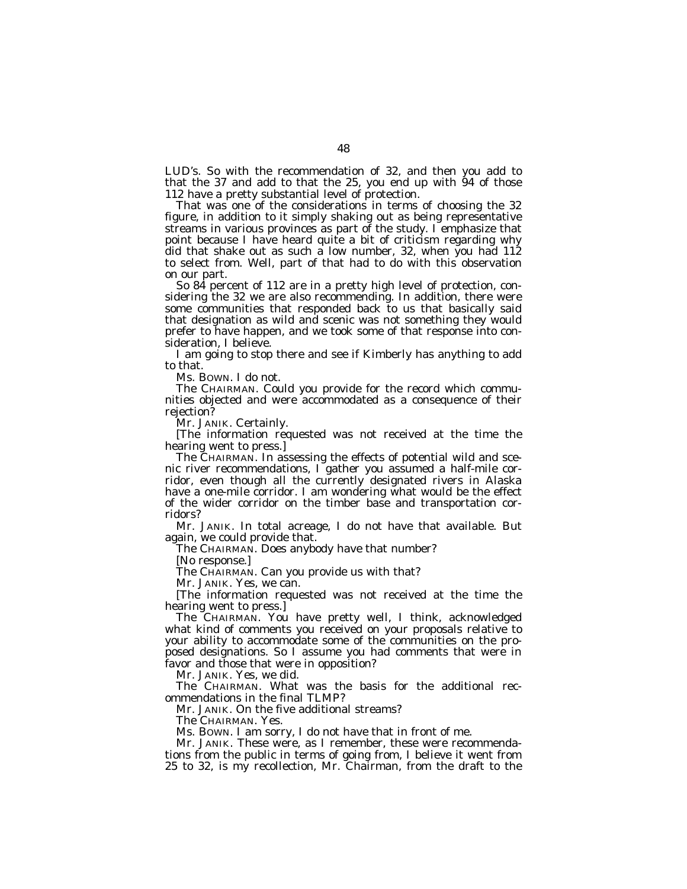LUD's. So with the recommendation of 32, and then you add to that the 37 and add to that the 25, you end up with 94 of those 112 have a pretty substantial level of protection.

That was one of the considerations in terms of choosing the 32 figure, in addition to it simply shaking out as being representative streams in various provinces as part of the study. I emphasize that point because I have heard quite a bit of criticism regarding why did that shake out as such a low number, 32, when you had 112 to select from. Well, part of that had to do with this observation on our part.

So 84 percent of 112 are in a pretty high level of protection, considering the 32 we are also recommending. In addition, there were some communities that responded back to us that basically said that designation as wild and scenic was not something they would prefer to have happen, and we took some of that response into consideration, I believe.

I am going to stop there and see if Kimberly has anything to add to that.

Ms. BOWN. I do not.

The CHAIRMAN. Could you provide for the record which communities objected and were accommodated as a consequence of their rejection?

Mr. JANIK. Certainly.

[The information requested was not received at the time the hearing went to press.]

The CHAIRMAN. In assessing the effects of potential wild and scenic river recommendations, I gather you assumed a half-mile corridor, even though all the currently designated rivers in Alaska have a one-mile corridor. I am wondering what would be the effect of the wider corridor on the timber base and transportation corridors?

Mr. JANIK. In total acreage, I do not have that available. But again, we could provide that.

The CHAIRMAN. Does anybody have that number?

[No response.]

The CHAIRMAN. Can you provide us with that?

Mr. JANIK. Yes, we can.

[The information requested was not received at the time the hearing went to press.]

The CHAIRMAN. You have pretty well, I think, acknowledged what kind of comments you received on your proposals relative to your ability to accommodate some of the communities on the proposed designations. So I assume you had comments that were in favor and those that were in opposition?

Mr. JANIK. Yes, we did.

The CHAIRMAN. What was the basis for the additional recommendations in the final TLMP?

Mr. JANIK. On the five additional streams?

The CHAIRMAN. Yes.

Ms. BOWN. I am sorry, I do not have that in front of me.

Mr. JANIK. These were, as I remember, these were recommendations from the public in terms of going from, I believe it went from 25 to 32, is my recollection, Mr. Chairman, from the draft to the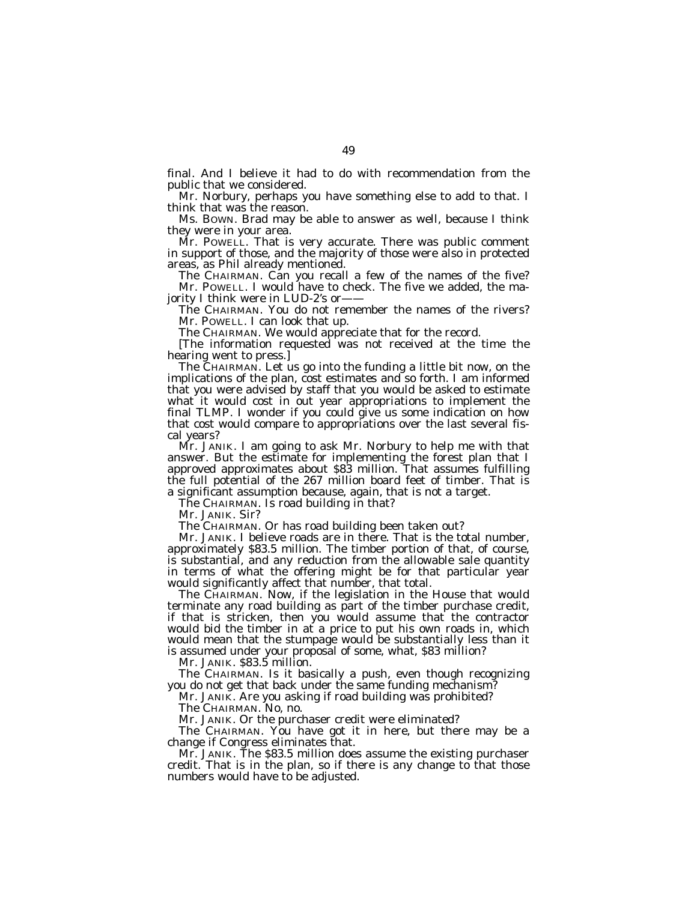final. And I believe it had to do with recommendation from the public that we considered.

Mr. Norbury, perhaps you have something else to add to that. I think that was the reason.

Ms. BOWN. Brad may be able to answer as well, because I think they were in your area.

Mr. POWELL. That is very accurate. There was public comment in support of those, and the majority of those were also in protected areas, as Phil already mentioned.

The CHAIRMAN. Can you recall a few of the names of the five?

Mr. POWELL. I would have to check. The five we added, the majority I think were in LUD-2's or——

The CHAIRMAN. You do not remember the names of the rivers?

Mr. POWELL. I can look that up.

The CHAIRMAN. We would appreciate that for the record.

[The information requested was not received at the time the hearing went to press.]

The CHAIRMAN. Let us go into the funding a little bit now, on the implications of the plan, cost estimates and so forth. I am informed that you were advised by staff that you would be asked to estimate what it would cost in out year appropriations to implement the final TLMP. I wonder if you could give us some indication on how that cost would compare to appropriations over the last several fiscal years?

Mr. JANIK. I am going to ask Mr. Norbury to help me with that answer. But the estimate for implementing the forest plan that I approved approximates about $83 million. That assumes fulfilling the full potential of the 267 million board feet of timber. That is a significant assumption because, again, that is not a target.

The CHAIRMAN. Is road building in that?

Mr. JANIK. Sir?

The CHAIRMAN. Or has road building been taken out?

Mr. JANIK. I believe roads are in there. That is the total number, approximately $83.5 million. The timber portion of that, of course, is substantial, and any reduction from the allowable sale quantity in terms of what the offering might be for that particular year would significantly affect that number, that total.

The CHAIRMAN. Now, if the legislation in the House that would terminate any road building as part of the timber purchase credit, if that is stricken, then you would assume that the contractor would bid the timber in at a price to put his own roads in, which would mean that the stumpage would be substantially less than it is assumed under your proposal of some, what, $83 million?

Mr. JANIK. $83.5 million.

The CHAIRMAN. Is it basically a push, even though recognizing you do not get that back under the same funding mechanism?

Mr. JANIK. Are you asking if road building was prohibited?

The CHAIRMAN. No, no.

Mr. JANIK. Or the purchaser credit were eliminated?

The CHAIRMAN. You have got it in here, but there may be a change if Congress eliminates that.

Mr. JANIK. The $83.5 million does assume the existing purchaser credit. That is in the plan, so if there is any change to that those numbers would have to be adjusted.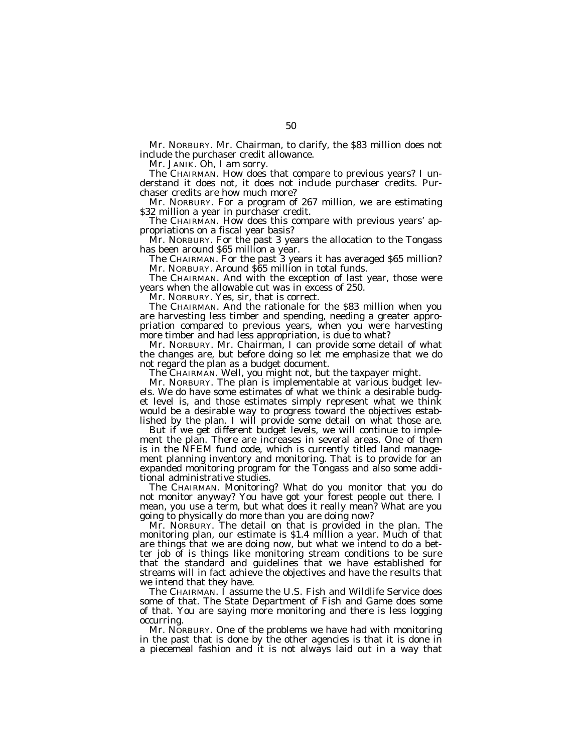Mr. NORBURY. Mr. Chairman, to clarify, the $83 million does not include the purchaser credit allowance.

Mr. JANIK. Oh, I am sorry.

The CHAIRMAN. How does that compare to previous years? I understand it does not, it does not include purchaser credits. Purchaser credits are how much more?

Mr. NORBURY. For a program of 267 million, we are estimating $32 million a year in purchaser credit.

The CHAIRMAN. How does this compare with previous years' appropriations on a fiscal year basis?

Mr. NORBURY. For the past 3 years the allocation to the Tongass has been around $65 million a year.

The CHAIRMAN. For the past 3 years it has averaged $65 million?

Mr. NORBURY. Around $65 million in total funds.

The CHAIRMAN. And with the exception of last year, those were years when the allowable cut was in excess of 250.

Mr. NORBURY. Yes, sir, that is correct.

The CHAIRMAN. And the rationale for the $83 million when you are harvesting less timber and spending, needing a greater appropriation compared to previous years, when you were harvesting more timber and had less appropriation, is due to what?

Mr. NORBURY. Mr. Chairman, I can provide some detail of what the changes are, but before doing so let me emphasize that we do not regard the plan as a budget document.

The CHAIRMAN. Well, you might not, but the taxpayer might.

Mr. NORBURY. The plan is implementable at various budget levels. We do have some estimates of what we think a desirable budget level is, and those estimates simply represent what we think would be a desirable way to progress toward the objectives established by the plan. I will provide some detail on what those are.

But if we get different budget levels, we will continue to implement the plan. There are increases in several areas. One of them is in the NFEM fund code, which is currently titled land management planning inventory and monitoring. That is to provide for an expanded monitoring program for the Tongass and also some additional administrative studies.

The CHAIRMAN. Monitoring? What do you monitor that you do not monitor anyway? You have got your forest people out there. I mean, you use a term, but what does it really mean? What are you going to physically do more than you are doing now?

Mr. NORBURY. The detail on that is provided in the plan. The monitoring plan, our estimate is $1.4 million a year. Much of that are things that we are doing now, but what we intend to do a better job of is things like monitoring stream conditions to be sure that the standard and guidelines that we have established for streams will in fact achieve the objectives and have the results that we intend that they have.

The CHAIRMAN. I assume the U.S. Fish and Wildlife Service does some of that. The State Department of Fish and Game does some of that. You are saying more monitoring and there is less logging occurring.

Mr. NORBURY. One of the problems we have had with monitoring in the past that is done by the other agencies is that it is done in a piecemeal fashion and it is not always laid out in a way that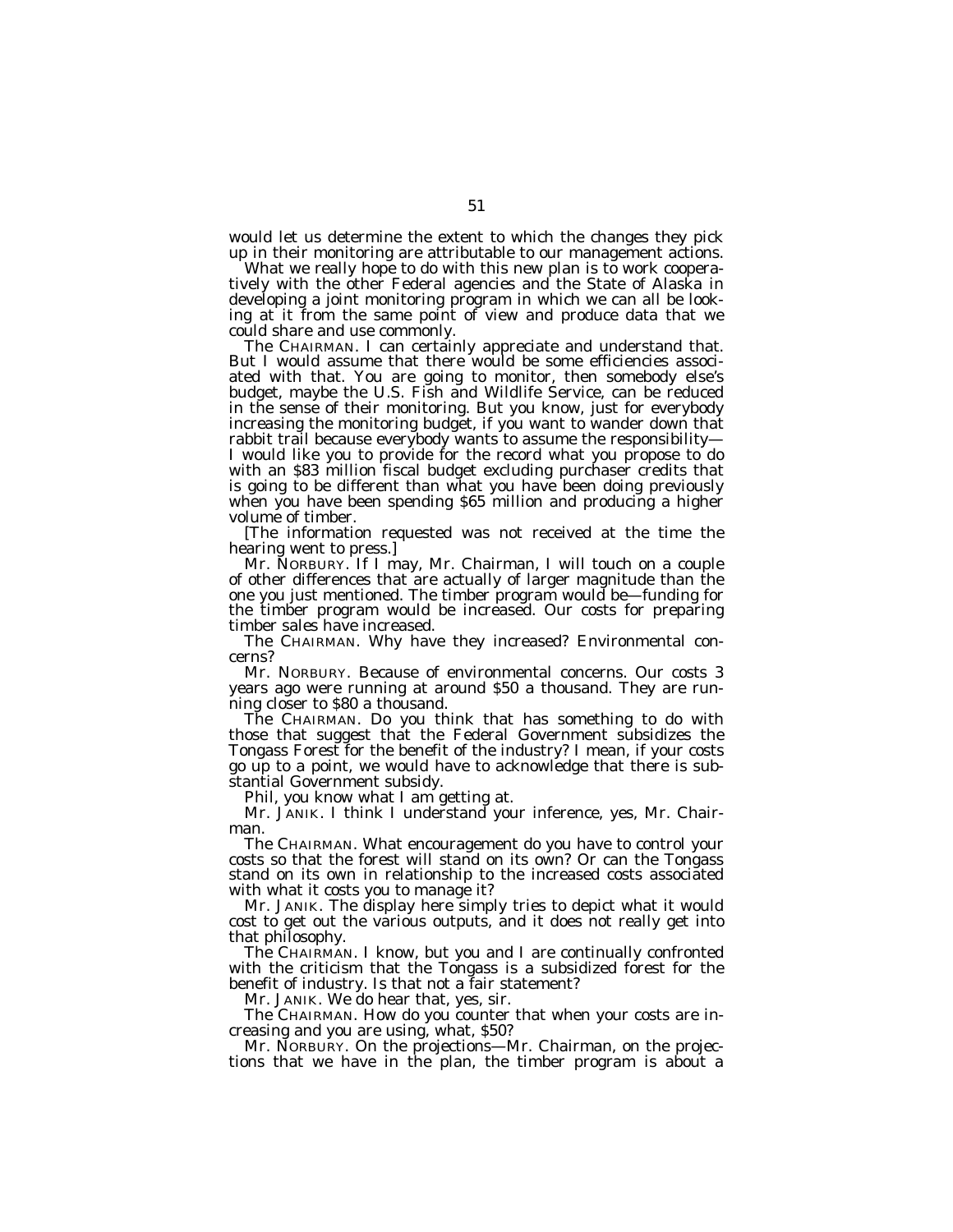would let us determine the extent to which the changes they pick up in their monitoring are attributable to our management actions.

What we really hope to do with this new plan is to work cooperatively with the other Federal agencies and the State of Alaska in developing a joint monitoring program in which we can all be looking at it from the same point of view and produce data that we could share and use commonly.

The CHAIRMAN. I can certainly appreciate and understand that. But I would assume that there would be some efficiencies associated with that. You are going to monitor, then somebody else's budget, maybe the U.S. Fish and Wildlife Service, can be reduced in the sense of their monitoring. But you know, just for everybody increasing the monitoring budget, if you want to wander down that rabbit trail because everybody wants to assume the responsibility—I would like you to provide for the record what you propose to do with an $83 million fiscal budget excluding purchaser credits that is going to be different than what you have been doing previously when you have been spending $65 million and producing a higher volume of timber.

[The information requested was not received at the time the hearing went to press.]

Mr. NORBURY. If I may, Mr. Chairman, I will touch on a couple of other differences that are actually of larger magnitude than the one you just mentioned. The timber program would be—funding for the timber program would be increased. Our costs for preparing timber sales have increased.

The CHAIRMAN. Why have they increased? Environmental concerns?

Mr. NORBURY. Because of environmental concerns. Our costs 3 years ago were running at around $50 a thousand. They are running closer to $80 a thousand.

The CHAIRMAN. Do you think that has something to do with those that suggest that the Federal Government subsidizes the Tongass Forest for the benefit of the industry? I mean, if your costs go up to a point, we would have to acknowledge that there is substantial Government subsidy.

Phil, you know what I am getting at.

Mr. JANIK. I think I understand your inference, yes, Mr. Chairman.

The CHAIRMAN. What encouragement do you have to control your costs so that the forest will stand on its own? Or can the Tongass stand on its own in relationship to the increased costs associated with what it costs you to manage it?

Mr. JANIK. The display here simply tries to depict what it would cost to get out the various outputs, and it does not really get into that philosophy.

The CHAIRMAN. I know, but you and I are continually confronted with the criticism that the Tongass is a subsidized forest for the benefit of industry. Is that not a fair statement?

Mr. JANIK. We do hear that, yes, sir.

The CHAIRMAN. How do you counter that when your costs are increasing and you are using, what, $50?

Mr. NORBURY. On the projections—Mr. Chairman, on the projections that we have in the plan, the timber program is about a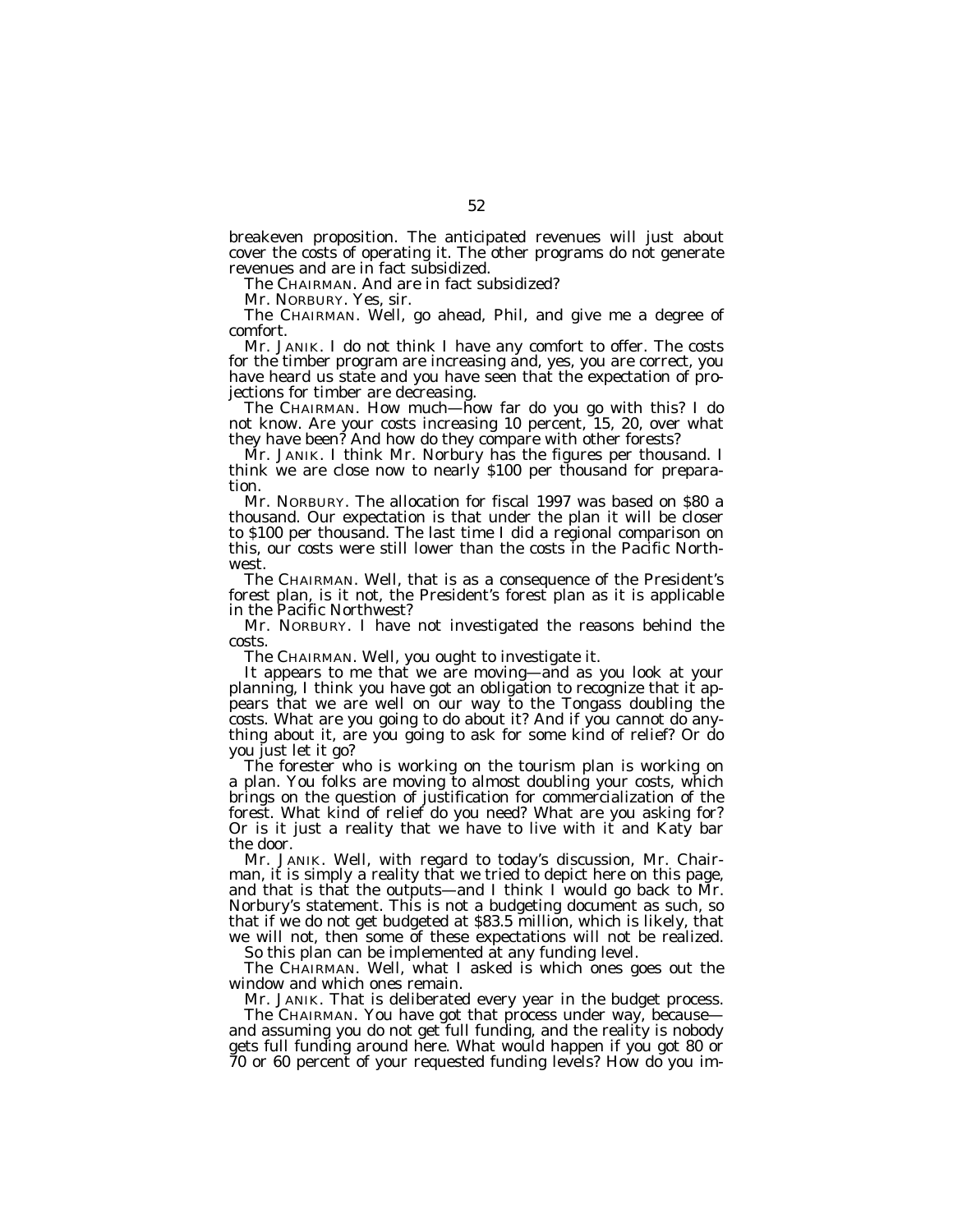breakeven proposition. The anticipated revenues will just about cover the costs of operating it. The other programs do not generate revenues and are in fact subsidized.

The CHAIRMAN. And are in fact subsidized?

Mr. NORBURY. Yes, sir.

The CHAIRMAN. Well, go ahead, Phil, and give me a degree of comfort.

Mr. JANIK. I do not think I have any comfort to offer. The costs for the timber program are increasing and, yes, you are correct, you have heard us state and you have seen that the expectation of projections for timber are decreasing.

The CHAIRMAN. How much—how far do you go with this? I do not know. Are your costs increasing 10 percent, 15, 20, over what they have been? And how do they compare with other forests?

Mr. JANIK. I think Mr. Norbury has the figures per thousand. I think we are close now to nearly $100 per thousand for preparation.

Mr. NORBURY. The allocation for fiscal 1997 was based on $80 a thousand. Our expectation is that under the plan it will be closer to $100 per thousand. The last time I did a regional comparison on this, our costs were still lower than the costs in the Pacific Northwest.

The CHAIRMAN. Well, that is as a consequence of the President's forest plan, is it not, the President's forest plan as it is applicable in the Pacific Northwest?

Mr. NORBURY. I have not investigated the reasons behind the costs.

The CHAIRMAN. Well, you ought to investigate it.

It appears to me that we are moving—and as you look at your planning, I think you have got an obligation to recognize that it appears that we are well on our way to the Tongass doubling the costs. What are you going to do about it? And if you cannot do anything about it, are you going to ask for some kind of relief? Or do you just let it go?

The forester who is working on the tourism plan is working on a plan. You folks are moving to almost doubling your costs, which brings on the question of justification for commercialization of the forest. What kind of relief do you need? What are you asking for? Or is it just a reality that we have to live with it and Katy bar the door.

Mr. JANIK. Well, with regard to today's discussion, Mr. Chairman, it is simply a reality that we tried to depict here on this page, and that is that the outputs—and I think I would go back to Mr. Norbury's statement. This is not a budgeting document as such, so that if we do not get budgeted at $83.5 million, which is likely, that we will not, then some of these expectations will not be realized.

So this plan can be implemented at any funding level.

The CHAIRMAN. Well, what I asked is which ones goes out the window and which ones remain.

Mr. JANIK. That is deliberated every year in the budget process.

The CHAIRMAN. You have got that process under way, because—and assuming you do not get full funding, and the reality is nobody gets full funding around here. What would happen if you got 80 or 70 or 60 percent of your requested funding levels? How do you im-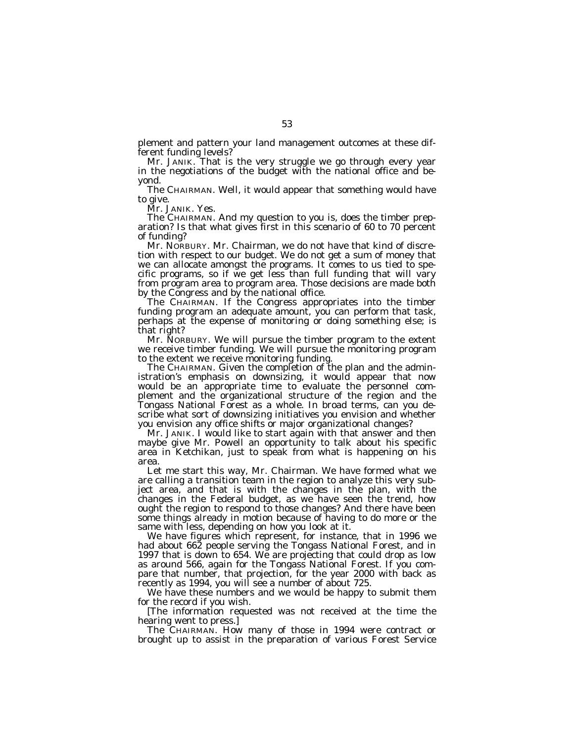plement and pattern your land management outcomes at these different funding levels?

Mr. JANIK. That is the very struggle we go through every year in the negotiations of the budget with the national office and beyond.

The CHAIRMAN. Well, it would appear that something would have to give.

Mr. JANIK. Yes.

The CHAIRMAN. And my question to you is, does the timber preparation? Is that what gives first in this scenario of 60 to 70 percent of funding?

Mr. NORBURY. Mr. Chairman, we do not have that kind of discretion with respect to our budget. We do not get a sum of money that we can allocate amongst the programs. It comes to us tied to specific programs, so if we get less than full funding that will vary from program area to program area. Those decisions are made both by the Congress and by the national office.

The CHAIRMAN. If the Congress appropriates into the timber funding program an adequate amount, you can perform that task, perhaps at the expense of monitoring or doing something else; is that right?

Mr. NORBURY. We will pursue the timber program to the extent we receive timber funding. We will pursue the monitoring program to the extent we receive monitoring funding.

The CHAIRMAN. Given the completion of the plan and the administration's emphasis on downsizing, it would appear that now would be an appropriate time to evaluate the personnel complement and the organizational structure of the region and the Tongass National Forest as a whole. In broad terms, can you describe what sort of downsizing initiatives you envision and whether you envision any office shifts or major organizational changes?

Mr. JANIK. I would like to start again with that answer and then maybe give Mr. Powell an opportunity to talk about his specific area in Ketchikan, just to speak from what is happening on his area.

Let me start this way, Mr. Chairman. We have formed what we are calling a transition team in the region to analyze this very subject area, and that is with the changes in the plan, with the changes in the Federal budget, as we have seen the trend, how ought the region to respond to those changes? And there have been some things already in motion because of having to do more or the same with less, depending on how you look at it.

We have figures which represent, for instance, that in 1996 we had about 662 people serving the Tongass National Forest, and in 1997 that is down to 654. We are projecting that could drop as low as around 566, again for the Tongass National Forest. If you compare that number, that projection, for the year 2000 with back as recently as 1994, you will see a number of about 725.

We have these numbers and we would be happy to submit them for the record if you wish.

[The information requested was not received at the time the hearing went to press.]

The CHAIRMAN. How many of those in 1994 were contract or brought up to assist in the preparation of various Forest Service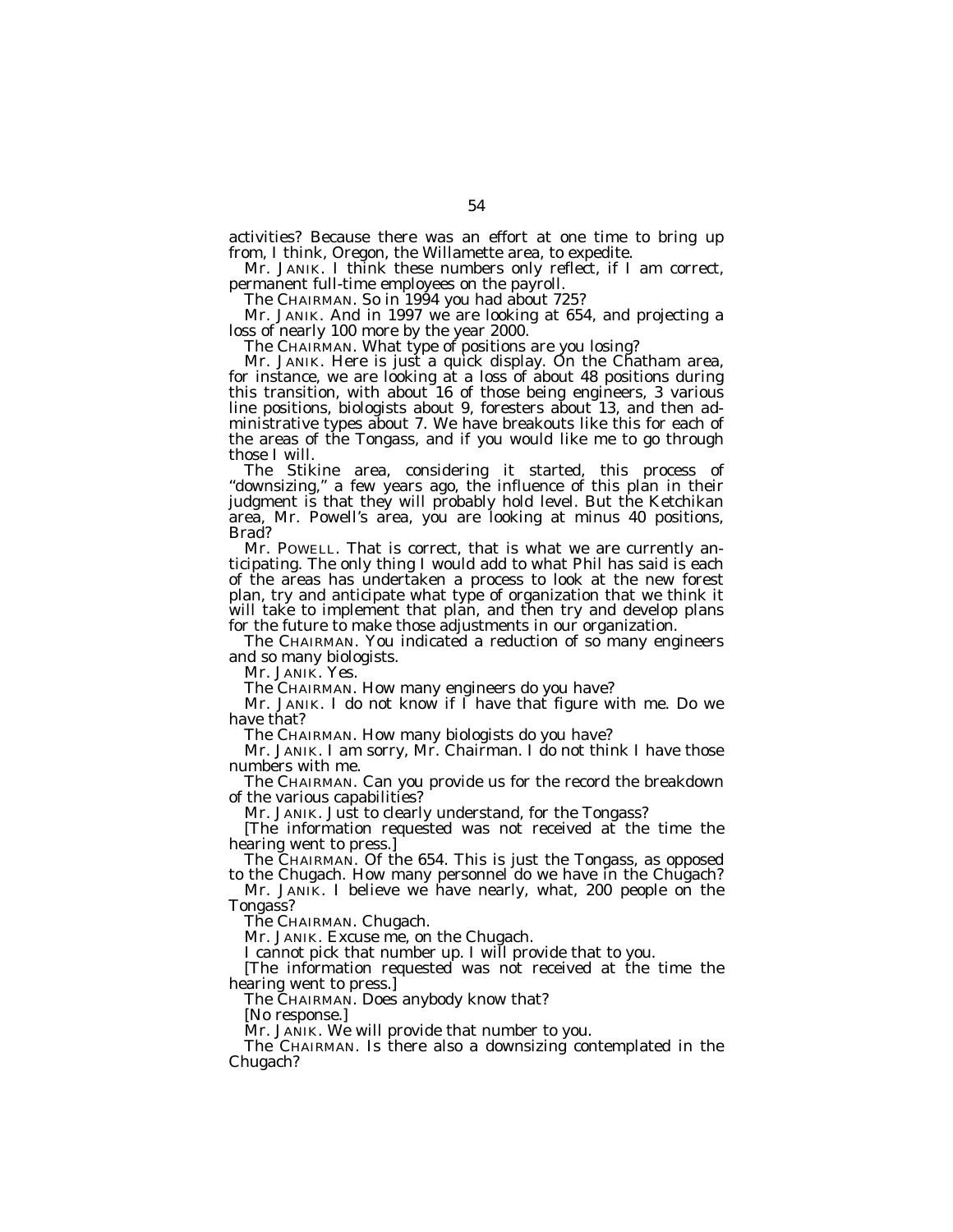activities? Because there was an effort at one time to bring up from, I think, Oregon, the Willamette area, to expedite.

Mr. JANIK. I think these numbers only reflect, if I am correct, permanent full-time employees on the payroll.

The CHAIRMAN. So in 1994 you had about 725?

Mr. JANIK. And in 1997 we are looking at 654, and projecting a loss of nearly 100 more by the year 2000.

The CHAIRMAN. What type of positions are you losing?

Mr. JANIK. Here is just a quick display. On the Chatham area, for instance, we are looking at a loss of about 48 positions during this transition, with about 16 of those being engineers, 3 various line positions, biologists about 9, foresters about 13, and then administrative types about 7. We have breakouts like this for each of the areas of the Tongass, and if you would like me to go through those I will.

The Stikine area, considering it started, this process of "downsizing," a few years ago, the influence of this plan in their judgment is that they will probably hold level. But the Ketchikan area, Mr. Powell's area, you are looking at minus 40 positions, Brad?

Mr. POWELL. That is correct, that is what we are currently anticipating. The only thing I would add to what Phil has said is each of the areas has undertaken a process to look at the new forest plan, try and anticipate what type of organization that we think it will take to implement that plan, and then try and develop plans for the future to make those adjustments in our organization.

The CHAIRMAN. You indicated a reduction of so many engineers and so many biologists.

Mr. JANIK. Yes.

The CHAIRMAN. How many engineers do you have?

Mr. JANIK. I do not know if I have that figure with me. Do we have that?

The CHAIRMAN. How many biologists do you have?

Mr. JANIK. I am sorry, Mr. Chairman. I do not think I have those numbers with me.

The CHAIRMAN. Can you provide us for the record the breakdown of the various capabilities?

Mr. JANIK. Just to clearly understand, for the Tongass?

[The information requested was not received at the time the hearing went to press.]

The CHAIRMAN. Of the 654. This is just the Tongass, as opposed to the Chugach. How many personnel do we have in the Chugach?

Mr. JANIK. I believe we have nearly, what, 200 people on the Tongass?

The CHAIRMAN. Chugach.

Mr. JANIK. Excuse me, on the Chugach.

I cannot pick that number up. I will provide that to you.

[The information requested was not received at the time the hearing went to press.]

The CHAIRMAN. Does anybody know that?

[No response.]

Mr. JANIK. We will provide that number to you.

The CHAIRMAN. Is there also a downsizing contemplated in the Chugach?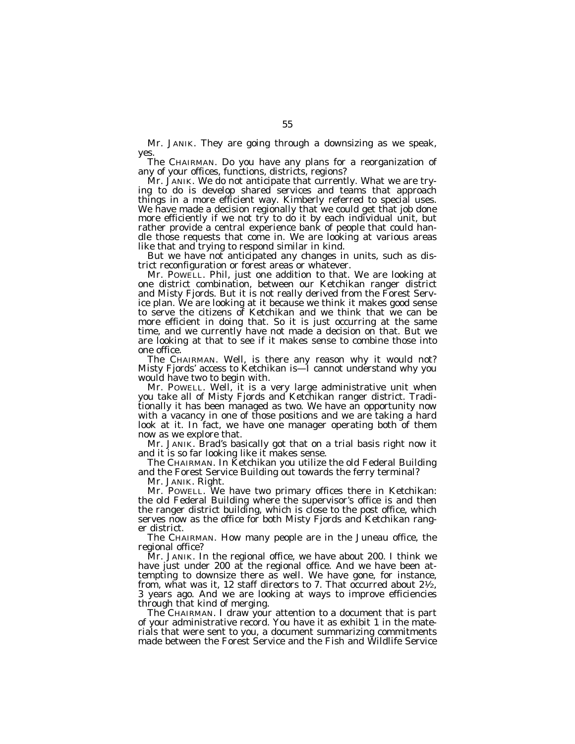Mr. JANIK. They are going through a downsizing as we speak, yes.

The CHAIRMAN. Do you have any plans for a reorganization of any of your offices, functions, districts, regions?

Mr. JANIK. We do not anticipate that currently. What we are trying to do is develop shared services and teams that approach things in a more efficient way. Kimberly referred to special uses. We have made a decision regionally that we could get that job done more efficiently if we not try to do it by each individual unit, but rather provide a central experience bank of people that could handle those requests that come in. We are looking at various areas like that and trying to respond similar in kind.

But we have not anticipated any changes in units, such as district reconfiguration or forest areas or whatever.

Mr. POWELL. Phil, just one addition to that. We are looking at one district combination, between our Ketchikan ranger district and Misty Fjords. But it is not really derived from the Forest Service plan. We are looking at it because we think it makes good sense to serve the citizens of Ketchikan and we think that we can be more efficient in doing that. So it is just occurring at the same time, and we currently have not made a decision on that. But we are looking at that to see if it makes sense to combine those into one office.

The CHAIRMAN. Well, is there any reason why it would not? Misty Fjords' access to Ketchikan is—I cannot understand why you would have two to begin with.

Mr. POWELL. Well, it is a very large administrative unit when you take all of Misty Fjords and Ketchikan ranger district. Traditionally it has been managed as two. We have an opportunity now with a vacancy in one of those positions and we are taking a hard look at it. In fact, we have one manager operating both of them now as we explore that.

Mr. JANIK. Brad's basically got that on a trial basis right now it and it is so far looking like it makes sense.

The CHAIRMAN. In Ketchikan you utilize the old Federal Building and the Forest Service Building out towards the ferry terminal?

Mr. JANIK. Right.

Mr. POWELL. We have two primary offices there in Ketchikan: the old Federal Building where the supervisor's office is and then the ranger district building, which is close to the post office, which serves now as the office for both Misty Fjords and Ketchikan ranger district.

The CHAIRMAN. How many people are in the Juneau office, the regional office?

Mr. JANIK. In the regional office, we have about 200. I think we have just under 200 at the regional office. And we have been attempting to downsize there as well. We have gone, for instance, from, what was it, 12 staff directors to 7. That occurred about 2½, 3 years ago. And we are looking at ways to improve efficiencies through that kind of merging.

The CHAIRMAN. I draw your attention to a document that is part of your administrative record. You have it as exhibit 1 in the materials that were sent to you, a document summarizing commitments made between the Forest Service and the Fish and Wildlife Service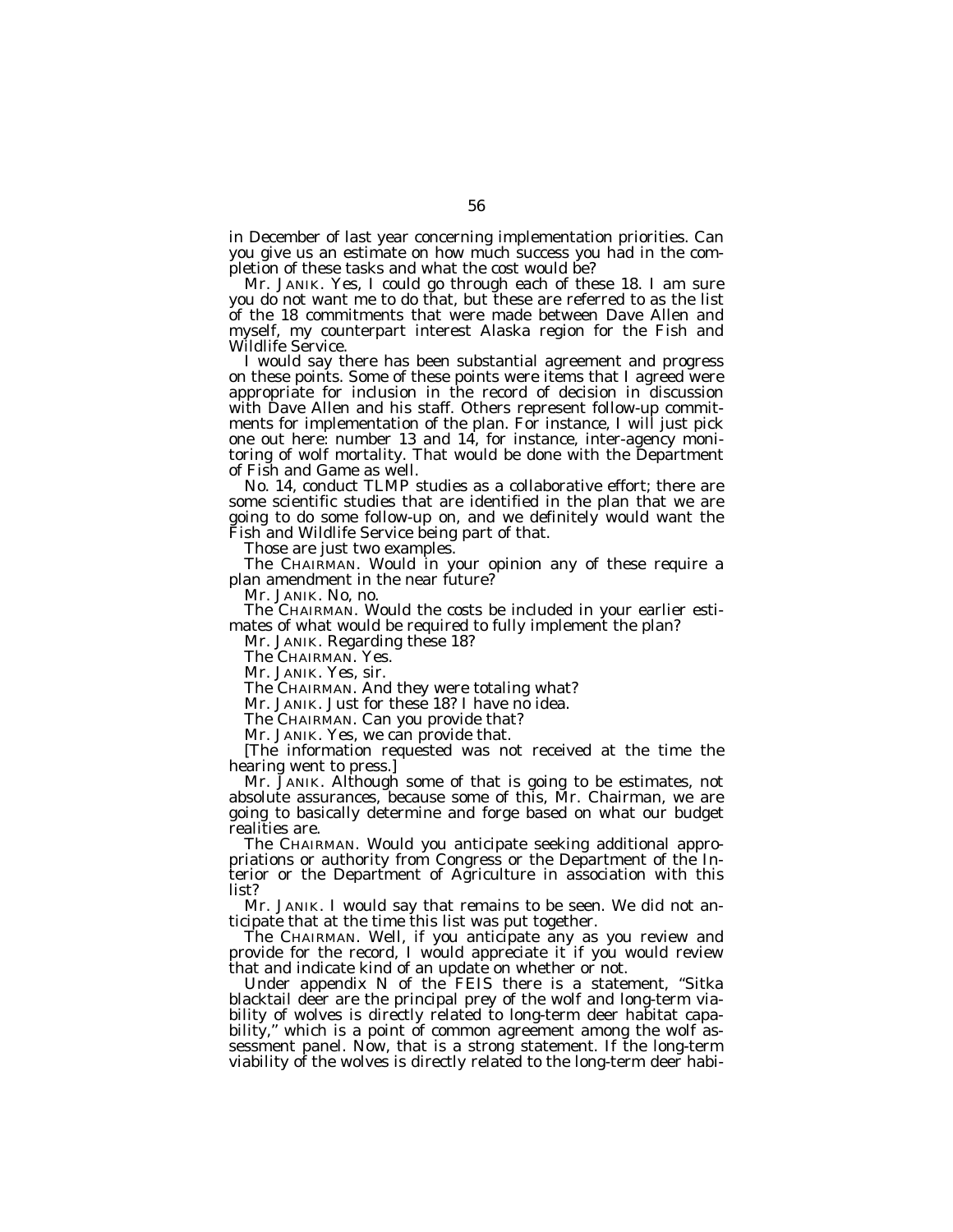in December of last year concerning implementation priorities. Can you give us an estimate on how much success you had in the completion of these tasks and what the cost would be?

Mr. JANIK. Yes, I could go through each of these 18. I am sure you do not want me to do that, but these are referred to as the list of the 18 commitments that were made between Dave Allen and myself, my counterpart interest Alaska region for the Fish and Wildlife Service.

I would say there has been substantial agreement and progress on these points. Some of these points were items that I agreed were appropriate for inclusion in the record of decision in discussion with Dave Allen and his staff. Others represent follow-up commitments for implementation of the plan. For instance, I will just pick one out here: number 13 and 14, for instance, inter-agency monitoring of wolf mortality. That would be done with the Department of Fish and Game as well.

No. 14, conduct TLMP studies as a collaborative effort; there are some scientific studies that are identified in the plan that we are going to do some follow-up on, and we definitely would want the Fish and Wildlife Service being part of that.

Those are just two examples.

The CHAIRMAN. Would in your opinion any of these require a plan amendment in the near future?

Mr. JANIK. No, no.

The CHAIRMAN. Would the costs be included in your earlier estimates of what would be required to fully implement the plan?

Mr. JANIK. Regarding these 18?

The CHAIRMAN. Yes.

Mr. JANIK. Yes, sir.

The CHAIRMAN. And they were totaling what?

Mr. JANIK. Just for these 18? I have no idea.

The CHAIRMAN. Can you provide that?

Mr. JANIK. Yes, we can provide that.

[The information requested was not received at the time the hearing went to press.]

Mr. JANIK. Although some of that is going to be estimates, not absolute assurances, because some of this, Mr. Chairman, we are going to basically determine and forge based on what our budget realities are.

The CHAIRMAN. Would you anticipate seeking additional appropriations or authority from Congress or the Department of the Interior or the Department of Agriculture in association with this list?

Mr. JANIK. I would say that remains to be seen. We did not anticipate that at the time this list was put together.

The CHAIRMAN. Well, if you anticipate any as you review and provide for the record, I would appreciate it if you would review that and indicate kind of an update on whether or not.

Under appendix N of the FEIS there is a statement, "Sitka blacktail deer are the principal prey of the wolf and long-term viability of wolves is directly related to long-term deer habitat capability," which is a point of common agreement among the wolf assessment panel. Now, that is a strong statement. If the long-term viability of the wolves is directly related to the long-term deer habi-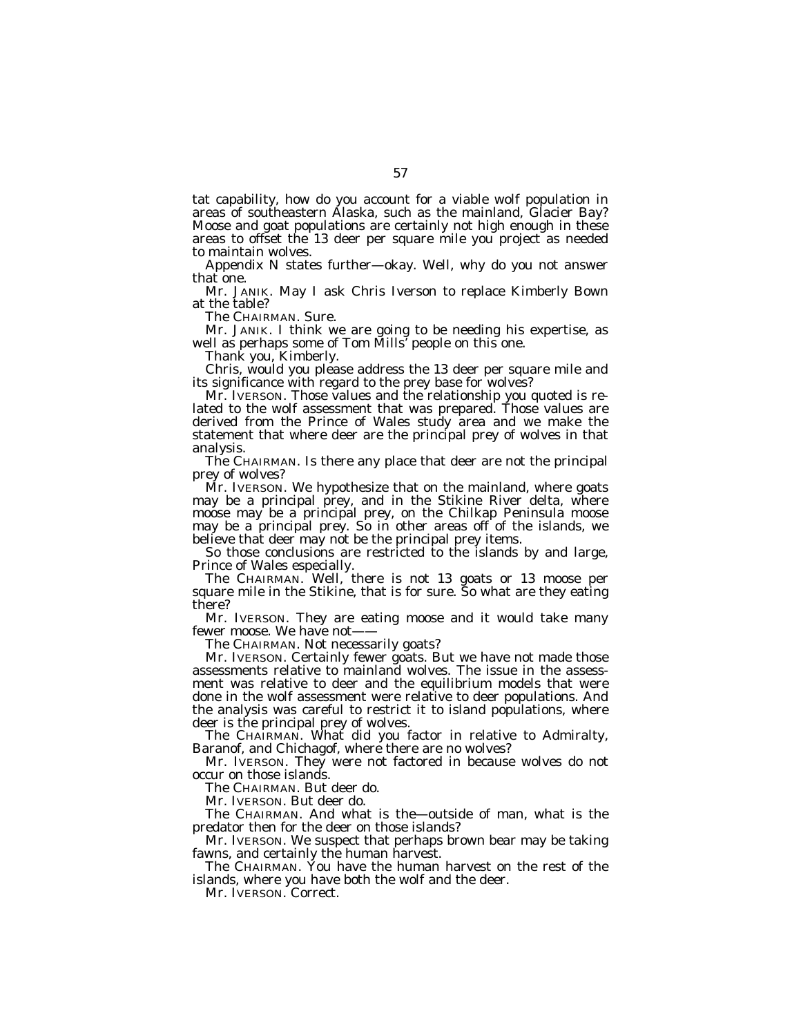tat capability, how do you account for a viable wolf population in areas of southeastern Alaska, such as the mainland, Glacier Bay? Moose and goat populations are certainly not high enough in these areas to offset the 13 deer per square mile you project as needed to maintain wolves.

Appendix N states further—okay. Well, why do you not answer that one.

Mr. JANIK. May I ask Chris Iverson to replace Kimberly Bown at the table?

The CHAIRMAN. Sure.

Mr. JANIK. I think we are going to be needing his expertise, as well as perhaps some of Tom Mills' people on this one.

Thank you, Kimberly.

Chris, would you please address the 13 deer per square mile and its significance with regard to the prey base for wolves?

Mr. IVERSON. Those values and the relationship you quoted is related to the wolf assessment that was prepared. Those values are derived from the Prince of Wales study area and we make the statement that where deer are the principal prey of wolves in that analysis.

The CHAIRMAN. Is there any place that deer are not the principal prey of wolves?

Mr. IVERSON. We hypothesize that on the mainland, where goats may be a principal prey, and in the Stikine River delta, where moose may be a principal prey, on the Chilkap Peninsula moose may be a principal prey. So in other areas off of the islands, we believe that deer may not be the principal prey items.

So those conclusions are restricted to the islands by and large, Prince of Wales especially.

The CHAIRMAN. Well, there is not 13 goats or 13 moose per square mile in the Stikine, that is for sure. So what are they eating there?

Mr. IVERSON. They are eating moose and it would take many fewer moose. We have not——

The CHAIRMAN. Not necessarily goats?

Mr. IVERSON. Certainly fewer goats. But we have not made those assessments relative to mainland wolves. The issue in the assessment was relative to deer and the equilibrium models that were done in the wolf assessment were relative to deer populations. And the analysis was careful to restrict it to island populations, where deer is the principal prey of wolves.

The CHAIRMAN. What did you factor in relative to Admiralty, Baranof, and Chichagof, where there are no wolves?

Mr. IVERSON. They were not factored in because wolves do not occur on those islands.

The CHAIRMAN. But deer do.

Mr. IVERSON. But deer do.

The CHAIRMAN. And what is the—outside of man, what is the predator then for the deer on those islands?

Mr. IVERSON. We suspect that perhaps brown bear may be taking fawns, and certainly the human harvest.

The CHAIRMAN. You have the human harvest on the rest of the islands, where you have both the wolf and the deer.

Mr. IVERSON. Correct.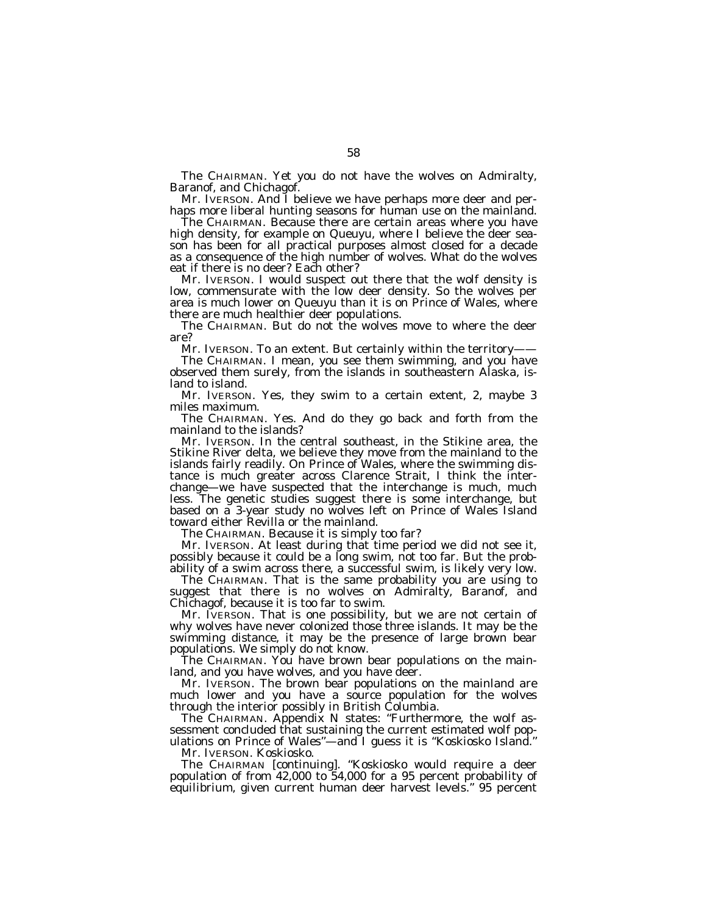The CHAIRMAN. Yet you do not have the wolves on Admiralty, Baranof, and Chichagof.

Mr. IVERSON. And I believe we have perhaps more deer and perhaps more liberal hunting seasons for human use on the mainland.

The CHAIRMAN. Because there are certain areas where you have high density, for example on Queuyu, where I believe the deer season has been for all practical purposes almost closed for a decade as a consequence of the high number of wolves. What do the wolves eat if there is no deer? Each other?

Mr. IVERSON. I would suspect out there that the wolf density is low, commensurate with the low deer density. So the wolves per area is much lower on Queuyu than it is on Prince of Wales, where there are much healthier deer populations.

The CHAIRMAN. But do not the wolves move to where the deer are?

Mr. IVERSON. To an extent. But certainly within the territory——

The CHAIRMAN. I mean, you see them swimming, and you have observed them surely, from the islands in southeastern Alaska, island to island.

Mr. IVERSON. Yes, they swim to a certain extent, 2, maybe 3 miles maximum.

The CHAIRMAN. Yes. And do they go back and forth from the mainland to the islands?

Mr. IVERSON. In the central southeast, in the Stikine area, the Stikine River delta, we believe they move from the mainland to the islands fairly readily. On Prince of Wales, where the swimming distance is much greater across Clarence Strait, I think the interchange—we have suspected that the interchange is much, much less. The genetic studies suggest there is some interchange, but based on a 3-year study no wolves left on Prince of Wales Island toward either Revilla or the mainland.

The CHAIRMAN. Because it is simply too far?

Mr. IVERSON. At least during that time period we did not see it, possibly because it could be a long swim, not too far. But the probability of a swim across there, a successful swim, is likely very low.

The CHAIRMAN. That is the same probability you are using to suggest that there is no wolves on Admiralty, Baranof, and Chichagof, because it is too far to swim.

Mr. IVERSON. That is one possibility, but we are not certain of why wolves have never colonized those three islands. It may be the swimming distance, it may be the presence of large brown bear populations. We simply do not know.

The CHAIRMAN. You have brown bear populations on the mainland, and you have wolves, and you have deer.

Mr. IVERSON. The brown bear populations on the mainland are much lower and you have a source population for the wolves through the interior possibly in British Columbia.

The CHAIRMAN. Appendix N states: "Furthermore, the wolf assessment concluded that sustaining the current estimated wolf populations on Prince of Wales"—and I guess it is "Koskiosko Island."

Mr. IVERSON. Koskiosko.

The CHAIRMAN [continuing]. "Koskiosko would require a deer population of from 42,000 to 54,000 for a 95 percent probability of equilibrium, given current human deer harvest levels." 95 percent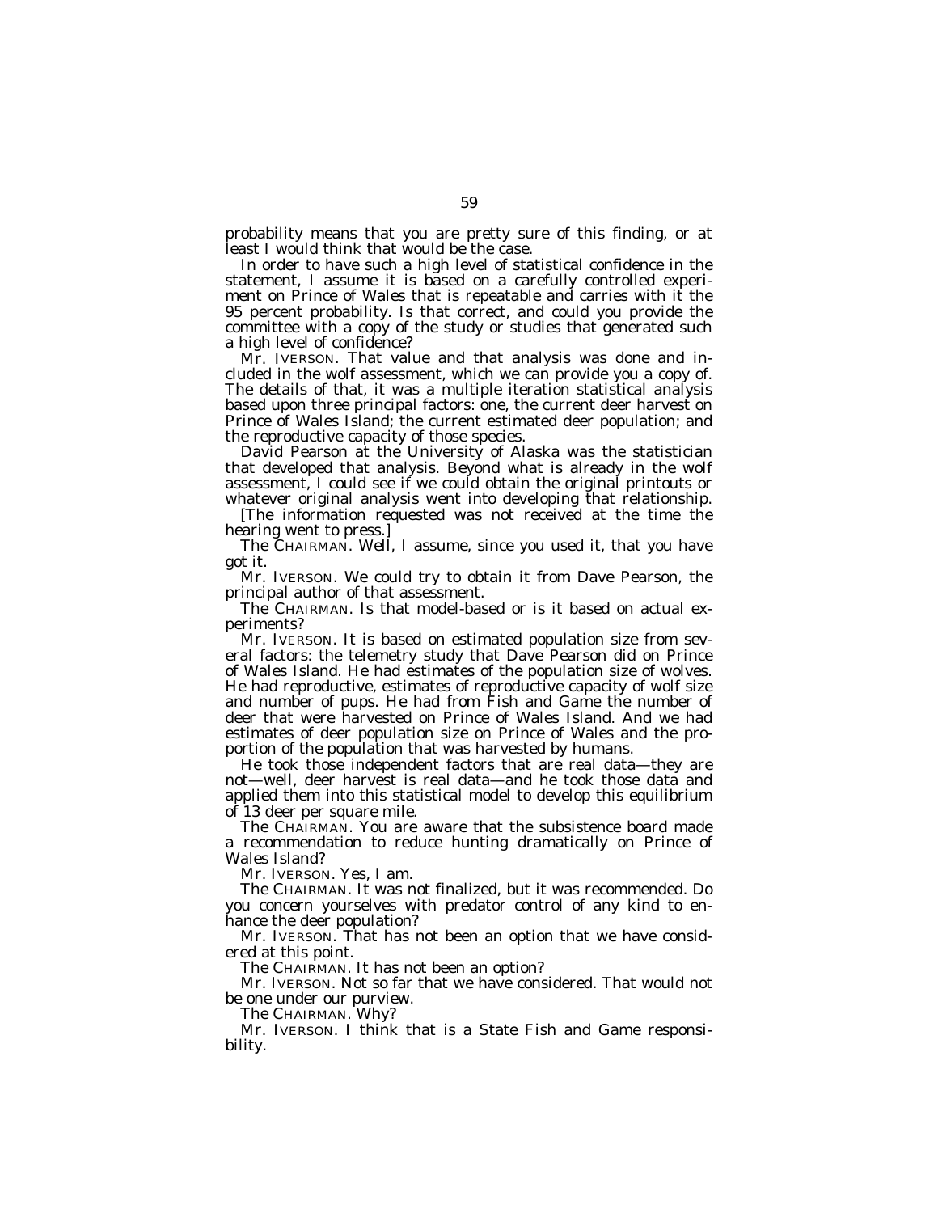probability means that you are pretty sure of this finding, or at least I would think that would be the case.

In order to have such a high level of statistical confidence in the statement, I assume it is based on a carefully controlled experiment on Prince of Wales that is repeatable and carries with it the 95 percent probability. Is that correct, and could you provide the committee with a copy of the study or studies that generated such a high level of confidence?

Mr. IVERSON. That value and that analysis was done and included in the wolf assessment, which we can provide you a copy of. The details of that, it was a multiple iteration statistical analysis based upon three principal factors: one, the current deer harvest on Prince of Wales Island; the current estimated deer population; and the reproductive capacity of those species.

David Pearson at the University of Alaska was the statistician that developed that analysis. Beyond what is already in the wolf assessment, I could see if we could obtain the original printouts or whatever original analysis went into developing that relationship.

[The information requested was not received at the time the hearing went to press.]

The CHAIRMAN. Well, I assume, since you used it, that you have got it.

Mr. IVERSON. We could try to obtain it from Dave Pearson, the principal author of that assessment.

The CHAIRMAN. Is that model-based or is it based on actual experiments?

Mr. IVERSON. It is based on estimated population size from several factors: the telemetry study that Dave Pearson did on Prince of Wales Island. He had estimates of the population size of wolves. He had reproductive, estimates of reproductive capacity of wolf size and number of pups. He had from Fish and Game the number of deer that were harvested on Prince of Wales Island. And we had estimates of deer population size on Prince of Wales and the proportion of the population that was harvested by humans.

He took those independent factors that are real data—they are not—well, deer harvest is real data—and he took those data and applied them into this statistical model to develop this equilibrium of 13 deer per square mile.

The CHAIRMAN. You are aware that the subsistence board made a recommendation to reduce hunting dramatically on Prince of Wales Island?

Mr. IVERSON. Yes, I am.

The CHAIRMAN. It was not finalized, but it was recommended. Do you concern yourselves with predator control of any kind to enhance the deer population?

Mr. IVERSON. That has not been an option that we have considered at this point.

The CHAIRMAN. It has not been an option?

Mr. IVERSON. Not so far that we have considered. That would not be one under our purview.

The CHAIRMAN. Why?

Mr. IVERSON. I think that is a State Fish and Game responsibility.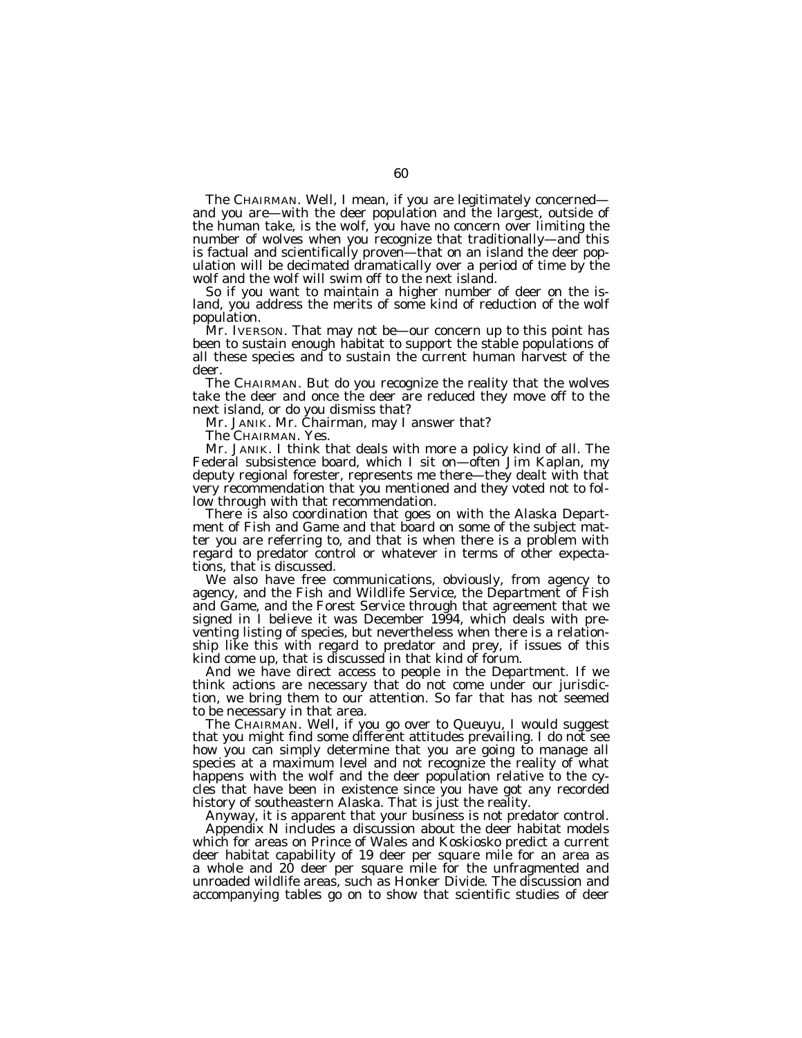The CHAIRMAN. Well, I mean, if you are legitimately concerned—and you are—with the deer population and the largest, outside of the human take, is the wolf, you have no concern over limiting the number of wolves when you recognize that traditionally—and this is factual and scientifically proven—that on an island the deer population will be decimated dramatically over a period of time by the wolf and the wolf will swim off to the next island.

So if you want to maintain a higher number of deer on the island, you address the merits of some kind of reduction of the wolf population.

Mr. IVERSON. That may not be—our concern up to this point has been to sustain enough habitat to support the stable populations of all these species and to sustain the current human harvest of the deer.

The CHAIRMAN. But do you recognize the reality that the wolves take the deer and once the deer are reduced they move off to the next island, or do you dismiss that?

Mr. JANIK. Mr. Chairman, may I answer that?

The CHAIRMAN. Yes.

Mr. JANIK. I think that deals with more a policy kind of all. The Federal subsistence board, which I sit on—often Jim Kaplan, my deputy regional forester, represents me there—they dealt with that very recommendation that you mentioned and they voted not to follow through with that recommendation.

There is also coordination that goes on with the Alaska Department of Fish and Game and that board on some of the subject matter you are referring to, and that is when there is a problem with regard to predator control or whatever in terms of other expectations, that is discussed.

We also have free communications, obviously, from agency to agency, and the Fish and Wildlife Service, the Department of Fish and Game, and the Forest Service through that agreement that we signed in I believe it was December 1994, which deals with preventing listing of species, but nevertheless when there is a relationship like this with regard to predator and prey, if issues of this kind come up, that is discussed in that kind of forum.

And we have direct access to people in the Department. If we think actions are necessary that do not come under our jurisdiction, we bring them to our attention. So far that has not seemed to be necessary in that area.

The CHAIRMAN. Well, if you go over to Queuyu, I would suggest that you might find some different attitudes prevailing. I do not see how you can simply determine that you are going to manage all species at a maximum level and not recognize the reality of what happens with the wolf and the deer population relative to the cycles that have been in existence since you have got any recorded history of southeastern Alaska. That is just the reality.

Anyway, it is apparent that your business is not predator control.

Appendix N includes a discussion about the deer habitat models which for areas on Prince of Wales and Koskiosko predict a current deer habitat capability of 19 deer per square mile for an area as a whole and 20 deer per square mile for the unfragmented and unroaded wildlife areas, such as Honker Divide. The discussion and accompanying tables go on to show that scientific studies of deer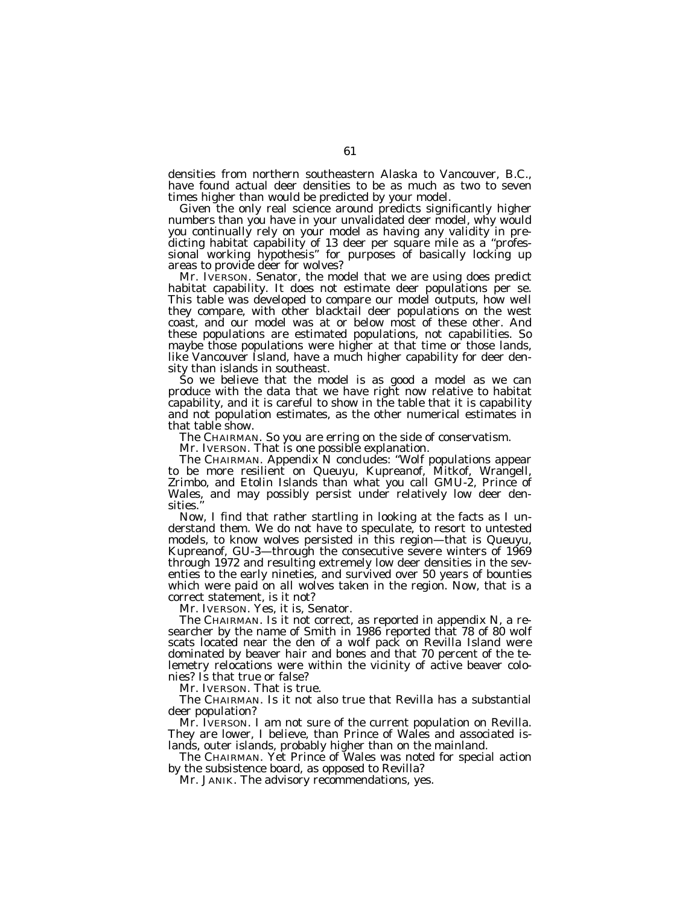densities from northern southeastern Alaska to Vancouver, B.C., have found actual deer densities to be as much as two to seven times higher than would be predicted by your model.

Given the only real science around predicts significantly higher numbers than you have in your unvalidated deer model, why would you continually rely on your model as having any validity in predicting habitat capability of 13 deer per square mile as a "professional working hypothesis" for purposes of basically locking up areas to provide deer for wolves?

Mr. IVERSON. Senator, the model that we are using does predict habitat capability. It does not estimate deer populations per se. This table was developed to compare our model outputs, how well they compare, with other blacktail deer populations on the west coast, and our model was at or below most of these other. And these populations are estimated populations, not capabilities. So maybe those populations were higher at that time or those lands, like Vancouver Island, have a much higher capability for deer density than islands in southeast.

So we believe that the model is as good a model as we can produce with the data that we have right now relative to habitat capability, and it is careful to show in the table that it is capability and not population estimates, as the other numerical estimates in that table show.

The CHAIRMAN. So you are erring on the side of conservatism.

Mr. IVERSON. That is one possible explanation.

The CHAIRMAN. Appendix N concludes: "Wolf populations appear to be more resilient on Queuyu, Kupreanof, Mitkof, Wrangell, Zrimbo, and Etolin Islands than what you call GMU-2, Prince of Wales, and may possibly persist under relatively low deer densities."

Now, I find that rather startling in looking at the facts as I understand them. We do not have to speculate, to resort to untested models, to know wolves persisted in this region—that is Queuyu, Kupreanof, GU-3—through the consecutive severe winters of 1969 through 1972 and resulting extremely low deer densities in the seventies to the early nineties, and survived over 50 years of bounties which were paid on all wolves taken in the region. Now, that is a correct statement, is it not?

Mr. IVERSON. Yes, it is, Senator.

The CHAIRMAN. Is it not correct, as reported in appendix N, a researcher by the name of Smith in 1986 reported that 78 of 80 wolf scats located near the den of a wolf pack on Revilla Island were dominated by beaver hair and bones and that 70 percent of the telemetry relocations were within the vicinity of active beaver colonies? Is that true or false?

Mr. IVERSON. That is true.

The CHAIRMAN. Is it not also true that Revilla has a substantial deer population?

Mr. IVERSON. I am not sure of the current population on Revilla. They are lower, I believe, than Prince of Wales and associated islands, outer islands, probably higher than on the mainland.

The CHAIRMAN. Yet Prince of Wales was noted for special action by the subsistence board, as opposed to Revilla?

Mr. JANIK. The advisory recommendations, yes.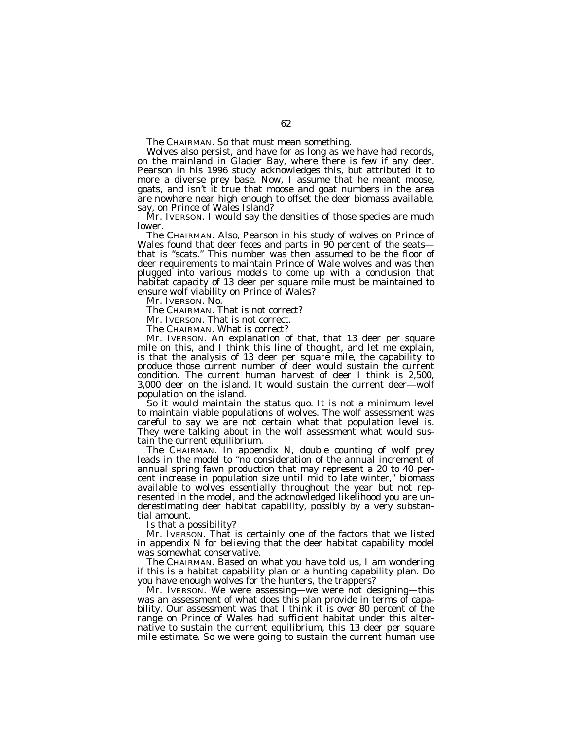The CHAIRMAN. So that must mean something.

Wolves also persist, and have for as long as we have had records, on the mainland in Glacier Bay, where there is few if any deer. Pearson in his 1996 study acknowledges this, but attributed it to more a diverse prey base. Now, I assume that he meant moose, goats, and isn't it true that moose and goat numbers in the area are nowhere near high enough to offset the deer biomass available, say, on Prince of Wales Island?

Mr. IVERSON. I would say the densities of those species are much lower.

The CHAIRMAN. Also, Pearson in his study of wolves on Prince of Wales found that deer feces and parts in 90 percent of the seats—that is "scats." This number was then assumed to be the floor of deer requirements to maintain Prince of Wale wolves and was then plugged into various models to come up with a conclusion that habitat capacity of 13 deer per square mile must be maintained to ensure wolf viability on Prince of Wales?

Mr. IVERSON. No.

The CHAIRMAN. That is not correct?

Mr. IVERSON. That is not correct.

The CHAIRMAN. What is correct?

Mr. IVERSON. An explanation of that, that 13 deer per square mile on this, and I think this line of thought, and let me explain, is that the analysis of 13 deer per square mile, the capability to produce those current number of deer would sustain the current condition. The current human harvest of deer I think is 2,500, 3,000 deer on the island. It would sustain the current deer—wolf population on the island.

So it would maintain the status quo. It is not a minimum level to maintain viable populations of wolves. The wolf assessment was careful to say we are not certain what that population level is. They were talking about in the wolf assessment what would sustain the current equilibrium.

The CHAIRMAN. In appendix N, double counting of wolf prey leads in the model to "no consideration of the annual increment of annual spring fawn production that may represent a 20 to 40 percent increase in population size until mid to late winter," biomass available to wolves essentially throughout the year but not represented in the model, and the acknowledged likelihood you are underestimating deer habitat capability, possibly by a very substantial amount.

Is that a possibility?

Mr. IVERSON. That is certainly one of the factors that we listed in appendix N for believing that the deer habitat capability model was somewhat conservative.

The CHAIRMAN. Based on what you have told us, I am wondering if this is a habitat capability plan or a hunting capability plan. Do you have enough wolves for the hunters, the trappers?

Mr. IVERSON. We were assessing—we were not designing—this was an assessment of what does this plan provide in terms of capability. Our assessment was that I think it is over 80 percent of the range on Prince of Wales had sufficient habitat under this alternative to sustain the current equilibrium, this 13 deer per square mile estimate. So we were going to sustain the current human use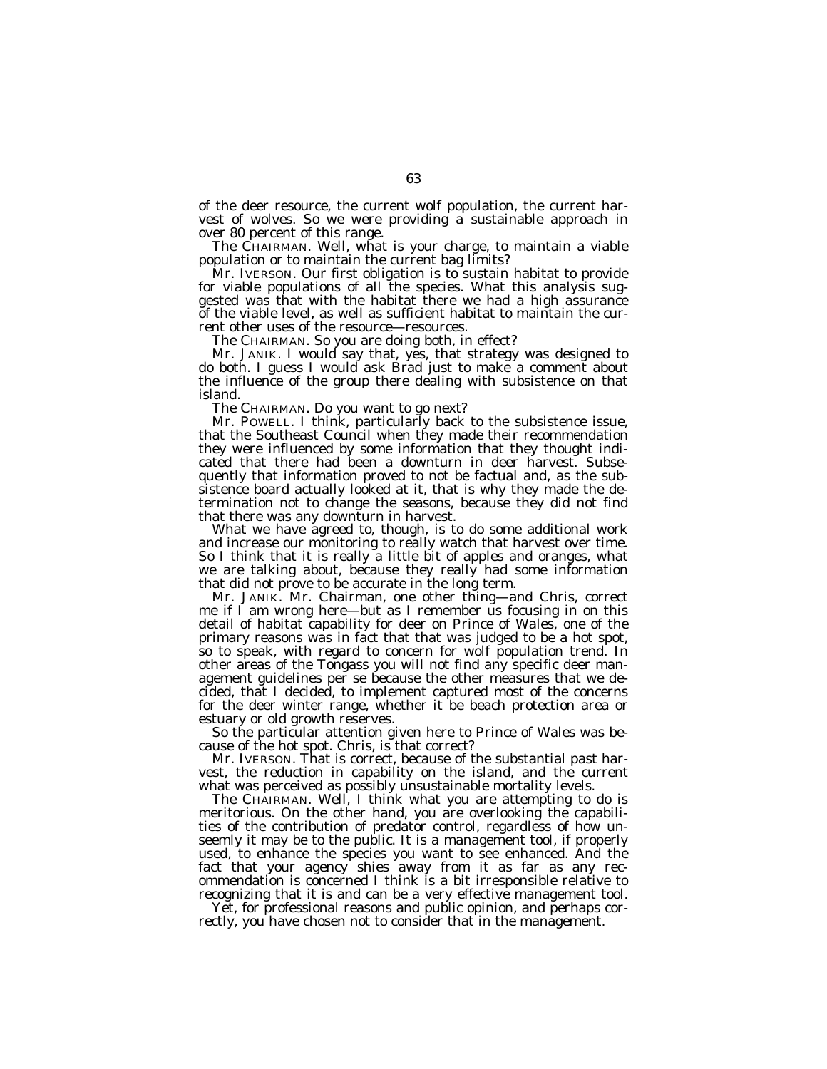of the deer resource, the current wolf population, the current harvest of wolves. So we were providing a sustainable approach in over 80 percent of this range.

The CHAIRMAN. Well, what is your charge, to maintain a viable population or to maintain the current bag limits?

Mr. IVERSON. Our first obligation is to sustain habitat to provide for viable populations of all the species. What this analysis suggested was that with the habitat there we had a high assurance of the viable level, as well as sufficient habitat to maintain the current other uses of the resource—resources.

The CHAIRMAN. So you are doing both, in effect?

Mr. JANIK. I would say that, yes, that strategy was designed to do both. I guess I would ask Brad just to make a comment about the influence of the group there dealing with subsistence on that island.

The CHAIRMAN. Do you want to go next?

Mr. POWELL. I think, particularly back to the subsistence issue, that the Southeast Council when they made their recommendation they were influenced by some information that they thought indicated that there had been a downturn in deer harvest. Subsequently that information proved to not be factual and, as the subsistence board actually looked at it, that is why they made the determination not to change the seasons, because they did not find that there was any downturn in harvest.

What we have agreed to, though, is to do some additional work and increase our monitoring to really watch that harvest over time. So I think that it is really a little bit of apples and oranges, what we are talking about, because they really had some information that did not prove to be accurate in the long term.

Mr. JANIK. Mr. Chairman, one other thing—and Chris, correct me if I am wrong here—but as I remember us focusing in on this detail of habitat capability for deer on Prince of Wales, one of the primary reasons was in fact that that was judged to be a hot spot, so to speak, with regard to concern for wolf population trend. In other areas of the Tongass you will not find any specific deer management guidelines per se because the other measures that we decided, that I decided, to implement captured most of the concerns for the deer winter range, whether it be beach protection area or estuary or old growth reserves.

So the particular attention given here to Prince of Wales was because of the hot spot. Chris, is that correct?

Mr. IVERSON. That is correct, because of the substantial past harvest, the reduction in capability on the island, and the current what was perceived as possibly unsustainable mortality levels.

The CHAIRMAN. Well, I think what you are attempting to do is meritorious. On the other hand, you are overlooking the capabilities of the contribution of predator control, regardless of how unseemly it may be to the public. It is a management tool, if properly used, to enhance the species you want to see enhanced. And the fact that your agency shies away from it as far as any recommendation is concerned I think is a bit irresponsible relative to recognizing that it is and can be a very effective management tool.

Yet, for professional reasons and public opinion, and perhaps correctly, you have chosen not to consider that in the management.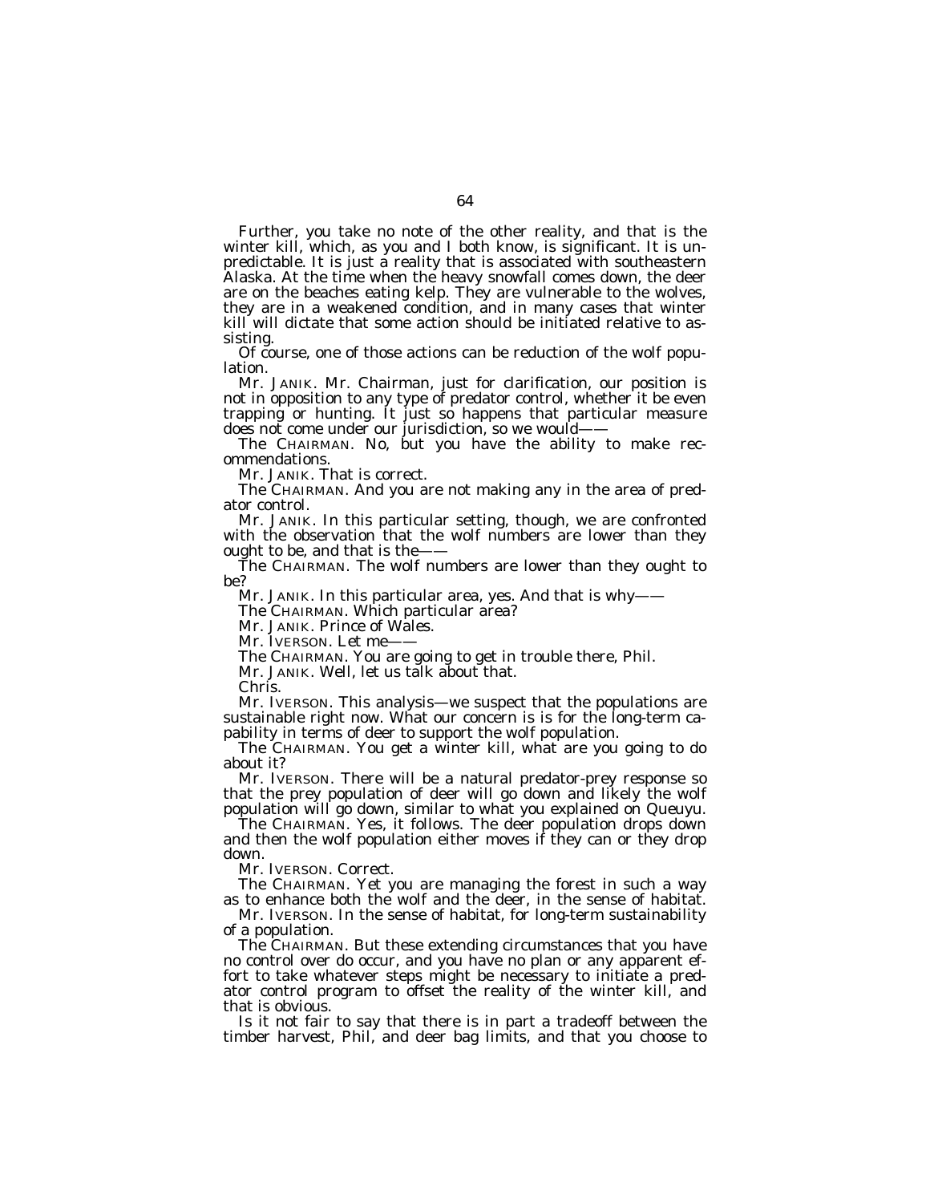Further, you take no note of the other reality, and that is the winter kill, which, as you and I both know, is significant. It is unpredictable. It is just a reality that is associated with southeastern Alaska. At the time when the heavy snowfall comes down, the deer are on the beaches eating kelp. They are vulnerable to the wolves, they are in a weakened condition, and in many cases that winter kill will dictate that some action should be initiated relative to assisting.

Of course, one of those actions can be reduction of the wolf population.

Mr. JANIK. Mr. Chairman, just for clarification, our position is not in opposition to any type of predator control, whether it be even trapping or hunting. It just so happens that particular measure does not come under our jurisdiction, so we would——

The CHAIRMAN. No, but you have the ability to make recommendations.

Mr. JANIK. That is correct.

The CHAIRMAN. And you are not making any in the area of predator control.

Mr. JANIK. In this particular setting, though, we are confronted with the observation that the wolf numbers are lower than they ought to be, and that is the——

The CHAIRMAN. The wolf numbers are lower than they ought to be?

Mr. JANIK. In this particular area, yes. And that is why——

The CHAIRMAN. Which particular area?

Mr. JANIK. Prince of Wales.

Mr. IVERSON. Let me——

The CHAIRMAN. You are going to get in trouble there, Phil.

Mr. JANIK. Well, let us talk about that.

Chris.

Mr. IVERSON. This analysis—we suspect that the populations are sustainable right now. What our concern is is for the long-term capability in terms of deer to support the wolf population.

The CHAIRMAN. You get a winter kill, what are you going to do about it?

Mr. IVERSON. There will be a natural predator-prey response so that the prey population of deer will go down and likely the wolf population will go down, similar to what you explained on Queuyu.

The CHAIRMAN. Yes, it follows. The deer population drops down and then the wolf population either moves if they can or they drop down.

Mr. IVERSON. Correct.

The CHAIRMAN. Yet you are managing the forest in such a way as to enhance both the wolf and the deer, in the sense of habitat.

Mr. IVERSON. In the sense of habitat, for long-term sustainability of a population.

The CHAIRMAN. But these extending circumstances that you have no control over do occur, and you have no plan or any apparent effort to take whatever steps might be necessary to initiate a predator control program to offset the reality of the winter kill, and that is obvious.

Is it not fair to say that there is in part a tradeoff between the timber harvest, Phil, and deer bag limits, and that you choose to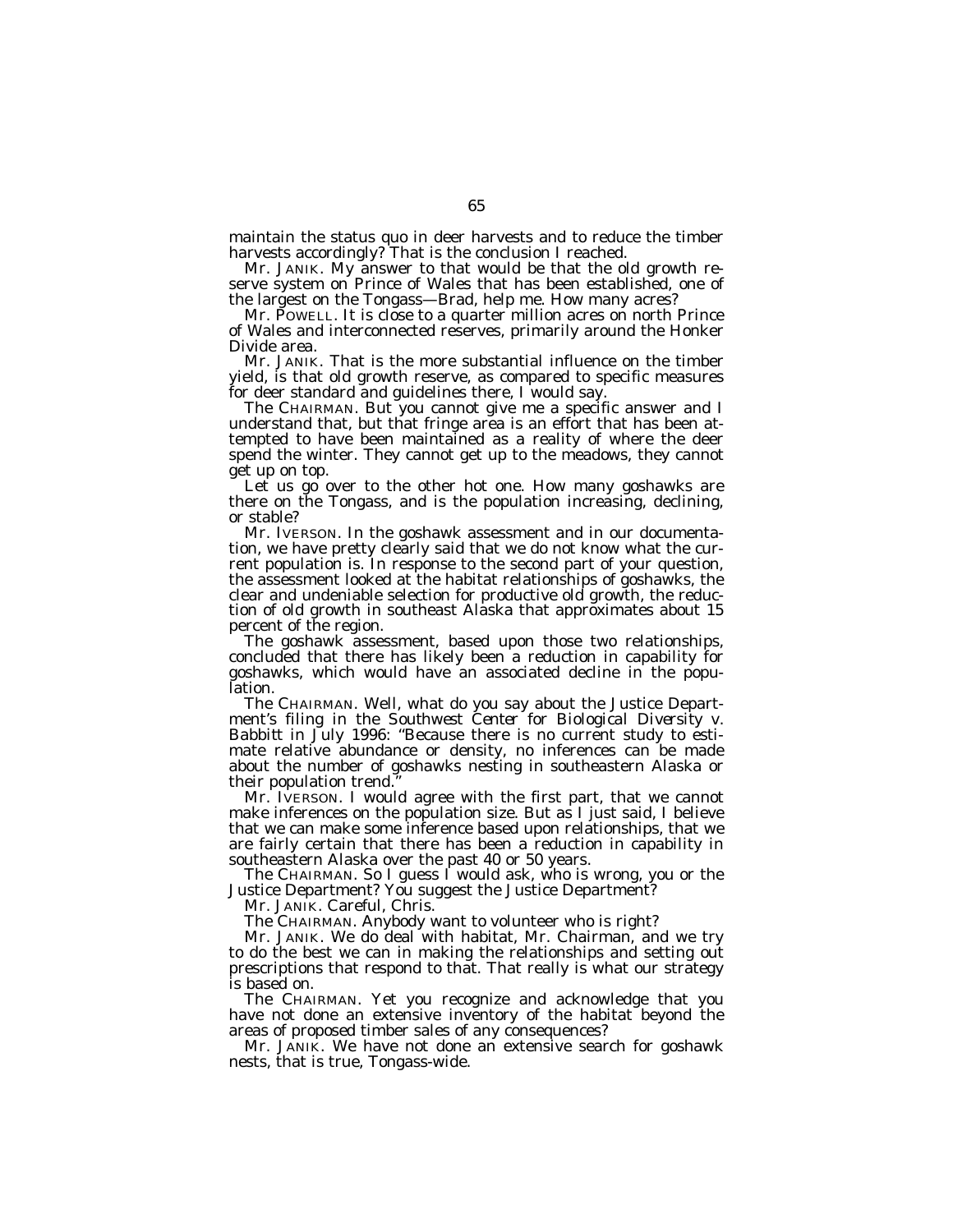maintain the status quo in deer harvests and to reduce the timber harvests accordingly? That is the conclusion I reached.

Mr. JANIK. My answer to that would be that the old growth reserve system on Prince of Wales that has been established, one of the largest on the Tongass—Brad, help me. How many acres?

Mr. POWELL. It is close to a quarter million acres on north Prince of Wales and interconnected reserves, primarily around the Honker Divide area.

Mr. JANIK. That is the more substantial influence on the timber yield, is that old growth reserve, as compared to specific measures for deer standard and guidelines there, I would say.

The CHAIRMAN. But you cannot give me a specific answer and I understand that, but that fringe area is an effort that has been attempted to have been maintained as a reality of where the deer spend the winter. They cannot get up to the meadows, they cannot get up on top.

Let us go over to the other hot one. How many goshawks are there on the Tongass, and is the population increasing, declining, or stable?

Mr. IVERSON. In the goshawk assessment and in our documentation, we have pretty clearly said that we do not know what the current population is. In response to the second part of your question, the assessment looked at the habitat relationships of goshawks, the clear and undeniable selection for productive old growth, the reduction of old growth in southeast Alaska that approximates about 15 percent of the region.

The goshawk assessment, based upon those two relationships, concluded that there has likely been a reduction in capability for goshawks, which would have an associated decline in the population.

The CHAIRMAN. Well, what do you say about the Justice Department's filing in the *Southwest Center for Biological Diversity* v. *Babbitt* in July 1996: "Because there is no current study to estimate relative abundance or density, no inferences can be made about the number of goshawks nesting in southeastern Alaska or their population trend."

Mr. IVERSON. I would agree with the first part, that we cannot make inferences on the population size. But as I just said, I believe that we can make some inference based upon relationships, that we are fairly certain that there has been a reduction in capability in southeastern Alaska over the past 40 or 50 years.

The CHAIRMAN. So I guess I would ask, who is wrong, you or the Justice Department? You suggest the Justice Department?

Mr. JANIK. Careful, Chris.

The CHAIRMAN. Anybody want to volunteer who is right?

Mr. JANIK. We do deal with habitat, Mr. Chairman, and we try to do the best we can in making the relationships and setting out prescriptions that respond to that. That really is what our strategy is based on.

The CHAIRMAN. Yet you recognize and acknowledge that you have not done an extensive inventory of the habitat beyond the areas of proposed timber sales of any consequences?

Mr. JANIK. We have not done an extensive search for goshawk nests, that is true, Tongass-wide.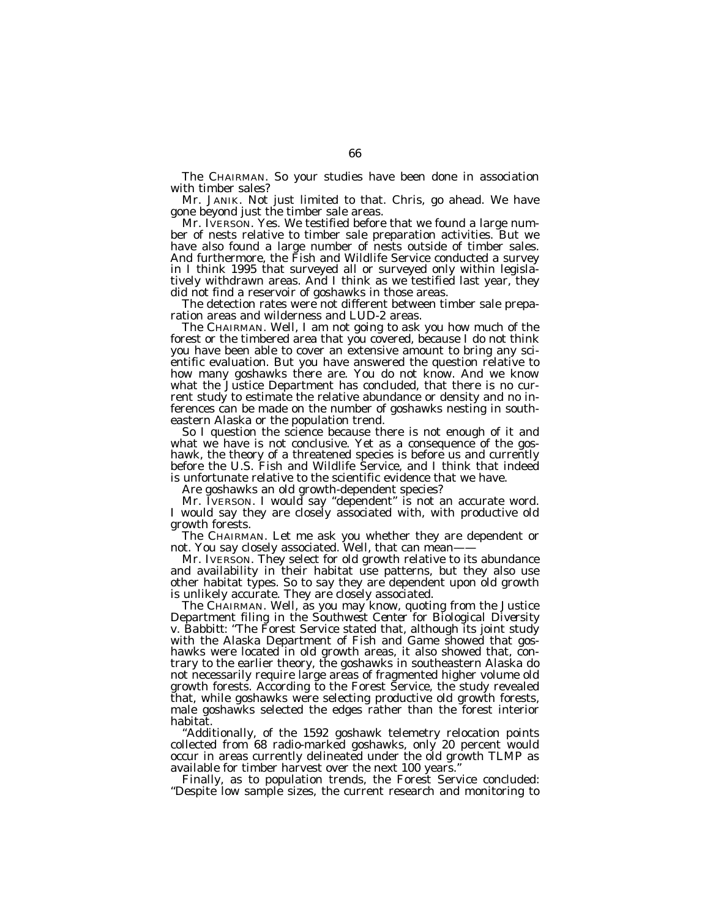The CHAIRMAN. So your studies have been done in association with timber sales?

Mr. JANIK. Not just limited to that. Chris, go ahead. We have gone beyond just the timber sale areas.

Mr. IVERSON. Yes. We testified before that we found a large number of nests relative to timber sale preparation activities. But we have also found a large number of nests outside of timber sales. And furthermore, the Fish and Wildlife Service conducted a survey in I think 1995 that surveyed all or surveyed only within legislatively withdrawn areas. And I think as we testified last year, they did not find a reservoir of goshawks in those areas.

The detection rates were not different between timber sale preparation areas and wilderness and LUD-2 areas.

The CHAIRMAN. Well, I am not going to ask you how much of the forest or the timbered area that you covered, because I do not think you have been able to cover an extensive amount to bring any scientific evaluation. But you have answered the question relative to how many goshawks there are. You do not know. And we know what the Justice Department has concluded, that there is no current study to estimate the relative abundance or density and no inferences can be made on the number of goshawks nesting in southeastern Alaska or the population trend.

So I question the science because there is not enough of it and what we have is not conclusive. Yet as a consequence of the goshawk, the theory of a threatened species is before us and currently before the U.S. Fish and Wildlife Service, and I think that indeed is unfortunate relative to the scientific evidence that we have.

Are goshawks an old growth-dependent species?

Mr. IVERSON. I would say "dependent" is not an accurate word. I would say they are closely associated with, with productive old growth forests.

The CHAIRMAN. Let me ask you whether they are dependent or not. You say closely associated. Well, that can mean——

Mr. IVERSON. They select for old growth relative to its abundance and availability in their habitat use patterns, but they also use other habitat types. So to say they are dependent upon old growth is unlikely accurate. They are closely associated.

The CHAIRMAN. Well, as you may know, quoting from the Justice Department filing in the *Southwest Center for Biological Diversity v. Babbitt*: "The Forest Service stated that, although its joint study with the Alaska Department of Fish and Game showed that goshawks were located in old growth areas, it also showed that, contrary to the earlier theory, the goshawks in southeastern Alaska do not necessarily require large areas of fragmented higher volume old growth forests. According to the Forest Service, the study revealed that, while goshawks were selecting productive old growth forests, male goshawks selected the edges rather than the forest interior habitat.

"Additionally, of the 1592 goshawk telemetry relocation points collected from 68 radio-marked goshawks, only 20 percent would occur in areas currently delineated under the old growth TLMP as available for timber harvest over the next 100 years."

Finally, as to population trends, the Forest Service concluded: "Despite low sample sizes, the current research and monitoring to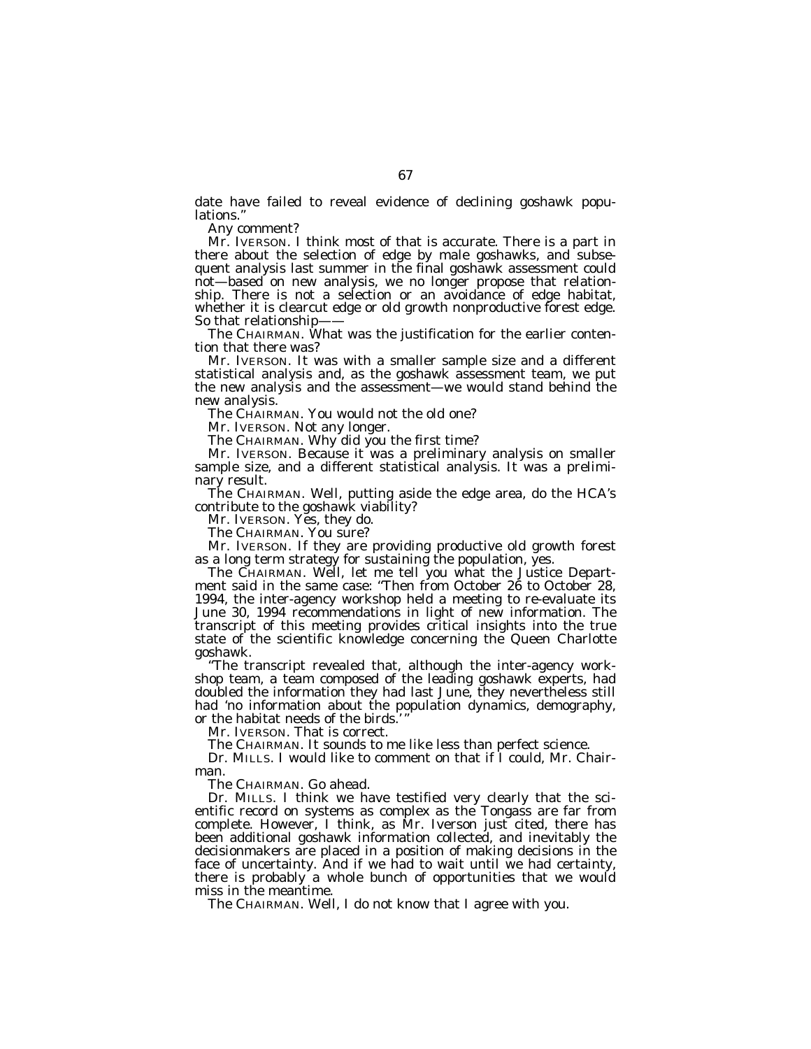date have failed to reveal evidence of declining goshawk populations."

Any comment?

Mr. IVERSON. I think most of that is accurate. There is a part in there about the selection of edge by male goshawks, and subsequent analysis last summer in the final goshawk assessment could not—based on new analysis, we no longer propose that relationship. There is not a selection or an avoidance of edge habitat, whether it is clearcut edge or old growth nonproductive forest edge. So that relationship——

The CHAIRMAN. What was the justification for the earlier contention that there was?

Mr. IVERSON. It was with a smaller sample size and a different statistical analysis and, as the goshawk assessment team, we put the new analysis and the assessment—we would stand behind the new analysis.

The CHAIRMAN. You would not the old one?

Mr. IVERSON. Not any longer.

The CHAIRMAN. Why did you the first time?

Mr. IVERSON. Because it was a preliminary analysis on smaller sample size, and a different statistical analysis. It was a preliminary result.

The CHAIRMAN. Well, putting aside the edge area, do the HCA's contribute to the goshawk viability?

Mr. IVERSON. Yes, they do.

The CHAIRMAN. You sure?

Mr. IVERSON. If they are providing productive old growth forest as a long term strategy for sustaining the population, yes.

The CHAIRMAN. Well, let me tell you what the Justice Department said in the same case: "Then from October 26 to October 28, 1994, the inter-agency workshop held a meeting to re-evaluate its June 30, 1994 recommendations in light of new information. The transcript of this meeting provides critical insights into the true state of the scientific knowledge concerning the Queen Charlotte goshawk.

"The transcript revealed that, although the inter-agency workshop team, a team composed of the leading goshawk experts, had doubled the information they had last June, they nevertheless still had 'no information about the population dynamics, demography, or the habitat needs of the birds.'"

Mr. IVERSON. That is correct.

The CHAIRMAN. It sounds to me like less than perfect science.

Dr. MILLS. I would like to comment on that if I could, Mr. Chairman.

The CHAIRMAN. Go ahead.

Dr. MILLS. I think we have testified very clearly that the scientific record on systems as complex as the Tongass are far from complete. However, I think, as Mr. Iverson just cited, there has been additional goshawk information collected, and inevitably the decisionmakers are placed in a position of making decisions in the face of uncertainty. And if we had to wait until we had certainty, there is probably a whole bunch of opportunities that we would miss in the meantime.

The CHAIRMAN. Well, I do not know that I agree with you.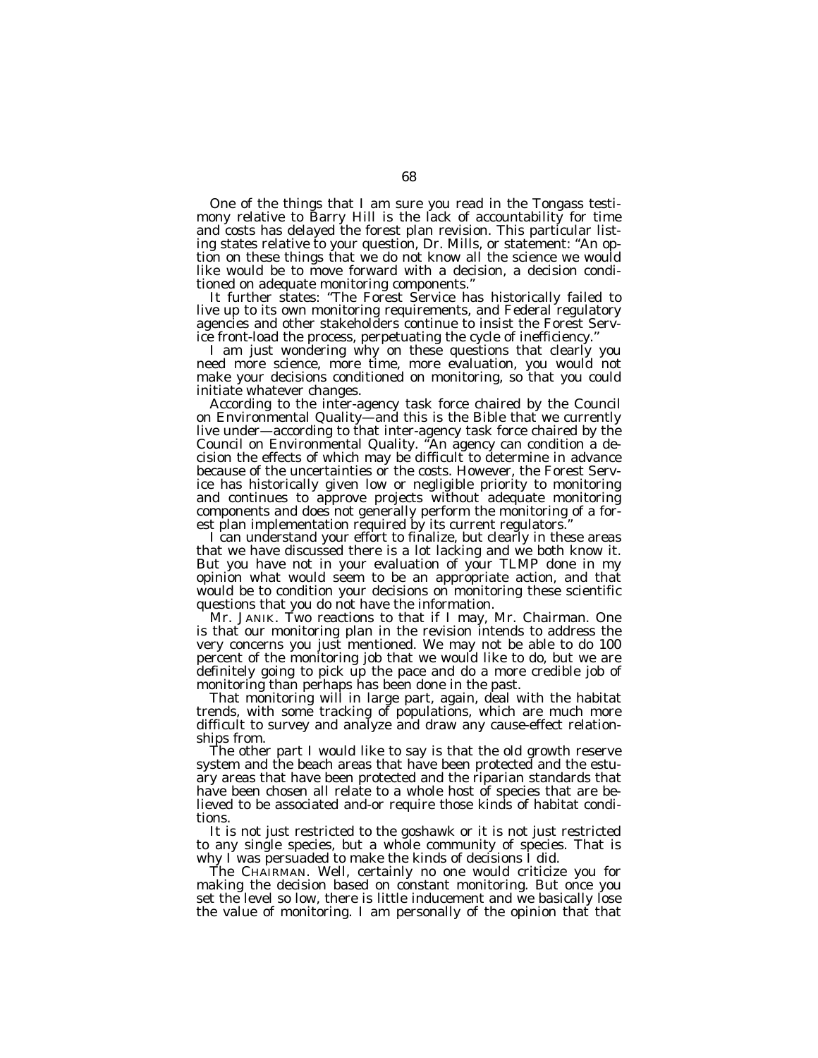One of the things that I am sure you read in the Tongass testimony relative to Barry Hill is the lack of accountability for time and costs has delayed the forest plan revision. This particular listing states relative to your question, Dr. Mills, or statement: "An option on these things that we do not know all the science we would like would be to move forward with a decision, a decision conditioned on adequate monitoring components."

It further states: "The Forest Service has historically failed to live up to its own monitoring requirements, and Federal regulatory agencies and other stakeholders continue to insist the Forest Service front-load the process, perpetuating the cycle of inefficiency."

I am just wondering why on these questions that clearly you need more science, more time, more evaluation, you would not make your decisions conditioned on monitoring, so that you could initiate whatever changes.

According to the inter-agency task force chaired by the Council on Environmental Quality—and this is the Bible that we currently live under—according to that inter-agency task force chaired by the Council on Environmental Quality. "An agency can condition a decision the effects of which may be difficult to determine in advance because of the uncertainties or the costs. However, the Forest Service has historically given low or negligible priority to monitoring and continues to approve projects without adequate monitoring components and does not generally perform the monitoring of a forest plan implementation required by its current regulators."

I can understand your effort to finalize, but clearly in these areas that we have discussed there is a lot lacking and we both know it. But you have not in your evaluation of your TLMP done in my opinion what would seem to be an appropriate action, and that would be to condition your decisions on monitoring these scientific questions that you do not have the information.

Mr. JANIK. Two reactions to that if I may, Mr. Chairman. One is that our monitoring plan in the revision intends to address the very concerns you just mentioned. We may not be able to do 100 percent of the monitoring job that we would like to do, but we are definitely going to pick up the pace and do a more credible job of monitoring than perhaps has been done in the past.

That monitoring will in large part, again, deal with the habitat trends, with some tracking of populations, which are much more difficult to survey and analyze and draw any cause-effect relationships from.

The other part I would like to say is that the old growth reserve system and the beach areas that have been protected and the estuary areas that have been protected and the riparian standards that have been chosen all relate to a whole host of species that are believed to be associated and-or require those kinds of habitat conditions.

It is not just restricted to the goshawk or it is not just restricted to any single species, but a whole community of species. That is why I was persuaded to make the kinds of decisions I did.

The CHAIRMAN. Well, certainly no one would criticize you for making the decision based on constant monitoring. But once you set the level so low, there is little inducement and we basically lose the value of monitoring. I am personally of the opinion that that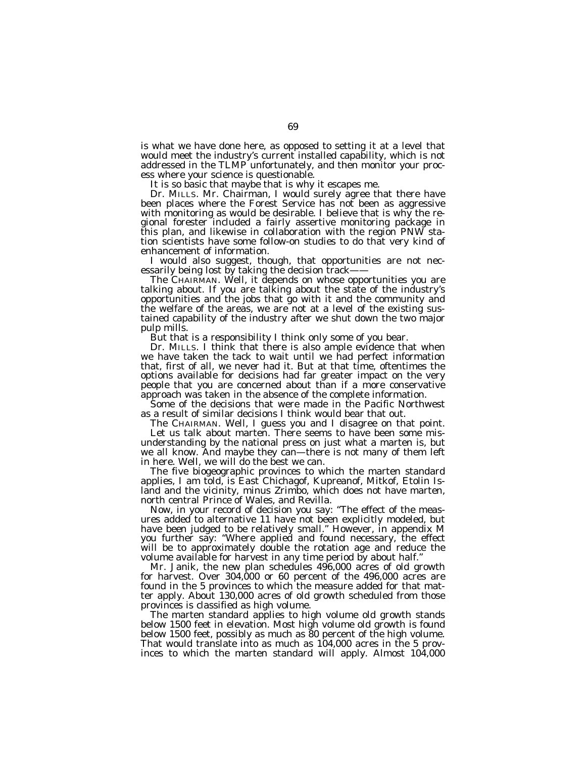is what we have done here, as opposed to setting it at a level that would meet the industry's current installed capability, which is not addressed in the TLMP unfortunately, and then monitor your process where your science is questionable.

It is so basic that maybe that is why it escapes me.

Dr. MILLS. Mr. Chairman, I would surely agree that there have been places where the Forest Service has not been as aggressive with monitoring as would be desirable. I believe that is why the regional forester included a fairly assertive monitoring package in this plan, and likewise in collaboration with the region PNW station scientists have some follow-on studies to do that very kind of enhancement of information.

I would also suggest, though, that opportunities are not necessarily being lost by taking the decision track——

The CHAIRMAN. Well, it depends on whose opportunities you are talking about. If you are talking about the state of the industry's opportunities and the jobs that go with it and the community and the welfare of the areas, we are not at a level of the existing sustained capability of the industry after we shut down the two major pulp mills.

But that is a responsibility I think only some of you bear.

Dr. MILLS. I think that there is also ample evidence that when we have taken the tack to wait until we had perfect information that, first of all, we never had it. But at that time, oftentimes the options available for decisions had far greater impact on the very people that you are concerned about than if a more conservative approach was taken in the absence of the complete information.

Some of the decisions that were made in the Pacific Northwest as a result of similar decisions I think would bear that out.

The CHAIRMAN. Well, I guess you and I disagree on that point.

Let us talk about marten. There seems to have been some misunderstanding by the national press on just what a marten is, but we all know. And maybe they can—there is not many of them left in here. Well, we will do the best we can.

The five biogeographic provinces to which the marten standard applies, I am told, is East Chichagof, Kupreanof, Mitkof, Etolin Island and the vicinity, minus Zrimbo, which does not have marten, north central Prince of Wales, and Revilla.

Now, in your record of decision you say: "The effect of the measures added to alternative 11 have not been explicitly modeled, but have been judged to be relatively small." However, in appendix M you further say: "Where applied and found necessary, the effect will be to approximately double the rotation age and reduce the volume available for harvest in any time period by about half."

Mr. Janik, the new plan schedules 496,000 acres of old growth for harvest. Over 304,000 or 60 percent of the 496,000 acres are found in the 5 provinces to which the measure added for that matter apply. About 130,000 acres of old growth scheduled from those provinces is classified as high volume.

The marten standard applies to high volume old growth stands below 1500 feet in elevation. Most high volume old growth is found below 1500 feet, possibly as much as 80 percent of the high volume. That would translate into as much as 104,000 acres in the 5 provinces to which the marten standard will apply. Almost 104,000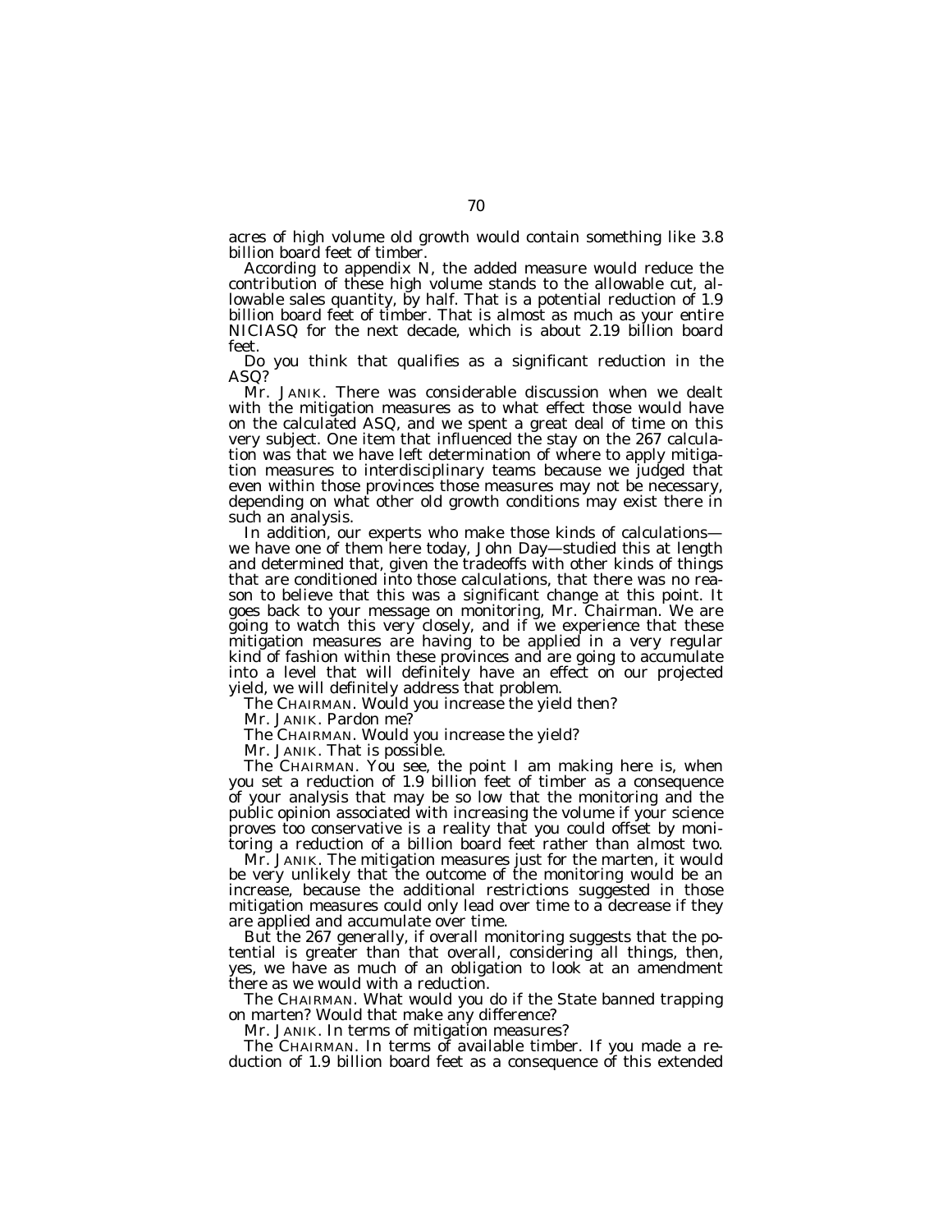acres of high volume old growth would contain something like 3.8 billion board feet of timber.

According to appendix N, the added measure would reduce the contribution of these high volume stands to the allowable cut, allowable sales quantity, by half. That is a potential reduction of 1.9 billion board feet of timber. That is almost as much as your entire NICIASQ for the next decade, which is about 2.19 billion board feet.

Do you think that qualifies as a significant reduction in the ASQ?

Mr. JANIK. There was considerable discussion when we dealt with the mitigation measures as to what effect those would have on the calculated ASQ, and we spent a great deal of time on this very subject. One item that influenced the stay on the 267 calculation was that we have left determination of where to apply mitigation measures to interdisciplinary teams because we judged that even within those provinces those measures may not be necessary, depending on what other old growth conditions may exist there in such an analysis.

In addition, our experts who make those kinds of calculations—we have one of them here today, John Day—studied this at length and determined that, given the tradeoffs with other kinds of things that are conditioned into those calculations, that there was no reason to believe that this was a significant change at this point. It goes back to your message on monitoring, Mr. Chairman. We are going to watch this very closely, and if we experience that these mitigation measures are having to be applied in a very regular kind of fashion within these provinces and are going to accumulate into a level that will definitely have an effect on our projected yield, we will definitely address that problem.

The CHAIRMAN. Would you increase the yield then?

Mr. JANIK. Pardon me?

The CHAIRMAN. Would you increase the yield?

Mr. JANIK. That is possible.

The CHAIRMAN. You see, the point I am making here is, when you set a reduction of 1.9 billion feet of timber as a consequence of your analysis that may be so low that the monitoring and the public opinion associated with increasing the volume if your science proves too conservative is a reality that you could offset by monitoring a reduction of a billion board feet rather than almost two.

Mr. JANIK. The mitigation measures just for the marten, it would be very unlikely that the outcome of the monitoring would be an increase, because the additional restrictions suggested in those mitigation measures could only lead over time to a decrease if they are applied and accumulate over time.

But the 267 generally, if overall monitoring suggests that the potential is greater than that overall, considering all things, then, yes, we have as much of an obligation to look at an amendment there as we would with a reduction.

The CHAIRMAN. What would you do if the State banned trapping on marten? Would that make any difference?

Mr. JANIK. In terms of mitigation measures?

The CHAIRMAN. In terms of available timber. If you made a reduction of 1.9 billion board feet as a consequence of this extended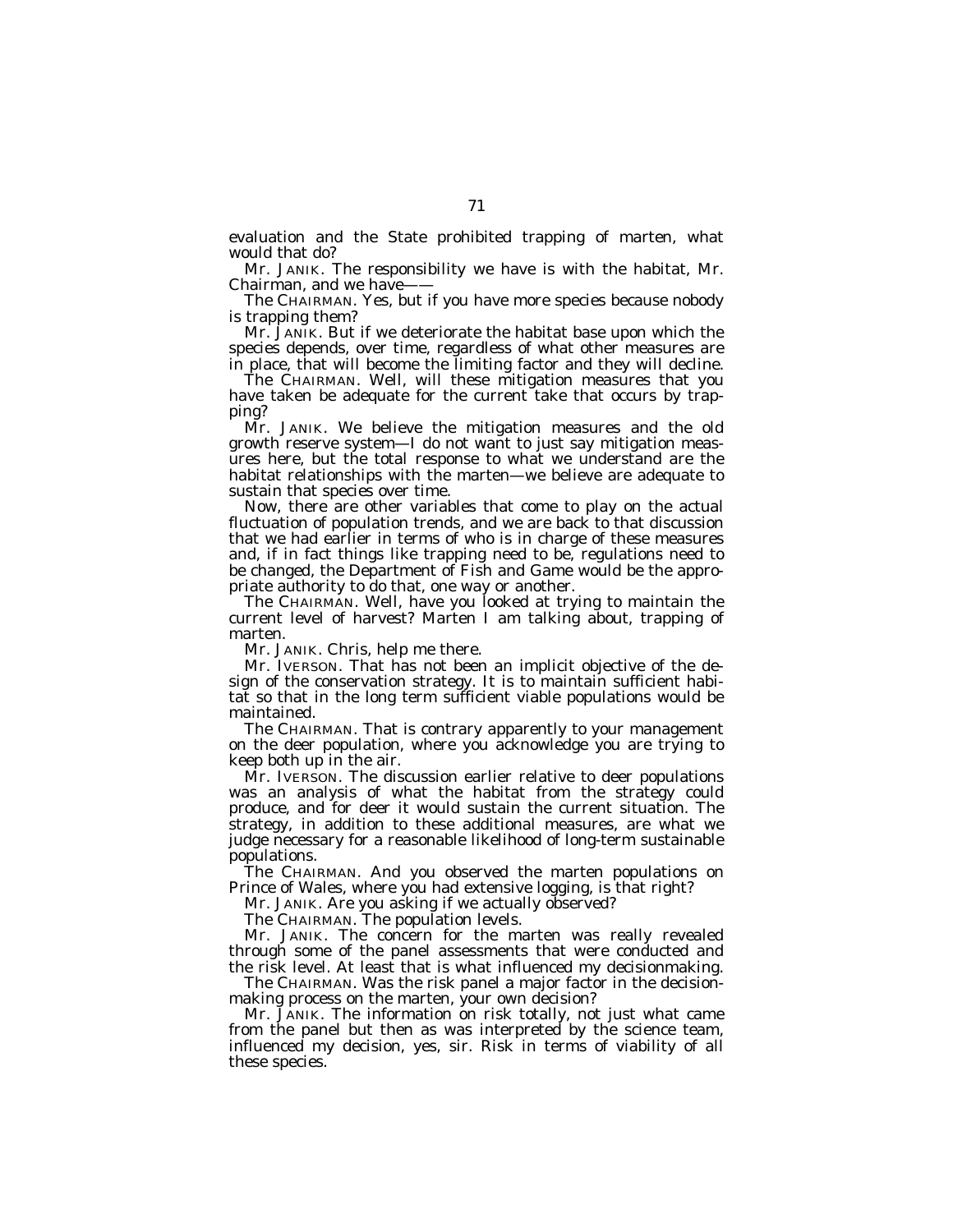evaluation and the State prohibited trapping of marten, what would that do?

Mr. JANIK. The responsibility we have is with the habitat, Mr. Chairman, and we have——

The CHAIRMAN. Yes, but if you have more species because nobody is trapping them?

Mr. JANIK. But if we deteriorate the habitat base upon which the species depends, over time, regardless of what other measures are in place, that will become the limiting factor and they will decline.

The CHAIRMAN. Well, will these mitigation measures that you have taken be adequate for the current take that occurs by trapping?

Mr. JANIK. We believe the mitigation measures and the old growth reserve system—I do not want to just say mitigation measures here, but the total response to what we understand are the habitat relationships with the marten—we believe are adequate to sustain that species over time.

Now, there are other variables that come to play on the actual fluctuation of population trends, and we are back to that discussion that we had earlier in terms of who is in charge of these measures and, if in fact things like trapping need to be, regulations need to be changed, the Department of Fish and Game would be the appropriate authority to do that, one way or another.

The CHAIRMAN. Well, have you looked at trying to maintain the current level of harvest? Marten I am talking about, trapping of marten.

Mr. JANIK. Chris, help me there.

Mr. IVERSON. That has not been an implicit objective of the design of the conservation strategy. It is to maintain sufficient habitat so that in the long term sufficient viable populations would be maintained.

The CHAIRMAN. That is contrary apparently to your management on the deer population, where you acknowledge you are trying to keep both up in the air.

Mr. IVERSON. The discussion earlier relative to deer populations was an analysis of what the habitat from the strategy could produce, and for deer it would sustain the current situation. The strategy, in addition to these additional measures, are what we judge necessary for a reasonable likelihood of long-term sustainable populations.

The CHAIRMAN. And you observed the marten populations on Prince of Wales, where you had extensive logging, is that right?

Mr. JANIK. Are you asking if we actually observed?

The CHAIRMAN. The population levels.

Mr. JANIK. The concern for the marten was really revealed through some of the panel assessments that were conducted and the risk level. At least that is what influenced my decisionmaking.

The CHAIRMAN. Was the risk panel a major factor in the decisionmaking process on the marten, your own decision?

Mr. JANIK. The information on risk totally, not just what came from the panel but then as was interpreted by the science team, influenced my decision, yes, sir. Risk in terms of viability of all these species.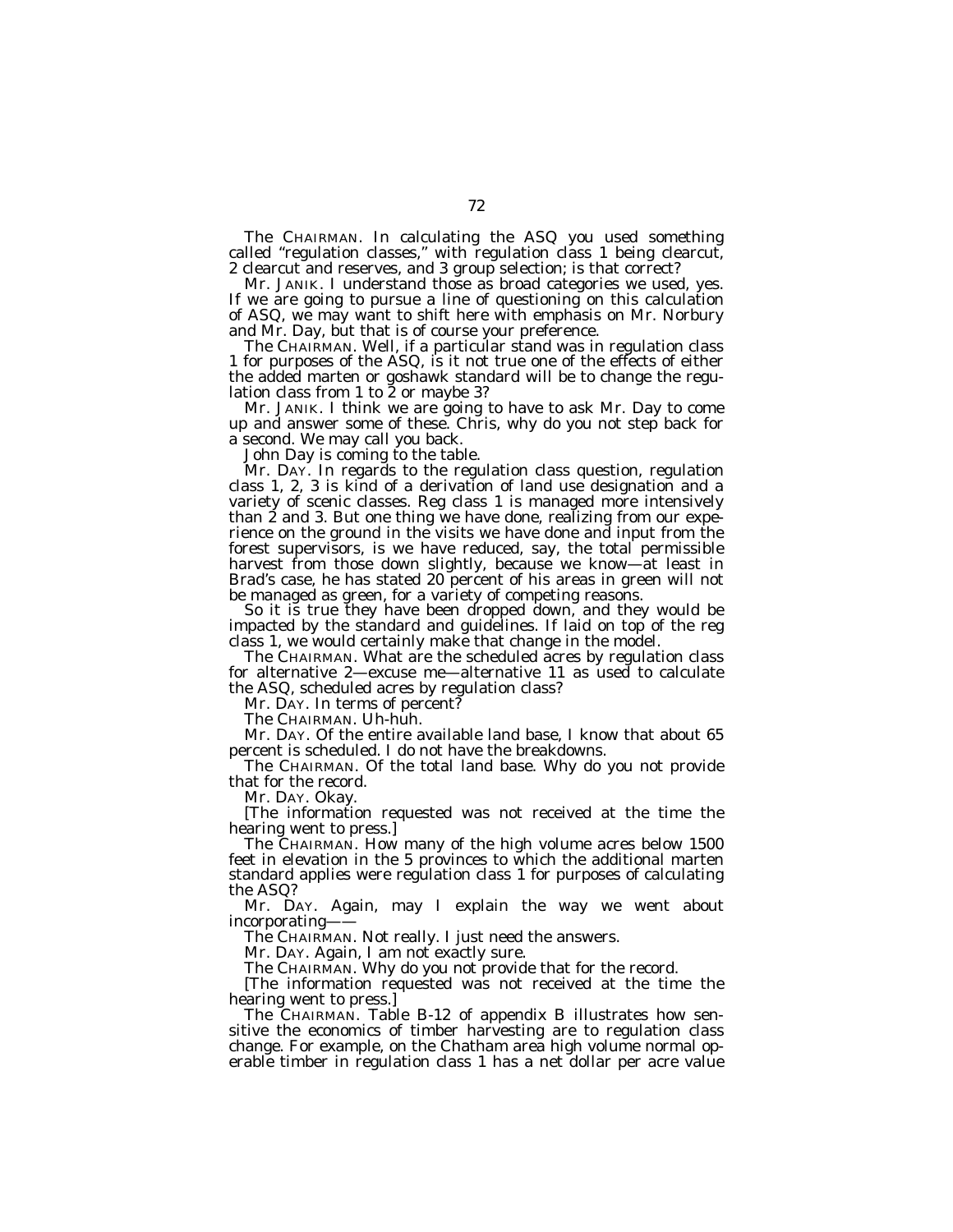The CHAIRMAN. In calculating the ASQ you used something called "regulation classes," with regulation class 1 being clearcut, 2 clearcut and reserves, and 3 group selection; is that correct?

Mr. JANIK. I understand those as broad categories we used, yes. If we are going to pursue a line of questioning on this calculation of ASQ, we may want to shift here with emphasis on Mr. Norbury and Mr. Day, but that is of course your preference.

The CHAIRMAN. Well, if a particular stand was in regulation class 1 for purposes of the ASQ, is it not true one of the effects of either the added marten or goshawk standard will be to change the regulation class from 1 to 2 or maybe 3?

Mr. JANIK. I think we are going to have to ask Mr. Day to come up and answer some of these. Chris, why do you not step back for a second. We may call you back.

John Day is coming to the table.

Mr. DAY. In regards to the regulation class question, regulation class 1, 2, 3 is kind of a derivation of land use designation and a variety of scenic classes. Reg class 1 is managed more intensively than 2 and 3. But one thing we have done, realizing from our experience on the ground in the visits we have done and input from the forest supervisors, is we have reduced, say, the total permissible harvest from those down slightly, because we know—at least in Brad's case, he has stated 20 percent of his areas in green will not be managed as green, for a variety of competing reasons.

So it is true they have been dropped down, and they would be impacted by the standard and guidelines. If laid on top of the reg class 1, we would certainly make that change in the model.

The CHAIRMAN. What are the scheduled acres by regulation class for alternative 2—excuse me—alternative 11 as used to calculate the ASQ, scheduled acres by regulation class?

Mr. DAY. In terms of percent?

The CHAIRMAN. Uh-huh.

Mr. DAY. Of the entire available land base, I know that about 65 percent is scheduled. I do not have the breakdowns.

The CHAIRMAN. Of the total land base. Why do you not provide that for the record.

Mr. DAY. Okay.

[The information requested was not received at the time the hearing went to press.]

The CHAIRMAN. How many of the high volume acres below 1500 feet in elevation in the 5 provinces to which the additional marten standard applies were regulation class 1 for purposes of calculating the ASQ?

Mr. DAY. Again, may I explain the way we went about incorporating——

The CHAIRMAN. Not really. I just need the answers.

Mr. DAY. Again, I am not exactly sure.

The CHAIRMAN. Why do you not provide that for the record.

[The information requested was not received at the time the hearing went to press.]

The CHAIRMAN. Table B-12 of appendix B illustrates how sensitive the economics of timber harvesting are to regulation class change. For example, on the Chatham area high volume normal operable timber in regulation class 1 has a net dollar per acre value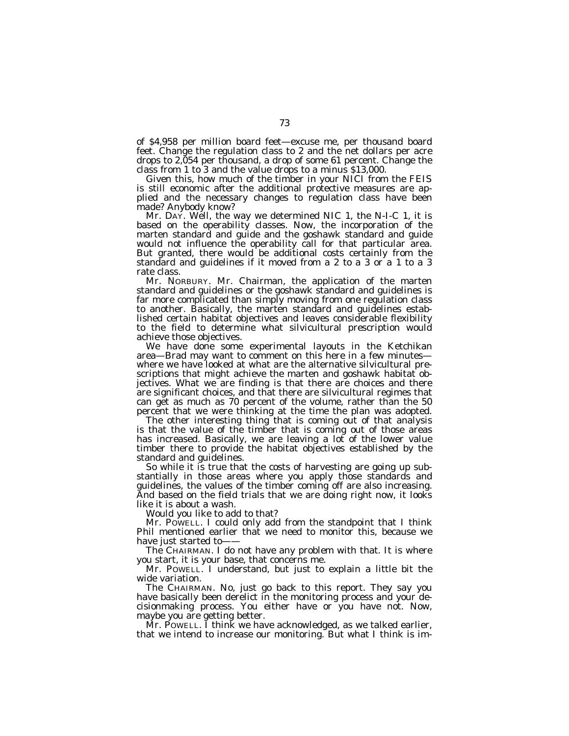of $4,958 per million board feet—excuse me, per thousand board feet. Change the regulation class to 2 and the net dollars per acre drops to 2,054 per thousand, a drop of some 61 percent. Change the class from 1 to 3 and the value drops to a minus $13,000.

Given this, how much of the timber in your NICI from the FEIS is still economic after the additional protective measures are applied and the necessary changes to regulation class have been made? Anybody know?

Mr. DAY. Well, the way we determined NIC 1, the N-I-C 1, it is based on the operability classes. Now, the incorporation of the marten standard and guide and the goshawk standard and guide would not influence the operability call for that particular area. But granted, there would be additional costs certainly from the standard and guidelines if it moved from a 2 to a 3 or a 1 to a 3 rate class.

Mr. NORBURY. Mr. Chairman, the application of the marten standard and guidelines or the goshawk standard and guidelines is far more complicated than simply moving from one regulation class to another. Basically, the marten standard and guidelines established certain habitat objectives and leaves considerable flexibility to the field to determine what silvicultural prescription would achieve those objectives.

We have done some experimental layouts in the Ketchikan area—Brad may want to comment on this here in a few minutes—where we have looked at what are the alternative silvicultural prescriptions that might achieve the marten and goshawk habitat objectives. What we are finding is that there are choices and there are significant choices, and that there are silvicultural regimes that can get as much as 70 percent of the volume, rather than the 50 percent that we were thinking at the time the plan was adopted.

The other interesting thing that is coming out of that analysis is that the value of the timber that is coming out of those areas has increased. Basically, we are leaving a lot of the lower value timber there to provide the habitat objectives established by the standard and guidelines.

So while it is true that the costs of harvesting are going up substantially in those areas where you apply those standards and guidelines, the values of the timber coming off are also increasing. And based on the field trials that we are doing right now, it looks like it is about a wash.

Would you like to add to that?

Mr. POWELL. I could only add from the standpoint that I think Phil mentioned earlier that we need to monitor this, because we have just started to——

The CHAIRMAN. I do not have any problem with that. It is where you start, it is your base, that concerns me.

Mr. POWELL. I understand, but just to explain a little bit the wide variation.

The CHAIRMAN. No, just go back to this report. They say you have basically been derelict in the monitoring process and your decisionmaking process. You either have or you have not. Now, maybe you are getting better.

Mr. POWELL. I think we have acknowledged, as we talked earlier, that we intend to increase our monitoring. But what I think is im-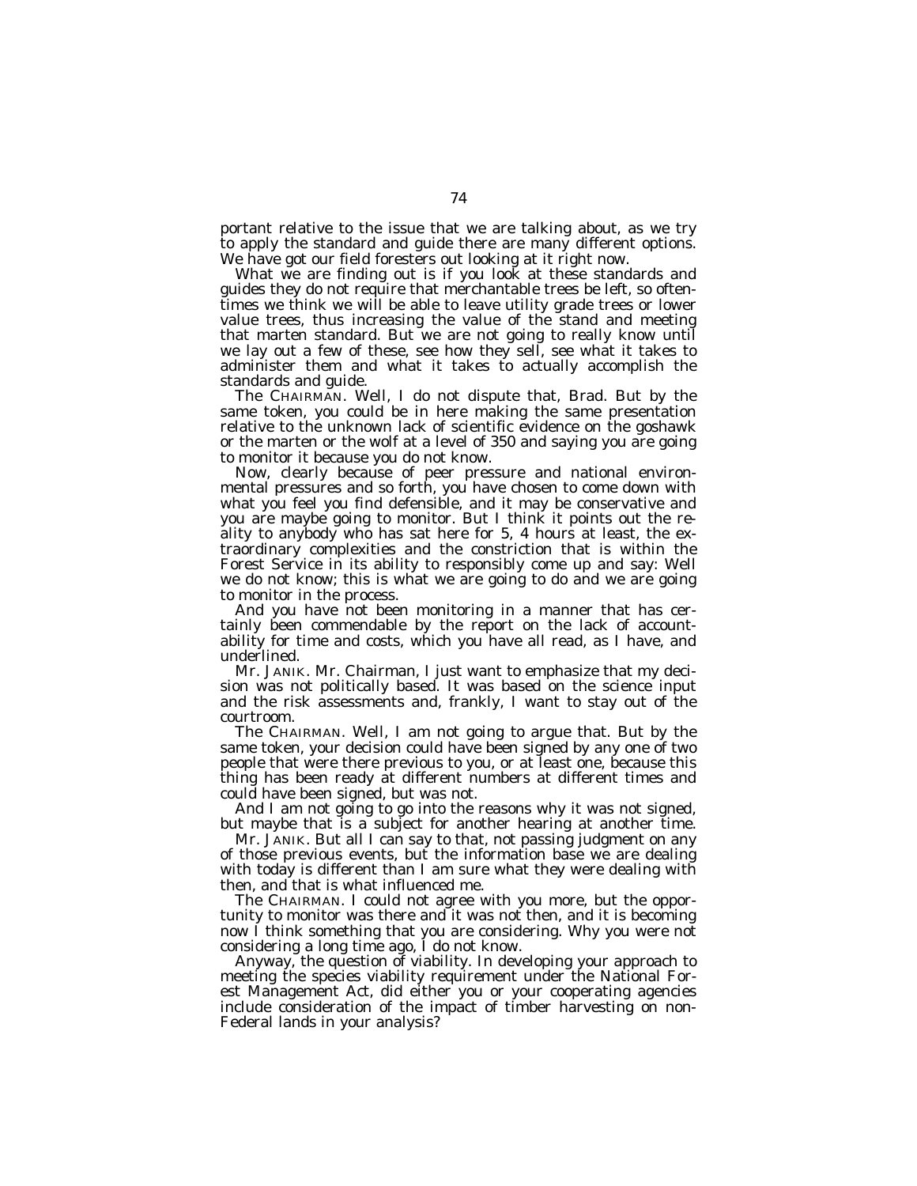portant relative to the issue that we are talking about, as we try to apply the standard and guide there are many different options. We have got our field foresters out looking at it right now.

What we are finding out is if you look at these standards and guides they do not require that merchantable trees be left, so oftentimes we think we will be able to leave utility grade trees or lower value trees, thus increasing the value of the stand and meeting that marten standard. But we are not going to really know until we lay out a few of these, see how they sell, see what it takes to administer them and what it takes to actually accomplish the standards and guide.

The CHAIRMAN. Well, I do not dispute that, Brad. But by the same token, you could be in here making the same presentation relative to the unknown lack of scientific evidence on the goshawk or the marten or the wolf at a level of 350 and saying you are going to monitor it because you do not know.

Now, clearly because of peer pressure and national environmental pressures and so forth, you have chosen to come down with what you feel you find defensible, and it may be conservative and you are maybe going to monitor. But I think it points out the reality to anybody who has sat here for 5, 4 hours at least, the extraordinary complexities and the constriction that is within the Forest Service in its ability to responsibly come up and say: Well we do not know; this is what we are going to do and we are going to monitor in the process.

And you have not been monitoring in a manner that has certainly been commendable by the report on the lack of accountability for time and costs, which you have all read, as I have, and underlined.

Mr. JANIK. Mr. Chairman, I just want to emphasize that my decision was not politically based. It was based on the science input and the risk assessments and, frankly, I want to stay out of the courtroom.

The CHAIRMAN. Well, I am not going to argue that. But by the same token, your decision could have been signed by any one of two people that were there previous to you, or at least one, because this thing has been ready at different numbers at different times and could have been signed, but was not.

And I am not going to go into the reasons why it was not signed, but maybe that is a subject for another hearing at another time.

Mr. JANIK. But all I can say to that, not passing judgment on any of those previous events, but the information base we are dealing with today is different than I am sure what they were dealing with then, and that is what influenced me.

The CHAIRMAN. I could not agree with you more, but the opportunity to monitor was there and it was not then, and it is becoming now I think something that you are considering. Why you were not considering a long time ago, I do not know.

Anyway, the question of viability. In developing your approach to meeting the species viability requirement under the National Forest Management Act, did either you or your cooperating agencies include consideration of the impact of timber harvesting on non-Federal lands in your analysis?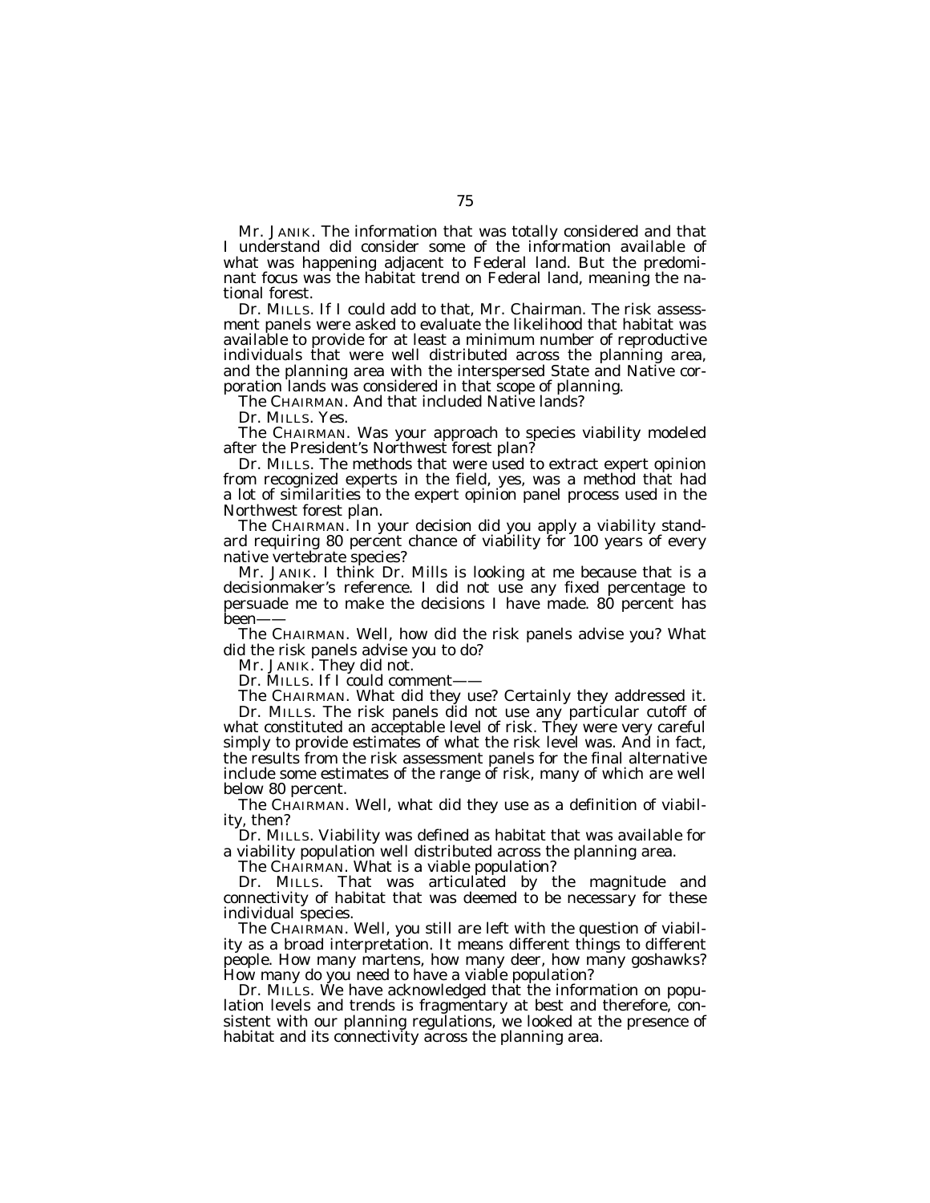Mr. JANIK. The information that was totally considered and that I understand did consider some of the information available of what was happening adjacent to Federal land. But the predominant focus was the habitat trend on Federal land, meaning the national forest.

Dr. MILLS. If I could add to that, Mr. Chairman. The risk assessment panels were asked to evaluate the likelihood that habitat was available to provide for at least a minimum number of reproductive individuals that were well distributed across the planning area, and the planning area with the interspersed State and Native corporation lands was considered in that scope of planning.

The CHAIRMAN. And that included Native lands?

Dr. MILLS. Yes.

The CHAIRMAN. Was your approach to species viability modeled after the President's Northwest forest plan?

Dr. MILLS. The methods that were used to extract expert opinion from recognized experts in the field, yes, was a method that had a lot of similarities to the expert opinion panel process used in the Northwest forest plan.

The CHAIRMAN. In your decision did you apply a viability standard requiring 80 percent chance of viability for 100 years of every native vertebrate species?

Mr. JANIK. I think Dr. Mills is looking at me because that is a decisionmaker's reference. I did not use any fixed percentage to persuade me to make the decisions I have made. 80 percent has been——

The CHAIRMAN. Well, how did the risk panels advise you? What did the risk panels advise you to do?

Mr. JANIK. They did not.

Dr. MILLS. If I could comment——

The CHAIRMAN. What did they use? Certainly they addressed it.

Dr. MILLS. The risk panels did not use any particular cutoff of what constituted an acceptable level of risk. They were very careful simply to provide estimates of what the risk level was. And in fact, the results from the risk assessment panels for the final alternative include some estimates of the range of risk, many of which are well below 80 percent.

The CHAIRMAN. Well, what did they use as a definition of viability, then?

Dr. MILLS. Viability was defined as habitat that was available for a viability population well distributed across the planning area.

The CHAIRMAN. What is a viable population?

Dr. MILLS. That was articulated by the magnitude and connectivity of habitat that was deemed to be necessary for these individual species.

The CHAIRMAN. Well, you still are left with the question of viability as a broad interpretation. It means different things to different people. How many martens, how many deer, how many goshawks? How many do you need to have a viable population?

Dr. MILLS. We have acknowledged that the information on population levels and trends is fragmentary at best and therefore, consistent with our planning regulations, we looked at the presence of habitat and its connectivity across the planning area.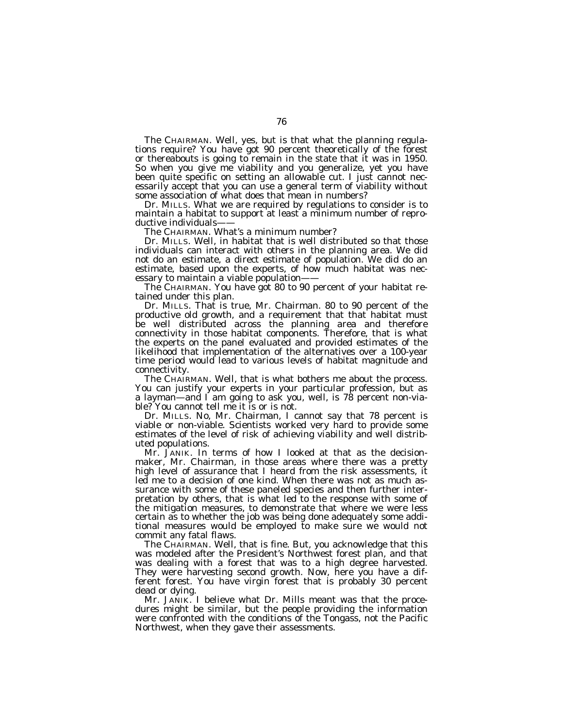The CHAIRMAN. Well, yes, but is that what the planning regulations require? You have got 90 percent theoretically of the forest or thereabouts is going to remain in the state that it was in 1950. So when you give me viability and you generalize, yet you have been quite specific on setting an allowable cut. I just cannot necessarily accept that you can use a general term of viability without some association of what does that mean in numbers?

Dr. MILLS. What we are required by regulations to consider is to maintain a habitat to support at least a minimum number of reproductive individuals——

The CHAIRMAN. What's a minimum number?

Dr. MILLS. Well, in habitat that is well distributed so that those individuals can interact with others in the planning area. We did not do an estimate, a direct estimate of population. We did do an estimate, based upon the experts, of how much habitat was necessary to maintain a viable population——

The CHAIRMAN. You have got 80 to 90 percent of your habitat retained under this plan.

Dr. MILLS. That is true, Mr. Chairman. 80 to 90 percent of the productive old growth, and a requirement that that habitat must be well distributed across the planning area and therefore connectivity in those habitat components. Therefore, that is what the experts on the panel evaluated and provided estimates of the likelihood that implementation of the alternatives over a 100-year time period would lead to various levels of habitat magnitude and connectivity.

The CHAIRMAN. Well, that is what bothers me about the process. You can justify your experts in your particular profession, but as a layman—and I am going to ask you, well, is 78 percent non-viable? You cannot tell me it is or is not.

Dr. MILLS. No, Mr. Chairman, I cannot say that 78 percent is viable or non-viable. Scientists worked very hard to provide some estimates of the level of risk of achieving viability and well distributed populations.

Mr. JANIK. In terms of how I looked at that as the decisionmaker, Mr. Chairman, in those areas where there was a pretty high level of assurance that I heard from the risk assessments, it led me to a decision of one kind. When there was not as much assurance with some of these paneled species and then further interpretation by others, that is what led to the response with some of the mitigation measures, to demonstrate that where we were less certain as to whether the job was being done adequately some additional measures would be employed to make sure we would not commit any fatal flaws.

The CHAIRMAN. Well, that is fine. But, you acknowledge that this was modeled after the President's Northwest forest plan, and that was dealing with a forest that was to a high degree harvested. They were harvesting second growth. Now, here you have a different forest. You have virgin forest that is probably 30 percent dead or dying.

Mr. JANIK. I believe what Dr. Mills meant was that the procedures might be similar, but the people providing the information were confronted with the conditions of the Tongass, not the Pacific Northwest, when they gave their assessments.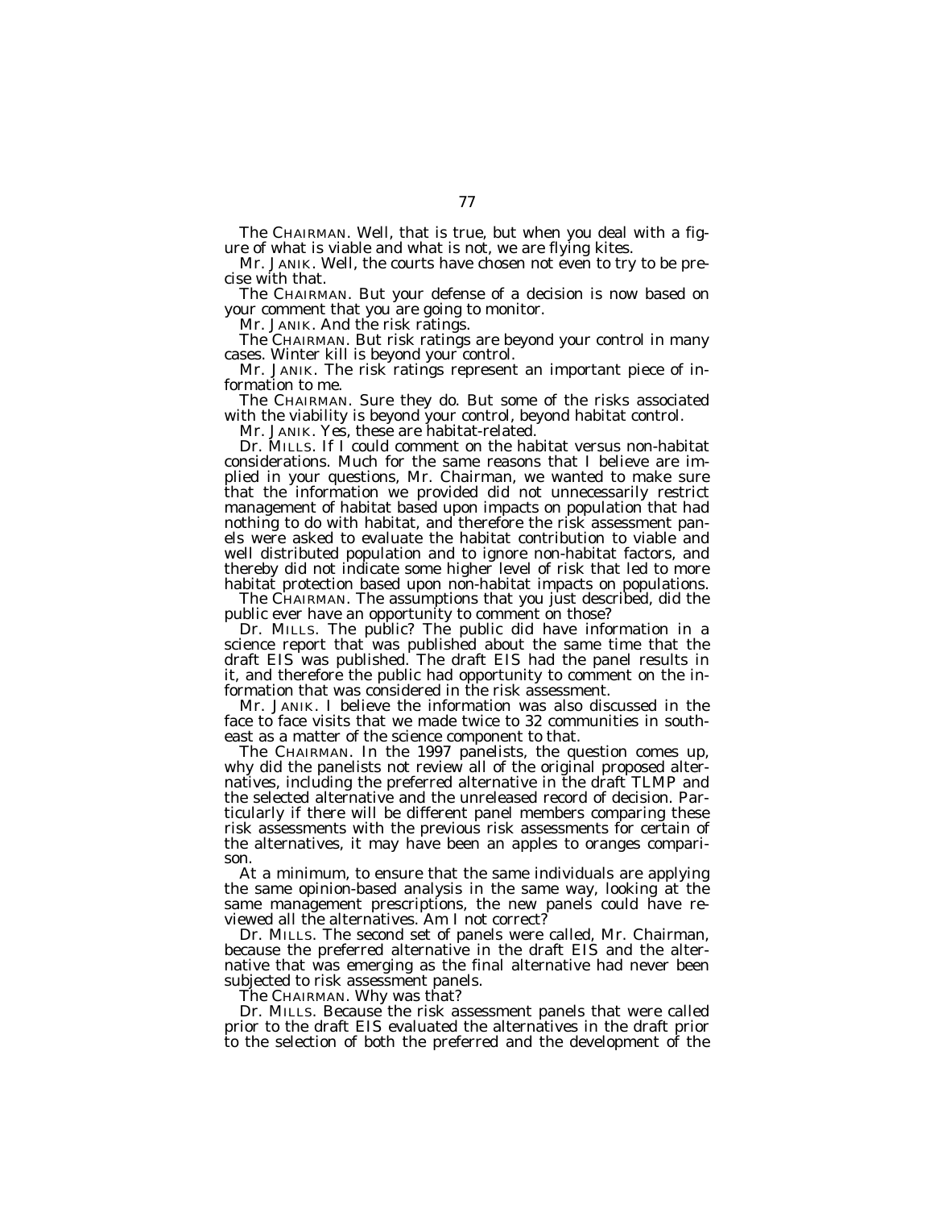The CHAIRMAN. Well, that is true, but when you deal with a figure of what is viable and what is not, we are flying kites.

Mr. JANIK. Well, the courts have chosen not even to try to be precise with that.

The CHAIRMAN. But your defense of a decision is now based on your comment that you are going to monitor.

Mr. JANIK. And the risk ratings.

The CHAIRMAN. But risk ratings are beyond your control in many cases. Winter kill is beyond your control.

Mr. JANIK. The risk ratings represent an important piece of information to me.

The CHAIRMAN. Sure they do. But some of the risks associated with the viability is beyond your control, beyond habitat control.

Mr. JANIK. Yes, these are habitat-related.

Dr. MILLS. If I could comment on the habitat versus non-habitat considerations. Much for the same reasons that I believe are implied in your questions, Mr. Chairman, we wanted to make sure that the information we provided did not unnecessarily restrict management of habitat based upon impacts on population that had nothing to do with habitat, and therefore the risk assessment panels were asked to evaluate the habitat contribution to viable and well distributed population and to ignore non-habitat factors, and thereby did not indicate some higher level of risk that led to more habitat protection based upon non-habitat impacts on populations.

The CHAIRMAN. The assumptions that you just described, did the public ever have an opportunity to comment on those?

Dr. MILLS. The public? The public did have information in a science report that was published about the same time that the draft EIS was published. The draft EIS had the panel results in it, and therefore the public had opportunity to comment on the information that was considered in the risk assessment.

Mr. JANIK. I believe the information was also discussed in the face to face visits that we made twice to 32 communities in southeast as a matter of the science component to that.

The CHAIRMAN. In the 1997 panelists, the question comes up, why did the panelists not review all of the original proposed alternatives, including the preferred alternative in the draft TLMP and the selected alternative and the unreleased record of decision. Particularly if there will be different panel members comparing these risk assessments with the previous risk assessments for certain of the alternatives, it may have been an apples to oranges comparison.

At a minimum, to ensure that the same individuals are applying the same opinion-based analysis in the same way, looking at the same management prescriptions, the new panels could have reviewed all the alternatives. Am I not correct?

Dr. MILLS. The second set of panels were called, Mr. Chairman, because the preferred alternative in the draft EIS and the alternative that was emerging as the final alternative had never been subjected to risk assessment panels.

The CHAIRMAN. Why was that?

Dr. MILLS. Because the risk assessment panels that were called prior to the draft EIS evaluated the alternatives in the draft prior to the selection of both the preferred and the development of the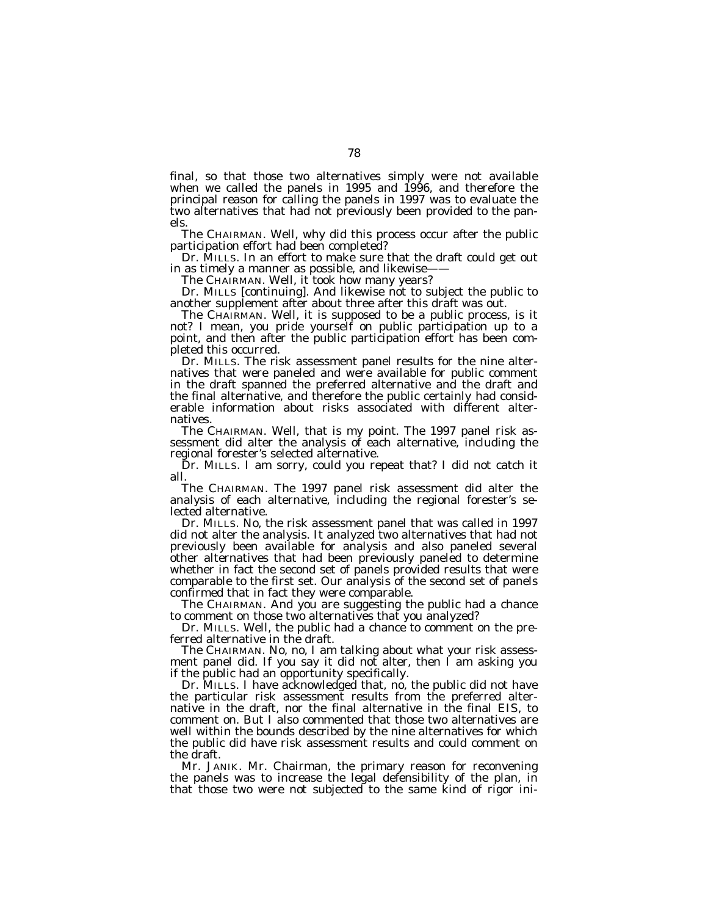final, so that those two alternatives simply were not available when we called the panels in 1995 and 1996, and therefore the principal reason for calling the panels in 1997 was to evaluate the two alternatives that had not previously been provided to the panels.

The CHAIRMAN. Well, why did this process occur after the public participation effort had been completed?

Dr. MILLS. In an effort to make sure that the draft could get out in as timely a manner as possible, and likewise——

The CHAIRMAN. Well, it took how many years?

Dr. MILLS [continuing]. And likewise not to subject the public to another supplement after about three after this draft was out.

The CHAIRMAN. Well, it is supposed to be a public process, is it not? I mean, you pride yourself on public participation up to a point, and then after the public participation effort has been completed this occurred.

Dr. MILLS. The risk assessment panel results for the nine alternatives that were paneled and were available for public comment in the draft spanned the preferred alternative and the draft and the final alternative, and therefore the public certainly had considerable information about risks associated with different alternatives.

The CHAIRMAN. Well, that is my point. The 1997 panel risk assessment did alter the analysis of each alternative, including the regional forester's selected alternative.

Dr. MILLS. I am sorry, could you repeat that? I did not catch it all.

The CHAIRMAN. The 1997 panel risk assessment did alter the analysis of each alternative, including the regional forester's selected alternative.

Dr. MILLS. No, the risk assessment panel that was called in 1997 did not alter the analysis. It analyzed two alternatives that had not previously been available for analysis and also paneled several other alternatives that had been previously paneled to determine whether in fact the second set of panels provided results that were comparable to the first set. Our analysis of the second set of panels confirmed that in fact they were comparable.

The CHAIRMAN. And you are suggesting the public had a chance to comment on those two alternatives that you analyzed?

Dr. MILLS. Well, the public had a chance to comment on the preferred alternative in the draft.

The CHAIRMAN. No, no, I am talking about what your risk assessment panel did. If you say it did not alter, then I am asking you if the public had an opportunity specifically.

Dr. MILLS. I have acknowledged that, no, the public did not have the particular risk assessment results from the preferred alternative in the draft, nor the final alternative in the final EIS, to comment on. But I also commented that those two alternatives are well within the bounds described by the nine alternatives for which the public did have risk assessment results and could comment on the draft.

Mr. JANIK. Mr. Chairman, the primary reason for reconvening the panels was to increase the legal defensibility of the plan, in that those two were not subjected to the same kind of rigor ini-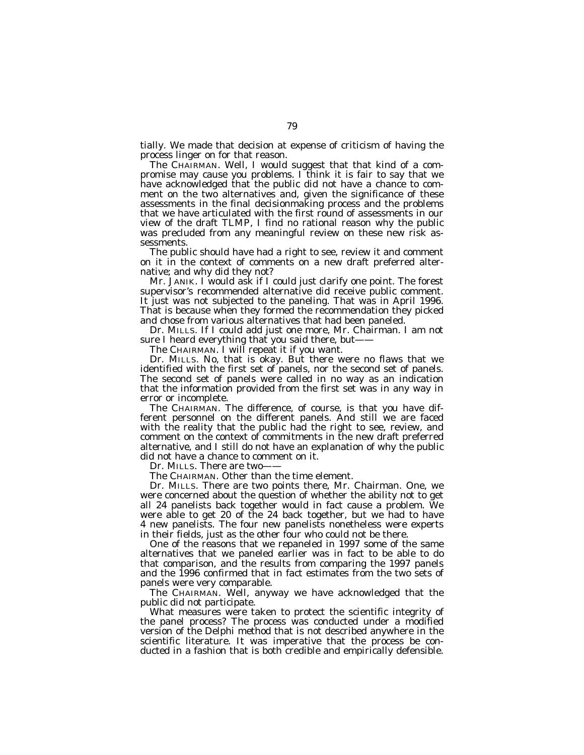tially. We made that decision at expense of criticism of having the process linger on for that reason.

The CHAIRMAN. Well, I would suggest that that kind of a compromise may cause you problems. I think it is fair to say that we have acknowledged that the public did not have a chance to comment on the two alternatives and, given the significance of these assessments in the final decisionmaking process and the problems that we have articulated with the first round of assessments in our view of the draft TLMP, I find no rational reason why the public was precluded from any meaningful review on these new risk assessments.

The public should have had a right to see, review it and comment on it in the context of comments on a new draft preferred alternative; and why did they not?

Mr. JANIK. I would ask if I could just clarify one point. The forest supervisor's recommended alternative did receive public comment. It just was not subjected to the paneling. That was in April 1996. That is because when they formed the recommendation they picked and chose from various alternatives that had been paneled.

Dr. MILLS. If I could add just one more, Mr. Chairman. I am not sure I heard everything that you said there, but——

The CHAIRMAN. I will repeat it if you want.

Dr. MILLS. No, that is okay. But there were no flaws that we identified with the first set of panels, nor the second set of panels. The second set of panels were called in no way as an indication that the information provided from the first set was in any way in error or incomplete.

The CHAIRMAN. The difference, of course, is that you have different personnel on the different panels. And still we are faced with the reality that the public had the right to see, review, and comment on the context of commitments in the new draft preferred alternative, and I still do not have an explanation of why the public did not have a chance to comment on it.

Dr. MILLS. There are two——

The CHAIRMAN. Other than the time element.

Dr. MILLS. There are two points there, Mr. Chairman. One, we were concerned about the question of whether the ability not to get all 24 panelists back together would in fact cause a problem. We were able to get 20 of the 24 back together, but we had to have 4 new panelists. The four new panelists nonetheless were experts in their fields, just as the other four who could not be there.

One of the reasons that we repaneled in 1997 some of the same alternatives that we paneled earlier was in fact to be able to do that comparison, and the results from comparing the 1997 panels and the 1996 confirmed that in fact estimates from the two sets of panels were very comparable.

The CHAIRMAN. Well, anyway we have acknowledged that the public did not participate.

What measures were taken to protect the scientific integrity of the panel process? The process was conducted under a modified version of the Delphi method that is not described anywhere in the scientific literature. It was imperative that the process be conducted in a fashion that is both credible and empirically defensible.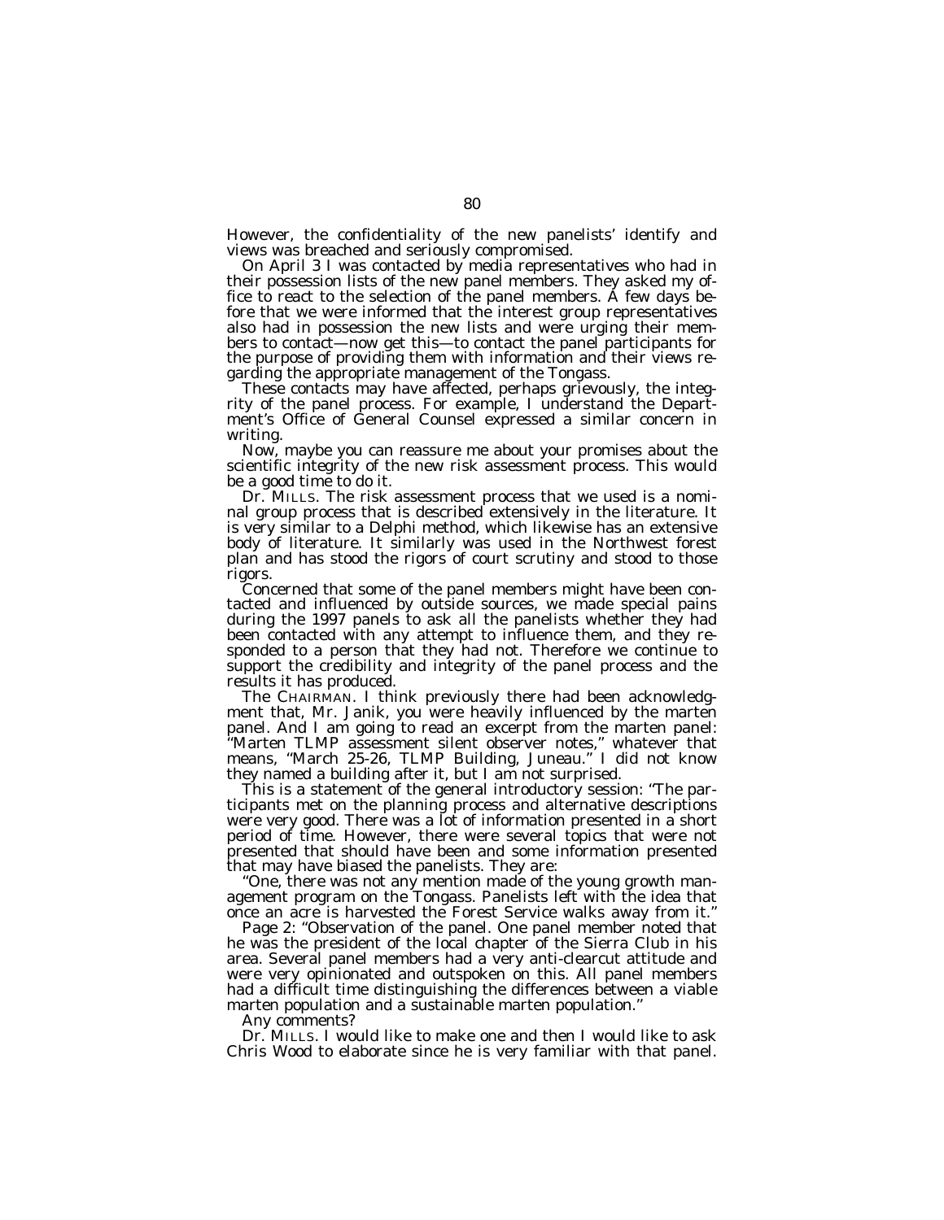However, the confidentiality of the new panelists' identify and views was breached and seriously compromised.

On April 3 I was contacted by media representatives who had in their possession lists of the new panel members. They asked my office to react to the selection of the panel members. A few days before that we were informed that the interest group representatives also had in possession the new lists and were urging their members to contact—now get this—to contact the panel participants for the purpose of providing them with information and their views regarding the appropriate management of the Tongass.

These contacts may have affected, perhaps grievously, the integrity of the panel process. For example, I understand the Department's Office of General Counsel expressed a similar concern in writing.

Now, maybe you can reassure me about your promises about the scientific integrity of the new risk assessment process. This would be a good time to do it.

Dr. MILLS. The risk assessment process that we used is a nominal group process that is described extensively in the literature. It is very similar to a Delphi method, which likewise has an extensive body of literature. It similarly was used in the Northwest forest plan and has stood the rigors of court scrutiny and stood to those rigors.

Concerned that some of the panel members might have been contacted and influenced by outside sources, we made special pains during the 1997 panels to ask all the panelists whether they had been contacted with any attempt to influence them, and they responded to a person that they had not. Therefore we continue to support the credibility and integrity of the panel process and the results it has produced.

The CHAIRMAN. I think previously there had been acknowledgment that, Mr. Janik, you were heavily influenced by the marten panel. And I am going to read an excerpt from the marten panel: "Marten TLMP assessment silent observer notes," whatever that means, "March 25-26, TLMP Building, Juneau." I did not know they named a building after it, but I am not surprised.

This is a statement of the general introductory session: "The participants met on the planning process and alternative descriptions were very good. There was a lot of information presented in a short period of time. However, there were several topics that were not presented that should have been and some information presented that may have biased the panelists. They are:

"One, there was not any mention made of the young growth management program on the Tongass. Panelists left with the idea that once an acre is harvested the Forest Service walks away from it."

Page 2: "Observation of the panel. One panel member noted that he was the president of the local chapter of the Sierra Club in his area. Several panel members had a very anti-clearcut attitude and were very opinionated and outspoken on this. All panel members had a difficult time distinguishing the differences between a viable marten population and a sustainable marten population."

Any comments?

Dr. MILLS. I would like to make one and then I would like to ask Chris Wood to elaborate since he is very familiar with that panel.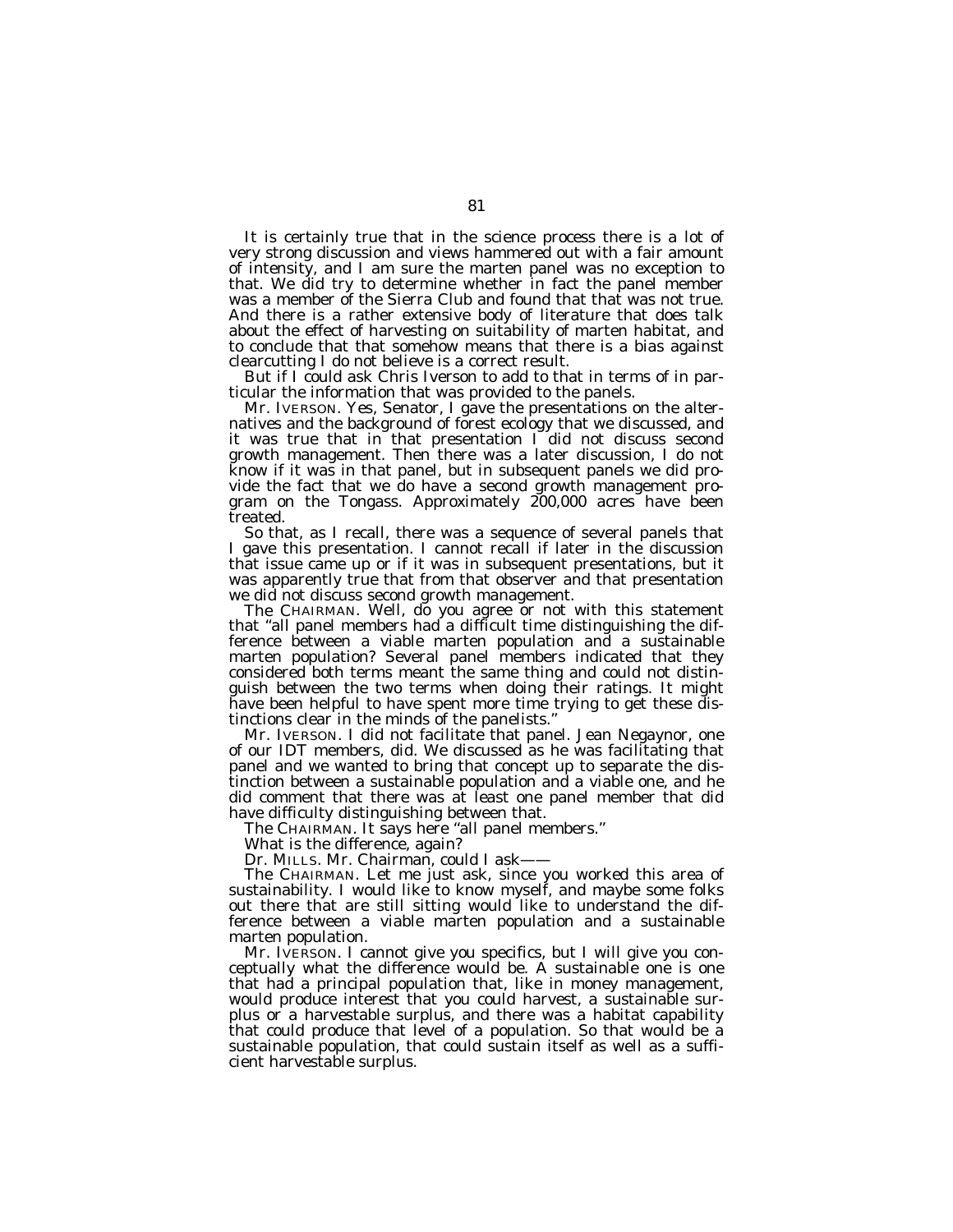It is certainly true that in the science process there is a lot of very strong discussion and views hammered out with a fair amount of intensity, and I am sure the marten panel was no exception to that. We did try to determine whether in fact the panel member was a member of the Sierra Club and found that that was not true. And there is a rather extensive body of literature that does talk about the effect of harvesting on suitability of marten habitat, and to conclude that that somehow means that there is a bias against clearcutting I do not believe is a correct result.

But if I could ask Chris Iverson to add to that in terms of in particular the information that was provided to the panels.

Mr. IVERSON. Yes, Senator, I gave the presentations on the alternatives and the background of forest ecology that we discussed, and it was true that in that presentation I did not discuss second growth management. Then there was a later discussion, I do not know if it was in that panel, but in subsequent panels we did provide the fact that we do have a second growth management program on the Tongass. Approximately 200,000 acres have been treated.

So that, as I recall, there was a sequence of several panels that I gave this presentation. I cannot recall if later in the discussion that issue came up or if it was in subsequent presentations, but it was apparently true that from that observer and that presentation we did not discuss second growth management.

The CHAIRMAN. Well, do you agree or not with this statement that "all panel members had a difficult time distinguishing the difference between a viable marten population and a sustainable marten population? Several panel members indicated that they considered both terms meant the same thing and could not distinguish between the two terms when doing their ratings. It might have been helpful to have spent more time trying to get these distinctions clear in the minds of the panelists."

Mr. IVERSON. I did not facilitate that panel. Jean Negaynor, one of our IDT members, did. We discussed as he was facilitating that panel and we wanted to bring that concept up to separate the distinction between a sustainable population and a viable one, and he did comment that there was at least one panel member that did have difficulty distinguishing between that.

The CHAIRMAN. It says here "all panel members."

What is the difference, again?

Dr. MILLS. Mr. Chairman, could I ask——

The CHAIRMAN. Let me just ask, since you worked this area of sustainability. I would like to know myself, and maybe some folks out there that are still sitting would like to understand the difference between a viable marten population and a sustainable marten population.

Mr. IVERSON. I cannot give you specifics, but I will give you conceptually what the difference would be. A sustainable one is one that had a principal population that, like in money management, would produce interest that you could harvest, a sustainable surplus or a harvestable surplus, and there was a habitat capability that could produce that level of a population. So that would be a sustainable population, that could sustain itself as well as a sufficient harvestable surplus.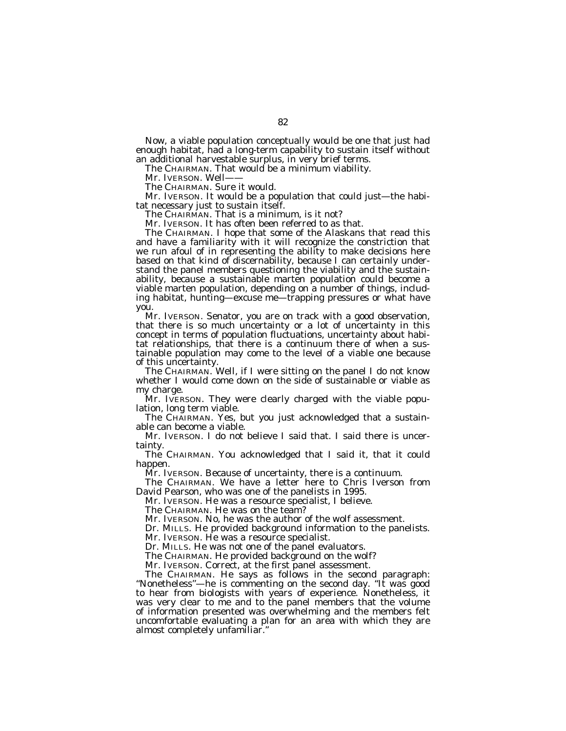Now, a viable population conceptually would be one that just had enough habitat, had a long-term capability to sustain itself without an additional harvestable surplus, in very brief terms.

The CHAIRMAN. That would be a minimum viability.

Mr. IVERSON. Well——

The CHAIRMAN. Sure it would.

Mr. IVERSON. It would be a population that could just—the habitat necessary just to sustain itself.

The CHAIRMAN. That is a minimum, is it not?

Mr. IVERSON. It has often been referred to as that.

The CHAIRMAN. I hope that some of the Alaskans that read this and have a familiarity with it will recognize the constriction that we run afoul of in representing the ability to make decisions here based on that kind of discernability, because I can certainly understand the panel members questioning the viability and the sustainability, because a sustainable marten population could become a viable marten population, depending on a number of things, including habitat, hunting—excuse me—trapping pressures or what have you.

Mr. IVERSON. Senator, you are on track with a good observation, that there is so much uncertainty or a lot of uncertainty in this concept in terms of population fluctuations, uncertainty about habitat relationships, that there is a continuum there of when a sustainable population may come to the level of a viable one because of this uncertainty.

The CHAIRMAN. Well, if I were sitting on the panel I do not know whether I would come down on the side of sustainable or viable as my charge.

Mr. IVERSON. They were clearly charged with the viable population, long term viable.

The CHAIRMAN. Yes, but you just acknowledged that a sustainable can become a viable.

Mr. IVERSON. I do not believe I said that. I said there is uncertainty.

The CHAIRMAN. You acknowledged that I said it, that it could happen.

Mr. IVERSON. Because of uncertainty, there is a continuum.

The CHAIRMAN. We have a letter here to Chris Iverson from David Pearson, who was one of the panelists in 1995.

Mr. IVERSON. He was a resource specialist, I believe.

The CHAIRMAN. He was on the team?

Mr. IVERSON. No, he was the author of the wolf assessment.

Dr. MILLS. He provided background information to the panelists.

Mr. IVERSON. He was a resource specialist.

Dr. MILLS. He was not one of the panel evaluators.

The CHAIRMAN. He provided background on the wolf?

Mr. IVERSON. Correct, at the first panel assessment.

The CHAIRMAN. He says as follows in the second paragraph: "Nonetheless"—he is commenting on the second day. "It was good to hear from biologists with years of experience. Nonetheless, it was very clear to me and to the panel members that the volume of information presented was overwhelming and the members felt uncomfortable evaluating a plan for an area with which they are almost completely unfamiliar."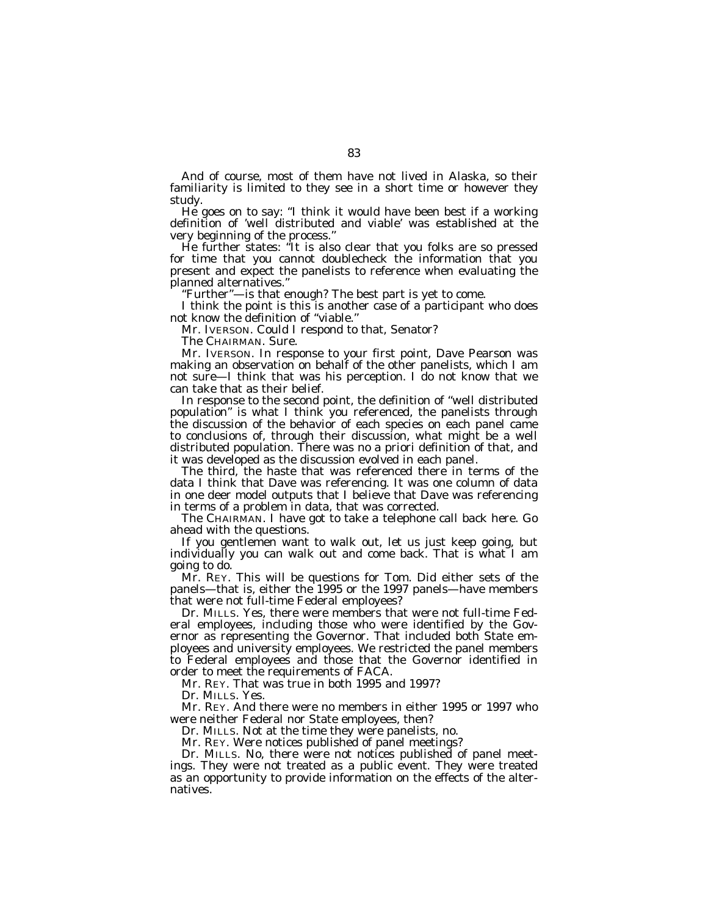And of course, most of them have not lived in Alaska, so their familiarity is limited to they see in a short time or however they study.

He goes on to say: "I think it would have been best if a working definition of 'well distributed and viable' was established at the very beginning of the process."

He further states: "It is also clear that you folks are so pressed for time that you cannot doublecheck the information that you present and expect the panelists to reference when evaluating the planned alternatives."

"Further"—is that enough? The best part is yet to come.

I think the point is this is another case of a participant who does not know the definition of "viable."

Mr. IVERSON. Could I respond to that, Senator?

The CHAIRMAN. Sure.

Mr. IVERSON. In response to your first point, Dave Pearson was making an observation on behalf of the other panelists, which I am not sure—I think that was his perception. I do not know that we can take that as their belief.

In response to the second point, the definition of "well distributed population" is what I think you referenced, the panelists through the discussion of the behavior of each species on each panel came to conclusions of, through their discussion, what might be a well distributed population. There was no a priori definition of that, and it was developed as the discussion evolved in each panel.

The third, the haste that was referenced there in terms of the data I think that Dave was referencing. It was one column of data in one deer model outputs that I believe that Dave was referencing in terms of a problem in data, that was corrected.

The CHAIRMAN. I have got to take a telephone call back here. Go ahead with the questions.

If you gentlemen want to walk out, let us just keep going, but individually you can walk out and come back. That is what I am going to do.

Mr. REY. This will be questions for Tom. Did either sets of the panels—that is, either the 1995 or the 1997 panels—have members that were not full-time Federal employees?

Dr. MILLS. Yes, there were members that were not full-time Federal employees, including those who were identified by the Governor as representing the Governor. That included both State employees and university employees. We restricted the panel members to Federal employees and those that the Governor identified in order to meet the requirements of FACA.

Mr. REY. That was true in both 1995 and 1997?

Dr. MILLS. Yes.

Mr. REY. And there were no members in either 1995 or 1997 who were neither Federal nor State employees, then?

Dr. MILLS. Not at the time they were panelists, no.

Mr. REY. Were notices published of panel meetings?

Dr. MILLS. No, there were not notices published of panel meetings. They were not treated as a public event. They were treated as an opportunity to provide information on the effects of the alternatives.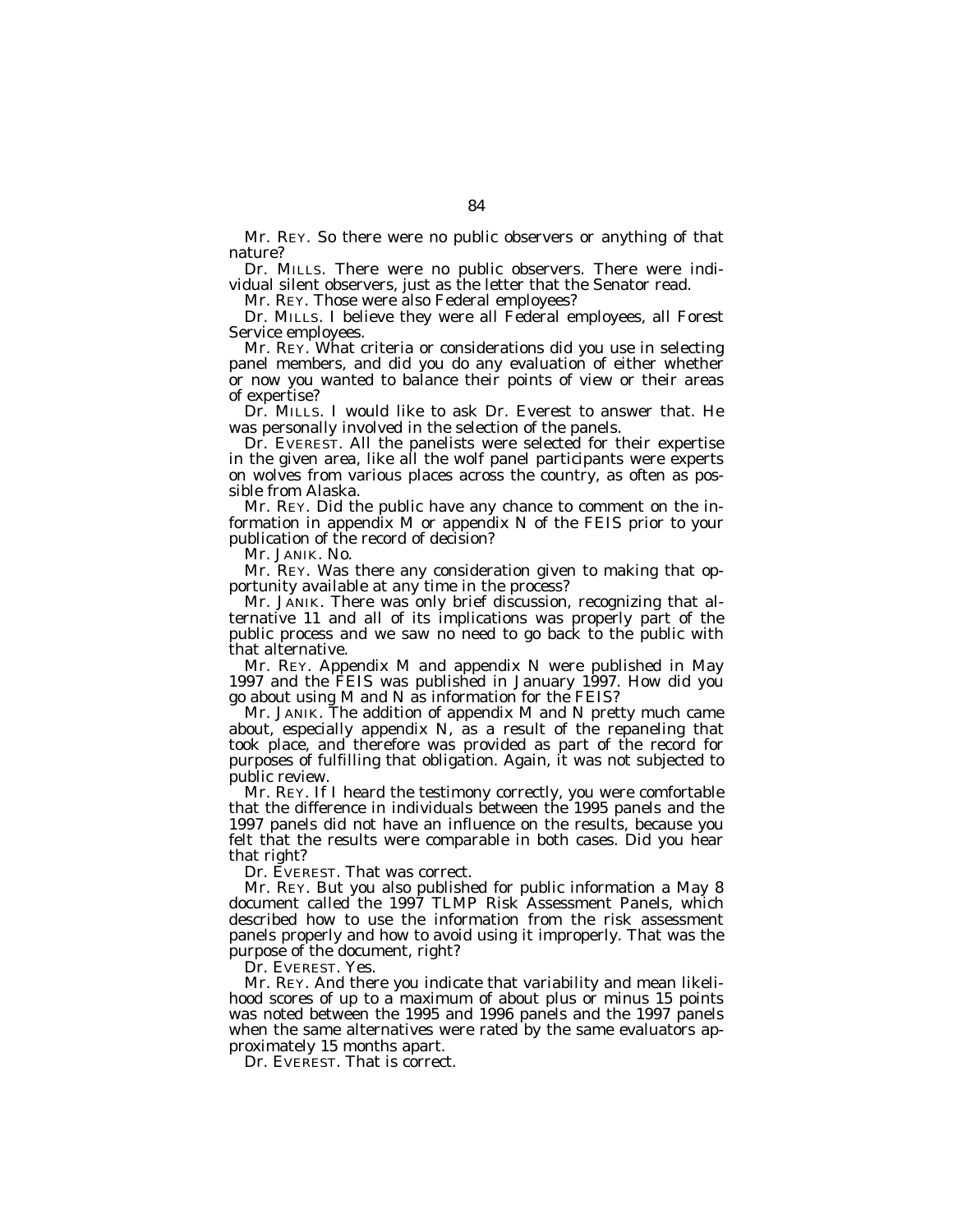Mr. REY. So there were no public observers or anything of that nature?

Dr. MILLS. There were no public observers. There were individual silent observers, just as the letter that the Senator read.

Mr. REY. Those were also Federal employees?

Dr. MILLS. I believe they were all Federal employees, all Forest Service employees.

Mr. REY. What criteria or considerations did you use in selecting panel members, and did you do any evaluation of either whether or now you wanted to balance their points of view or their areas of expertise?

Dr. MILLS. I would like to ask Dr. Everest to answer that. He was personally involved in the selection of the panels.

Dr. EVEREST. All the panelists were selected for their expertise in the given area, like all the wolf panel participants were experts on wolves from various places across the country, as often as possible from Alaska.

Mr. REY. Did the public have any chance to comment on the information in appendix M or appendix N of the FEIS prior to your publication of the record of decision?

Mr. JANIK. No.

Mr. REY. Was there any consideration given to making that opportunity available at any time in the process?

Mr. JANIK. There was only brief discussion, recognizing that alternative 11 and all of its implications was properly part of the public process and we saw no need to go back to the public with that alternative.

Mr. REY. Appendix M and appendix N were published in May 1997 and the FEIS was published in January 1997. How did you go about using M and N as information for the FEIS?

Mr. JANIK. The addition of appendix M and N pretty much came about, especially appendix N, as a result of the repaneling that took place, and therefore was provided as part of the record for purposes of fulfilling that obligation. Again, it was not subjected to public review.

Mr. REY. If I heard the testimony correctly, you were comfortable that the difference in individuals between the 1995 panels and the 1997 panels did not have an influence on the results, because you felt that the results were comparable in both cases. Did you hear that right?

Dr. EVEREST. That was correct.

Mr. REY. But you also published for public information a May 8 document called the 1997 TLMP Risk Assessment Panels, which described how to use the information from the risk assessment panels properly and how to avoid using it improperly. That was the purpose of the document, right?

Dr. EVEREST. Yes.

Mr. REY. And there you indicate that variability and mean likelihood scores of up to a maximum of about plus or minus 15 points was noted between the 1995 and 1996 panels and the 1997 panels when the same alternatives were rated by the same evaluators approximately 15 months apart.

Dr. EVEREST. That is correct.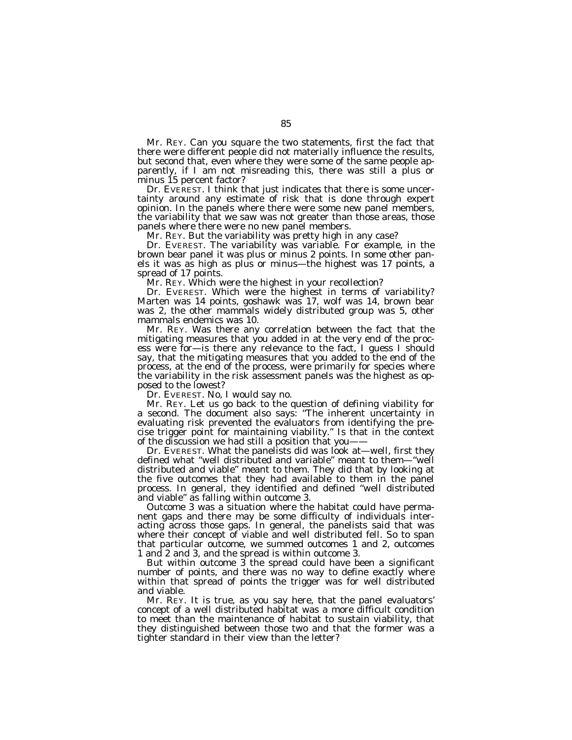Mr. REY. Can you square the two statements, first the fact that there were different people did not materially influence the results, but second that, even where they were some of the same people apparently, if I am not misreading this, there was still a plus or minus 15 percent factor?

Dr. EVEREST. I think that just indicates that there is some uncertainty around any estimate of risk that is done through expert opinion. In the panels where there were some new panel members, the variability that we saw was not greater than those areas, those panels where there were no new panel members.

Mr. REY. But the variability was pretty high in any case?

Dr. EVEREST. The variability was variable. For example, in the brown bear panel it was plus or minus 2 points. In some other panels it was as high as plus or minus—the highest was 17 points, a spread of 17 points.

Mr. REY. Which were the highest in your recollection?

Dr. EVEREST. Which were the highest in terms of variability? Marten was 14 points, goshawk was 17, wolf was 14, brown bear was 2, the other mammals widely distributed group was 5, other mammals endemics was 10.

Mr. REY. Was there any correlation between the fact that the mitigating measures that you added in at the very end of the process were for—is there any relevance to the fact, I guess I should say, that the mitigating measures that you added to the end of the process, at the end of the process, were primarily for species where the variability in the risk assessment panels was the highest as opposed to the lowest?

Dr. EVEREST. No, I would say no.

Mr. REY. Let us go back to the question of defining viability for a second. The document also says: "The inherent uncertainty in evaluating risk prevented the evaluators from identifying the precise trigger point for maintaining viability." Is that in the context of the discussion we had still a position that you——

Dr. EVEREST. What the panelists did was look at—well, first they defined what "well distributed and variable" meant to them—"well distributed and viable" meant to them. They did that by looking at the five outcomes that they had available to them in the panel process. In general, they identified and defined "well distributed and viable" as falling within outcome 3.

Outcome 3 was a situation where the habitat could have permanent gaps and there may be some difficulty of individuals interacting across those gaps. In general, the panelists said that was where their concept of viable and well distributed fell. So to span that particular outcome, we summed outcomes 1 and 2, outcomes 1 and 2 and 3, and the spread is within outcome 3.

But within outcome 3 the spread could have been a significant number of points, and there was no way to define exactly where within that spread of points the trigger was for well distributed and viable.

Mr. REY. It is true, as you say here, that the panel evaluators' concept of a well distributed habitat was a more difficult condition to meet than the maintenance of habitat to sustain viability, that they distinguished between those two and that the former was a tighter standard in their view than the letter?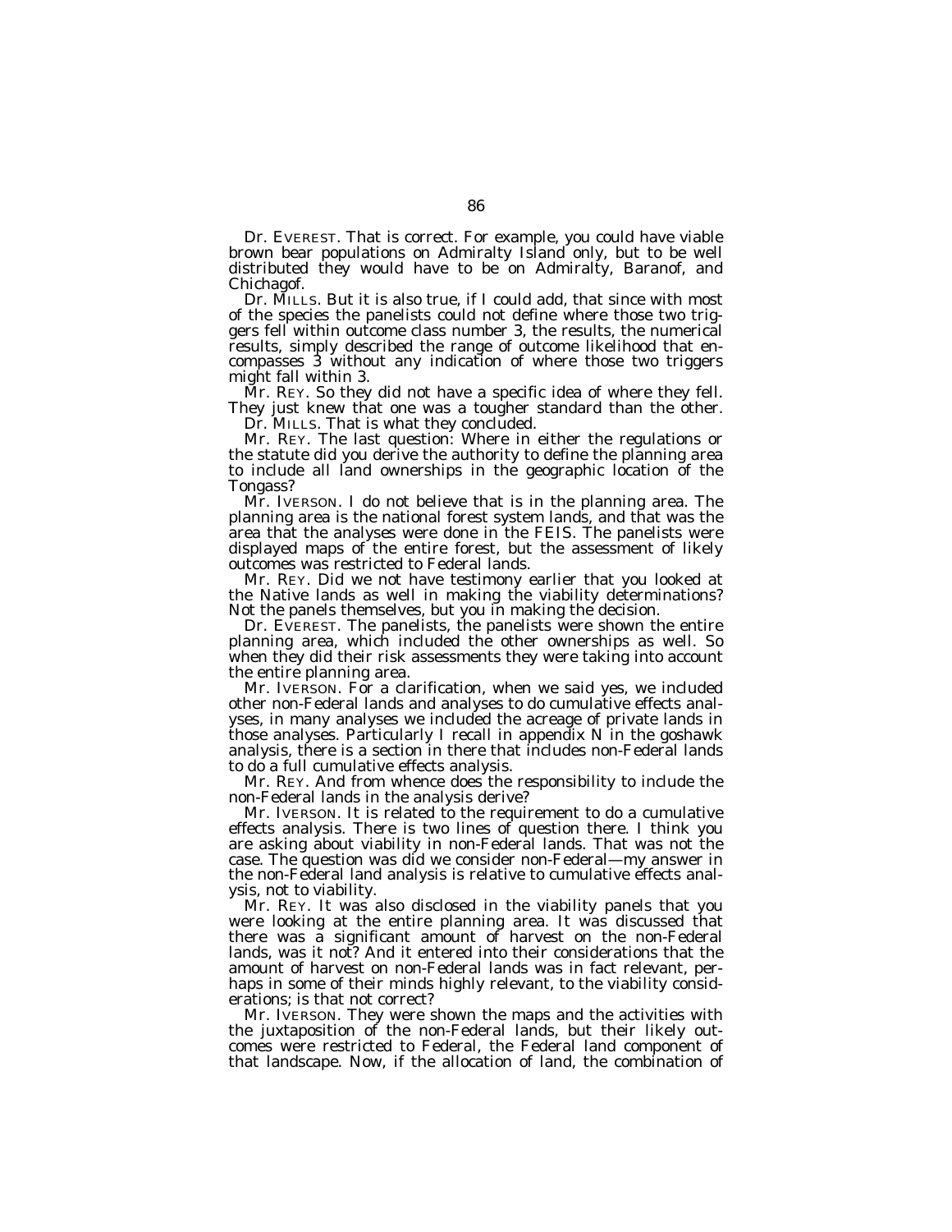Dr. EVEREST. That is correct. For example, you could have viable brown bear populations on Admiralty Island only, but to be well distributed they would have to be on Admiralty, Baranof, and Chichagof.

Dr. MILLS. But it is also true, if I could add, that since with most of the species the panelists could not define where those two triggers fell within outcome class number 3, the results, the numerical results, simply described the range of outcome likelihood that encompasses 3 without any indication of where those two triggers might fall within 3.

Mr. REY. So they did not have a specific idea of where they fell. They just knew that one was a tougher standard than the other.

Dr. MILLS. That is what they concluded.

Mr. REY. The last question: Where in either the regulations or the statute did you derive the authority to define the planning area to include all land ownerships in the geographic location of the Tongass?

Mr. IVERSON. I do not believe that is in the planning area. The planning area is the national forest system lands, and that was the area that the analyses were done in the FEIS. The panelists were displayed maps of the entire forest, but the assessment of likely outcomes was restricted to Federal lands.

Mr. REY. Did we not have testimony earlier that you looked at the Native lands as well in making the viability determinations? Not the panels themselves, but you in making the decision.

Dr. EVEREST. The panelists, the panelists were shown the entire planning area, which included the other ownerships as well. So when they did their risk assessments they were taking into account the entire planning area.

Mr. IVERSON. For a clarification, when we said yes, we included other non-Federal lands and analyses to do cumulative effects analyses, in many analyses we included the acreage of private lands in those analyses. Particularly I recall in appendix N in the goshawk analysis, there is a section in there that includes non-Federal lands to do a full cumulative effects analysis.

Mr. REY. And from whence does the responsibility to include the non-Federal lands in the analysis derive?

Mr. IVERSON. It is related to the requirement to do a cumulative effects analysis. There is two lines of question there. I think you are asking about viability in non-Federal lands. That was not the case. The question was did we consider non-Federal—my answer in the non-Federal land analysis is relative to cumulative effects analysis, not to viability.

Mr. REY. It was also disclosed in the viability panels that you were looking at the entire planning area. It was discussed that there was a significant amount of harvest on the non-Federal lands, was it not? And it entered into their considerations that the amount of harvest on non-Federal lands was in fact relevant, perhaps in some of their minds highly relevant, to the viability considerations; is that not correct?

Mr. IVERSON. They were shown the maps and the activities with the juxtaposition of the non-Federal lands, but their likely outcomes were restricted to Federal, the Federal land component of that landscape. Now, if the allocation of land, the combination of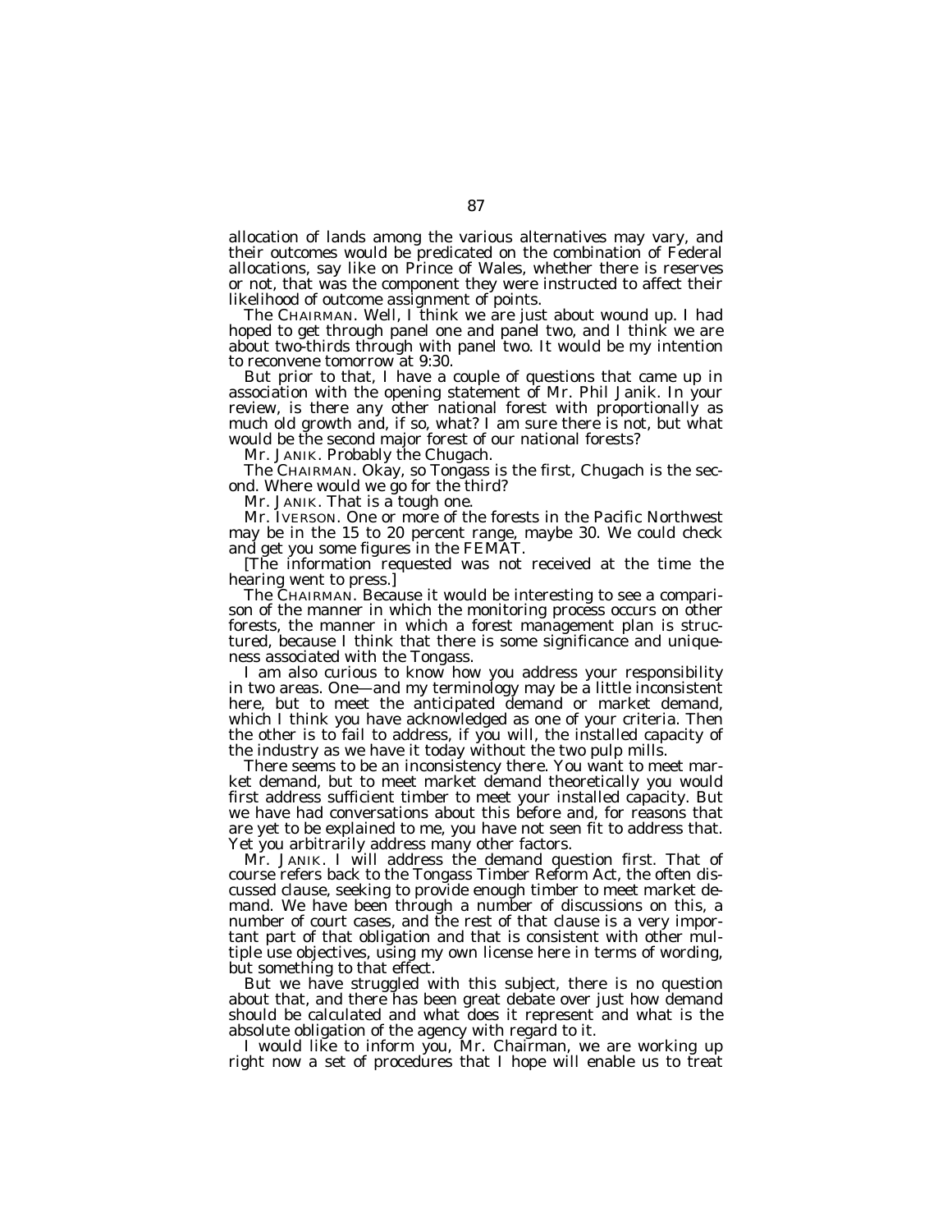allocation of lands among the various alternatives may vary, and their outcomes would be predicated on the combination of Federal allocations, say like on Prince of Wales, whether there is reserves or not, that was the component they were instructed to affect their likelihood of outcome assignment of points.

The CHAIRMAN. Well, I think we are just about wound up. I had hoped to get through panel one and panel two, and I think we are about two-thirds through with panel two. It would be my intention to reconvene tomorrow at 9:30.

But prior to that, I have a couple of questions that came up in association with the opening statement of Mr. Phil Janik. In your review, is there any other national forest with proportionally as much old growth and, if so, what? I am sure there is not, but what would be the second major forest of our national forests?

Mr. JANIK. Probably the Chugach.

The CHAIRMAN. Okay, so Tongass is the first, Chugach is the second. Where would we go for the third?

Mr. JANIK. That is a tough one.

Mr. IVERSON. One or more of the forests in the Pacific Northwest may be in the 15 to 20 percent range, maybe 30. We could check and get you some figures in the FEMAT.

[The information requested was not received at the time the hearing went to press.]

The CHAIRMAN. Because it would be interesting to see a comparison of the manner in which the monitoring process occurs on other forests, the manner in which a forest management plan is structured, because I think that there is some significance and uniqueness associated with the Tongass.

I am also curious to know how you address your responsibility in two areas. One—and my terminology may be a little inconsistent here, but to meet the anticipated demand or market demand, which I think you have acknowledged as one of your criteria. Then the other is to fail to address, if you will, the installed capacity of the industry as we have it today without the two pulp mills.

There seems to be an inconsistency there. You want to meet market demand, but to meet market demand theoretically you would first address sufficient timber to meet your installed capacity. But we have had conversations about this before and, for reasons that are yet to be explained to me, you have not seen fit to address that. Yet you arbitrarily address many other factors.

Mr. JANIK. I will address the demand question first. That of course refers back to the Tongass Timber Reform Act, the often discussed clause, seeking to provide enough timber to meet market demand. We have been through a number of discussions on this, a number of court cases, and the rest of that clause is a very important part of that obligation and that is consistent with other multiple use objectives, using my own license here in terms of wording, but something to that effect.

But we have struggled with this subject, there is no question about that, and there has been great debate over just how demand should be calculated and what does it represent and what is the absolute obligation of the agency with regard to it.

I would like to inform you, Mr. Chairman, we are working up right now a set of procedures that I hope will enable us to treat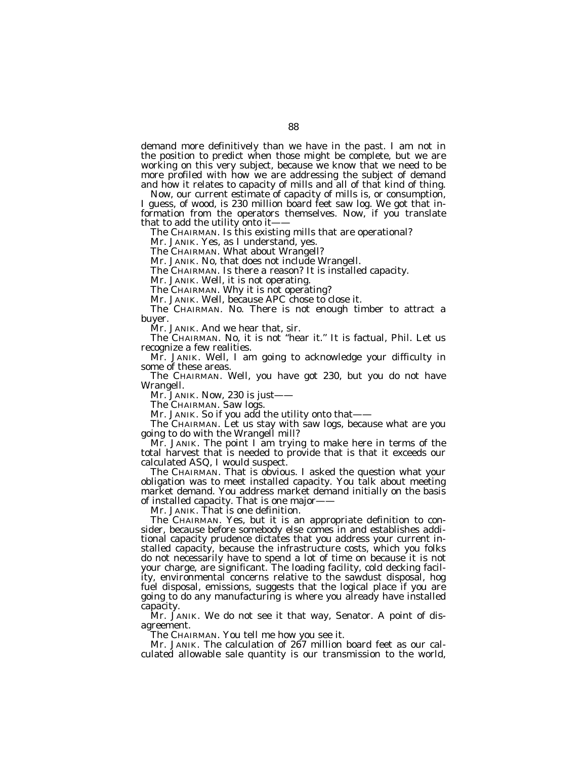demand more definitively than we have in the past. I am not in the position to predict when those might be complete, but we are working on this very subject, because we know that we need to be more profiled with how we are addressing the subject of demand and how it relates to capacity of mills and all of that kind of thing.

Now, our current estimate of capacity of mills is, or consumption, I guess, of wood, is 230 million board feet saw log. We got that information from the operators themselves. Now, if you translate that to add the utility onto it——

The CHAIRMAN. Is this existing mills that are operational?

Mr. JANIK. Yes, as I understand, yes.

The CHAIRMAN. What about Wrangell?

Mr. JANIK. No, that does not include Wrangell.

The CHAIRMAN. Is there a reason? It is installed capacity.

Mr. JANIK. Well, it is not operating.

The CHAIRMAN. Why it is not operating?

Mr. JANIK. Well, because APC chose to close it.

The CHAIRMAN. No. There is not enough timber to attract a buyer.

Mr. JANIK. And we hear that, sir.

The CHAIRMAN. No, it is not "hear it." It is factual, Phil. Let us recognize a few realities.

Mr. JANIK. Well, I am going to acknowledge your difficulty in some of these areas.

The CHAIRMAN. Well, you have got 230, but you do not have Wrangell.

Mr. JANIK. Now, 230 is just——

The CHAIRMAN. Saw logs.

Mr. JANIK. So if you add the utility onto that——

The CHAIRMAN. Let us stay with saw logs, because what are you going to do with the Wrangell mill?

Mr. JANIK. The point I am trying to make here in terms of the total harvest that is needed to provide that is that it exceeds our calculated ASQ, I would suspect.

The CHAIRMAN. That is obvious. I asked the question what your obligation was to meet installed capacity. You talk about meeting market demand. You address market demand initially on the basis of installed capacity. That is one major——

Mr. JANIK. That is one definition.

The CHAIRMAN. Yes, but it is an appropriate definition to consider, because before somebody else comes in and establishes additional capacity prudence dictates that you address your current installed capacity, because the infrastructure costs, which you folks do not necessarily have to spend a lot of time on because it is not your charge, are significant. The loading facility, cold decking facility, environmental concerns relative to the sawdust disposal, hog fuel disposal, emissions, suggests that the logical place if you are going to do any manufacturing is where you already have installed capacity.

Mr. JANIK. We do not see it that way, Senator. A point of disagreement.

The CHAIRMAN. You tell me how you see it.

Mr. JANIK. The calculation of 267 million board feet as our calculated allowable sale quantity is our transmission to the world,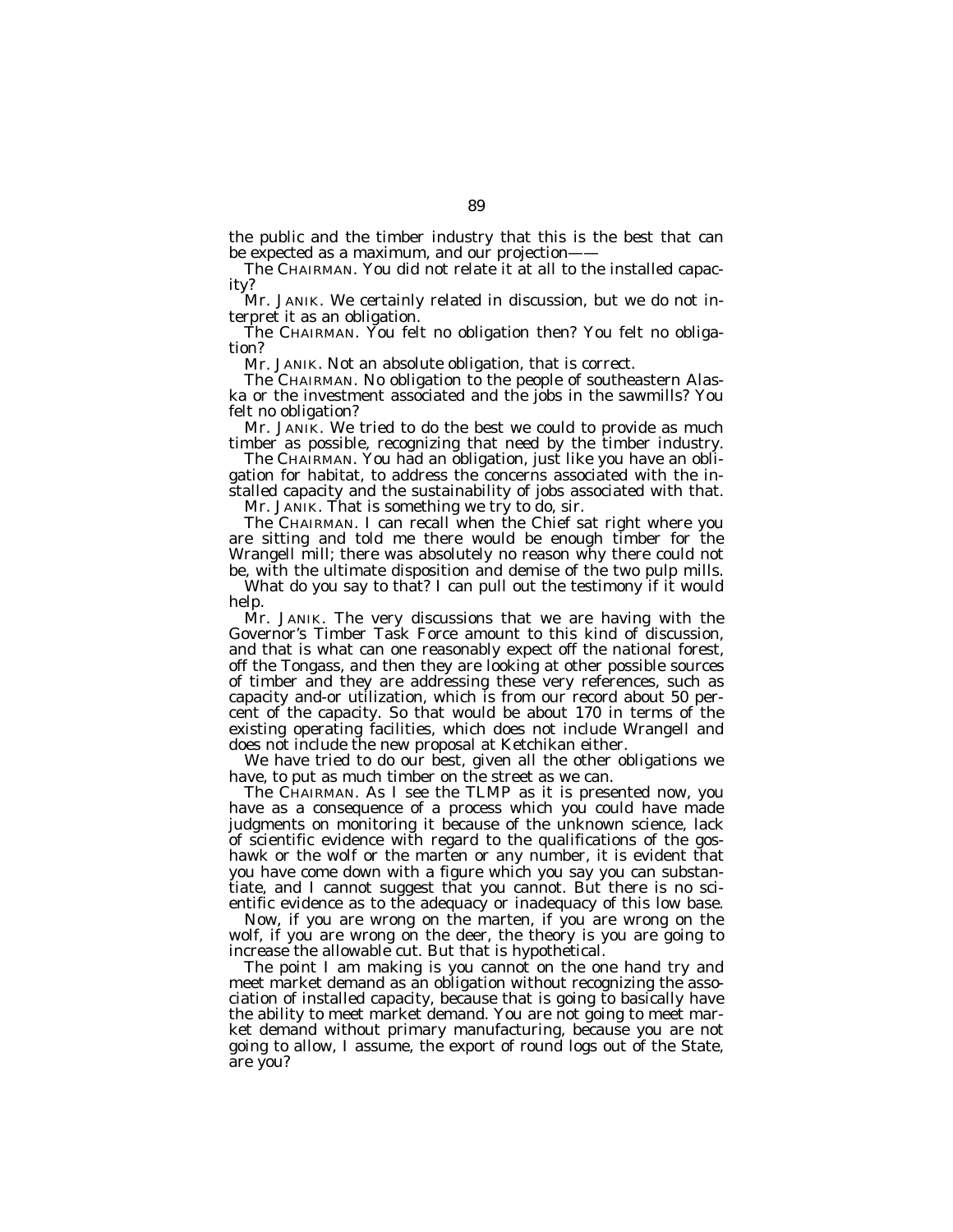the public and the timber industry that this is the best that can be expected as a maximum, and our projection——

The CHAIRMAN. You did not relate it at all to the installed capacity?

Mr. JANIK. We certainly related in discussion, but we do not interpret it as an obligation.

The CHAIRMAN. You felt no obligation then? You felt no obligation?

Mr. JANIK. Not an absolute obligation, that is correct.

The CHAIRMAN. No obligation to the people of southeastern Alaska or the investment associated and the jobs in the sawmills? You felt no obligation?

Mr. JANIK. We tried to do the best we could to provide as much timber as possible, recognizing that need by the timber industry.

The CHAIRMAN. You had an obligation, just like you have an obligation for habitat, to address the concerns associated with the installed capacity and the sustainability of jobs associated with that.

Mr. JANIK. That is something we try to do, sir.

The CHAIRMAN. I can recall when the Chief sat right where you are sitting and told me there would be enough timber for the Wrangell mill; there was absolutely no reason why there could not be, with the ultimate disposition and demise of the two pulp mills.

What do you say to that? I can pull out the testimony if it would help.

Mr. JANIK. The very discussions that we are having with the Governor's Timber Task Force amount to this kind of discussion, and that is what can one reasonably expect off the national forest, off the Tongass, and then they are looking at other possible sources of timber and they are addressing these very references, such as capacity and-or utilization, which is from our record about 50 percent of the capacity. So that would be about 170 in terms of the existing operating facilities, which does not include Wrangell and does not include the new proposal at Ketchikan either.

We have tried to do our best, given all the other obligations we have, to put as much timber on the street as we can.

The CHAIRMAN. As I see the TLMP as it is presented now, you have as a consequence of a process which you could have made judgments on monitoring it because of the unknown science, lack of scientific evidence with regard to the qualifications of the goshawk or the wolf or the marten or any number, it is evident that you have come down with a figure which you say you can substantiate, and I cannot suggest that you cannot. But there is no scientific evidence as to the adequacy or inadequacy of this low base.

Now, if you are wrong on the marten, if you are wrong on the wolf, if you are wrong on the deer, the theory is you are going to increase the allowable cut. But that is hypothetical.

The point I am making is you cannot on the one hand try and meet market demand as an obligation without recognizing the association of installed capacity, because that is going to basically have the ability to meet market demand. You are not going to meet market demand without primary manufacturing, because you are not going to allow, I assume, the export of round logs out of the State, are you?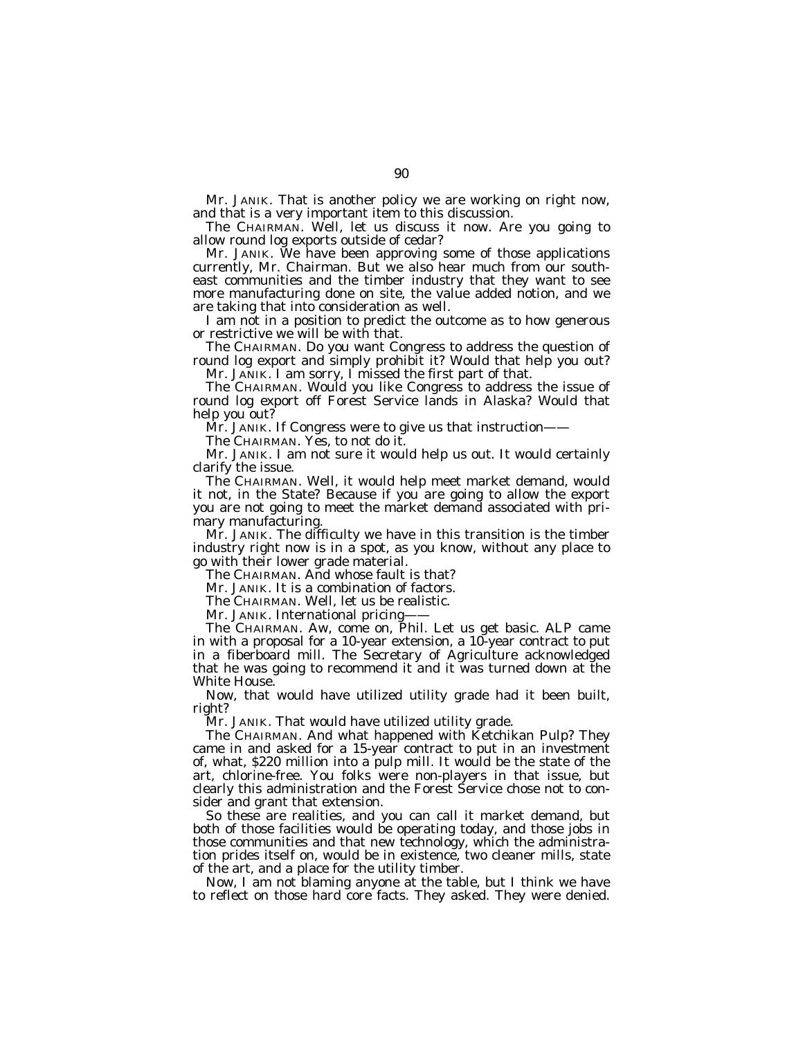Mr. JANIK. That is another policy we are working on right now, and that is a very important item to this discussion.

The CHAIRMAN. Well, let us discuss it now. Are you going to allow round log exports outside of cedar?

Mr. JANIK. We have been approving some of those applications currently, Mr. Chairman. But we also hear much from our southeast communities and the timber industry that they want to see more manufacturing done on site, the value added notion, and we are taking that into consideration as well.

I am not in a position to predict the outcome as to how generous or restrictive we will be with that.

The CHAIRMAN. Do you want Congress to address the question of round log export and simply prohibit it? Would that help you out?

Mr. JANIK. I am sorry, I missed the first part of that.

The CHAIRMAN. Would you like Congress to address the issue of round log export off Forest Service lands in Alaska? Would that help you out?

Mr. JANIK. If Congress were to give us that instruction——

The CHAIRMAN. Yes, to not do it.

Mr. JANIK. I am not sure it would help us out. It would certainly clarify the issue.

The CHAIRMAN. Well, it would help meet market demand, would it not, in the State? Because if you are going to allow the export you are not going to meet the market demand associated with primary manufacturing.

Mr. JANIK. The difficulty we have in this transition is the timber industry right now is in a spot, as you know, without any place to go with their lower grade material.

The CHAIRMAN. And whose fault is that?

Mr. JANIK. It is a combination of factors.

The CHAIRMAN. Well, let us be realistic.

Mr. JANIK. International pricing——

The CHAIRMAN. Aw, come on, Phil. Let us get basic. ALP came in with a proposal for a 10-year extension, a 10-year contract to put in a fiberboard mill. The Secretary of Agriculture acknowledged that he was going to recommend it and it was turned down at the White House.

Now, that would have utilized utility grade had it been built, right?

Mr. JANIK. That would have utilized utility grade.

The CHAIRMAN. And what happened with Ketchikan Pulp? They came in and asked for a 15-year contract to put in an investment of, what, $220 million into a pulp mill. It would be the state of the art, chlorine-free. You folks were non-players in that issue, but clearly this administration and the Forest Service chose not to consider and grant that extension.

So these are realities, and you can call it market demand, but both of those facilities would be operating today, and those jobs in those communities and that new technology, which the administration prides itself on, would be in existence, two cleaner mills, state of the art, and a place for the utility timber.

Now, I am not blaming anyone at the table, but I think we have to reflect on those hard core facts. They asked. They were denied.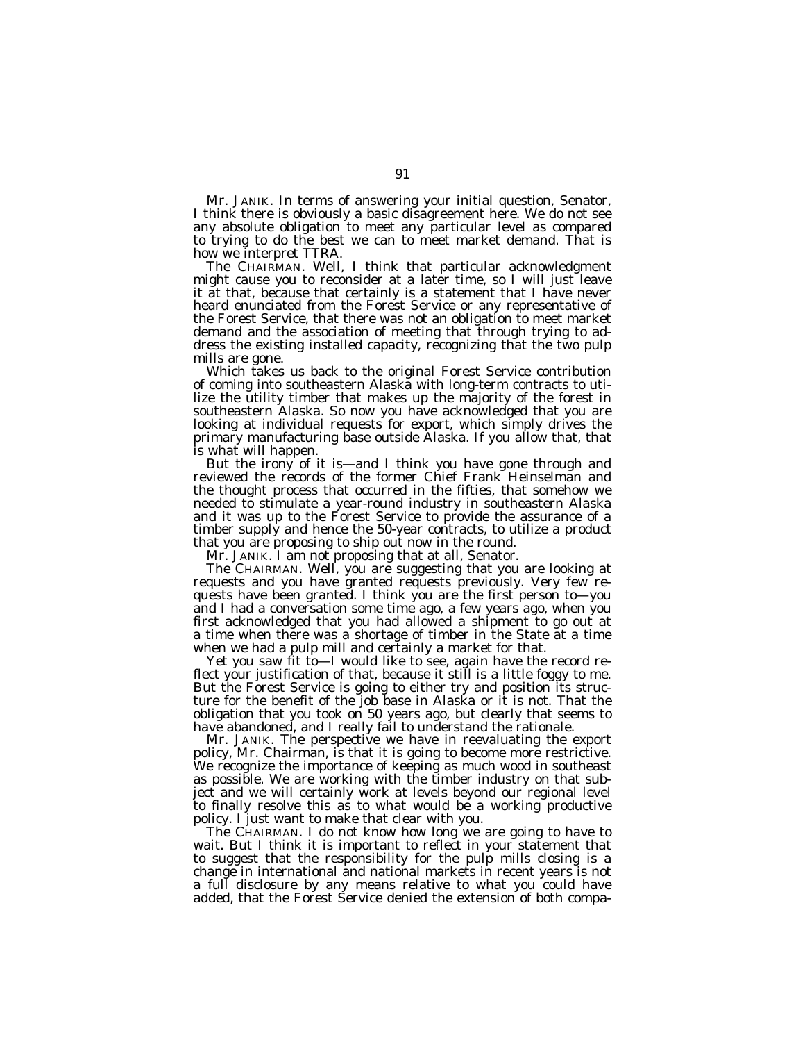Mr. JANIK. In terms of answering your initial question, Senator, I think there is obviously a basic disagreement here. We do not see any absolute obligation to meet any particular level as compared to trying to do the best we can to meet market demand. That is how we interpret TTRA.

The CHAIRMAN. Well, I think that particular acknowledgment might cause you to reconsider at a later time, so I will just leave it at that, because that certainly is a statement that I have never heard enunciated from the Forest Service or any representative of the Forest Service, that there was not an obligation to meet market demand and the association of meeting that through trying to address the existing installed capacity, recognizing that the two pulp mills are gone.

Which takes us back to the original Forest Service contribution of coming into southeastern Alaska with long-term contracts to utilize the utility timber that makes up the majority of the forest in southeastern Alaska. So now you have acknowledged that you are looking at individual requests for export, which simply drives the primary manufacturing base outside Alaska. If you allow that, that is what will happen.

But the irony of it is—and I think you have gone through and reviewed the records of the former Chief Frank Heinselman and the thought process that occurred in the fifties, that somehow we needed to stimulate a year-round industry in southeastern Alaska and it was up to the Forest Service to provide the assurance of a timber supply and hence the 50-year contracts, to utilize a product that you are proposing to ship out now in the round.

Mr. JANIK. I am not proposing that at all, Senator.

The CHAIRMAN. Well, you are suggesting that you are looking at requests and you have granted requests previously. Very few requests have been granted. I think you are the first person to—you and I had a conversation some time ago, a few years ago, when you first acknowledged that you had allowed a shipment to go out at a time when there was a shortage of timber in the State at a time when we had a pulp mill and certainly a market for that.

Yet you saw fit to—I would like to see, again have the record reflect your justification of that, because it still is a little foggy to me. But the Forest Service is going to either try and position its structure for the benefit of the job base in Alaska or it is not. That the obligation that you took on 50 years ago, but clearly that seems to have abandoned, and I really fail to understand the rationale.

Mr. JANIK. The perspective we have in reevaluating the export policy, Mr. Chairman, is that it is going to become more restrictive. We recognize the importance of keeping as much wood in southeast as possible. We are working with the timber industry on that subject and we will certainly work at levels beyond our regional level to finally resolve this as to what would be a working productive policy. I just want to make that clear with you.

The CHAIRMAN. I do not know how long we are going to have to wait. But I think it is important to reflect in your statement that to suggest that the responsibility for the pulp mills closing is a change in international and national markets in recent years is not a full disclosure by any means relative to what you could have added, that the Forest Service denied the extension of both compa-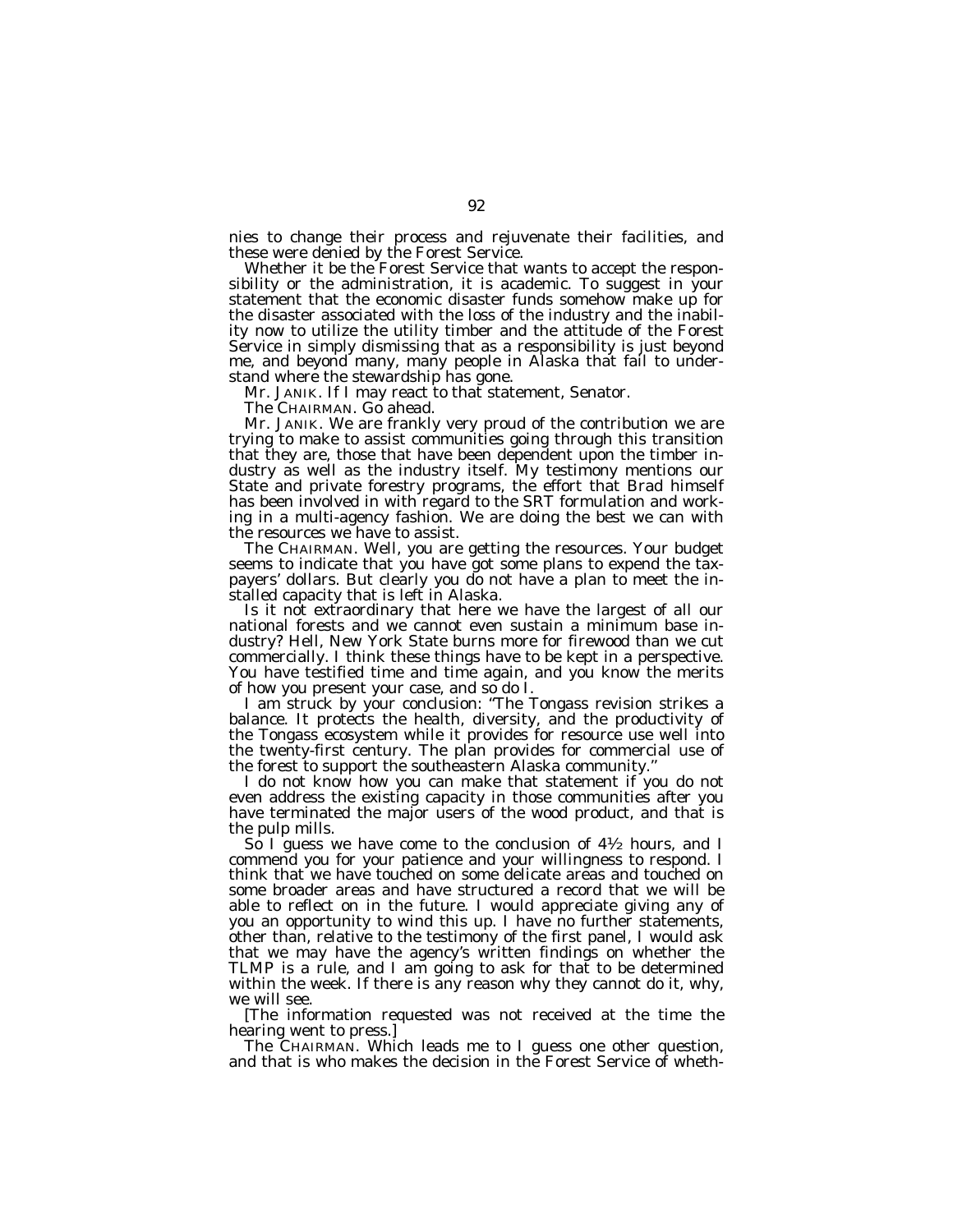nies to change their process and rejuvenate their facilities, and these were denied by the Forest Service.

Whether it be the Forest Service that wants to accept the responsibility or the administration, it is academic. To suggest in your statement that the economic disaster funds somehow make up for the disaster associated with the loss of the industry and the inability now to utilize the utility timber and the attitude of the Forest Service in simply dismissing that as a responsibility is just beyond me, and beyond many, many people in Alaska that fail to understand where the stewardship has gone.

Mr. JANIK. If I may react to that statement, Senator.

The CHAIRMAN. Go ahead.

Mr. JANIK. We are frankly very proud of the contribution we are trying to make to assist communities going through this transition that they are, those that have been dependent upon the timber industry as well as the industry itself. My testimony mentions our State and private forestry programs, the effort that Brad himself has been involved in with regard to the SRT formulation and working in a multi-agency fashion. We are doing the best we can with the resources we have to assist.

The CHAIRMAN. Well, you are getting the resources. Your budget seems to indicate that you have got some plans to expend the taxpayers' dollars. But clearly you do not have a plan to meet the installed capacity that is left in Alaska.

Is it not extraordinary that here we have the largest of all our national forests and we cannot even sustain a minimum base industry? Hell, New York State burns more for firewood than we cut commercially. I think these things have to be kept in a perspective. You have testified time and time again, and you know the merits of how you present your case, and so do I.

I am struck by your conclusion: "The Tongass revision strikes a balance. It protects the health, diversity, and the productivity of the Tongass ecosystem while it provides for resource use well into the twenty-first century. The plan provides for commercial use of the forest to support the southeastern Alaska community."

I do not know how you can make that statement if you do not even address the existing capacity in those communities after you have terminated the major users of the wood product, and that is the pulp mills.

So I guess we have come to the conclusion of 4½ hours, and I commend you for your patience and your willingness to respond. I think that we have touched on some delicate areas and touched on some broader areas and have structured a record that we will be able to reflect on in the future. I would appreciate giving any of you an opportunity to wind this up. I have no further statements, other than, relative to the testimony of the first panel, I would ask that we may have the agency's written findings on whether the TLMP is a rule, and I am going to ask for that to be determined within the week. If there is any reason why they cannot do it, why, we will see.

[The information requested was not received at the time the hearing went to press.]

The CHAIRMAN. Which leads me to I guess one other question, and that is who makes the decision in the Forest Service of wheth-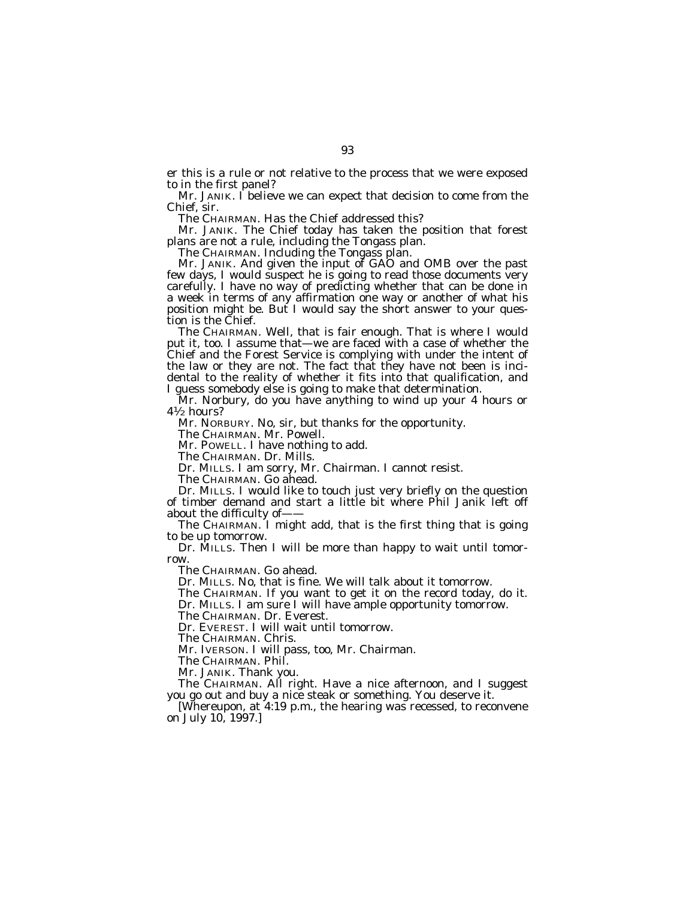er this is a rule or not relative to the process that we were exposed to in the first panel?

Mr. JANIK. I believe we can expect that decision to come from the Chief, sir.

The CHAIRMAN. Has the Chief addressed this?

Mr. JANIK. The Chief today has taken the position that forest plans are not a rule, including the Tongass plan.

The CHAIRMAN. Including the Tongass plan.

Mr. JANIK. And given the input of GAO and OMB over the past few days, I would suspect he is going to read those documents very carefully. I have no way of predicting whether that can be done in a week in terms of any affirmation one way or another of what his position might be. But I would say the short answer to your question is the Chief.

The CHAIRMAN. Well, that is fair enough. That is where I would put it, too. I assume that—we are faced with a case of whether the Chief and the Forest Service is complying with under the intent of the law or they are not. The fact that they have not been is incidental to the reality of whether it fits into that qualification, and I guess somebody else is going to make that determination.

Mr. Norbury, do you have anything to wind up your 4 hours or 4½ hours?

Mr. NORBURY. No, sir, but thanks for the opportunity.

The CHAIRMAN. Mr. Powell.

Mr. POWELL. I have nothing to add.

The CHAIRMAN. Dr. Mills.

Dr. MILLS. I am sorry, Mr. Chairman. I cannot resist.

The CHAIRMAN. Go ahead.

Dr. MILLS. I would like to touch just very briefly on the question of timber demand and start a little bit where Phil Janik left off about the difficulty of——

The CHAIRMAN. I might add, that is the first thing that is going to be up tomorrow.

Dr. MILLS. Then I will be more than happy to wait until tomorrow.

The CHAIRMAN. Go ahead.

Dr. MILLS. No, that is fine. We will talk about it tomorrow.

The CHAIRMAN. If you want to get it on the record today, do it.

Dr. MILLS. I am sure I will have ample opportunity tomorrow.

The CHAIRMAN. Dr. Everest.

Dr. EVEREST. I will wait until tomorrow.

The CHAIRMAN. Chris.

Mr. IVERSON. I will pass, too, Mr. Chairman.

The CHAIRMAN. Phil.

Mr. JANIK. Thank you.

The CHAIRMAN. All right. Have a nice afternoon, and I suggest you go out and buy a nice steak or something. You deserve it.

[Whereupon, at 4:19 p.m., the hearing was recessed, to reconvene on July 10, 1997.]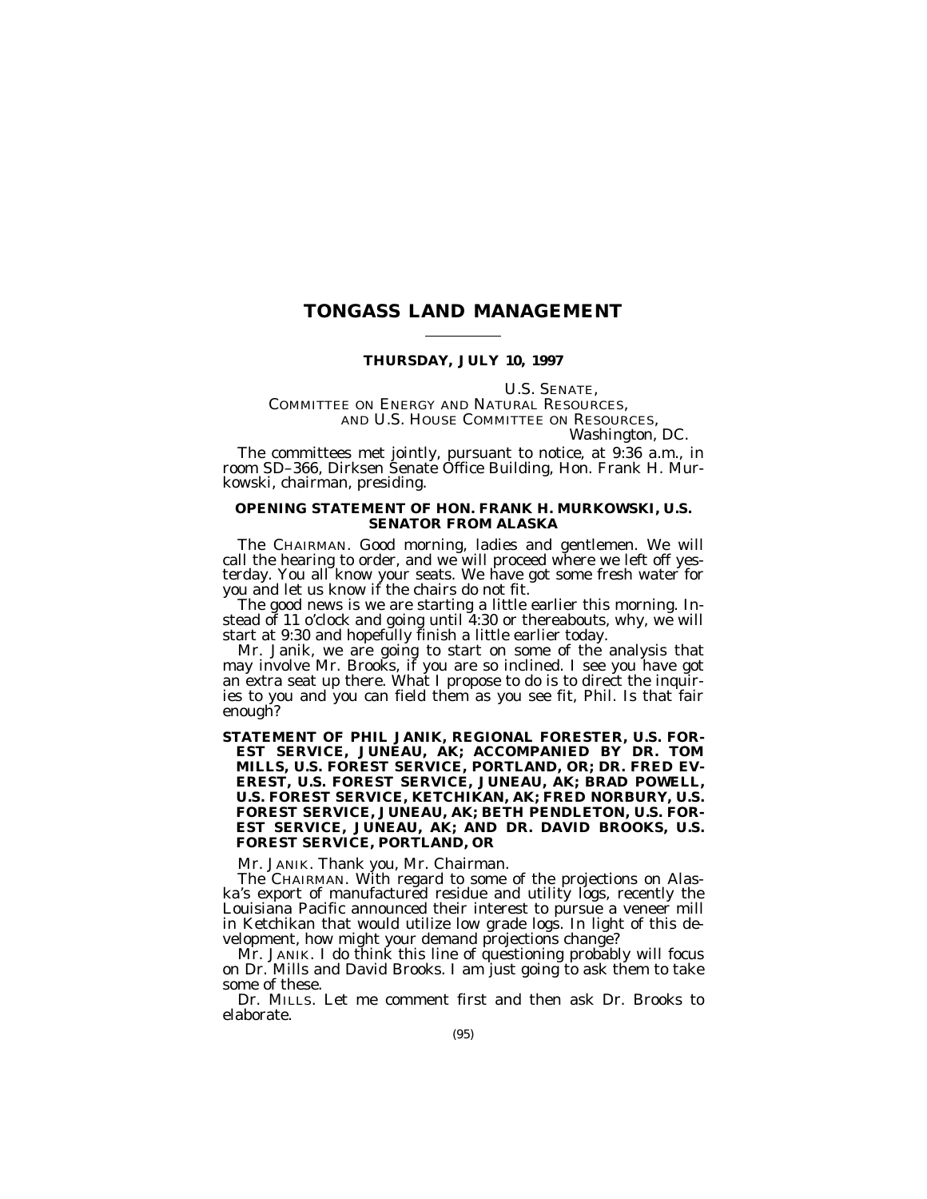# TONGASS LAND MANAGEMENT

**THURSDAY, JULY 10, 1997**

U.S. SENATE,
COMMITTEE ON ENERGY AND NATURAL RESOURCES,
AND U.S. HOUSE COMMITTEE ON RESOURCES,
*Washington, DC.*

The committees met jointly, pursuant to notice, at 9:36 a.m., in room SD–366, Dirksen Senate Office Building, Hon. Frank H. Murkowski, chairman, presiding.

## OPENING STATEMENT OF HON. FRANK H. MURKOWSKI, U.S. SENATOR FROM ALASKA

The CHAIRMAN. Good morning, ladies and gentlemen. We will call the hearing to order, and we will proceed where we left off yesterday. You all know your seats. We have got some fresh water for you and let us know if the chairs do not fit.

The good news is we are starting a little earlier this morning. Instead of 11 o'clock and going until 4:30 or thereabouts, why, we will start at 9:30 and hopefully finish a little earlier today.

Mr. Janik, we are going to start on some of the analysis that may involve Mr. Brooks, if you are so inclined. I see you have got an extra seat up there. What I propose to do is to direct the inquiries to you and you can field them as you see fit, Phil. Is that fair enough?

## STATEMENT OF PHIL JANIK, REGIONAL FORESTER, U.S. FOREST SERVICE, JUNEAU, AK; ACCOMPANIED BY DR. TOM MILLS, U.S. FOREST SERVICE, PORTLAND, OR; DR. FRED EVEREST, U.S. FOREST SERVICE, JUNEAU, AK; BRAD POWELL, U.S. FOREST SERVICE, KETCHIKAN, AK; FRED NORBURY, U.S. FOREST SERVICE, JUNEAU, AK; BETH PENDLETON, U.S. FOREST SERVICE, JUNEAU, AK; AND DR. DAVID BROOKS, U.S. FOREST SERVICE, PORTLAND, OR

Mr. JANIK. Thank you, Mr. Chairman.

The CHAIRMAN. With regard to some of the projections on Alaska's export of manufactured residue and utility logs, recently the Louisiana Pacific announced their interest to pursue a veneer mill in Ketchikan that would utilize low grade logs. In light of this development, how might your demand projections change?

Mr. JANIK. I do think this line of questioning probably will focus on Dr. Mills and David Brooks. I am just going to ask them to take some of these.

Dr. MILLS. Let me comment first and then ask Dr. Brooks to elaborate.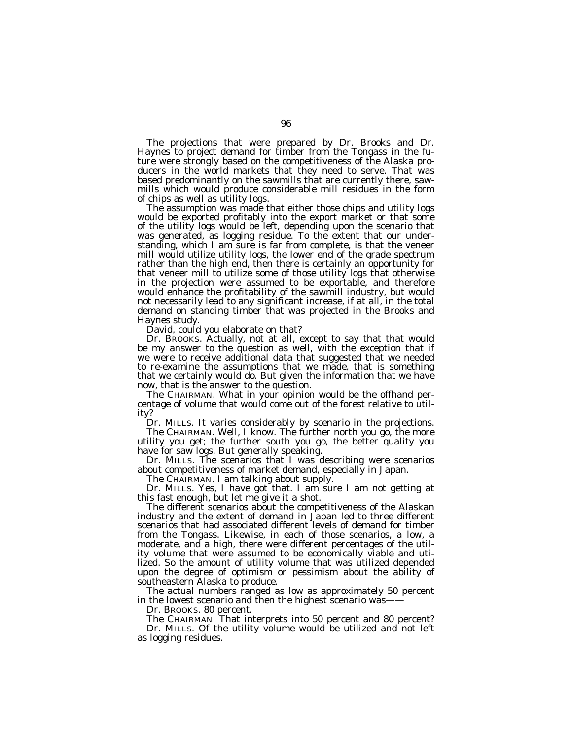The projections that were prepared by Dr. Brooks and Dr. Haynes to project demand for timber from the Tongass in the future were strongly based on the competitiveness of the Alaska producers in the world markets that they need to serve. That was based predominantly on the sawmills that are currently there, sawmills which would produce considerable mill residues in the form of chips as well as utility logs.

The assumption was made that either those chips and utility logs would be exported profitably into the export market or that some of the utility logs would be left, depending upon the scenario that was generated, as logging residue. To the extent that our understanding, which I am sure is far from complete, is that the veneer mill would utilize utility logs, the lower end of the grade spectrum rather than the high end, then there is certainly an opportunity for that veneer mill to utilize some of those utility logs that otherwise in the projection were assumed to be exportable, and therefore would enhance the profitability of the sawmill industry, but would not necessarily lead to any significant increase, if at all, in the total demand on standing timber that was projected in the Brooks and Haynes study.

David, could you elaborate on that?

Dr. BROOKS. Actually, not at all, except to say that that would be my answer to the question as well, with the exception that if we were to receive additional data that suggested that we needed to re-examine the assumptions that we made, that is something that we certainly would do. But given the information that we have now, that is the answer to the question.

The CHAIRMAN. What in your opinion would be the offhand percentage of volume that would come out of the forest relative to utility?

Dr. MILLS. It varies considerably by scenario in the projections.

The CHAIRMAN. Well, I know. The further north you go, the more utility you get; the further south you go, the better quality you have for saw logs. But generally speaking.

Dr. MILLS. The scenarios that I was describing were scenarios about competitiveness of market demand, especially in Japan.

The CHAIRMAN. I am talking about supply.

Dr. MILLS. Yes, I have got that. I am sure I am not getting at this fast enough, but let me give it a shot.

The different scenarios about the competitiveness of the Alaskan industry and the extent of demand in Japan led to three different scenarios that had associated different levels of demand for timber from the Tongass. Likewise, in each of those scenarios, a low, a moderate, and a high, there were different percentages of the utility volume that were assumed to be economically viable and utilized. So the amount of utility volume that was utilized depended upon the degree of optimism or pessimism about the ability of southeastern Alaska to produce.

The actual numbers ranged as low as approximately 50 percent in the lowest scenario and then the highest scenario was——

Dr. BROOKS. 80 percent.

The CHAIRMAN. That interprets into 50 percent and 80 percent?

Dr. MILLS. Of the utility volume would be utilized and not left as logging residues.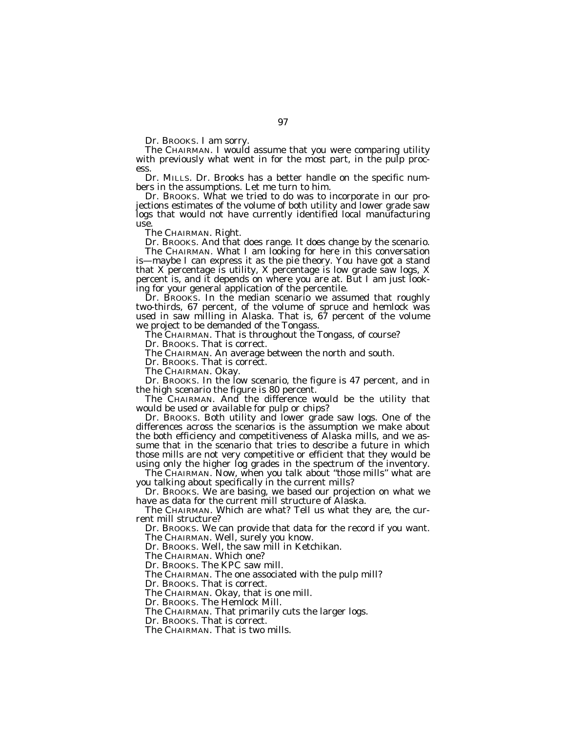Dr. BROOKS. I am sorry.

The CHAIRMAN. I would assume that you were comparing utility with previously what went in for the most part, in the pulp process.

Dr. MILLS. Dr. Brooks has a better handle on the specific numbers in the assumptions. Let me turn to him.

Dr. BROOKS. What we tried to do was to incorporate in our projections estimates of the volume of both utility and lower grade saw logs that would not have currently identified local manufacturing use.

The CHAIRMAN. Right.

Dr. BROOKS. And that does range. It does change by the scenario.

The CHAIRMAN. What I am looking for here in this conversation is—maybe I can express it as the pie theory. You have got a stand that X percentage is utility, X percentage is low grade saw logs, X percent is, and it depends on where you are at. But I am just looking for your general application of the percentile.

Dr. BROOKS. In the median scenario we assumed that roughly two-thirds, 67 percent, of the volume of spruce and hemlock was used in saw milling in Alaska. That is, 67 percent of the volume we project to be demanded of the Tongass.

The CHAIRMAN. That is throughout the Tongass, of course?

Dr. BROOKS. That is correct.

The CHAIRMAN. An average between the north and south.

Dr. BROOKS. That is correct.

The CHAIRMAN. Okay.

Dr. BROOKS. In the low scenario, the figure is 47 percent, and in the high scenario the figure is 80 percent.

The CHAIRMAN. And the difference would be the utility that would be used or available for pulp or chips?

Dr. BROOKS. Both utility and lower grade saw logs. One of the differences across the scenarios is the assumption we make about the both efficiency and competitiveness of Alaska mills, and we assume that in the scenario that tries to describe a future in which those mills are not very competitive or efficient that they would be using only the higher log grades in the spectrum of the inventory.

The CHAIRMAN. Now, when you talk about "those mills" what are you talking about specifically in the current mills?

Dr. BROOKS. We are basing, we based our projection on what we have as data for the current mill structure of Alaska.

The CHAIRMAN. Which are what? Tell us what they are, the current mill structure?

Dr. BROOKS. We can provide that data for the record if you want.

The CHAIRMAN. Well, surely you know.

Dr. BROOKS. Well, the saw mill in Ketchikan.

The CHAIRMAN. Which one?

Dr. BROOKS. The KPC saw mill.

The CHAIRMAN. The one associated with the pulp mill?

Dr. BROOKS. That is correct.

The CHAIRMAN. Okay, that is one mill.

Dr. BROOKS. The Hemlock Mill.

The CHAIRMAN. That primarily cuts the larger logs.

Dr. BROOKS. That is correct.

The CHAIRMAN. That is two mills.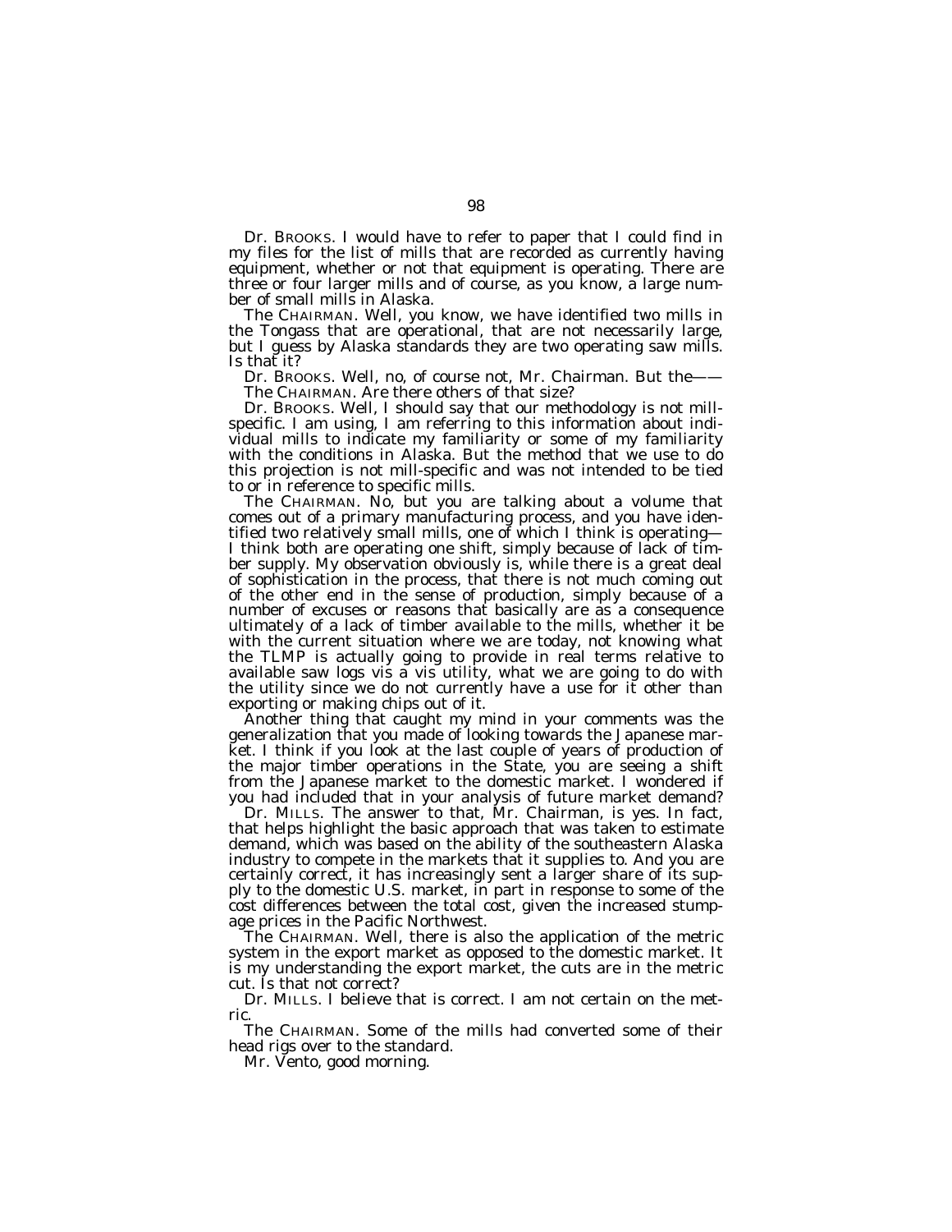Dr. BROOKS. I would have to refer to paper that I could find in my files for the list of mills that are recorded as currently having equipment, whether or not that equipment is operating. There are three or four larger mills and of course, as you know, a large number of small mills in Alaska.

The CHAIRMAN. Well, you know, we have identified two mills in the Tongass that are operational, that are not necessarily large, but I guess by Alaska standards they are two operating saw mills. Is that it?

Dr. BROOKS. Well, no, of course not, Mr. Chairman. But the——

The CHAIRMAN. Are there others of that size?

Dr. BROOKS. Well, I should say that our methodology is not mill-specific. I am using, I am referring to this information about individual mills to indicate my familiarity or some of my familiarity with the conditions in Alaska. But the method that we use to do this projection is not mill-specific and was not intended to be tied to or in reference to specific mills.

The CHAIRMAN. No, but you are talking about a volume that comes out of a primary manufacturing process, and you have identified two relatively small mills, one of which I think is operating—I think both are operating one shift, simply because of lack of timber supply. My observation obviously is, while there is a great deal of sophistication in the process, that there is not much coming out of the other end in the sense of production, simply because of a number of excuses or reasons that basically are as a consequence ultimately of a lack of timber available to the mills, whether it be with the current situation where we are today, not knowing what the TLMP is actually going to provide in real terms relative to available saw logs vis a vis utility, what we are going to do with the utility since we do not currently have a use for it other than exporting or making chips out of it.

Another thing that caught my mind in your comments was the generalization that you made of looking towards the Japanese market. I think if you look at the last couple of years of production of the major timber operations in the State, you are seeing a shift from the Japanese market to the domestic market. I wondered if you had included that in your analysis of future market demand?

Dr. MILLS. The answer to that, Mr. Chairman, is yes. In fact, that helps highlight the basic approach that was taken to estimate demand, which was based on the ability of the southeastern Alaska industry to compete in the markets that it supplies to. And you are certainly correct, it has increasingly sent a larger share of its supply to the domestic U.S. market, in part in response to some of the cost differences between the total cost, given the increased stumpage prices in the Pacific Northwest.

The CHAIRMAN. Well, there is also the application of the metric system in the export market as opposed to the domestic market. It is my understanding the export market, the cuts are in the metric cut. Is that not correct?

Dr. MILLS. I believe that is correct. I am not certain on the metric.

The CHAIRMAN. Some of the mills had converted some of their head rigs over to the standard.

Mr. Vento, good morning.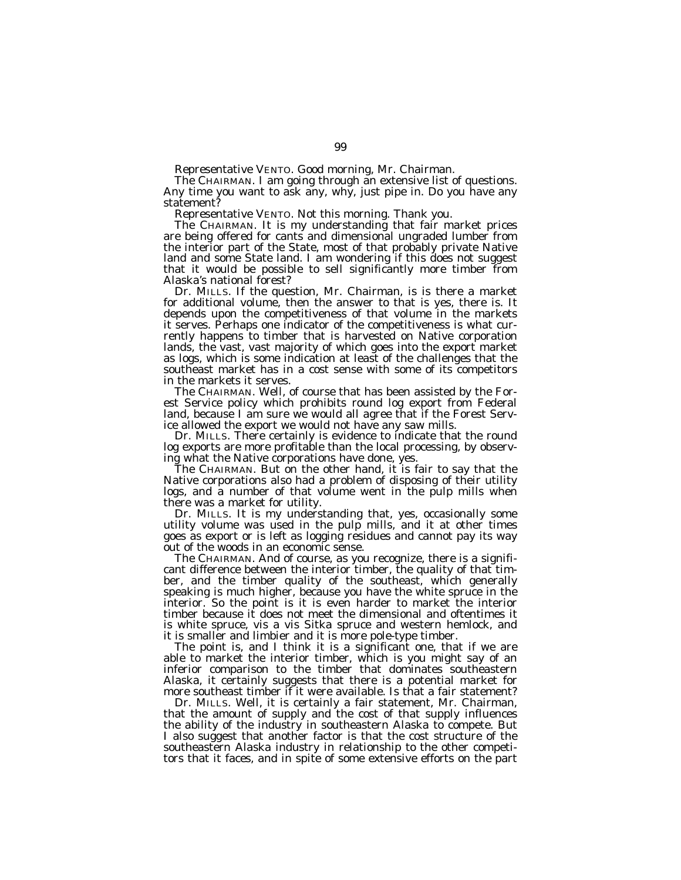Representative VENTO. Good morning, Mr. Chairman.

The CHAIRMAN. I am going through an extensive list of questions. Any time you want to ask any, why, just pipe in. Do you have any statement?

Representative VENTO. Not this morning. Thank you.

The CHAIRMAN. It is my understanding that fair market prices are being offered for cants and dimensional ungraded lumber from the interior part of the State, most of that probably private Native land and some State land. I am wondering if this does not suggest that it would be possible to sell significantly more timber from Alaska's national forest?

Dr. MILLS. If the question, Mr. Chairman, is is there a market for additional volume, then the answer to that is yes, there is. It depends upon the competitiveness of that volume in the markets it serves. Perhaps one indicator of the competitiveness is what currently happens to timber that is harvested on Native corporation lands, the vast, vast majority of which goes into the export market as logs, which is some indication at least of the challenges that the southeast market has in a cost sense with some of its competitors in the markets it serves.

The CHAIRMAN. Well, of course that has been assisted by the Forest Service policy which prohibits round log export from Federal land, because I am sure we would all agree that if the Forest Service allowed the export we would not have any saw mills.

Dr. MILLS. There certainly is evidence to indicate that the round log exports are more profitable than the local processing, by observing what the Native corporations have done, yes.

The CHAIRMAN. But on the other hand, it is fair to say that the Native corporations also had a problem of disposing of their utility logs, and a number of that volume went in the pulp mills when there was a market for utility.

Dr. MILLS. It is my understanding that, yes, occasionally some utility volume was used in the pulp mills, and it at other times goes as export or is left as logging residues and cannot pay its way out of the woods in an economic sense.

The CHAIRMAN. And of course, as you recognize, there is a significant difference between the interior timber, the quality of that timber, and the timber quality of the southeast, which generally speaking is much higher, because you have the white spruce in the interior. So the point is it is even harder to market the interior timber because it does not meet the dimensional and oftentimes it is white spruce, vis a vis Sitka spruce and western hemlock, and it is smaller and limbier and it is more pole-type timber.

The point is, and I think it is a significant one, that if we are able to market the interior timber, which is you might say of an inferior comparison to the timber that dominates southeastern Alaska, it certainly suggests that there is a potential market for more southeast timber if it were available. Is that a fair statement?

Dr. MILLS. Well, it is certainly a fair statement, Mr. Chairman, that the amount of supply and the cost of that supply influences the ability of the industry in southeastern Alaska to compete. But I also suggest that another factor is that the cost structure of the southeastern Alaska industry in relationship to the other competitors that it faces, and in spite of some extensive efforts on the part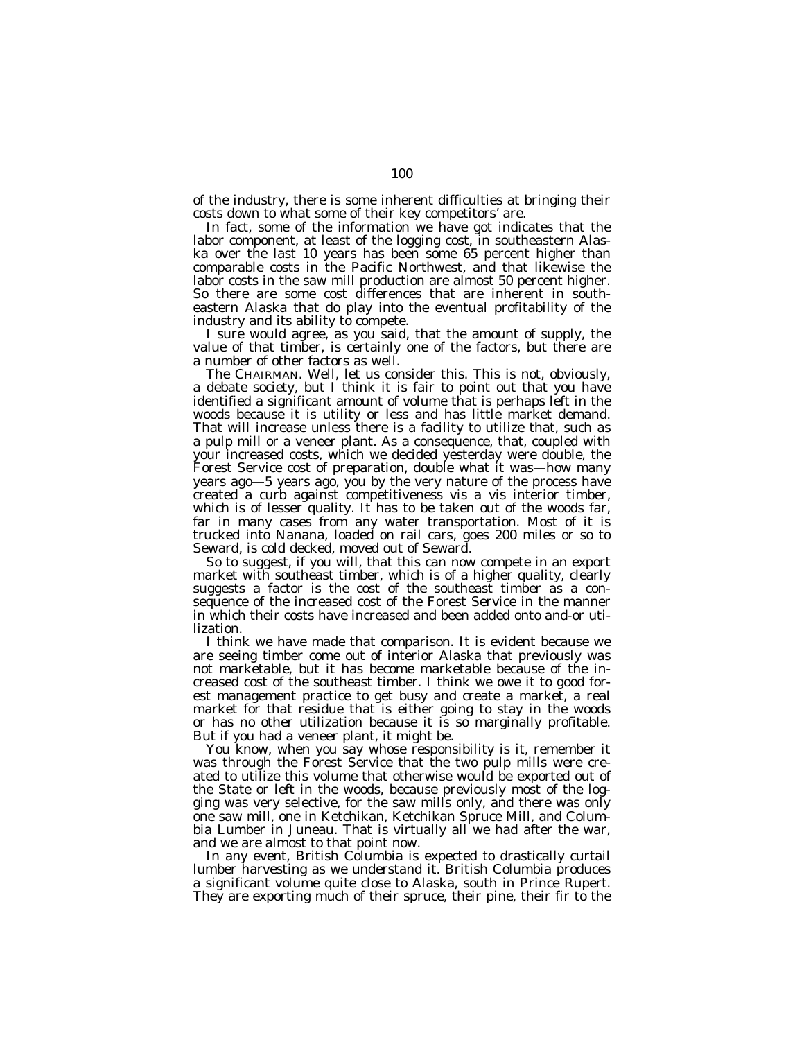of the industry, there is some inherent difficulties at bringing their costs down to what some of their key competitors' are.

In fact, some of the information we have got indicates that the labor component, at least of the logging cost, in southeastern Alaska over the last 10 years has been some 65 percent higher than comparable costs in the Pacific Northwest, and that likewise the labor costs in the saw mill production are almost 50 percent higher. So there are some cost differences that are inherent in southeastern Alaska that do play into the eventual profitability of the industry and its ability to compete.

I sure would agree, as you said, that the amount of supply, the value of that timber, is certainly one of the factors, but there are a number of other factors as well.

The CHAIRMAN. Well, let us consider this. This is not, obviously, a debate society, but I think it is fair to point out that you have identified a significant amount of volume that is perhaps left in the woods because it is utility or less and has little market demand. That will increase unless there is a facility to utilize that, such as a pulp mill or a veneer plant. As a consequence, that, coupled with your increased costs, which we decided yesterday were double, the Forest Service cost of preparation, double what it was—how many years ago—5 years ago, you by the very nature of the process have created a curb against competitiveness vis a vis interior timber, which is of lesser quality. It has to be taken out of the woods far, far in many cases from any water transportation. Most of it is trucked into Nanana, loaded on rail cars, goes 200 miles or so to Seward, is cold decked, moved out of Seward.

So to suggest, if you will, that this can now compete in an export market with southeast timber, which is of a higher quality, clearly suggests a factor is the cost of the southeast timber as a consequence of the increased cost of the Forest Service in the manner in which their costs have increased and been added onto and-or utilization.

I think we have made that comparison. It is evident because we are seeing timber come out of interior Alaska that previously was not marketable, but it has become marketable because of the increased cost of the southeast timber. I think we owe it to good forest management practice to get busy and create a market, a real market for that residue that is either going to stay in the woods or has no other utilization because it is so marginally profitable. But if you had a veneer plant, it might be.

You know, when you say whose responsibility is it, remember it was through the Forest Service that the two pulp mills were created to utilize this volume that otherwise would be exported out of the State or left in the woods, because previously most of the logging was very selective, for the saw mills only, and there was only one saw mill, one in Ketchikan, Ketchikan Spruce Mill, and Columbia Lumber in Juneau. That is virtually all we had after the war, and we are almost to that point now.

In any event, British Columbia is expected to drastically curtail lumber harvesting as we understand it. British Columbia produces a significant volume quite close to Alaska, south in Prince Rupert. They are exporting much of their spruce, their pine, their fir to the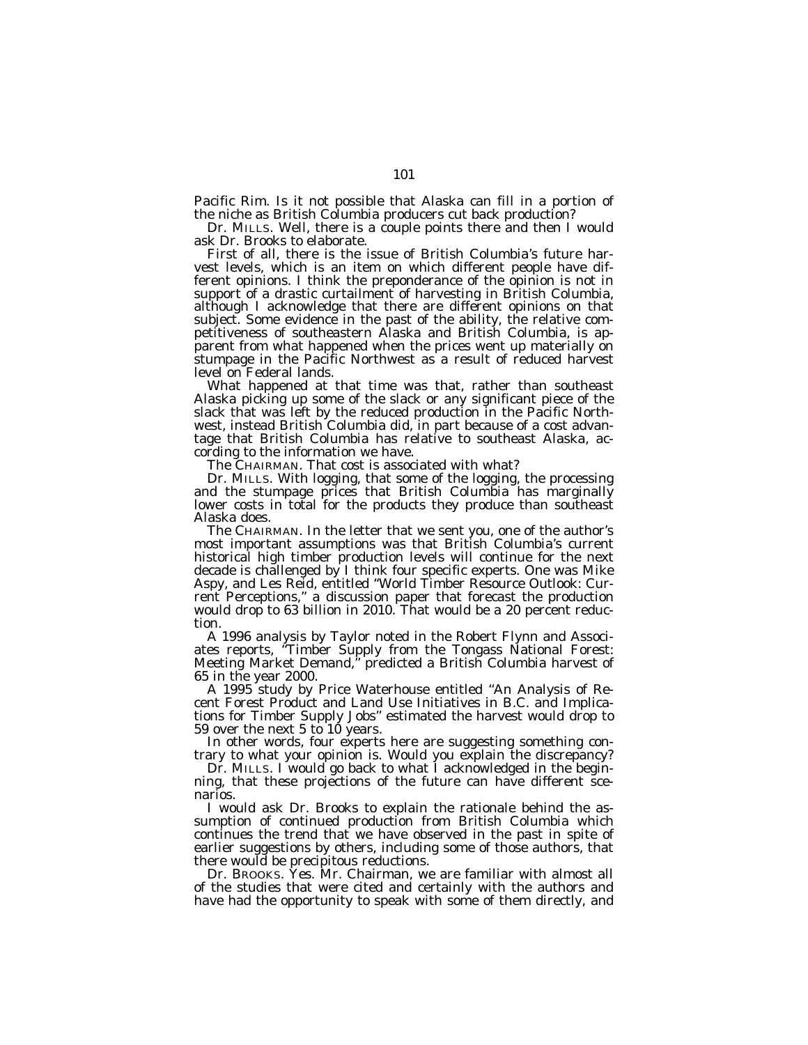Pacific Rim. Is it not possible that Alaska can fill in a portion of the niche as British Columbia producers cut back production?

Dr. MILLS. Well, there is a couple points there and then I would ask Dr. Brooks to elaborate.

First of all, there is the issue of British Columbia's future harvest levels, which is an item on which different people have different opinions. I think the preponderance of the opinion is not in support of a drastic curtailment of harvesting in British Columbia, although I acknowledge that there are different opinions on that subject. Some evidence in the past of the ability, the relative competitiveness of southeastern Alaska and British Columbia, is apparent from what happened when the prices went up materially on stumpage in the Pacific Northwest as a result of reduced harvest level on Federal lands.

What happened at that time was that, rather than southeast Alaska picking up some of the slack or any significant piece of the slack that was left by the reduced production in the Pacific Northwest, instead British Columbia did, in part because of a cost advantage that British Columbia has relative to southeast Alaska, according to the information we have.

The CHAIRMAN. That cost is associated with what?

Dr. MILLS. With logging, that some of the logging, the processing and the stumpage prices that British Columbia has marginally lower costs in total for the products they produce than southeast Alaska does.

The CHAIRMAN. In the letter that we sent you, one of the author's most important assumptions was that British Columbia's current historical high timber production levels will continue for the next decade is challenged by I think four specific experts. One was Mike Aspy, and Les Reid, entitled "World Timber Resource Outlook: Current Perceptions," a discussion paper that forecast the production would drop to 63 billion in 2010. That would be a 20 percent reduction.

A 1996 analysis by Taylor noted in the Robert Flynn and Associates reports, "Timber Supply from the Tongass National Forest: Meeting Market Demand," predicted a British Columbia harvest of 65 in the year 2000.

A 1995 study by Price Waterhouse entitled "An Analysis of Recent Forest Product and Land Use Initiatives in B.C. and Implications for Timber Supply Jobs" estimated the harvest would drop to 59 over the next 5 to 10 years.

In other words, four experts here are suggesting something contrary to what your opinion is. Would you explain the discrepancy?

Dr. MILLS. I would go back to what I acknowledged in the beginning, that these projections of the future can have different scenarios.

I would ask Dr. Brooks to explain the rationale behind the assumption of continued production from British Columbia which continues the trend that we have observed in the past in spite of earlier suggestions by others, including some of those authors, that there would be precipitous reductions.

Dr. BROOKS. Yes. Mr. Chairman, we are familiar with almost all of the studies that were cited and certainly with the authors and have had the opportunity to speak with some of them directly, and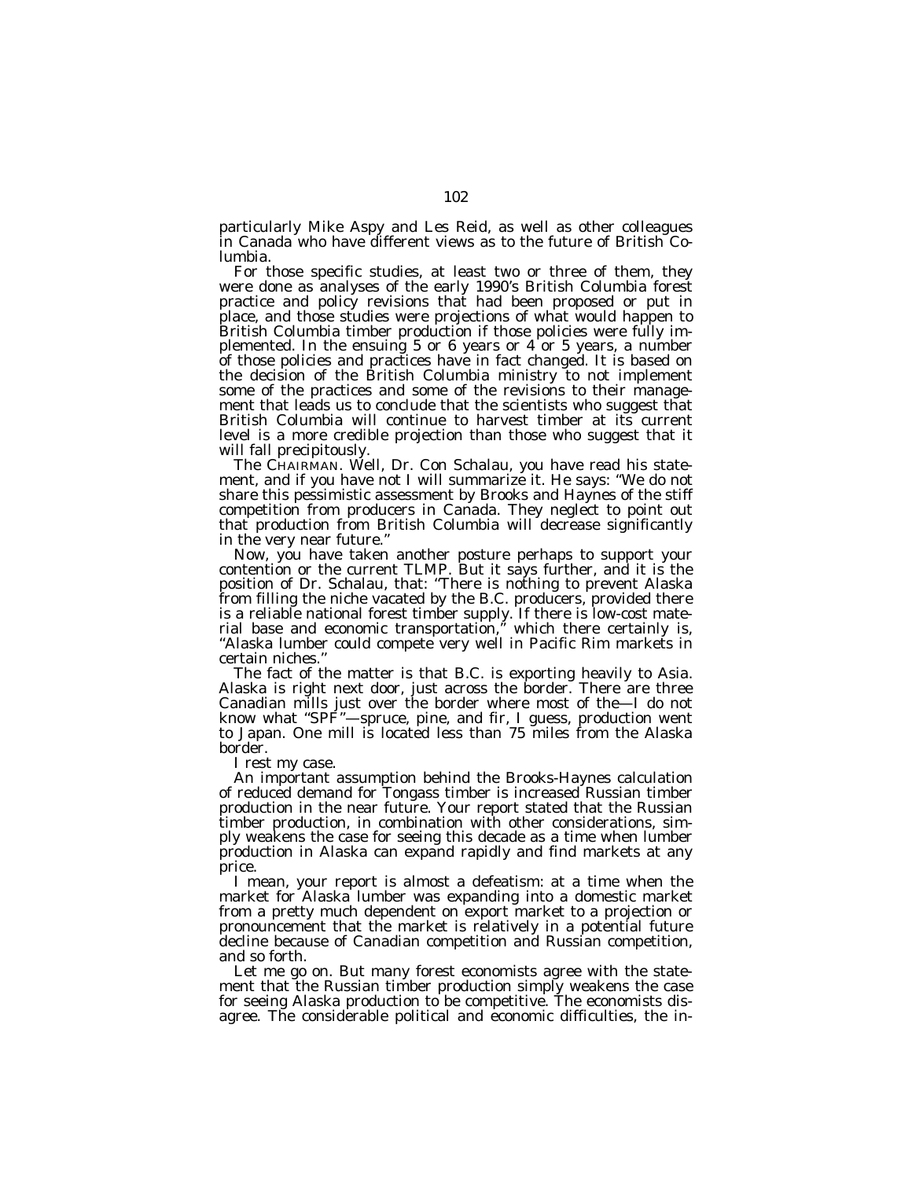particularly Mike Aspy and Les Reid, as well as other colleagues in Canada who have different views as to the future of British Columbia.

For those specific studies, at least two or three of them, they were done as analyses of the early 1990's British Columbia forest practice and policy revisions that had been proposed or put in place, and those studies were projections of what would happen to British Columbia timber production if those policies were fully implemented. In the ensuing 5 or 6 years or 4 or 5 years, a number of those policies and practices have in fact changed. It is based on the decision of the British Columbia ministry to not implement some of the practices and some of the revisions to their management that leads us to conclude that the scientists who suggest that British Columbia will continue to harvest timber at its current level is a more credible projection than those who suggest that it will fall precipitously.

The CHAIRMAN. Well, Dr. Con Schalau, you have read his statement, and if you have not I will summarize it. He says: "We do not share this pessimistic assessment by Brooks and Haynes of the stiff competition from producers in Canada. They neglect to point out that production from British Columbia will decrease significantly in the very near future."

Now, you have taken another posture perhaps to support your contention or the current TLMP. But it says further, and it is the position of Dr. Schalau, that: "There is nothing to prevent Alaska from filling the niche vacated by the B.C. producers, provided there is a reliable national forest timber supply. If there is low-cost material base and economic transportation," which there certainly is, "Alaska lumber could compete very well in Pacific Rim markets in certain niches."

The fact of the matter is that B.C. is exporting heavily to Asia. Alaska is right next door, just across the border. There are three Canadian mills just over the border where most of the—I do not know what "SPF"—spruce, pine, and fir, I guess, production went to Japan. One mill is located less than 75 miles from the Alaska border.

I rest my case.

An important assumption behind the Brooks-Haynes calculation of reduced demand for Tongass timber is increased Russian timber production in the near future. Your report stated that the Russian timber production, in combination with other considerations, simply weakens the case for seeing this decade as a time when lumber production in Alaska can expand rapidly and find markets at any price.

I mean, your report is almost a defeatism: at a time when the market for Alaska lumber was expanding into a domestic market from a pretty much dependent on export market to a projection or pronouncement that the market is relatively in a potential future decline because of Canadian competition and Russian competition, and so forth.

Let me go on. But many forest economists agree with the statement that the Russian timber production simply weakens the case for seeing Alaska production to be competitive. The economists disagree. The considerable political and economic difficulties, the in-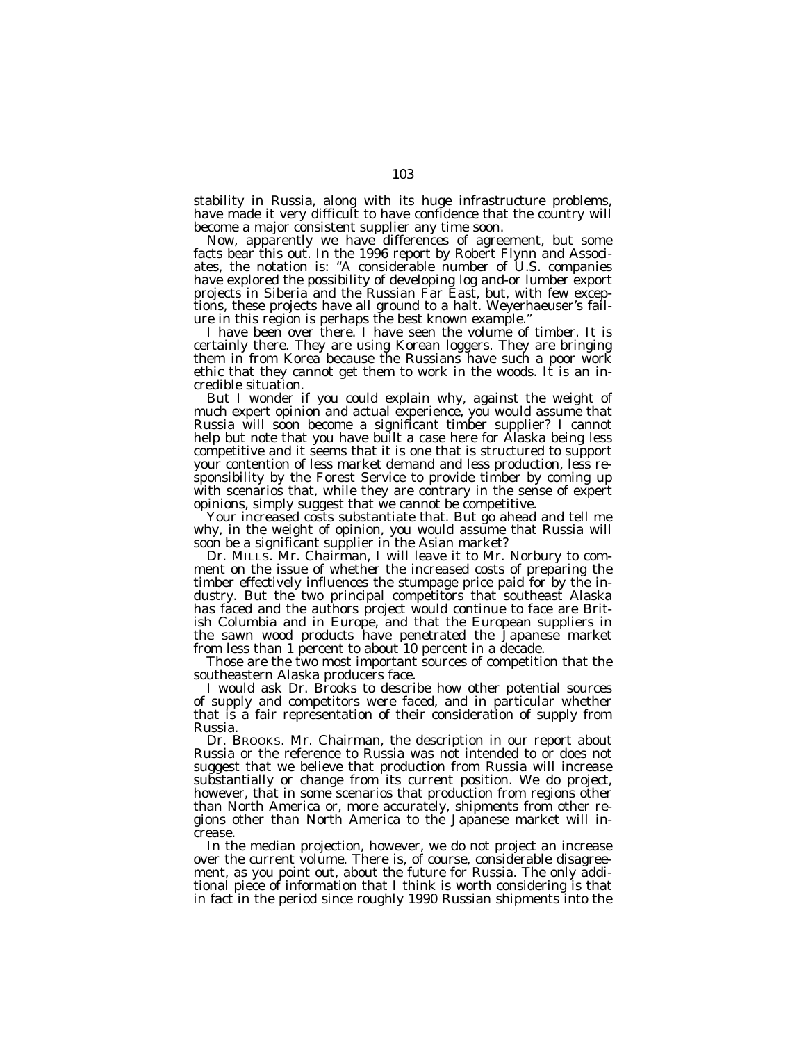stability in Russia, along with its huge infrastructure problems, have made it very difficult to have confidence that the country will become a major consistent supplier any time soon.

Now, apparently we have differences of agreement, but some facts bear this out. In the 1996 report by Robert Flynn and Associates, the notation is: "A considerable number of U.S. companies have explored the possibility of developing log and-or lumber export projects in Siberia and the Russian Far East, but, with few exceptions, these projects have all ground to a halt. Weyerhaeuser's failure in this region is perhaps the best known example."

I have been over there. I have seen the volume of timber. It is certainly there. They are using Korean loggers. They are bringing them in from Korea because the Russians have such a poor work ethic that they cannot get them to work in the woods. It is an incredible situation.

But I wonder if you could explain why, against the weight of much expert opinion and actual experience, you would assume that Russia will soon become a significant timber supplier? I cannot help but note that you have built a case here for Alaska being less competitive and it seems that it is one that is structured to support your contention of less market demand and less production, less responsibility by the Forest Service to provide timber by coming up with scenarios that, while they are contrary in the sense of expert opinions, simply suggest that we cannot be competitive.

Your increased costs substantiate that. But go ahead and tell me why, in the weight of opinion, you would assume that Russia will soon be a significant supplier in the Asian market?

Dr. MILLS. Mr. Chairman, I will leave it to Mr. Norbury to comment on the issue of whether the increased costs of preparing the timber effectively influences the stumpage price paid for by the industry. But the two principal competitors that southeast Alaska has faced and the authors project would continue to face are British Columbia and in Europe, and that the European suppliers in the sawn wood products have penetrated the Japanese market from less than 1 percent to about 10 percent in a decade.

Those are the two most important sources of competition that the southeastern Alaska producers face.

I would ask Dr. Brooks to describe how other potential sources of supply and competitors were faced, and in particular whether that is a fair representation of their consideration of supply from Russia.

Dr. BROOKS. Mr. Chairman, the description in our report about Russia or the reference to Russia was not intended to or does not suggest that we believe that production from Russia will increase substantially or change from its current position. We do project, however, that in some scenarios that production from regions other than North America or, more accurately, shipments from other regions other than North America to the Japanese market will increase.

In the median projection, however, we do not project an increase over the current volume. There is, of course, considerable disagreement, as you point out, about the future for Russia. The only additional piece of information that I think is worth considering is that in fact in the period since roughly 1990 Russian shipments into the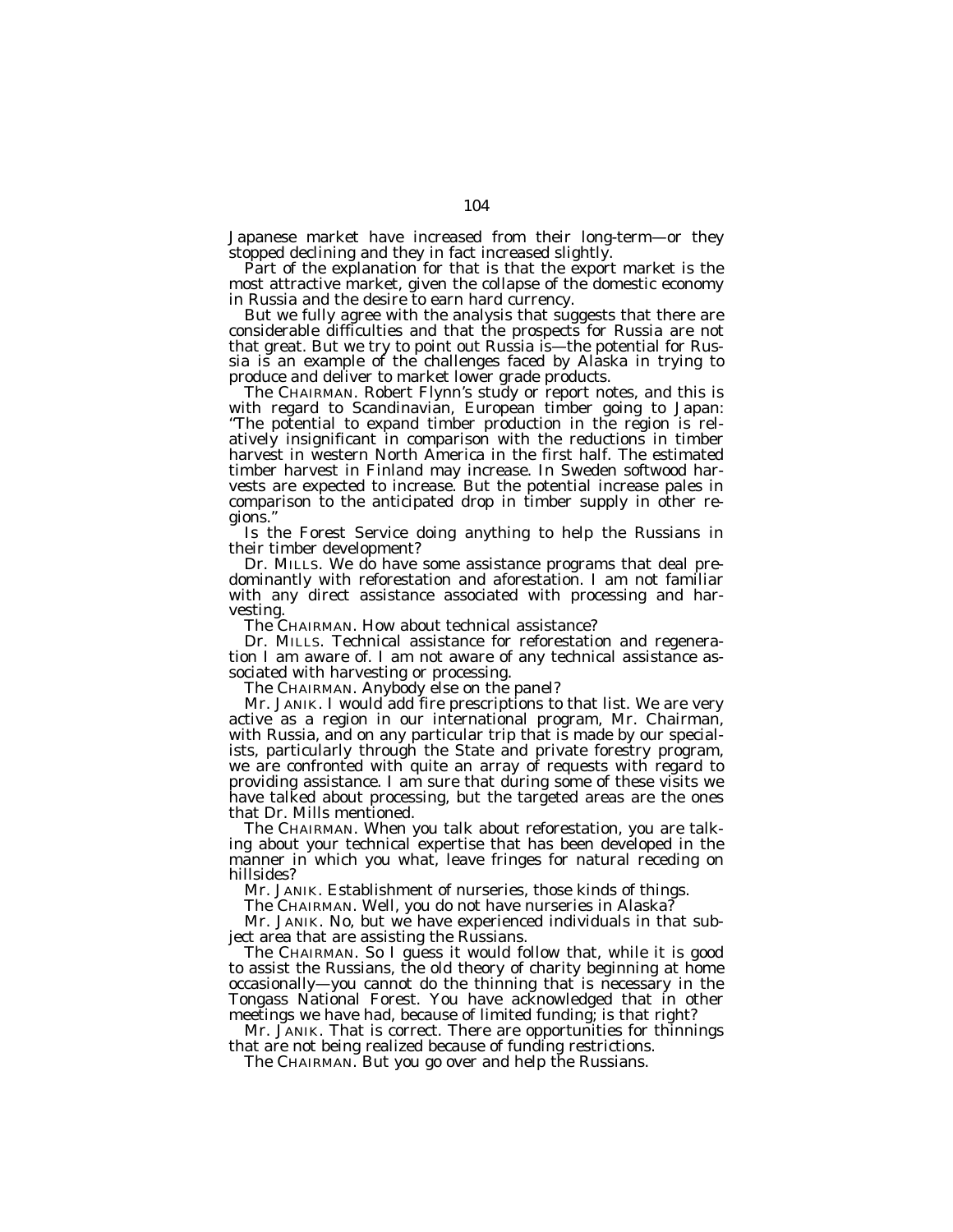Japanese market have increased from their long-term—or they stopped declining and they in fact increased slightly.

Part of the explanation for that is that the export market is the most attractive market, given the collapse of the domestic economy in Russia and the desire to earn hard currency.

But we fully agree with the analysis that suggests that there are considerable difficulties and that the prospects for Russia are not that great. But we try to point out Russia is—the potential for Russia is an example of the challenges faced by Alaska in trying to produce and deliver to market lower grade products.

The CHAIRMAN. Robert Flynn's study or report notes, and this is with regard to Scandinavian, European timber going to Japan: "The potential to expand timber production in the region is relatively insignificant in comparison with the reductions in timber harvest in western North America in the first half. The estimated timber harvest in Finland may increase. In Sweden softwood harvests are expected to increase. But the potential increase pales in comparison to the anticipated drop in timber supply in other regions."

Is the Forest Service doing anything to help the Russians in their timber development?

Dr. MILLS. We do have some assistance programs that deal predominantly with reforestation and aforestation. I am not familiar with any direct assistance associated with processing and harvesting.

The CHAIRMAN. How about technical assistance?

Dr. MILLS. Technical assistance for reforestation and regeneration I am aware of. I am not aware of any technical assistance associated with harvesting or processing.

The CHAIRMAN. Anybody else on the panel?

Mr. JANIK. I would add fire prescriptions to that list. We are very active as a region in our international program, Mr. Chairman, with Russia, and on any particular trip that is made by our specialists, particularly through the State and private forestry program, we are confronted with quite an array of requests with regard to providing assistance. I am sure that during some of these visits we have talked about processing, but the targeted areas are the ones that Dr. Mills mentioned.

The CHAIRMAN. When you talk about reforestation, you are talking about your technical expertise that has been developed in the manner in which you what, leave fringes for natural receding on hillsides?

Mr. JANIK. Establishment of nurseries, those kinds of things.

The CHAIRMAN. Well, you do not have nurseries in Alaska?

Mr. JANIK. No, but we have experienced individuals in that subject area that are assisting the Russians.

The CHAIRMAN. So I guess it would follow that, while it is good to assist the Russians, the old theory of charity beginning at home occasionally—you cannot do the thinning that is necessary in the Tongass National Forest. You have acknowledged that in other meetings we have had, because of limited funding; is that right?

Mr. JANIK. That is correct. There are opportunities for thinnings that are not being realized because of funding restrictions.

The CHAIRMAN. But you go over and help the Russians.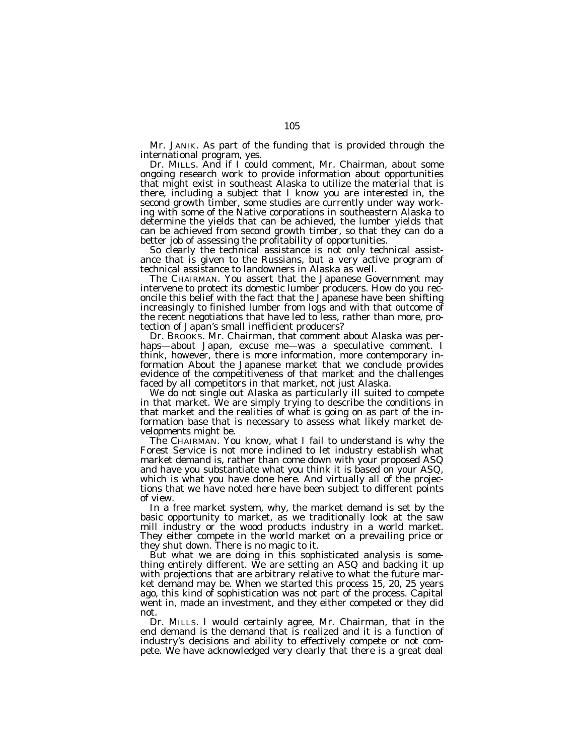Mr. JANIK. As part of the funding that is provided through the international program, yes.

Dr. MILLS. And if I could comment, Mr. Chairman, about some ongoing research work to provide information about opportunities that might exist in southeast Alaska to utilize the material that is there, including a subject that I know you are interested in, the second growth timber, some studies are currently under way working with some of the Native corporations in southeastern Alaska to determine the yields that can be achieved, the lumber yields that can be achieved from second growth timber, so that they can do a better job of assessing the profitability of opportunities.

So clearly the technical assistance is not only technical assistance that is given to the Russians, but a very active program of technical assistance to landowners in Alaska as well.

The CHAIRMAN. You assert that the Japanese Government may intervene to protect its domestic lumber producers. How do you reconcile this belief with the fact that the Japanese have been shifting increasingly to finished lumber from logs and with that outcome of the recent negotiations that have led to less, rather than more, protection of Japan's small inefficient producers?

Dr. BROOKS. Mr. Chairman, that comment about Alaska was perhaps—about Japan, excuse me—was a speculative comment. I think, however, there is more information, more contemporary information About the Japanese market that we conclude provides evidence of the competitiveness of that market and the challenges faced by all competitors in that market, not just Alaska.

We do not single out Alaska as particularly ill suited to compete in that market. We are simply trying to describe the conditions in that market and the realities of what is going on as part of the information base that is necessary to assess what likely market developments might be.

The CHAIRMAN. You know, what I fail to understand is why the Forest Service is not more inclined to let industry establish what market demand is, rather than come down with your proposed ASQ and have you substantiate what you think it is based on your ASQ, which is what you have done here. And virtually all of the projections that we have noted here have been subject to different points of view.

In a free market system, why, the market demand is set by the basic opportunity to market, as we traditionally look at the saw mill industry or the wood products industry in a world market. They either compete in the world market on a prevailing price or they shut down. There is no magic to it.

But what we are doing in this sophisticated analysis is something entirely different. We are setting an ASQ and backing it up with projections that are arbitrary relative to what the future market demand may be. When we started this process 15, 20, 25 years ago, this kind of sophistication was not part of the process. Capital went in, made an investment, and they either competed or they did not.

Dr. MILLS. I would certainly agree, Mr. Chairman, that in the end demand is the demand that is realized and it is a function of industry's decisions and ability to effectively compete or not compete. We have acknowledged very clearly that there is a great deal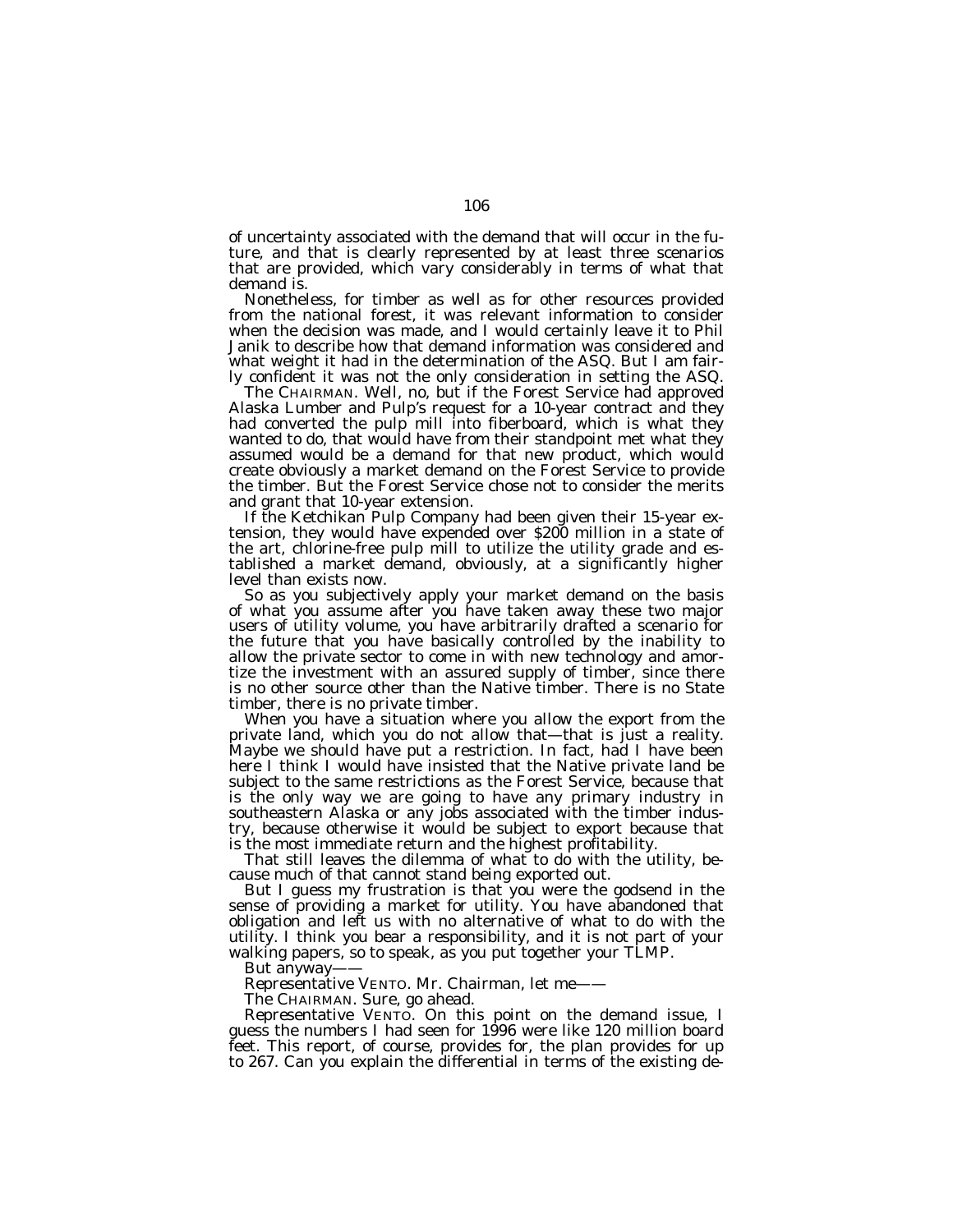of uncertainty associated with the demand that will occur in the future, and that is clearly represented by at least three scenarios that are provided, which vary considerably in terms of what that demand is.

Nonetheless, for timber as well as for other resources provided from the national forest, it was relevant information to consider when the decision was made, and I would certainly leave it to Phil Janik to describe how that demand information was considered and what weight it had in the determination of the ASQ. But I am fairly confident it was not the only consideration in setting the ASQ.

The CHAIRMAN. Well, no, but if the Forest Service had approved Alaska Lumber and Pulp's request for a 10-year contract and they had converted the pulp mill into fiberboard, which is what they wanted to do, that would have from their standpoint met what they assumed would be a demand for that new product, which would create obviously a market demand on the Forest Service to provide the timber. But the Forest Service chose not to consider the merits and grant that 10-year extension.

If the Ketchikan Pulp Company had been given their 15-year extension, they would have expended over $200 million in a state of the art, chlorine-free pulp mill to utilize the utility grade and established a market demand, obviously, at a significantly higher level than exists now.

So as you subjectively apply your market demand on the basis of what you assume after you have taken away these two major users of utility volume, you have arbitrarily drafted a scenario for the future that you have basically controlled by the inability to allow the private sector to come in with new technology and amortize the investment with an assured supply of timber, since there is no other source other than the Native timber. There is no State timber, there is no private timber.

When you have a situation where you allow the export from the private land, which you do not allow that—that is just a reality. Maybe we should have put a restriction. In fact, had I have been here I think I would have insisted that the Native private land be subject to the same restrictions as the Forest Service, because that is the only way we are going to have any primary industry in southeastern Alaska or any jobs associated with the timber industry, because otherwise it would be subject to export because that is the most immediate return and the highest profitability.

That still leaves the dilemma of what to do with the utility, because much of that cannot stand being exported out.

But I guess my frustration is that you were the godsend in the sense of providing a market for utility. You have abandoned that obligation and left us with no alternative of what to do with the utility. I think you bear a responsibility, and it is not part of your walking papers, so to speak, as you put together your TLMP.

But anyway——

Representative VENTO. Mr. Chairman, let me——

The CHAIRMAN. Sure, go ahead.

Representative VENTO. On this point on the demand issue, I guess the numbers I had seen for 1996 were like 120 million board feet. This report, of course, provides for, the plan provides for up to 267. Can you explain the differential in terms of the existing de-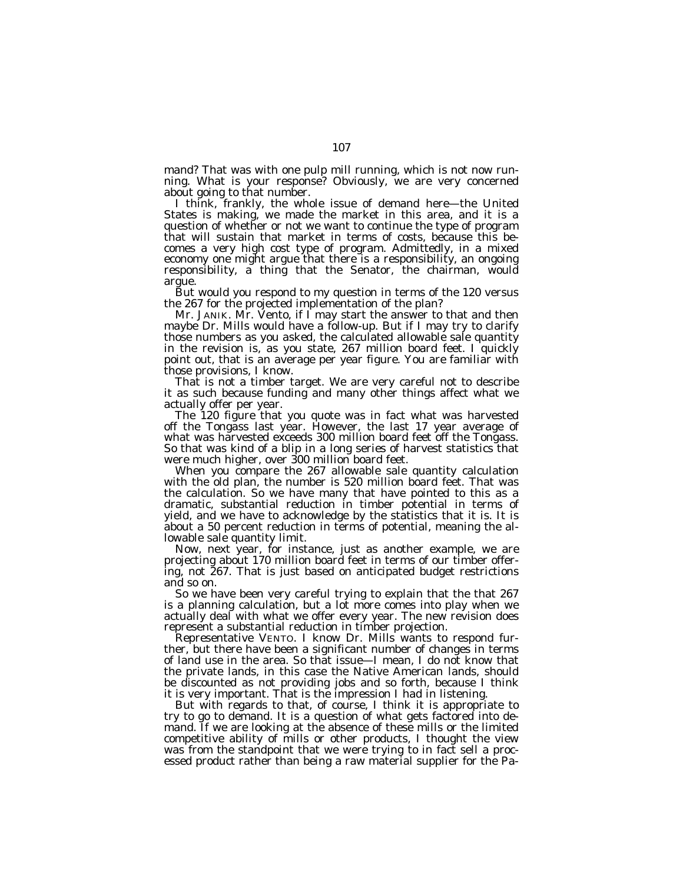mand? That was with one pulp mill running, which is not now running. What is your response? Obviously, we are very concerned about going to that number.

I think, frankly, the whole issue of demand here—the United States is making, we made the market in this area, and it is a question of whether or not we want to continue the type of program that will sustain that market in terms of costs, because this becomes a very high cost type of program. Admittedly, in a mixed economy one might argue that there is a responsibility, an ongoing responsibility, a thing that the Senator, the chairman, would argue.

But would you respond to my question in terms of the 120 versus the 267 for the projected implementation of the plan?

Mr. JANIK. Mr. Vento, if I may start the answer to that and then maybe Dr. Mills would have a follow-up. But if I may try to clarify those numbers as you asked, the calculated allowable sale quantity in the revision is, as you state, 267 million board feet. I quickly point out, that is an average per year figure. You are familiar with those provisions, I know.

That is not a timber target. We are very careful not to describe it as such because funding and many other things affect what we actually offer per year.

The 120 figure that you quote was in fact what was harvested off the Tongass last year. However, the last 17 year average of what was harvested exceeds 300 million board feet off the Tongass. So that was kind of a blip in a long series of harvest statistics that were much higher, over 300 million board feet.

When you compare the 267 allowable sale quantity calculation with the old plan, the number is 520 million board feet. That was the calculation. So we have many that have pointed to this as a dramatic, substantial reduction in timber potential in terms of yield, and we have to acknowledge by the statistics that it is. It is about a 50 percent reduction in terms of potential, meaning the allowable sale quantity limit.

Now, next year, for instance, just as another example, we are projecting about 170 million board feet in terms of our timber offering, not 267. That is just based on anticipated budget restrictions and so on.

So we have been very careful trying to explain that the that 267 is a planning calculation, but a lot more comes into play when we actually deal with what we offer every year. The new revision does represent a substantial reduction in timber projection.

Representative VENTO. I know Dr. Mills wants to respond further, but there have been a significant number of changes in terms of land use in the area. So that issue—I mean, I do not know that the private lands, in this case the Native American lands, should be discounted as not providing jobs and so forth, because I think it is very important. That is the impression I had in listening.

But with regards to that, of course, I think it is appropriate to try to go to demand. It is a question of what gets factored into demand. If we are looking at the absence of these mills or the limited competitive ability of mills or other products, I thought the view was from the standpoint that we were trying to in fact sell a processed product rather than being a raw material supplier for the Pa-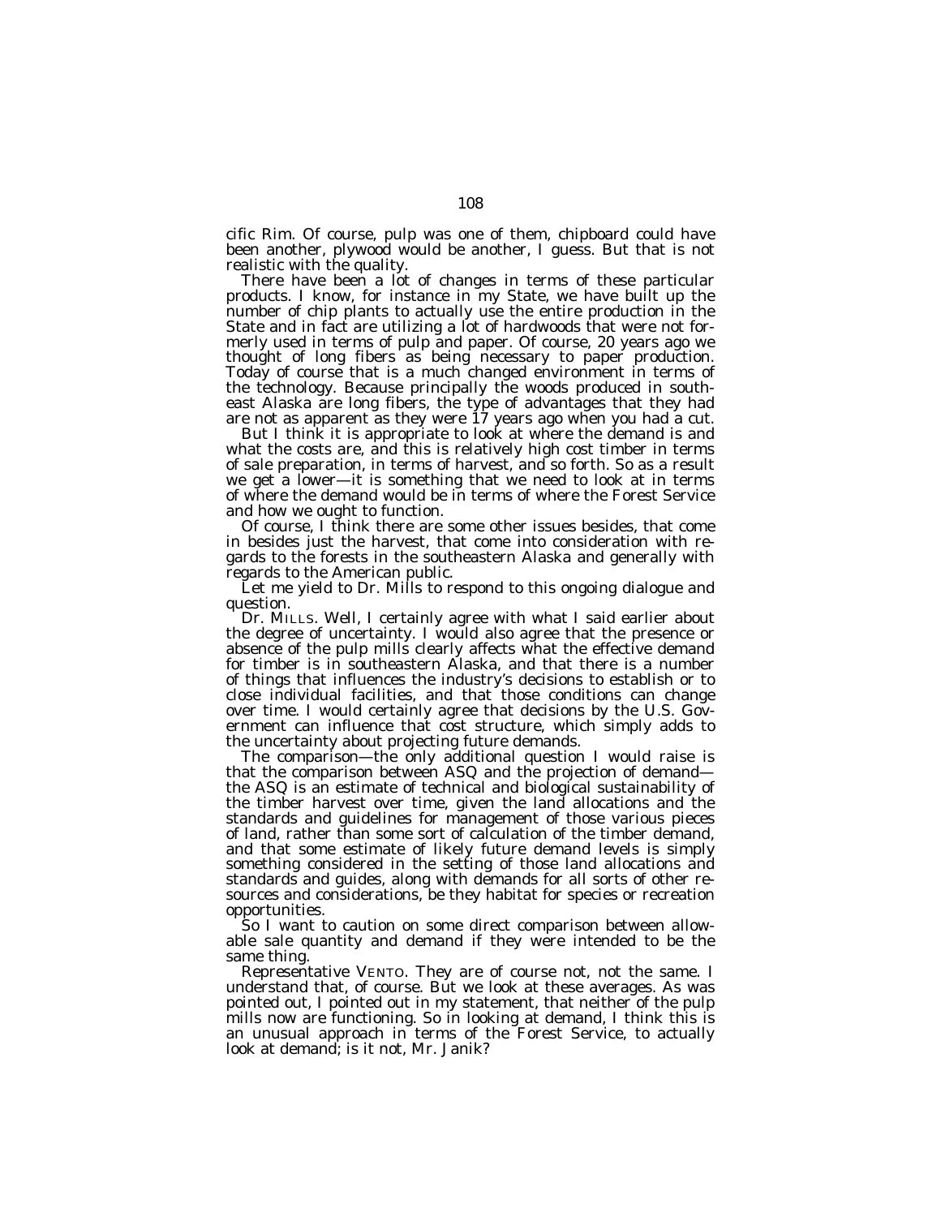cific Rim. Of course, pulp was one of them, chipboard could have been another, plywood would be another, I guess. But that is not realistic with the quality.

There have been a lot of changes in terms of these particular products. I know, for instance in my State, we have built up the number of chip plants to actually use the entire production in the State and in fact are utilizing a lot of hardwoods that were not formerly used in terms of pulp and paper. Of course, 20 years ago we thought of long fibers as being necessary to paper production. Today of course that is a much changed environment in terms of the technology. Because principally the woods produced in southeast Alaska are long fibers, the type of advantages that they had are not as apparent as they were 17 years ago when you had a cut.

But I think it is appropriate to look at where the demand is and what the costs are, and this is relatively high cost timber in terms of sale preparation, in terms of harvest, and so forth. So as a result we get a lower—it is something that we need to look at in terms of where the demand would be in terms of where the Forest Service and how we ought to function.

Of course, I think there are some other issues besides, that come in besides just the harvest, that come into consideration with regards to the forests in the southeastern Alaska and generally with regards to the American public.

Let me yield to Dr. Mills to respond to this ongoing dialogue and question.

Dr. MILLS. Well, I certainly agree with what I said earlier about the degree of uncertainty. I would also agree that the presence or absence of the pulp mills clearly affects what the effective demand for timber is in southeastern Alaska, and that there is a number of things that influences the industry's decisions to establish or to close individual facilities, and that those conditions can change over time. I would certainly agree that decisions by the U.S. Government can influence that cost structure, which simply adds to the uncertainty about projecting future demands.

The comparison—the only additional question I would raise is that the comparison between ASQ and the projection of demand—the ASQ is an estimate of technical and biological sustainability of the timber harvest over time, given the land allocations and the standards and guidelines for management of those various pieces of land, rather than some sort of calculation of the timber demand, and that some estimate of likely future demand levels is simply something considered in the setting of those land allocations and standards and guides, along with demands for all sorts of other resources and considerations, be they habitat for species or recreation opportunities.

So I want to caution on some direct comparison between allowable sale quantity and demand if they were intended to be the same thing.

Representative VENTO. They are of course not, not the same. I understand that, of course. But we look at these averages. As was pointed out, I pointed out in my statement, that neither of the pulp mills now are functioning. So in looking at demand, I think this is an unusual approach in terms of the Forest Service, to actually look at demand; is it not, Mr. Janik?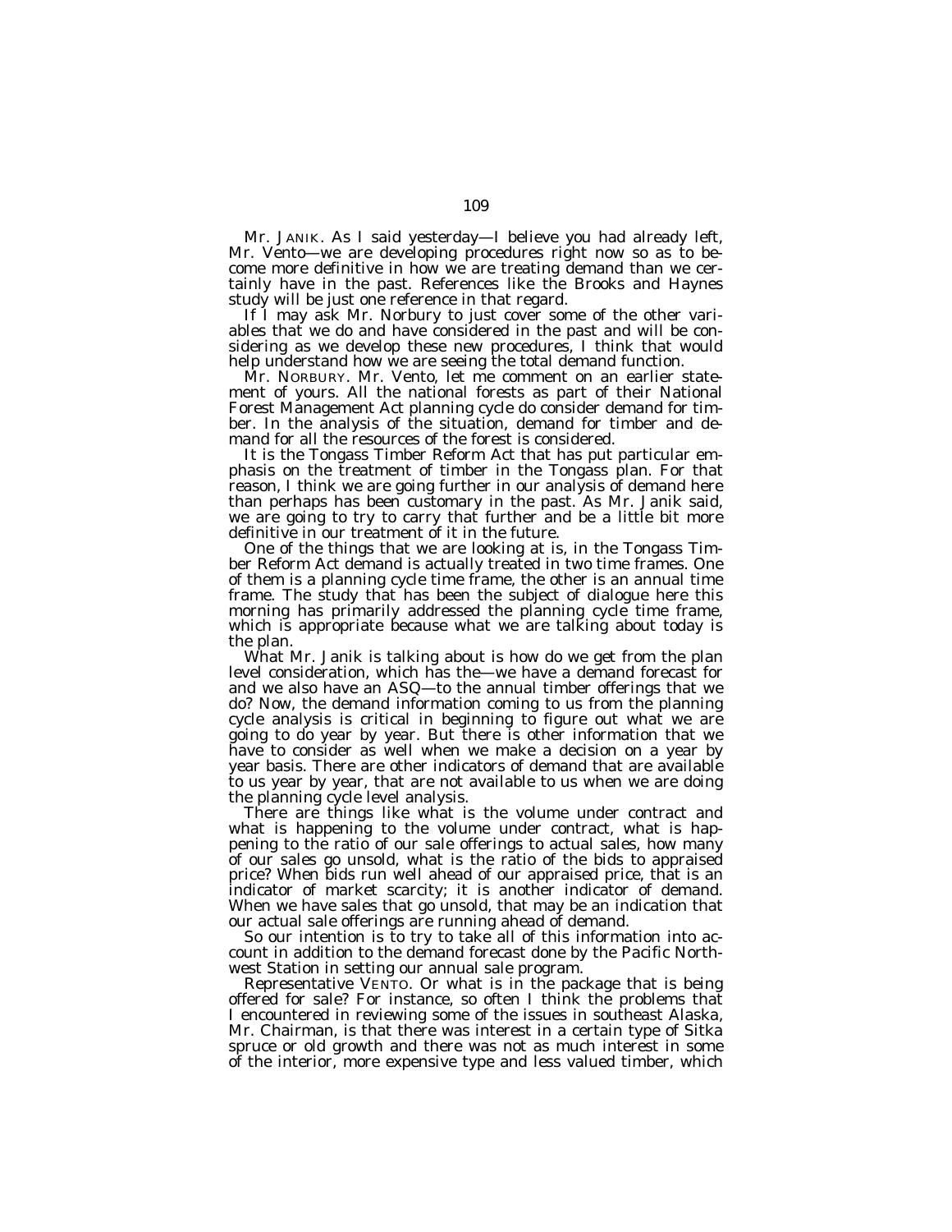Mr. JANIK. As I said yesterday—I believe you had already left, Mr. Vento—we are developing procedures right now so as to become more definitive in how we are treating demand than we certainly have in the past. References like the Brooks and Haynes study will be just one reference in that regard.

If I may ask Mr. Norbury to just cover some of the other variables that we do and have considered in the past and will be considering as we develop these new procedures, I think that would help understand how we are seeing the total demand function.

Mr. NORBURY. Mr. Vento, let me comment on an earlier statement of yours. All the national forests as part of their National Forest Management Act planning cycle do consider demand for timber. In the analysis of the situation, demand for timber and demand for all the resources of the forest is considered.

It is the Tongass Timber Reform Act that has put particular emphasis on the treatment of timber in the Tongass plan. For that reason, I think we are going further in our analysis of demand here than perhaps has been customary in the past. As Mr. Janik said, we are going to try to carry that further and be a little bit more definitive in our treatment of it in the future.

One of the things that we are looking at is, in the Tongass Timber Reform Act demand is actually treated in two time frames. One of them is a planning cycle time frame, the other is an annual time frame. The study that has been the subject of dialogue here this morning has primarily addressed the planning cycle time frame, which is appropriate because what we are talking about today is the plan.

What Mr. Janik is talking about is how do we get from the plan level consideration, which has the—we have a demand forecast for and we also have an ASQ—to the annual timber offerings that we do? Now, the demand information coming to us from the planning cycle analysis is critical in beginning to figure out what we are going to do year by year. But there is other information that we have to consider as well when we make a decision on a year by year basis. There are other indicators of demand that are available to us year by year, that are not available to us when we are doing the planning cycle level analysis.

There are things like what is the volume under contract and what is happening to the volume under contract, what is happening to the ratio of our sale offerings to actual sales, how many of our sales go unsold, what is the ratio of the bids to appraised price? When bids run well ahead of our appraised price, that is an indicator of market scarcity; it is another indicator of demand. When we have sales that go unsold, that may be an indication that our actual sale offerings are running ahead of demand.

So our intention is to try to take all of this information into account in addition to the demand forecast done by the Pacific Northwest Station in setting our annual sale program.

Representative VENTO. Or what is in the package that is being offered for sale? For instance, so often I think the problems that I encountered in reviewing some of the issues in southeast Alaska, Mr. Chairman, is that there was interest in a certain type of Sitka spruce or old growth and there was not as much interest in some of the interior, more expensive type and less valued timber, which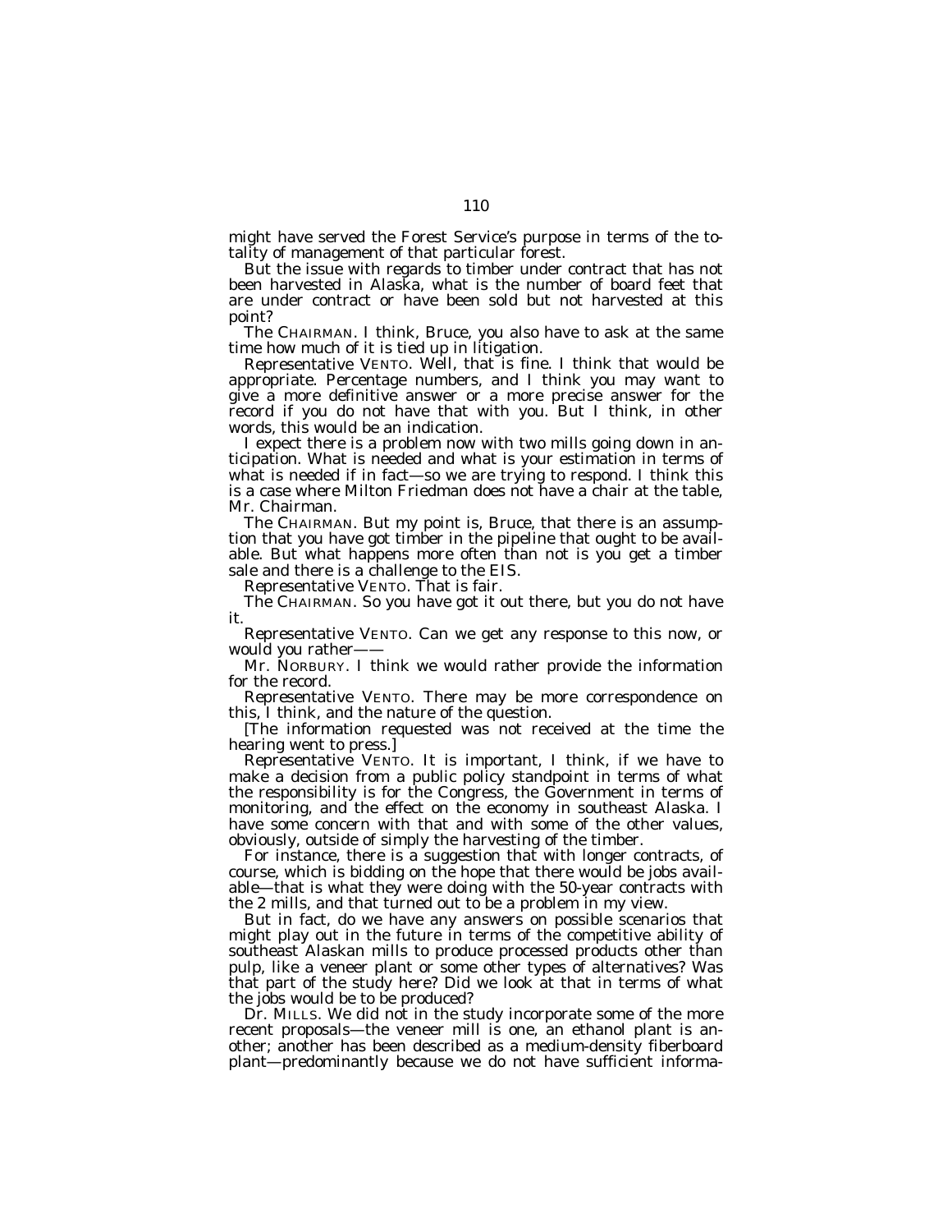might have served the Forest Service's purpose in terms of the totality of management of that particular forest.

But the issue with regards to timber under contract that has not been harvested in Alaska, what is the number of board feet that are under contract or have been sold but not harvested at this point?

The CHAIRMAN. I think, Bruce, you also have to ask at the same time how much of it is tied up in litigation.

Representative VENTO. Well, that is fine. I think that would be appropriate. Percentage numbers, and I think you may want to give a more definitive answer or a more precise answer for the record if you do not have that with you. But I think, in other words, this would be an indication.

I expect there is a problem now with two mills going down in anticipation. What is needed and what is your estimation in terms of what is needed if in fact—so we are trying to respond. I think this is a case where Milton Friedman does not have a chair at the table, Mr. Chairman.

The CHAIRMAN. But my point is, Bruce, that there is an assumption that you have got timber in the pipeline that ought to be available. But what happens more often than not is you get a timber sale and there is a challenge to the EIS.

Representative VENTO. That is fair.

The CHAIRMAN. So you have got it out there, but you do not have it.

Representative VENTO. Can we get any response to this now, or would you rather——

Mr. NORBURY. I think we would rather provide the information for the record.

Representative VENTO. There may be more correspondence on this, I think, and the nature of the question.

[The information requested was not received at the time the hearing went to press.]

Representative VENTO. It is important, I think, if we have to make a decision from a public policy standpoint in terms of what the responsibility is for the Congress, the Government in terms of monitoring, and the effect on the economy in southeast Alaska. I have some concern with that and with some of the other values, obviously, outside of simply the harvesting of the timber.

For instance, there is a suggestion that with longer contracts, of course, which is bidding on the hope that there would be jobs available—that is what they were doing with the 50-year contracts with the 2 mills, and that turned out to be a problem in my view.

But in fact, do we have any answers on possible scenarios that might play out in the future in terms of the competitive ability of southeast Alaskan mills to produce processed products other than pulp, like a veneer plant or some other types of alternatives? Was that part of the study here? Did we look at that in terms of what the jobs would be to be produced?

Dr. MILLS. We did not in the study incorporate some of the more recent proposals—the veneer mill is one, an ethanol plant is another; another has been described as a medium-density fiberboard plant—predominantly because we do not have sufficient informa-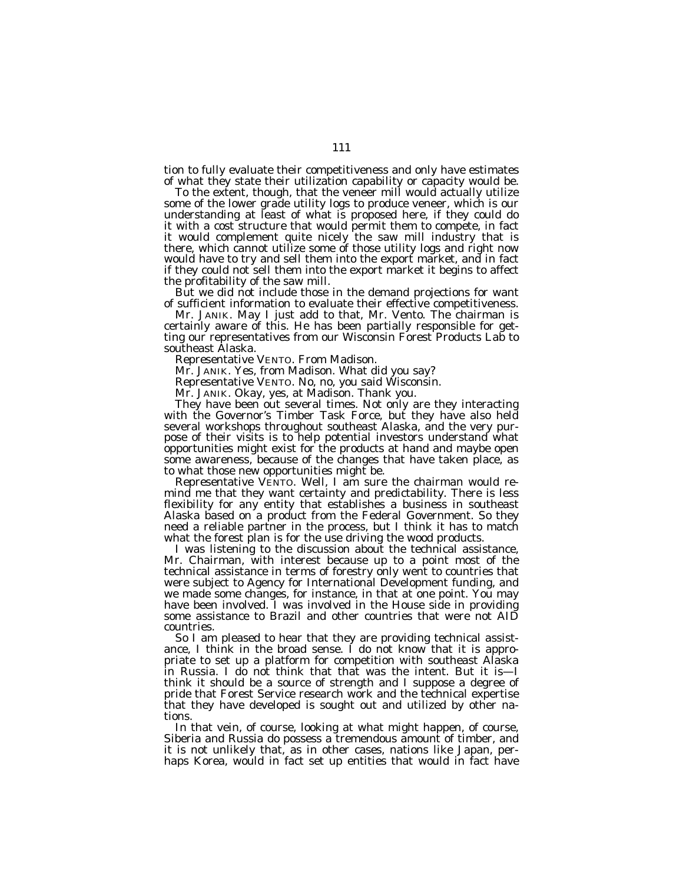tion to fully evaluate their competitiveness and only have estimates of what they state their utilization capability or capacity would be.

To the extent, though, that the veneer mill would actually utilize some of the lower grade utility logs to produce veneer, which is our understanding at least of what is proposed here, if they could do it with a cost structure that would permit them to compete, in fact it would complement quite nicely the saw mill industry that is there, which cannot utilize quite some of those utility logs and right now would have to try and sell them into the export market, and in fact if they could not sell them into the export market it begins to affect the profitability of the saw mill.

But we did not include those in the demand projections for want of sufficient information to evaluate their effective competitiveness.

Mr. JANIK. May I just add to that, Mr. Vento. The chairman is certainly aware of this. He has been partially responsible for getting our representatives from our Wisconsin Forest Products Lab to southeast Alaska.

Representative VENTO. From Madison.

Mr. JANIK. Yes, from Madison. What did you say?

Representative VENTO. No, no, you said Wisconsin.

Mr. JANIK. Okay, yes, at Madison. Thank you.

They have been out several times. Not only are they interacting with the Governor's Timber Task Force, but they have also held several workshops throughout southeast Alaska, and the very purpose of their visits is to help potential investors understand what opportunities might exist for the products at hand and maybe open some awareness, because of the changes that have taken place, as to what those new opportunities might be.

Representative VENTO. Well, I am sure the chairman would remind me that they want certainty and predictability. There is less flexibility for any entity that establishes a business in southeast Alaska based on a product from the Federal Government. So they need a reliable partner in the process, but I think it has to match what the forest plan is for the use driving the wood products.

I was listening to the discussion about the technical assistance, Mr. Chairman, with interest because up to a point most of the technical assistance in terms of forestry only went to countries that were subject to Agency for International Development funding, and we made some changes, for instance, in that at one point. You may have been involved. I was involved in the House side in providing some assistance to Brazil and other countries that were not AID countries.

So I am pleased to hear that they are providing technical assistance, I think in the broad sense. I do not know that it is appropriate to set up a platform for competition with southeast Alaska in Russia. I do not think that that was the intent. But it is—I think it should be a source of strength and I suppose a degree of pride that Forest Service research work and the technical expertise that they have developed is sought out and utilized by other nations.

In that vein, of course, looking at what might happen, of course, Siberia and Russia do possess a tremendous amount of timber, and it is not unlikely that, as in other cases, nations like Japan, perhaps Korea, would in fact set up entities that would in fact have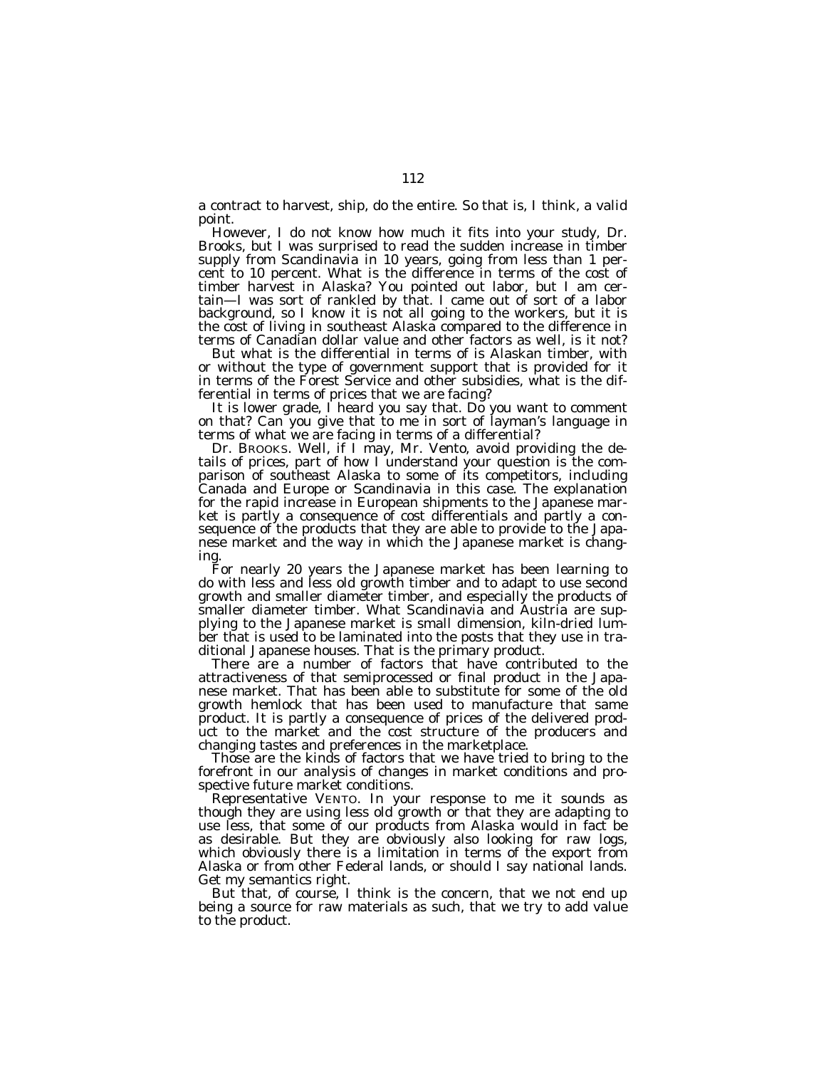a contract to harvest, ship, do the entire. So that is, I think, a valid point.

However, I do not know how much it fits into your study, Dr. Brooks, but I was surprised to read the sudden increase in timber supply from Scandinavia in 10 years, going from less than 1 percent to 10 percent. What is the difference in terms of the cost of timber harvest in Alaska? You pointed out labor, but I am certain—I was sort of rankled by that. I came out of sort of a labor background, so I know it is not all going to the workers, but it is the cost of living in southeast Alaska compared to the difference in terms of Canadian dollar value and other factors as well, is it not?

But what is the differential in terms of is Alaskan timber, with or without the type of government support that is provided for it in terms of the Forest Service and other subsidies, what is the differential in terms of prices that we are facing?

It is lower grade, I heard you say that. Do you want to comment on that? Can you give that to me in sort of layman's language in terms of what we are facing in terms of a differential?

Dr. BROOKS. Well, if I may, Mr. Vento, avoid providing the details of prices, part of how I understand your question is the comparison of southeast Alaska to some of its competitors, including Canada and Europe or Scandinavia in this case. The explanation for the rapid increase in European shipments to the Japanese market is partly a consequence of cost differentials and partly a consequence of the products that they are able to provide to the Japanese market and the way in which the Japanese market is changing.

For nearly 20 years the Japanese market has been learning to do with less and less old growth timber and to adapt to use second growth and smaller diameter timber, and especially the products of smaller diameter timber. What Scandinavia and Austria are supplying to the Japanese market is small dimension, kiln-dried lumber that is used to be laminated into the posts that they use in traditional Japanese houses. That is the primary product.

There are a number of factors that have contributed to the attractiveness of that semiprocessed or final product in the Japanese market. That has been able to substitute for some of the old growth hemlock that has been used to manufacture that same product. It is partly a consequence of prices of the delivered product to the market and the cost structure of the producers and changing tastes and preferences in the marketplace.

Those are the kinds of factors that we have tried to bring to the forefront in our analysis of changes in market conditions and prospective future market conditions.

Representative VENTO. In your response to me it sounds as though they are using less old growth or that they are adapting to use less, that some of our products from Alaska would in fact be as desirable. But they are obviously also looking for raw logs, which obviously there is a limitation in terms of the export from Alaska or from other Federal lands, or should I say national lands. Get my semantics right.

But that, of course, I think is the concern, that we not end up being a source for raw materials as such, that we try to add value to the product.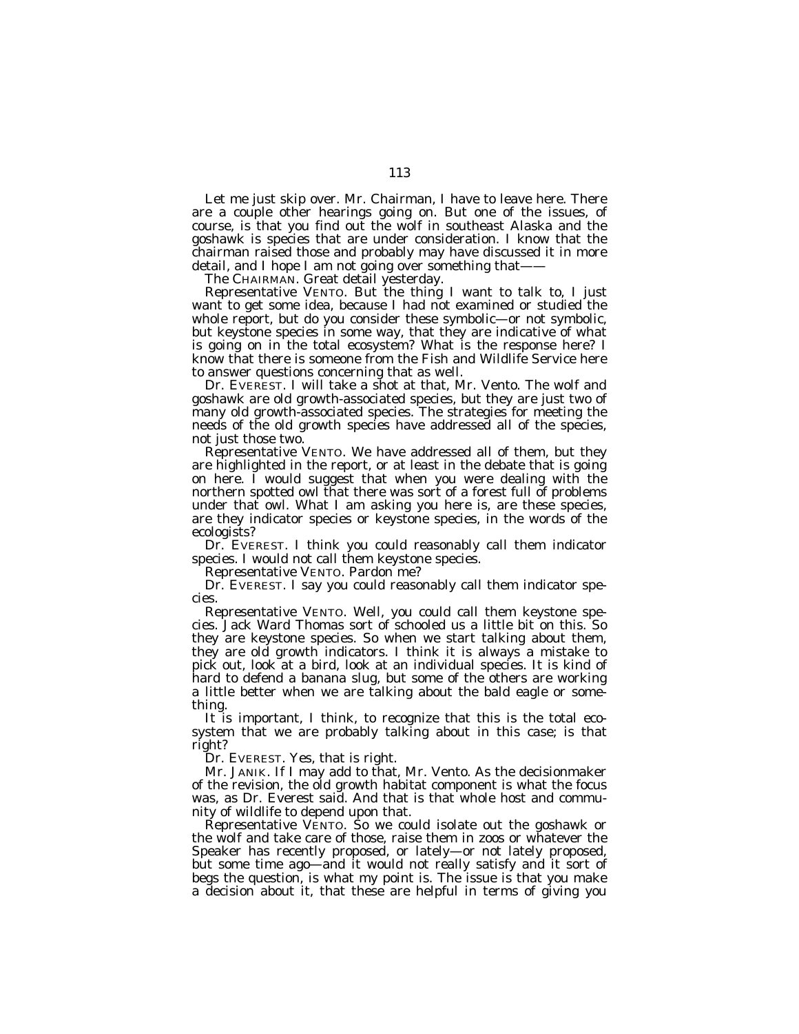Let me just skip over. Mr. Chairman, I have to leave here. There are a couple other hearings going on. But one of the issues, of course, is that you find out the wolf in southeast Alaska and the goshawk is species that are under consideration. I know that the chairman raised those and probably may have discussed it in more detail, and I hope I am not going over something that——

The CHAIRMAN. Great detail yesterday.

Representative VENTO. But the thing I want to talk to, I just want to get some idea, because I had not examined or studied the whole report, but do you consider these symbolic—or not symbolic, but keystone species in some way, that they are indicative of what is going on in the total ecosystem? What is the response here? I know that there is someone from the Fish and Wildlife Service here to answer questions concerning that as well.

Dr. EVEREST. I will take a shot at that, Mr. Vento. The wolf and goshawk are old growth-associated species, but they are just two of many old growth-associated species. The strategies for meeting the needs of the old growth species have addressed all of the species, not just those two.

Representative VENTO. We have addressed all of them, but they are highlighted in the report, or at least in the debate that is going on here. I would suggest that when you were dealing with the northern spotted owl that there was sort of a forest full of problems under that owl. What I am asking you here is, are these species, are they indicator species or keystone species, in the words of the ecologists?

Dr. EVEREST. I think you could reasonably call them indicator species. I would not call them keystone species.

Representative VENTO. Pardon me?

Dr. EVEREST. I say you could reasonably call them indicator species.

Representative VENTO. Well, you could call them keystone species. Jack Ward Thomas sort of schooled us a little bit on this. So they are keystone species. So when we start talking about them, they are old growth indicators. I think it is always a mistake to pick out, look at a bird, look at an individual species. It is kind of hard to defend a banana slug, but some of the others are working a little better when we are talking about the bald eagle or something.

It is important, I think, to recognize that this is the total ecosystem that we are probably talking about in this case; is that right?

Dr. EVEREST. Yes, that is right.

Mr. JANIK. If I may add to that, Mr. Vento. As the decisionmaker of the revision, the old growth habitat component is what the focus was, as Dr. Everest said. And that is that whole host and community of wildlife to depend upon that.

Representative VENTO. So we could isolate out the goshawk or the wolf and take care of those, raise them in zoos or whatever the Speaker has recently proposed, or lately—or not lately proposed, but some time ago—and it would not really satisfy and it sort of begs the question, is what my point is. The issue is that you make a decision about it, that these are helpful in terms of giving you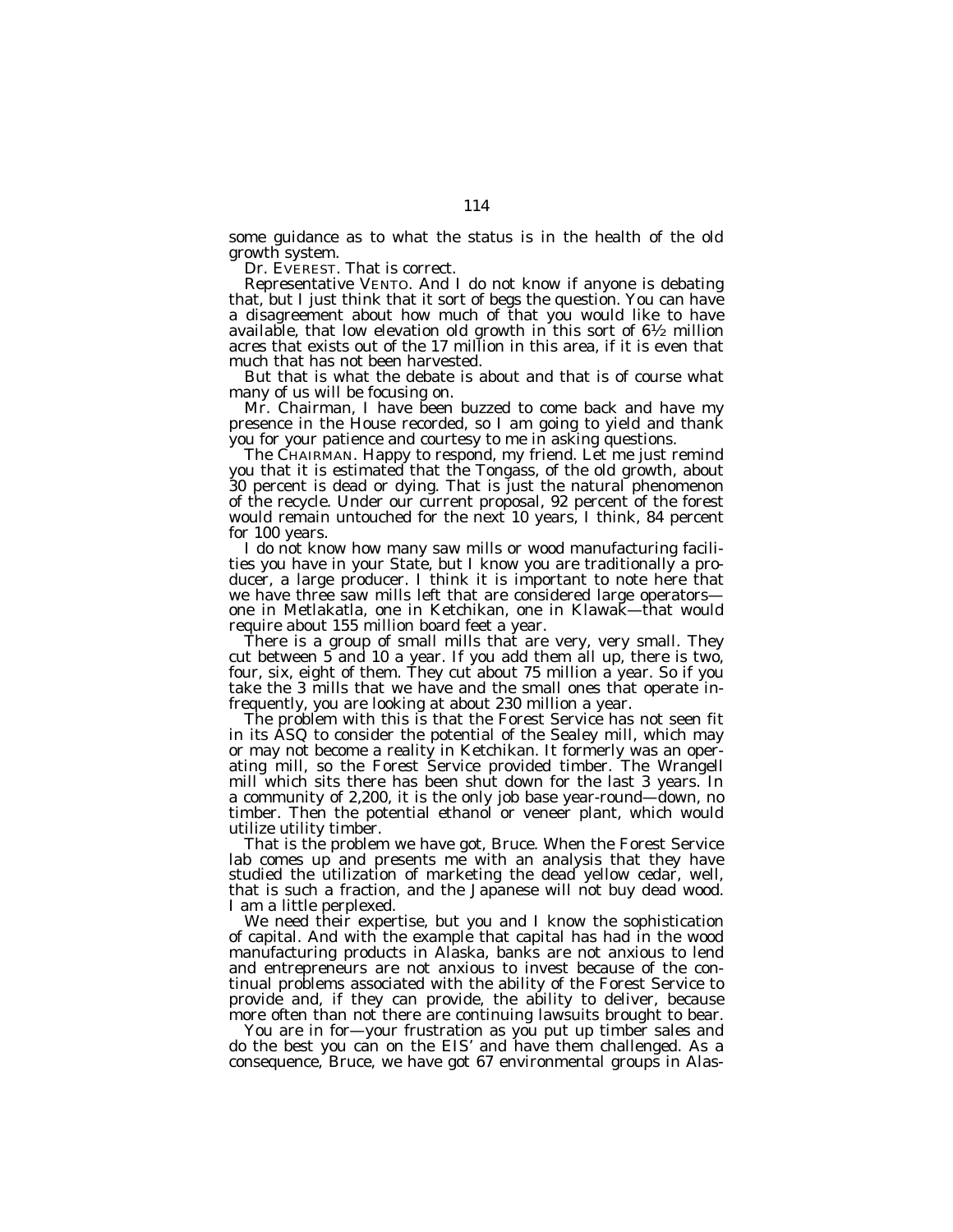some guidance as to what the status is in the health of the old growth system.

Dr. EVEREST. That is correct.

Representative VENTO. And I do not know if anyone is debating that, but I just think that it sort of begs the question. You can have a disagreement about how much of that you would like to have available, that low elevation old growth in this sort of 6½ million acres that exists out of the 17 million in this area, if it is even that much that has not been harvested.

But that is what the debate is about and that is of course what many of us will be focusing on.

Mr. Chairman, I have been buzzed to come back and have my presence in the House recorded, so I am going to yield and thank you for your patience and courtesy to me in asking questions.

The CHAIRMAN. Happy to respond, my friend. Let me just remind you that it is estimated that the Tongass, of the old growth, about 30 percent is dead or dying. That is just the natural phenomenon of the recycle. Under our current proposal, 92 percent of the forest would remain untouched for the next 10 years, I think, 84 percent for 100 years.

I do not know how many saw mills or wood manufacturing facilities you have in your State, but I know you are traditionally a producer, a large producer. I think it is important to note here that we have three saw mills left that are considered large operators—one in Metlakatla, one in Ketchikan, one in Klawak—that would require about 155 million board feet a year.

There is a group of small mills that are very, very small. They cut between 5 and 10 a year. If you add them all up, there is two, four, six, eight of them. They cut about 75 million a year. So if you take the 3 mills that we have and the small ones that operate infrequently, you are looking at about 230 million a year.

The problem with this is that the Forest Service has not seen fit in its ASQ to consider the potential of the Sealey mill, which may or may not become a reality in Ketchikan. It formerly was an operating mill, so the Forest Service provided timber. The Wrangell mill which sits there has been shut down for the last 3 years. In a community of 2,200, it is the only job base year-round—down, no timber. Then the potential ethanol or veneer plant, which would utilize utility timber.

That is the problem we have got, Bruce. When the Forest Service lab comes up and presents me with an analysis that they have studied the utilization of marketing the dead yellow cedar, well, that is such a fraction, and the Japanese will not buy dead wood. I am a little perplexed.

We need their expertise, but you and I know the sophistication of capital. And with the example that capital has had in the wood manufacturing products in Alaska, banks are not anxious to lend and entrepreneurs are not anxious to invest because of the continual problems associated with the ability of the Forest Service to provide and, if they can provide, the ability to deliver, because more often than not there are continuing lawsuits brought to bear.

You are in for—your frustration as you put up timber sales and do the best you can on the EIS' and have them challenged. As a consequence, Bruce, we have got 67 environmental groups in Alas-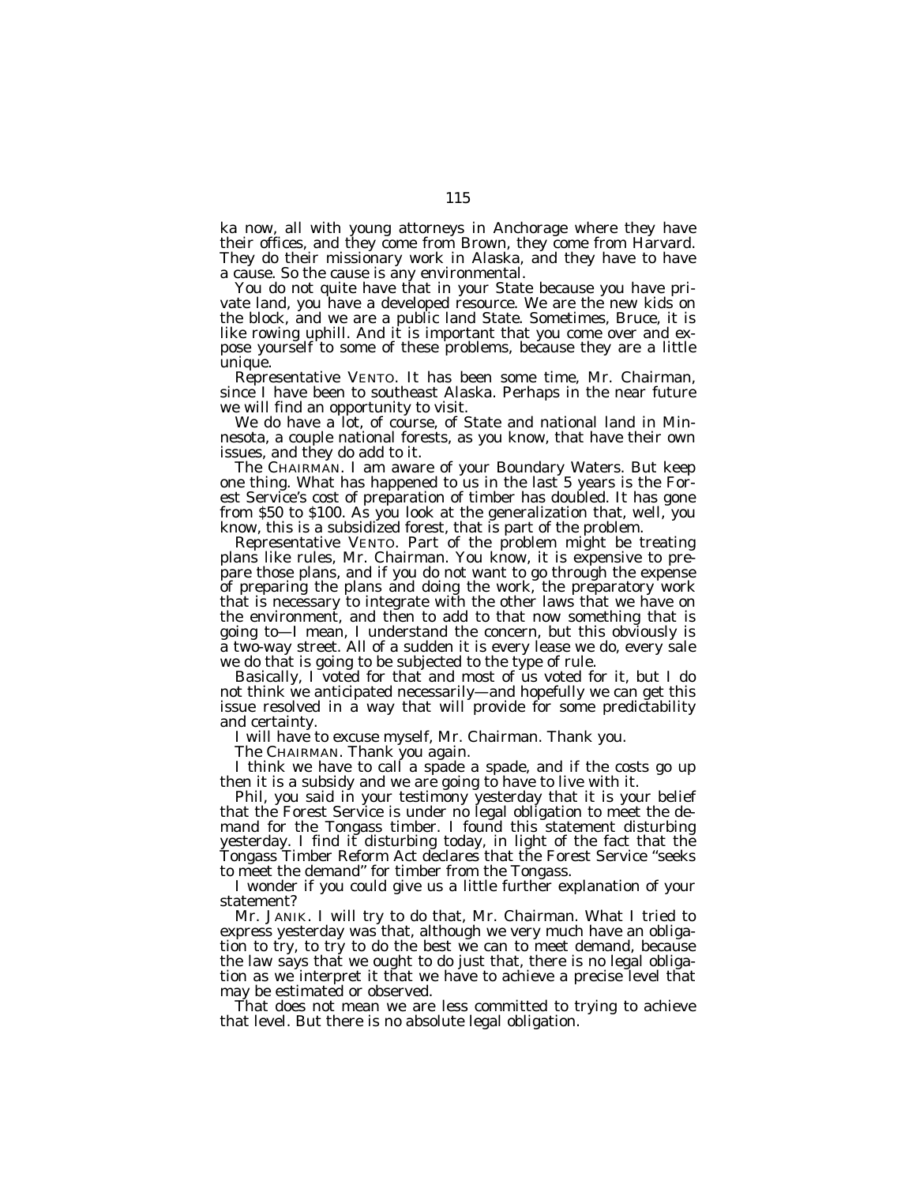ka now, all with young attorneys in Anchorage where they have their offices, and they come from Brown, they come from Harvard. They do their missionary work in Alaska, and they have to have a cause. So the cause is any environmental.

You do not quite have that in your State because you have private land, you have a developed resource. We are the new kids on the block, and we are a public land State. Sometimes, Bruce, it is like rowing uphill. And it is important that you come over and expose yourself to some of these problems, because they are a little unique.

Representative VENTO. It has been some time, Mr. Chairman, since I have been to southeast Alaska. Perhaps in the near future we will find an opportunity to visit.

We do have a lot, of course, of State and national land in Minnesota, a couple national forests, as you know, that have their own issues, and they do add to it.

The CHAIRMAN. I am aware of your Boundary Waters. But keep one thing. What has happened to us in the last 5 years is the Forest Service's cost of preparation of timber has doubled. It has gone from $50 to $100. As you look at the generalization that, well, you know, this is a subsidized forest, that is part of the problem.

Representative VENTO. Part of the problem might be treating plans like rules, Mr. Chairman. You know, it is expensive to prepare those plans, and if you do not want to go through the expense of preparing the plans and doing the work, the preparatory work that is necessary to integrate with the other laws that we have on the environment, and then to add to that now something that is going to—I mean, I understand the concern, but this obviously is a two-way street. All of a sudden it is every lease we do, every sale we do that is going to be subjected to the type of rule.

Basically, I voted for that and most of us voted for it, but I do not think we anticipated necessarily—and hopefully we can get this issue resolved in a way that will provide for some predictability and certainty.

I will have to excuse myself, Mr. Chairman. Thank you.

The CHAIRMAN. Thank you again.

I think we have to call a spade a spade, and if the costs go up then it is a subsidy and we are going to have to live with it.

Phil, you said in your testimony yesterday that it is your belief that the Forest Service is under no legal obligation to meet the demand for the Tongass timber. I found this statement disturbing yesterday. I find it disturbing today, in light of the fact that the Tongass Timber Reform Act declares that the Forest Service "seeks to meet the demand" for timber from the Tongass.

I wonder if you could give us a little further explanation of your statement?

Mr. JANIK. I will try to do that, Mr. Chairman. What I tried to express yesterday was that, although we very much have an obligation to try, to try to do the best we can to meet demand, because the law says that we ought to do just that, there is no legal obligation as we interpret it that we have to achieve a precise level that may be estimated or observed.

That does not mean we are less committed to trying to achieve that level. But there is no absolute legal obligation.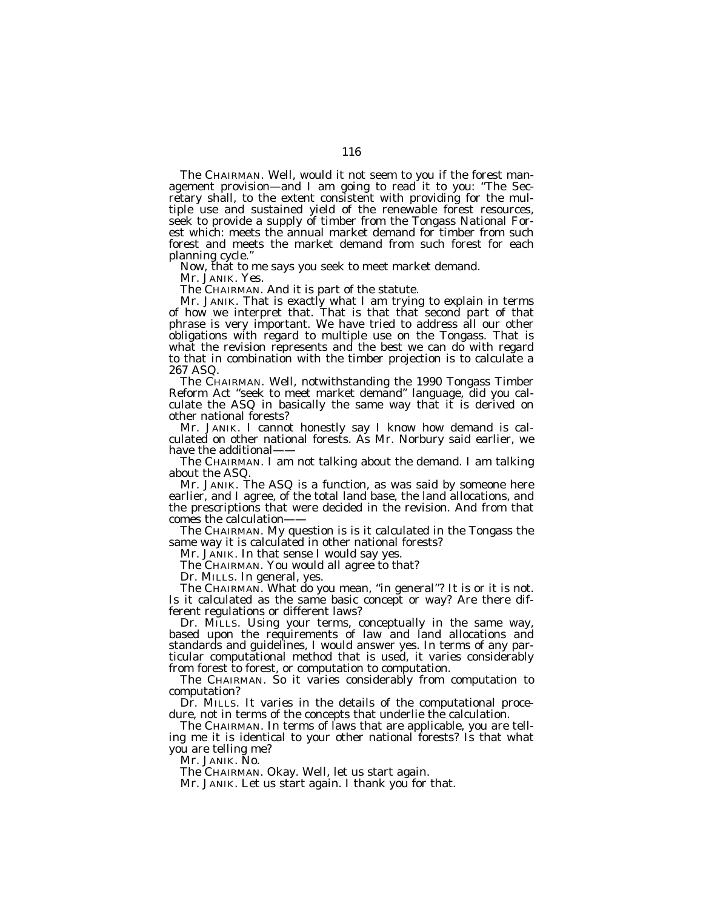The CHAIRMAN. Well, would it not seem to you if the forest management provision—and I am going to read it to you: "The Secretary shall, to the extent consistent with providing for the multiple use and sustained yield of the renewable forest resources, seek to provide a supply of timber from the Tongass National Forest which: meets the annual market demand for timber from such forest and meets the market demand from such forest for each planning cycle."

Now, that to me says you seek to meet market demand.

Mr. JANIK. Yes.

The CHAIRMAN. And it is part of the statute.

Mr. JANIK. That is exactly what I am trying to explain in terms of how we interpret that. That is that that second part of that phrase is very important. We have tried to address all our other obligations with regard to multiple use on the Tongass. That is what the revision represents and the best we can do with regard to that in combination with the timber projection is to calculate a 267 ASQ.

The CHAIRMAN. Well, notwithstanding the 1990 Tongass Timber Reform Act "seek to meet market demand" language, did you calculate the ASQ in basically the same way that it is derived on other national forests?

Mr. JANIK. I cannot honestly say I know how demand is calculated on other national forests. As Mr. Norbury said earlier, we have the additional——

The CHAIRMAN. I am not talking about the demand. I am talking about the ASQ.

Mr. JANIK. The ASQ is a function, as was said by someone here earlier, and I agree, of the total land base, the land allocations, and the prescriptions that were decided in the revision. And from that comes the calculation——

The CHAIRMAN. My question is is it calculated in the Tongass the same way it is calculated in other national forests?

Mr. JANIK. In that sense I would say yes.

The CHAIRMAN. You would all agree to that?

Dr. MILLS. In general, yes.

The CHAIRMAN. What do you mean, "in general"? It is or it is not. Is it calculated as the same basic concept or way? Are there different regulations or different laws?

Dr. MILLS. Using your terms, conceptually in the same way, based upon the requirements of law and land allocations and standards and guidelines, I would answer yes. In terms of any particular computational method that is used, it varies considerably from forest to forest, or computation to computation.

The CHAIRMAN. So it varies considerably from computation to computation?

Dr. MILLS. It varies in the details of the computational procedure, not in terms of the concepts that underlie the calculation.

The CHAIRMAN. In terms of laws that are applicable, you are telling me it is identical to your other national forests? Is that what you are telling me?

Mr. JANIK. No.

The CHAIRMAN. Okay. Well, let us start again.

Mr. JANIK. Let us start again. I thank you for that.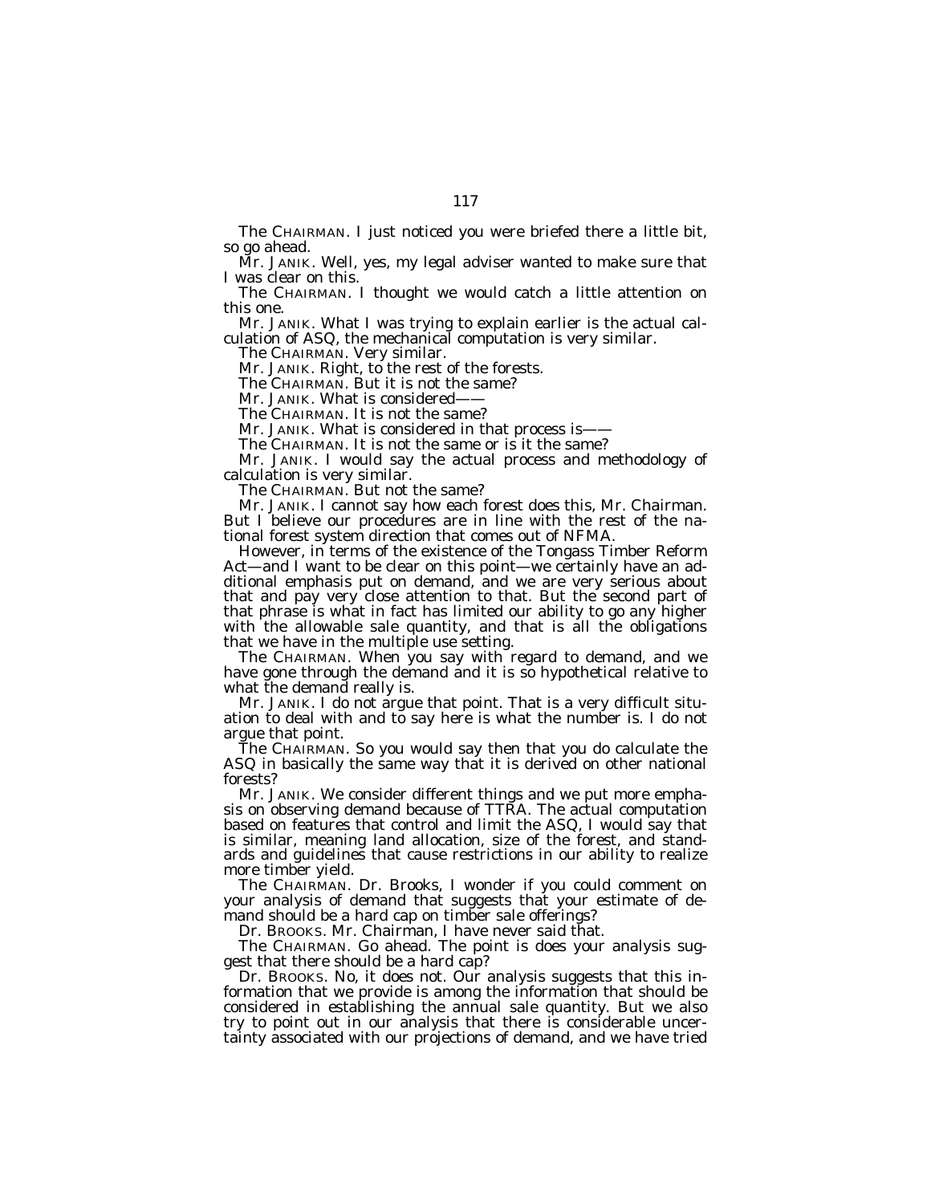The CHAIRMAN. I just noticed you were briefed there a little bit, so go ahead.

Mr. JANIK. Well, yes, my legal adviser wanted to make sure that I was clear on this.

The CHAIRMAN. I thought we would catch a little attention on this one.

Mr. JANIK. What I was trying to explain earlier is the actual calculation of ASQ, the mechanical computation is very similar.

The CHAIRMAN. Very similar.

Mr. JANIK. Right, to the rest of the forests.

The CHAIRMAN. But it is not the same?

Mr. JANIK. What is considered——

The CHAIRMAN. It is not the same?

Mr. JANIK. What is considered in that process is——

The CHAIRMAN. It is not the same or is it the same?

Mr. JANIK. I would say the actual process and methodology of calculation is very similar.

The CHAIRMAN. But not the same?

Mr. JANIK. I cannot say how each forest does this, Mr. Chairman. But I believe our procedures are in line with the rest of the national forest system direction that comes out of NFMA.

However, in terms of the existence of the Tongass Timber Reform Act—and I want to be clear on this point—we certainly have an additional emphasis put on demand, and we are very serious about that and pay very close attention to that. But the second part of that phrase is what in fact has limited our ability to go any higher with the allowable sale quantity, and that is all the obligations that we have in the multiple use setting.

The CHAIRMAN. When you say with regard to demand, and we have gone through the demand and it is so hypothetical relative to what the demand really is.

Mr. JANIK. I do not argue that point. That is a very difficult situation to deal with and to say here is what the number is. I do not argue that point.

The CHAIRMAN. So you would say then that you do calculate the ASQ in basically the same way that it is derived on other national forests?

Mr. JANIK. We consider different things and we put more emphasis on observing demand because of TTRA. The actual computation based on features that control and limit the ASQ, I would say that is similar, meaning land allocation, size of the forest, and standards and guidelines that cause restrictions in our ability to realize more timber yield.

The CHAIRMAN. Dr. Brooks, I wonder if you could comment on your analysis of demand that suggests that your estimate of demand should be a hard cap on timber sale offerings?

Dr. BROOKS. Mr. Chairman, I have never said that.

The CHAIRMAN. Go ahead. The point is does your analysis suggest that there should be a hard cap?

Dr. BROOKS. No, it does not. Our analysis suggests that this information that we provide is among the information that should be considered in establishing the annual sale quantity. But we also try to point out in our analysis that there is considerable uncertainty associated with our projections of demand, and we have tried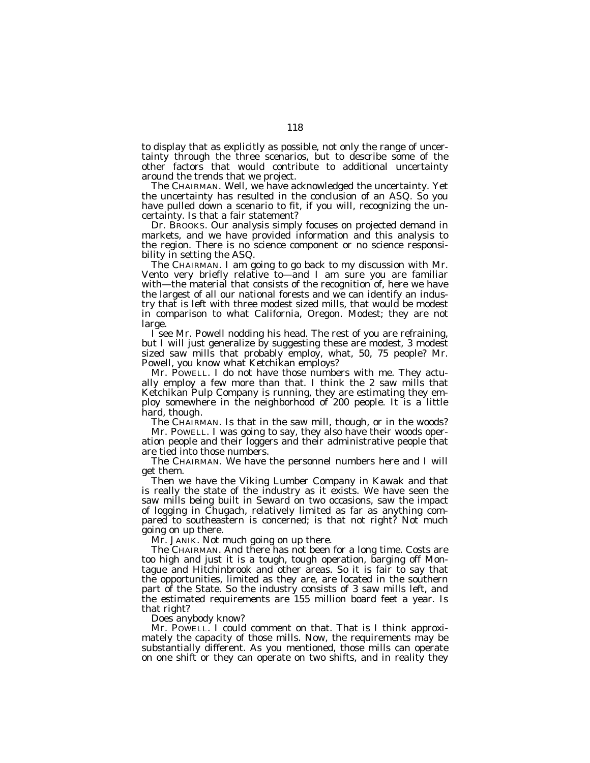to display that as explicitly as possible, not only the range of uncertainty through the three scenarios, but to describe some of the other factors that would contribute to additional uncertainty around the trends that we project.

The CHAIRMAN. Well, we have acknowledged the uncertainty. Yet the uncertainty has resulted in the conclusion of an ASQ. So you have pulled down a scenario to fit, if you will, recognizing the uncertainty. Is that a fair statement?

Dr. BROOKS. Our analysis simply focuses on projected demand in markets, and we have provided information and this analysis to the region. There is no science component or no science responsibility in setting the ASQ.

The CHAIRMAN. I am going to go back to my discussion with Mr. Vento very briefly relative to—and I am sure you are familiar with—the material that consists of the recognition of, here we have the largest of all our national forests and we can identify an industry that is left with three modest sized mills, that would be modest in comparison to what California, Oregon. Modest; they are not large.

I see Mr. Powell nodding his head. The rest of you are refraining, but I will just generalize by suggesting these are modest, 3 modest sized saw mills that probably employ, what, 50, 75 people? Mr. Powell, you know what Ketchikan employs?

Mr. POWELL. I do not have those numbers with me. They actually employ a few more than that. I think the 2 saw mills that Ketchikan Pulp Company is running, they are estimating they employ somewhere in the neighborhood of 200 people. It is a little hard, though.

The CHAIRMAN. Is that in the saw mill, though, or in the woods?

Mr. POWELL. I was going to say, they also have their woods operation people and their loggers and their administrative people that are tied into those numbers.

The CHAIRMAN. We have the personnel numbers here and I will get them.

Then we have the Viking Lumber Company in Kawak and that is really the state of the industry as it exists. We have seen the saw mills being built in Seward on two occasions, saw the impact of logging in Chugach, relatively limited as far as anything compared to southeastern is concerned; is that not right? Not much going on up there.

Mr. JANIK. Not much going on up there.

The CHAIRMAN. And there has not been for a long time. Costs are too high and just it is a tough, tough operation, barging off Montague and Hitchinbrook and other areas. So it is fair to say that the opportunities, limited as they are, are located in the southern part of the State. So the industry consists of 3 saw mills left, and the estimated requirements are 155 million board feet a year. Is that right?

Does anybody know?

Mr. POWELL. I could comment on that. That is I think approximately the capacity of those mills. Now, the requirements may be substantially different. As you mentioned, those mills can operate on one shift or they can operate on two shifts, and in reality they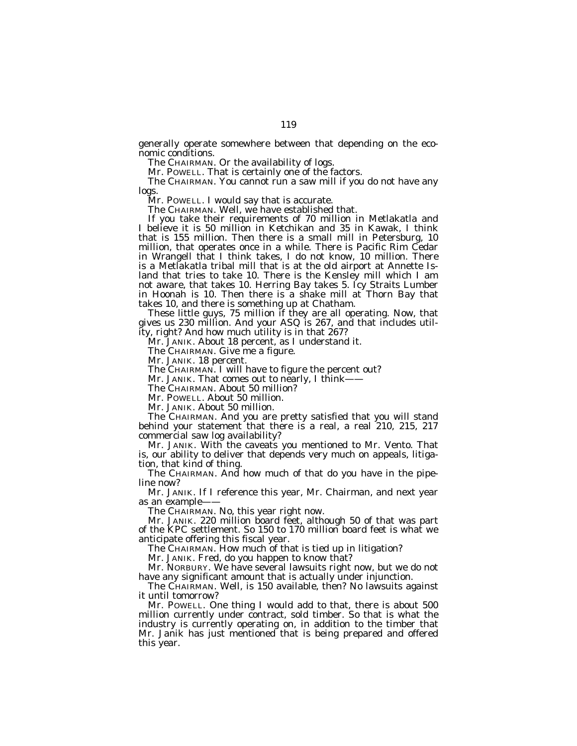generally operate somewhere between that depending on the economic conditions.

The CHAIRMAN. Or the availability of logs.

Mr. POWELL. That is certainly one of the factors.

The CHAIRMAN. You cannot run a saw mill if you do not have any logs.

Mr. POWELL. I would say that is accurate.

The CHAIRMAN. Well, we have established that.

If you take their requirements of 70 million in Metlakatla and I believe it is 50 million in Ketchikan and 35 in Kawak, I think that is 155 million. Then there is a small mill in Petersburg, 10 million, that operates once in a while. There is Pacific Rim Cedar in Wrangell that I think takes, I do not know, 10 million. There is a Metlakatla tribal mill that is at the old airport at Annette Island that tries to take 10. There is the Kensley mill which I am not aware, that takes 10. Herring Bay takes 5. Icy Straits Lumber in Hoonah is 10. Then there is a shake mill at Thorn Bay that takes 10, and there is something up at Chatham.

These little guys, 75 million if they are all operating. Now, that gives us 230 million. And your ASQ is 267, and that includes utility, right? And how much utility is in that 267?

Mr. JANIK. About 18 percent, as I understand it.

The CHAIRMAN. Give me a figure.

Mr. JANIK. 18 percent.

The CHAIRMAN. I will have to figure the percent out?

Mr. JANIK. That comes out to nearly, I think——

The CHAIRMAN. About 50 million?

Mr. POWELL. About 50 million.

Mr. JANIK. About 50 million.

The CHAIRMAN. And you are pretty satisfied that you will stand behind your statement that there is a real, a real 210, 215, 217 commercial saw log availability?

Mr. JANIK. With the caveats you mentioned to Mr. Vento. That is, our ability to deliver that depends very much on appeals, litigation, that kind of thing.

The CHAIRMAN. And how much of that do you have in the pipeline now?

Mr. JANIK. If I reference this year, Mr. Chairman, and next year as an example——

The CHAIRMAN. No, this year right now.

Mr. JANIK. 220 million board feet, although 50 of that was part of the KPC settlement. So 150 to 170 million board feet is what we anticipate offering this fiscal year.

The CHAIRMAN. How much of that is tied up in litigation?

Mr. JANIK. Fred, do you happen to know that?

Mr. NORBURY. We have several lawsuits right now, but we do not have any significant amount that is actually under injunction.

The CHAIRMAN. Well, is 150 available, then? No lawsuits against it until tomorrow?

Mr. POWELL. One thing I would add to that, there is about 500 million currently under contract, sold timber. So that is what the industry is currently operating on, in addition to the timber that Mr. Janik has just mentioned that is being prepared and offered this year.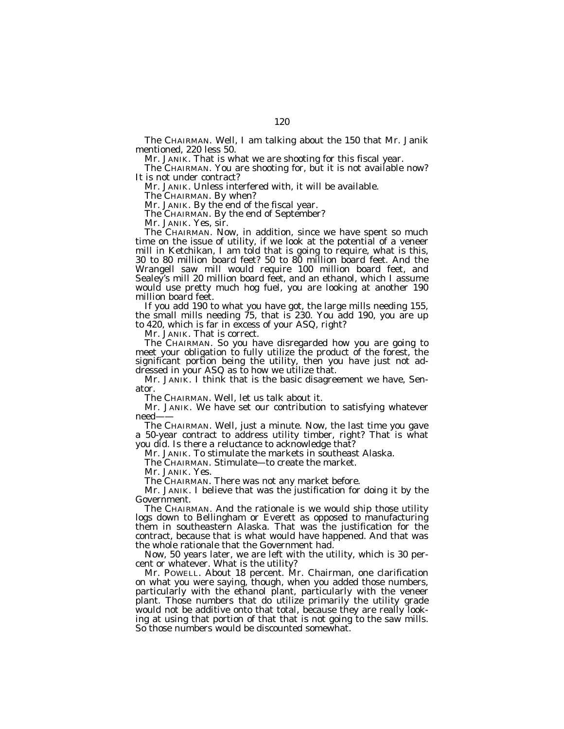The CHAIRMAN. Well, I am talking about the 150 that Mr. Janik mentioned, 220 less 50.

Mr. JANIK. That is what we are shooting for this fiscal year.

The CHAIRMAN. You are shooting for, but it is not available now? It is not under contract?

Mr. JANIK. Unless interfered with, it will be available.

The CHAIRMAN. By when?

Mr. JANIK. By the end of the fiscal year.

The CHAIRMAN. By the end of September?

Mr. JANIK. Yes, sir.

The CHAIRMAN. Now, in addition, since we have spent so much time on the issue of utility, if we look at the potential of a veneer mill in Ketchikan, I am told that is going to require, what is this, 30 to 80 million board feet? 50 to 80 million board feet. And the Wrangell saw mill would require 100 million board feet, and Sealey's mill 20 million board feet, and an ethanol, which I assume would use pretty much hog fuel, you are looking at another 190 million board feet.

If you add 190 to what you have got, the large mills needing 155, the small mills needing 75, that is 230. You add 190, you are up to 420, which is far in excess of your ASQ, right?

Mr. JANIK. That is correct.

The CHAIRMAN. So you have disregarded how you are going to meet your obligation to fully utilize the product of the forest, the significant portion being the utility, then you have just not addressed in your ASQ as to how we utilize that.

Mr. JANIK. I think that is the basic disagreement we have, Senator.

The CHAIRMAN. Well, let us talk about it.

Mr. JANIK. We have set our contribution to satisfying whatever need——

The CHAIRMAN. Well, just a minute. Now, the last time you gave a 50-year contract to address utility timber, right? That is what you did. Is there a reluctance to acknowledge that?

Mr. JANIK. To stimulate the markets in southeast Alaska.

The CHAIRMAN. Stimulate—to create the market.

Mr. JANIK. Yes.

The CHAIRMAN. There was not any market before.

Mr. JANIK. I believe that was the justification for doing it by the Government.

The CHAIRMAN. And the rationale is we would ship those utility logs down to Bellingham or Everett as opposed to manufacturing them in southeastern Alaska. That was the justification for the contract, because that is what would have happened. And that was the whole rationale that the Government had.

Now, 50 years later, we are left with the utility, which is 30 percent or whatever. What is the utility?

Mr. POWELL. About 18 percent. Mr. Chairman, one clarification on what you were saying, though, when you added those numbers, particularly with the ethanol plant, particularly with the veneer plant. Those numbers that do utilize primarily the utility grade would not be additive onto that total, because they are really looking at using that portion of that that is not going to the saw mills. So those numbers would be discounted somewhat.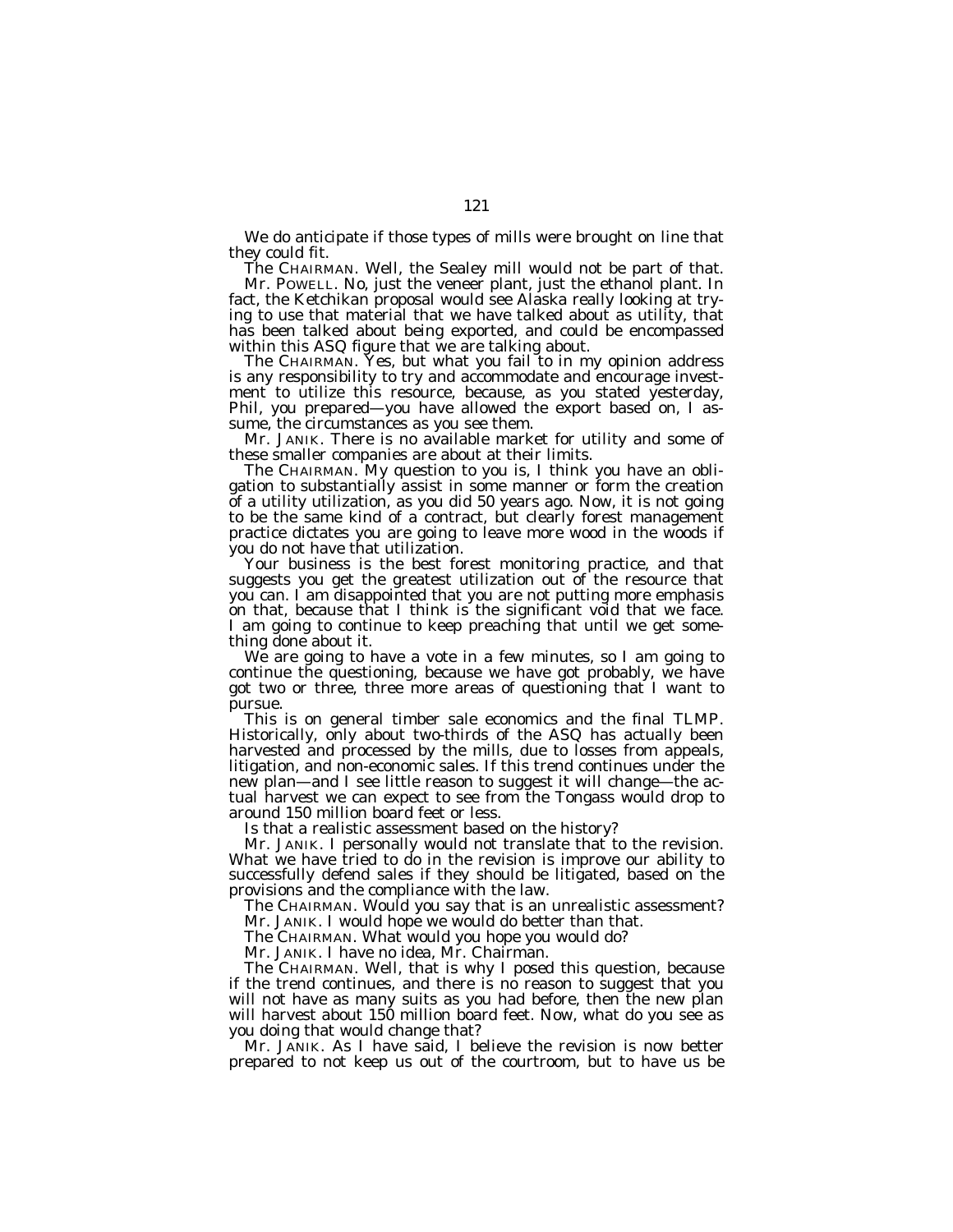We do anticipate if those types of mills were brought on line that they could fit.

The CHAIRMAN. Well, the Sealey mill would not be part of that.

Mr. POWELL. No, just the veneer plant, just the ethanol plant. In fact, the Ketchikan proposal would see Alaska really looking at trying to use that material that we have talked about as utility, that has been talked about being exported, and could be encompassed within this ASQ figure that we are talking about.

The CHAIRMAN. Yes, but what you fail to in my opinion address is any responsibility to try and accommodate and encourage investment to utilize this resource, because, as you stated yesterday, Phil, you prepared—you have allowed the export based on, I assume, the circumstances as you see them.

Mr. JANIK. There is no available market for utility and some of these smaller companies are about at their limits.

The CHAIRMAN. My question to you is, I think you have an obligation to substantially assist in some manner or form the creation of a utility utilization, as you did 50 years ago. Now, it is not going to be the same kind of a contract, but clearly forest management practice dictates you are going to leave more wood in the woods if you do not have that utilization.

Your business is the best forest monitoring practice, and that suggests you get the greatest utilization out of the resource that you can. I am disappointed that you are not putting more emphasis on that, because that I think is the significant void that we face. I am going to continue to keep preaching that until we get something done about it.

We are going to have a vote in a few minutes, so I am going to continue the questioning, because we have got probably, we have got two or three, three more areas of questioning that I want to pursue.

This is on general timber sale economics and the final TLMP. Historically, only about two-thirds of the ASQ has actually been harvested and processed by the mills, due to losses from appeals, litigation, and non-economic sales. If this trend continues under the new plan—and I see little reason to suggest it will change—the actual harvest we can expect to see from the Tongass would drop to around 150 million board feet or less.

Is that a realistic assessment based on the history?

Mr. JANIK. I personally would not translate that to the revision. What we have tried to do in the revision is improve our ability to successfully defend sales if they should be litigated, based on the provisions and the compliance with the law.

The CHAIRMAN. Would you say that is an unrealistic assessment?

Mr. JANIK. I would hope we would do better than that.

The CHAIRMAN. What would you hope you would do?

Mr. JANIK. I have no idea, Mr. Chairman.

The CHAIRMAN. Well, that is why I posed this question, because if the trend continues, and there is no reason to suggest that you will not have as many suits as you had before, then the new plan will harvest about 150 million board feet. Now, what do you see as you doing that would change that?

Mr. JANIK. As I have said, I believe the revision is now better prepared to not keep us out of the courtroom, but to have us be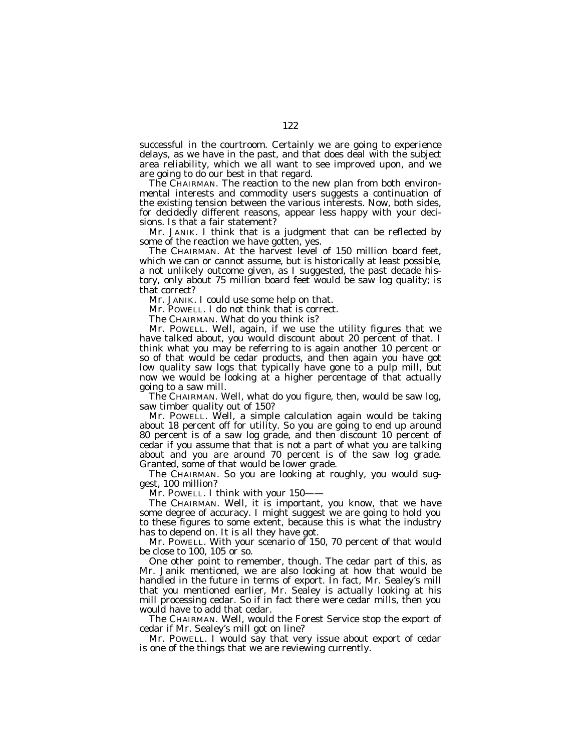successful in the courtroom. Certainly we are going to experience delays, as we have in the past, and that does deal with the subject area reliability, which we all want to see improved upon, and we are going to do our best in that regard.

The CHAIRMAN. The reaction to the new plan from both environmental interests and commodity users suggests a continuation of the existing tension between the various interests. Now, both sides, for decidedly different reasons, appear less happy with your decisions. Is that a fair statement?

Mr. JANIK. I think that is a judgment that can be reflected by some of the reaction we have gotten, yes.

The CHAIRMAN. At the harvest level of 150 million board feet, which we can or cannot assume, but is historically at least possible, a not unlikely outcome given, as I suggested, the past decade history, only about 75 million board feet would be saw log quality; is that correct?

Mr. JANIK. I could use some help on that.

Mr. POWELL. I do not think that is correct.

The CHAIRMAN. What do you think is?

Mr. POWELL. Well, again, if we use the utility figures that we have talked about, you would discount about 20 percent of that. I think what you may be referring to is again another 10 percent or so of that would be cedar products, and then again you have got low quality saw logs that typically have gone to a pulp mill, but now we would be looking at a higher percentage of that actually going to a saw mill.

The CHAIRMAN. Well, what do you figure, then, would be saw log, saw timber quality out of 150?

Mr. POWELL. Well, a simple calculation again would be taking about 18 percent off for utility. So you are going to end up around 80 percent is of a saw log grade, and then discount 10 percent of cedar if you assume that that is not a part of what you are talking about and you are around 70 percent is of the saw log grade. Granted, some of that would be lower grade.

The CHAIRMAN. So you are looking at roughly, you would suggest, 100 million?

Mr. POWELL. I think with your 150——

The CHAIRMAN. Well, it is important, you know, that we have some degree of accuracy. I might suggest we are going to hold you to these figures to some extent, because this is what the industry has to depend on. It is all they have got.

Mr. POWELL. With your scenario of 150, 70 percent of that would be close to 100, 105 or so.

One other point to remember, though. The cedar part of this, as Mr. Janik mentioned, we are also looking at how that would be handled in the future in terms of export. In fact, Mr. Sealey's mill that you mentioned earlier, Mr. Sealey is actually looking at his mill processing cedar. So if in fact there were cedar mills, then you would have to add that cedar.

The CHAIRMAN. Well, would the Forest Service stop the export of cedar if Mr. Sealey's mill got on line?

Mr. POWELL. I would say that very issue about export of cedar is one of the things that we are reviewing currently.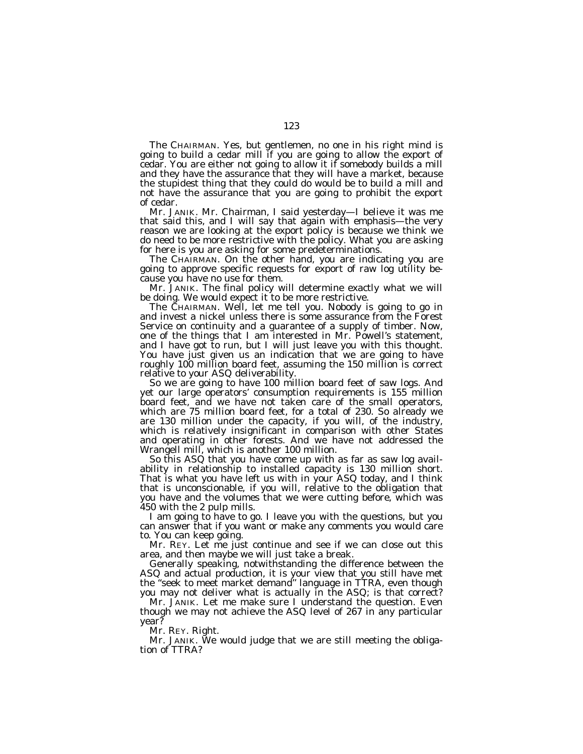The CHAIRMAN. Yes, but gentlemen, no one in his right mind is going to build a cedar mill if you are going to allow the export of cedar. You are either not going to allow it if somebody builds a mill and they have the assurance that they will have a market, because the stupidest thing that they could do would be to build a mill and not have the assurance that you are going to prohibit the export of cedar.

Mr. JANIK. Mr. Chairman, I said yesterday—I believe it was me that said this, and I will say that again with emphasis—the very reason we are looking at the export policy is because we think we do need to be more restrictive with the policy. What you are asking for here is you are asking for some predeterminations.

The CHAIRMAN. On the other hand, you are indicating you are going to approve specific requests for export of raw log utility because you have no use for them.

Mr. JANIK. The final policy will determine exactly what we will be doing. We would expect it to be more restrictive.

The CHAIRMAN. Well, let me tell you. Nobody is going to go in and invest a nickel unless there is some assurance from the Forest Service on continuity and a guarantee of a supply of timber. Now, one of the things that I am interested in Mr. Powell's statement, and I have got to run, but I will just leave you with this thought. You have just given us an indication that we are going to have roughly 100 million board feet, assuming the 150 million is correct relative to your ASQ deliverability.

So we are going to have 100 million board feet of saw logs. And yet our large operators' consumption requirements is 155 million board feet, and we have not taken care of the small operators, which are 75 million board feet, for a total of 230. So already we are 130 million under the capacity, if you will, of the industry, which is relatively insignificant in comparison with other States and operating in other forests. And we have not addressed the Wrangell mill, which is another 100 million.

So this ASQ that you have come up with as far as saw log availability in relationship to installed capacity is 130 million short. That is what you have left us with in your ASQ today, and I think that is unconscionable, if you will, relative to the obligation that you have and the volumes that we were cutting before, which was 450 with the 2 pulp mills.

I am going to have to go. I leave you with the questions, but you can answer that if you want or make any comments you would care to. You can keep going.

Mr. REY. Let me just continue and see if we can close out this area, and then maybe we will just take a break.

Generally speaking, notwithstanding the difference between the ASQ and actual production, it is your view that you still have met the "seek to meet market demand" language in TTRA, even though you may not deliver what is actually in the ASQ; is that correct?

Mr. JANIK. Let me make sure I understand the question. Even though we may not achieve the ASQ level of 267 in any particular year?

Mr. REY. Right.

Mr. JANIK. We would judge that we are still meeting the obligation of TTRA?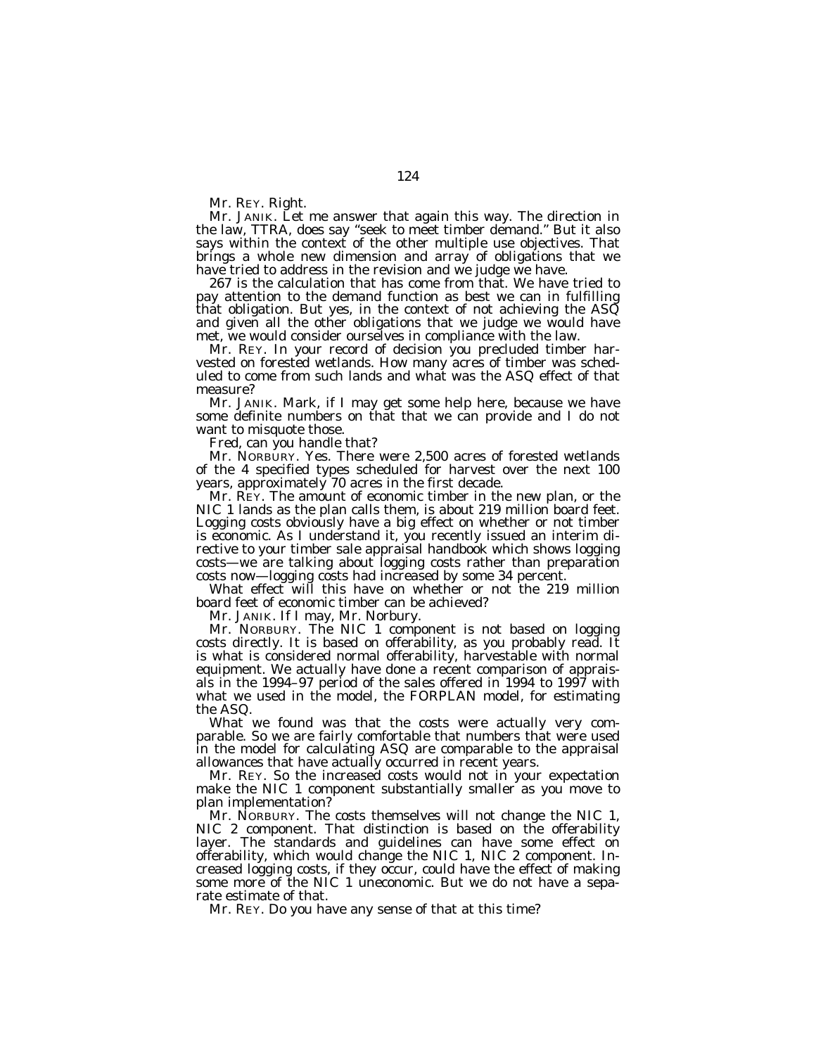Mr. REY. Right.

Mr. JANIK. Let me answer that again this way. The direction in the law, TTRA, does say "seek to meet timber demand." But it also says within the context of the other multiple use objectives. That brings a whole new dimension and array of obligations that we have tried to address in the revision and we judge we have.

267 is the calculation that has come from that. We have tried to pay attention to the demand function as best we can in fulfilling that obligation. But yes, in the context of not achieving the ASQ and given all the other obligations that we judge we would have met, we would consider ourselves in compliance with the law.

Mr. REY. In your record of decision you precluded timber harvested on forested wetlands. How many acres of timber was scheduled to come from such lands and what was the ASQ effect of that measure?

Mr. JANIK. Mark, if I may get some help here, because we have some definite numbers on that that we can provide and I do not want to misquote those.

Fred, can you handle that?

Mr. NORBURY. Yes. There were 2,500 acres of forested wetlands of the 4 specified types scheduled for harvest over the next 100 years, approximately 70 acres in the first decade.

Mr. REY. The amount of economic timber in the new plan, or the NIC 1 lands as the plan calls them, is about 219 million board feet. Logging costs obviously have a big effect on whether or not timber is economic. As I understand it, you recently issued an interim directive to your timber sale appraisal handbook which shows logging costs—we are talking about logging costs rather than preparation costs now—logging costs had increased by some 34 percent.

What effect will this have on whether or not the 219 million board feet of economic timber can be achieved?

Mr. JANIK. If I may, Mr. Norbury.

Mr. NORBURY. The NIC 1 component is not based on logging costs directly. It is based on offerability, as you probably read. It is what is considered normal offerability, harvestable with normal equipment. We actually have done a recent comparison of appraisals in the 1994–97 period of the sales offered in 1994 to 1997 with what we used in the model, the FORPLAN model, for estimating the ASQ.

What we found was that the costs were actually very comparable. So we are fairly comfortable that numbers that were used in the model for calculating ASQ are comparable to the appraisal allowances that have actually occurred in recent years.

Mr. REY. So the increased costs would not in your expectation make the NIC 1 component substantially smaller as you move to plan implementation?

Mr. NORBURY. The costs themselves will not change the NIC 1, NIC 2 component. That distinction is based on the offerability layer. The standards and guidelines can have some effect on offerability, which would change the NIC 1, NIC 2 component. Increased logging costs, if they occur, could have the effect of making some more of the NIC 1 uneconomic. But we do not have a separate estimate of that.

Mr. REY. Do you have any sense of that at this time?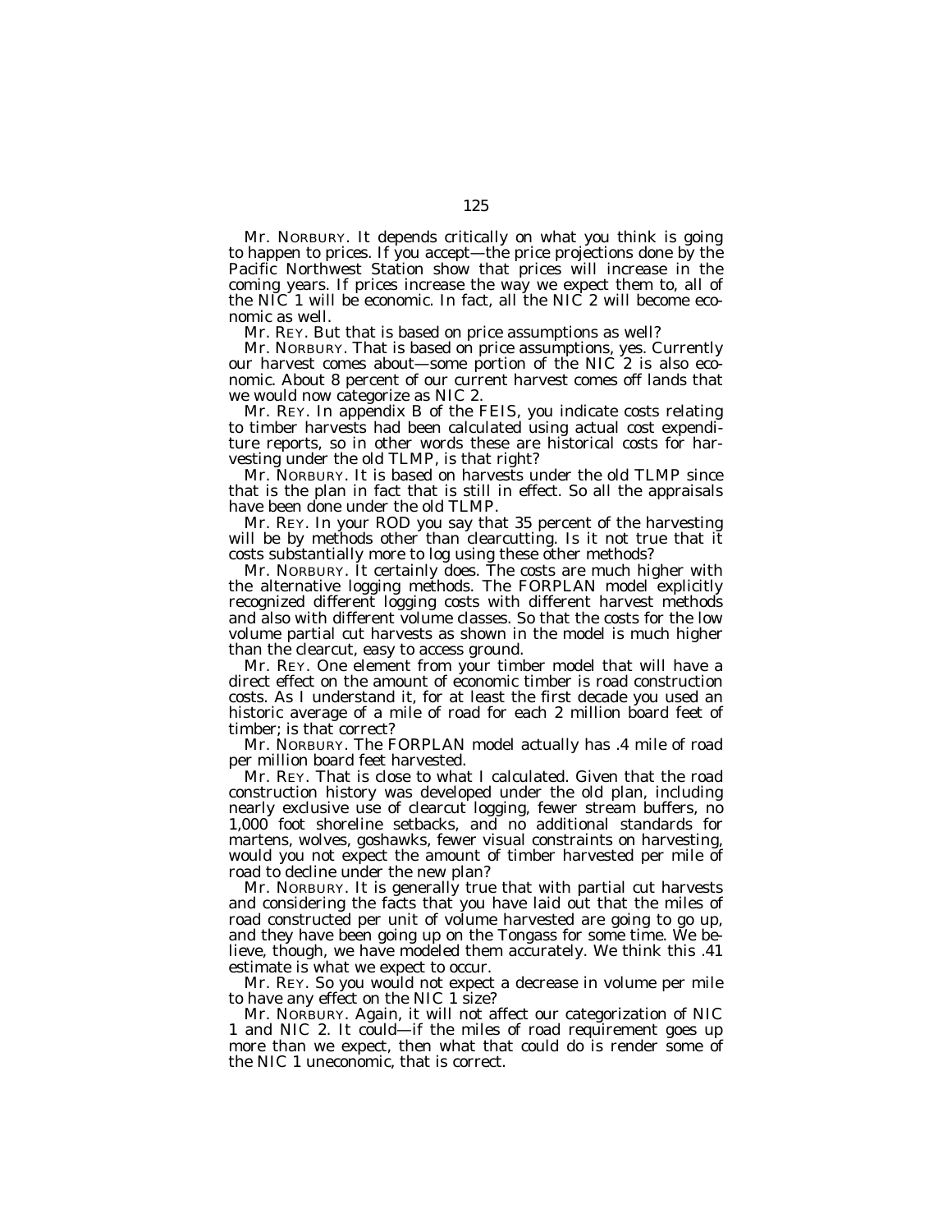Mr. NORBURY. It depends critically on what you think is going to happen to prices. If you accept—the price projections done by the Pacific Northwest Station show that prices will increase in the coming years. If prices increase the way we expect them to, all of the NIC 1 will be economic. In fact, all the NIC 2 will become economic as well.

Mr. REY. But that is based on price assumptions as well?

Mr. NORBURY. That is based on price assumptions, yes. Currently our harvest comes about—some portion of the NIC 2 is also economic. About 8 percent of our current harvest comes off lands that we would now categorize as NIC 2.

Mr. REY. In appendix B of the FEIS, you indicate costs relating to timber harvests had been calculated using actual cost expenditure reports, so in other words these are historical costs for harvesting under the old TLMP, is that right?

Mr. NORBURY. It is based on harvests under the old TLMP since that is the plan in fact that is still in effect. So all the appraisals have been done under the old TLMP.

Mr. REY. In your ROD you say that 35 percent of the harvesting will be by methods other than clearcutting. Is it not true that it costs substantially more to log using these other methods?

Mr. NORBURY. It certainly does. The costs are much higher with the alternative logging methods. The FORPLAN model explicitly recognized different logging costs with different harvest methods and also with different volume classes. So that the costs for the low volume partial cut harvests as shown in the model is much higher than the clearcut, easy to access ground.

Mr. REY. One element from your timber model that will have a direct effect on the amount of economic timber is road construction costs. As I understand it, for at least the first decade you used an historic average of a mile of road for each 2 million board feet of timber; is that correct?

Mr. NORBURY. The FORPLAN model actually has .4 mile of road per million board feet harvested.

Mr. REY. That is close to what I calculated. Given that the road construction history was developed under the old plan, including nearly exclusive use of clearcut logging, fewer stream buffers, no 1,000 foot shoreline setbacks, and no additional standards for martens, wolves, goshawks, fewer visual constraints on harvesting, would you not expect the amount of timber harvested per mile of road to decline under the new plan?

Mr. NORBURY. It is generally true that with partial cut harvests and considering the facts that you have laid out that the miles of road constructed per unit of volume harvested are going to go up, and they have been going up on the Tongass for some time. We believe, though, we have modeled them accurately. We think this .41 estimate is what we expect to occur.

Mr. REY. So you would not expect a decrease in volume per mile to have any effect on the NIC 1 size?

Mr. NORBURY. Again, it will not affect our categorization of NIC 1 and NIC 2. It could—if the miles of road requirement goes up more than we expect, then what that could do is render some of the NIC 1 uneconomic, that is correct.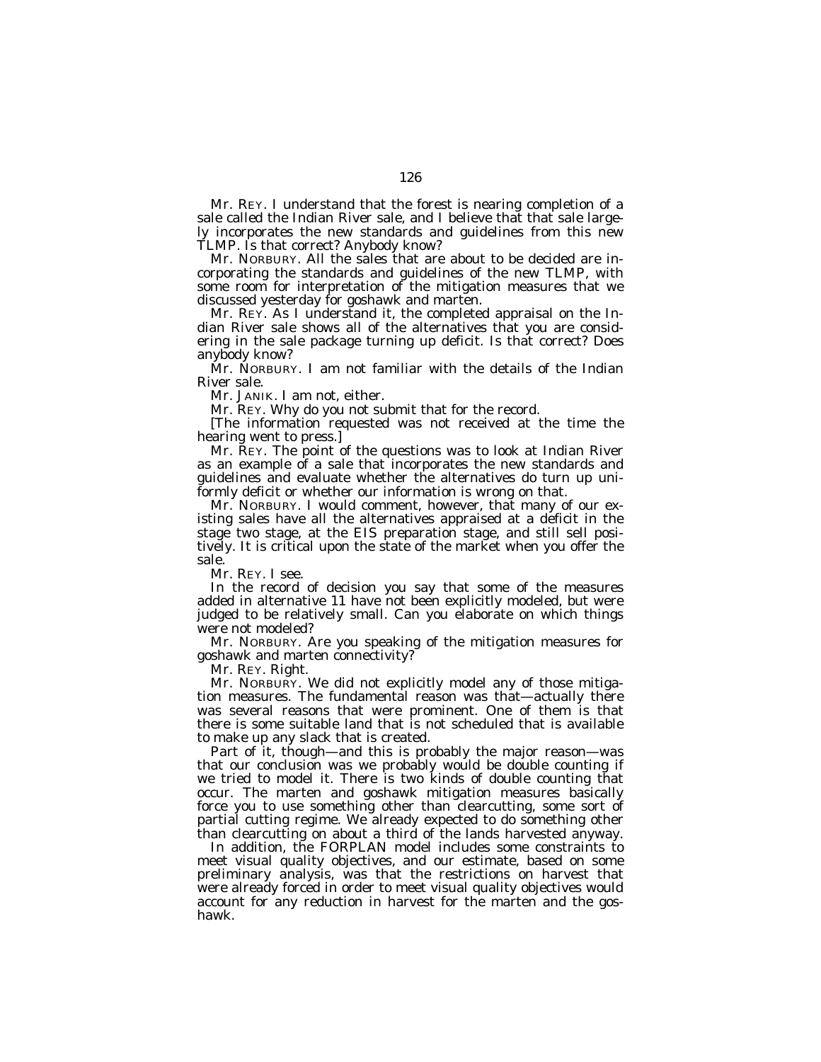Mr. REY. I understand that the forest is nearing completion of a sale called the Indian River sale, and I believe that that sale largely incorporates the new standards and guidelines from this new TLMP. Is that correct? Anybody know?

Mr. NORBURY. All the sales that are about to be decided are incorporating the standards and guidelines of the new TLMP, with some room for interpretation of the mitigation measures that we discussed yesterday for goshawk and marten.

Mr. REY. As I understand it, the completed appraisal on the Indian River sale shows all of the alternatives that you are considering in the sale package turning up deficit. Is that correct? Does anybody know?

Mr. NORBURY. I am not familiar with the details of the Indian River sale.

Mr. JANIK. I am not, either.

Mr. REY. Why do you not submit that for the record.

[The information requested was not received at the time the hearing went to press.]

Mr. REY. The point of the questions was to look at Indian River as an example of a sale that incorporates the new standards and guidelines and evaluate whether the alternatives do turn up uniformly deficit or whether our information is wrong on that.

Mr. NORBURY. I would comment, however, that many of our existing sales have all the alternatives appraised at a deficit in the stage two stage, at the EIS preparation stage, and still sell positively. It is critical upon the state of the market when you offer the sale.

Mr. REY. I see.

In the record of decision you say that some of the measures added in alternative 11 have not been explicitly modeled, but were judged to be relatively small. Can you elaborate on which things were not modeled?

Mr. NORBURY. Are you speaking of the mitigation measures for goshawk and marten connectivity?

Mr. REY. Right.

Mr. NORBURY. We did not explicitly model any of those mitigation measures. The fundamental reason was that—actually there was several reasons that were prominent. One of them is that there is some suitable land that is not scheduled that is available to make up any slack that is created.

Part of it, though—and this is probably the major reason—was that our conclusion was we probably would be double counting if we tried to model it. There is two kinds of double counting that occur. The marten and goshawk mitigation measures basically force you to use something other than clearcutting, some sort of partial cutting regime. We already expected to do something other than clearcutting on about a third of the lands harvested anyway.

In addition, the FORPLAN model includes some constraints to meet visual quality objectives, and our estimate, based on some preliminary analysis, was that the restrictions on harvest that were already forced in order to meet visual quality objectives would account for any reduction in harvest for the marten and the goshawk.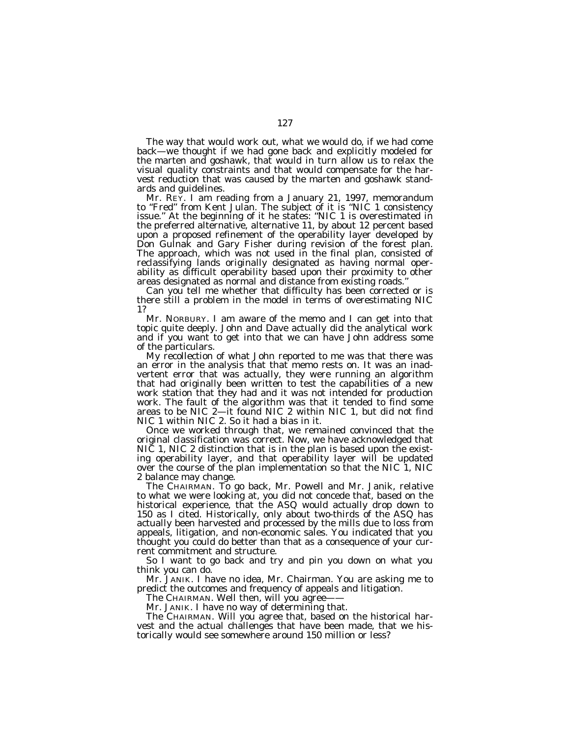The way that would work out, what we would do, if we had come back—we thought if we had gone back and explicitly modeled for the marten and goshawk, that would in turn allow us to relax the visual quality constraints and that would compensate for the harvest reduction that was caused by the marten and goshawk standards and guidelines.

Mr. REY. I am reading from a January 21, 1997, memorandum to "Fred" from Kent Julan. The subject of it is "NIC 1 consistency issue." At the beginning of it he states: "NIC 1 is overestimated in the preferred alternative, alternative 11, by about 12 percent based upon a proposed refinement of the operability layer developed by Don Gulnak and Gary Fisher during revision of the forest plan. The approach, which was not used in the final plan, consisted of reclassifying lands originally designated as having normal operability as difficult operability based upon their proximity to other areas designated as normal and distance from existing roads."

Can you tell me whether that difficulty has been corrected or is there still a problem in the model in terms of overestimating NIC 1?

Mr. NORBURY. I am aware of the memo and I can get into that topic quite deeply. John and Dave actually did the analytical work and if you want to get into that we can have John address some of the particulars.

My recollection of what John reported to me was that there was an error in the analysis that that memo rests on. It was an inadvertent error that was actually, they were running an algorithm that had originally been written to test the capabilities of a new work station that they had and it was not intended for production work. The fault of the algorithm was that it tended to find some areas to be NIC 2—it found NIC 2 within NIC 1, but did not find NIC 1 within NIC 2. So it had a bias in it.

Once we worked through that, we remained convinced that the original classification was correct. Now, we have acknowledged that NIC 1, NIC 2 distinction that is in the plan is based upon the existing operability layer, and that operability layer will be updated over the course of the plan implementation so that the NIC 1, NIC 2 balance may change.

The CHAIRMAN. To go back, Mr. Powell and Mr. Janik, relative to what we were looking at, you did not concede that, based on the historical experience, that the ASQ would actually drop down to 150 as I cited. Historically, only about two-thirds of the ASQ has actually been harvested and processed by the mills due to loss from appeals, litigation, and non-economic sales. You indicated that you thought you could do better than that as a consequence of your current commitment and structure.

So I want to go back and try and pin you down on what you think you can do.

Mr. JANIK. I have no idea, Mr. Chairman. You are asking me to predict the outcomes and frequency of appeals and litigation.

The CHAIRMAN. Well then, will you agree——

Mr. JANIK. I have no way of determining that.

The CHAIRMAN. Will you agree that, based on the historical harvest and the actual challenges that have been made, that we historically would see somewhere around 150 million or less?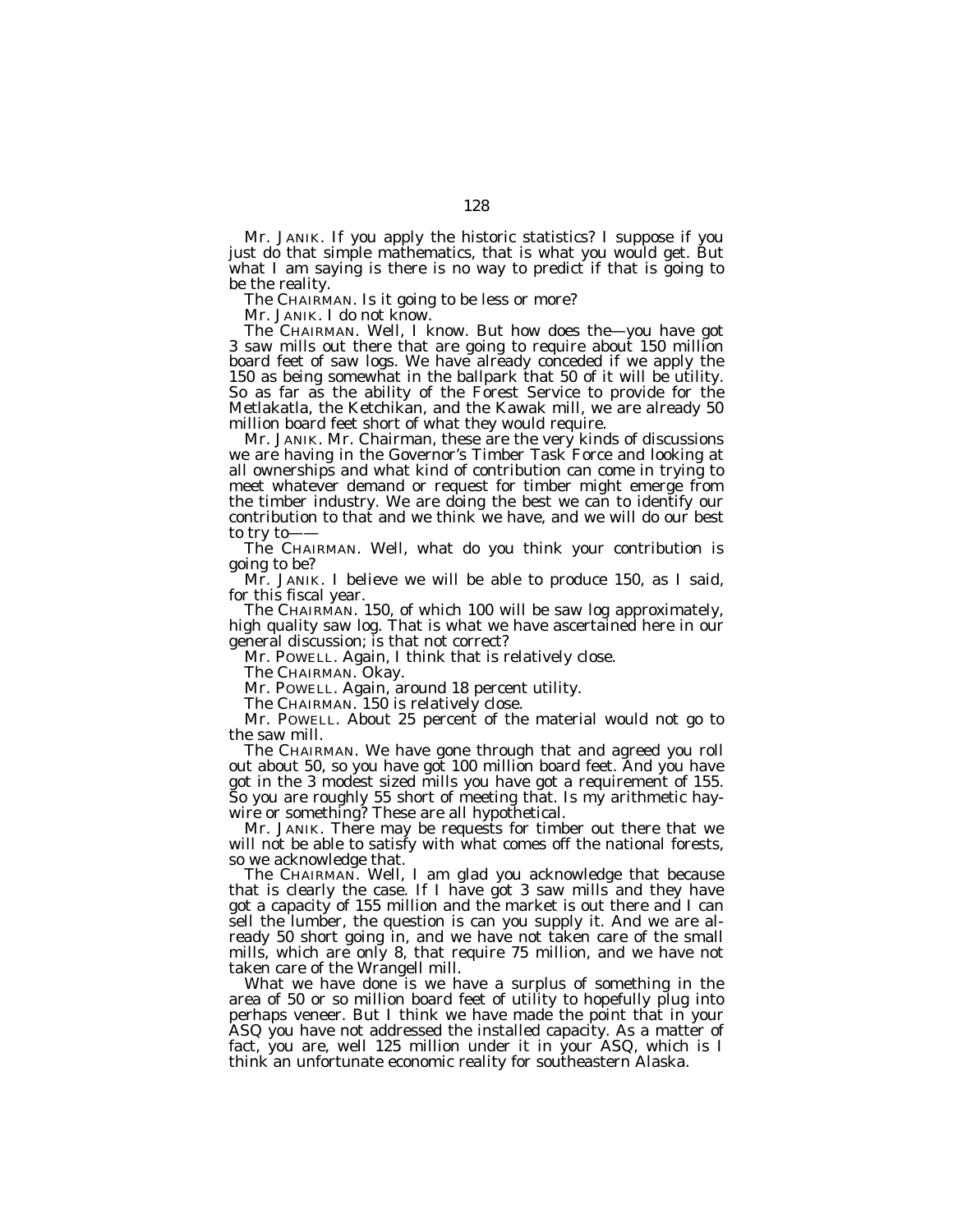Mr. JANIK. If you apply the historic statistics? I suppose if you just do that simple mathematics, that is what you would get. But what I am saying is there is no way to predict if that is going to be the reality.

The CHAIRMAN. Is it going to be less or more?

Mr. JANIK. I do not know.

The CHAIRMAN. Well, I know. But how does the—you have got 3 saw mills out there that are going to require about 150 million board feet of saw logs. We have already conceded if we apply the 150 as being somewhat in the ballpark that 50 of it will be utility. So as far as the ability of the Forest Service to provide for the Metlakatla, the Ketchikan, and the Kawak mill, we are already 50 million board feet short of what they would require.

Mr. JANIK. Mr. Chairman, these are the very kinds of discussions we are having in the Governor's Timber Task Force and looking at all ownerships and what kind of contribution can come in trying to meet whatever demand or request for timber might emerge from the timber industry. We are doing the best we can to identify our contribution to that and we think we have, and we will do our best to try to——

The CHAIRMAN. Well, what do you think your contribution is going to be?

Mr. JANIK. I believe we will be able to produce 150, as I said, for this fiscal year.

The CHAIRMAN. 150, of which 100 will be saw log approximately, high quality saw log. That is what we have ascertained here in our general discussion; is that not correct?

Mr. POWELL. Again, I think that is relatively close.

The CHAIRMAN. Okay.

Mr. POWELL. Again, around 18 percent utility.

The CHAIRMAN. 150 is relatively close.

Mr. POWELL. About 25 percent of the material would not go to the saw mill.

The CHAIRMAN. We have gone through that and agreed you roll out about 50, so you have got 100 million board feet. And you have got in the 3 modest sized mills you have got a requirement of 155. So you are roughly 55 short of meeting that. Is my arithmetic haywire or something? These are all hypothetical.

Mr. JANIK. There may be requests for timber out there that we will not be able to satisfy with what comes off the national forests, so we acknowledge that.

The CHAIRMAN. Well, I am glad you acknowledge that because that is clearly the case. If I have got 3 saw mills and they have got a capacity of 155 million and the market is out there and I can sell the lumber, the question is can you supply it. And we are already 50 short going in, and we have not taken care of the small mills, which are only 8, that require 75 million, and we have not taken care of the Wrangell mill.

What we have done is we have a surplus of something in the area of 50 or so million board feet of utility to hopefully plug into perhaps veneer. But I think we have made the point that in your ASQ you have not addressed the installed capacity. As a matter of fact, you are, well 125 million under it in your ASQ, which is I think an unfortunate economic reality for southeastern Alaska.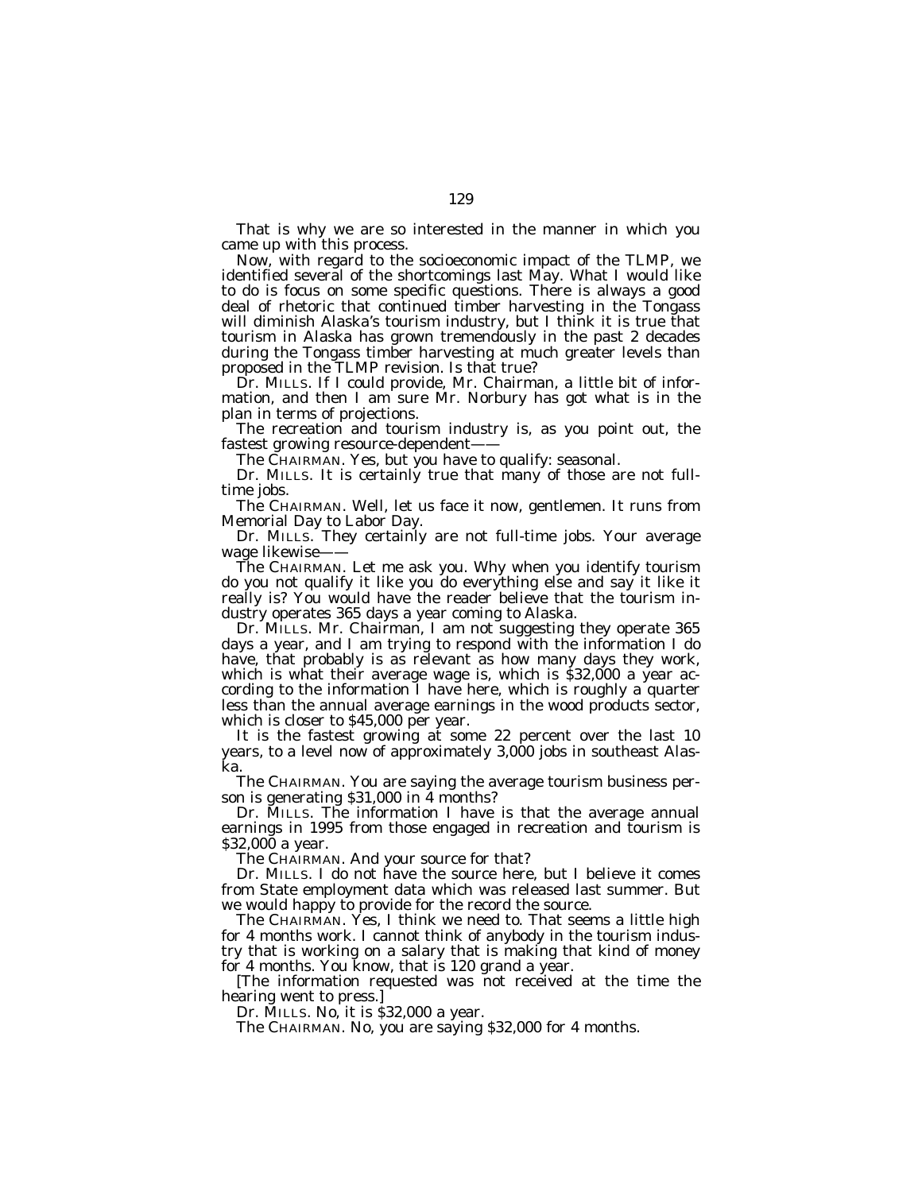That is why we are so interested in the manner in which you came up with this process.

Now, with regard to the socioeconomic impact of the TLMP, we identified several of the shortcomings last May. What I would like to do is focus on some specific questions. There is always a good deal of rhetoric that continued timber harvesting in the Tongass will diminish Alaska's tourism industry, but I think it is true that tourism in Alaska has grown tremendously in the past 2 decades during the Tongass timber harvesting at much greater levels than proposed in the TLMP revision. Is that true?

Dr. MILLS. If I could provide, Mr. Chairman, a little bit of information, and then I am sure Mr. Norbury has got what is in the plan in terms of projections.

The recreation and tourism industry is, as you point out, the fastest growing resource-dependent——

The CHAIRMAN. Yes, but you have to qualify: seasonal.

Dr. MILLS. It is certainly true that many of those are not full-time jobs.

The CHAIRMAN. Well, let us face it now, gentlemen. It runs from Memorial Day to Labor Day.

Dr. MILLS. They certainly are not full-time jobs. Your average wage likewise——

The CHAIRMAN. Let me ask you. Why when you identify tourism do you not qualify it like you do everything else and say it like it really is? You would have the reader believe that the tourism industry operates 365 days a year coming to Alaska.

Dr. MILLS. Mr. Chairman, I am not suggesting they operate 365 days a year, and I am trying to respond with the information I do have, that probably is as relevant as how many days they work, which is what their average wage is, which is $32,000 a year according to the information I have here, which is roughly a quarter less than the annual average earnings in the wood products sector, which is closer to $45,000 per year.

It is the fastest growing at some 22 percent over the last 10 years, to a level now of approximately 3,000 jobs in southeast Alaska.

The CHAIRMAN. You are saying the average tourism business person is generating $31,000 in 4 months?

Dr. MILLS. The information I have is that the average annual earnings in 1995 from those engaged in recreation and tourism is $32,000 a year.

The CHAIRMAN. And your source for that?

Dr. MILLS. I do not have the source here, but I believe it comes from State employment data which was released last summer. But we would happy to provide for the record the source.

The CHAIRMAN. Yes, I think we need to. That seems a little high for 4 months work. I cannot think of anybody in the tourism industry that is working on a salary that is making that kind of money for 4 months. You know, that is 120 grand a year.

[The information requested was not received at the time the hearing went to press.]

Dr. MILLS. No, it is $32,000 a year.

The CHAIRMAN. No, you are saying $32,000 for 4 months.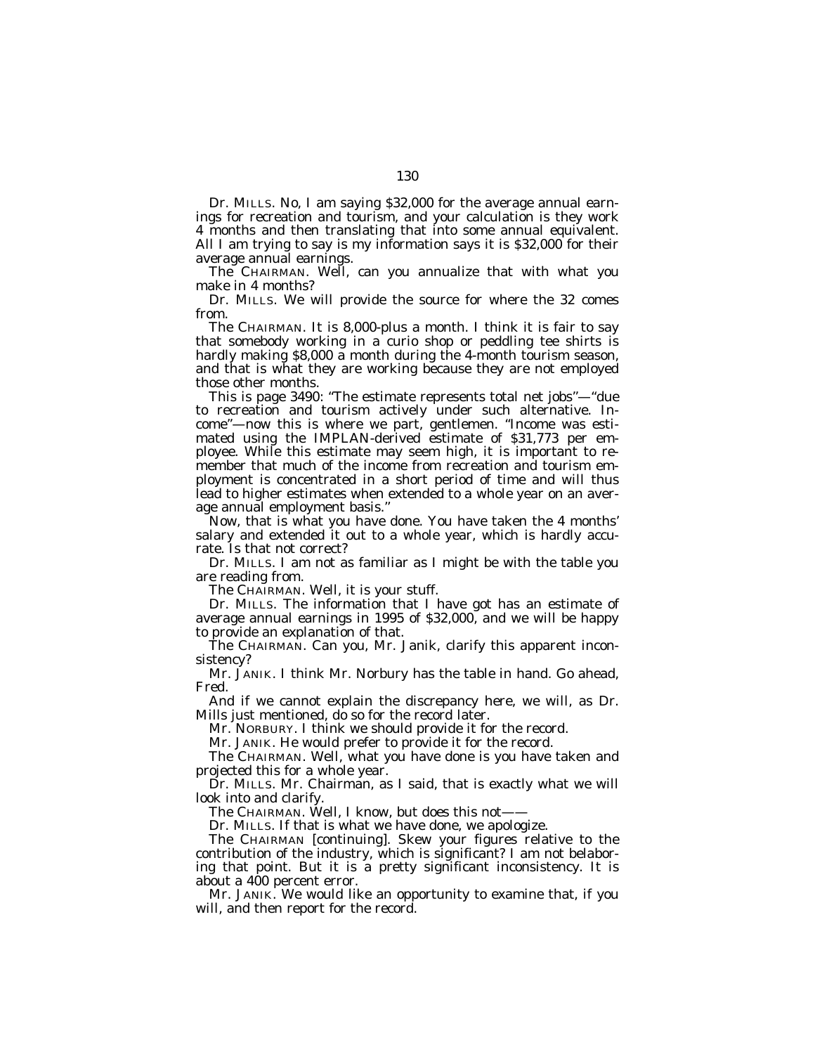Dr. MILLS. No, I am saying $32,000 for the average annual earnings for recreation and tourism, and your calculation is they work 4 months and then translating that into some annual equivalent. All I am trying to say is my information says it is $32,000 for their average annual earnings.

The CHAIRMAN. Well, can you annualize that with what you make in 4 months?

Dr. MILLS. We will provide the source for where the 32 comes from.

The CHAIRMAN. It is 8,000-plus a month. I think it is fair to say that somebody working in a curio shop or peddling tee shirts is hardly making $8,000 a month during the 4-month tourism season, and that is what they are working because they are not employed those other months.

This is page 3490: "The estimate represents total net jobs"—"due to recreation and tourism actively under such alternative. Income"—now this is where we part, gentlemen. "Income was estimated using the IMPLAN-derived estimate of $31,773 per employee. While this estimate may seem high, it is important to remember that much of the income from recreation and tourism employment is concentrated in a short period of time and will thus lead to higher estimates when extended to a whole year on an average annual employment basis."

Now, that is what you have done. You have taken the 4 months' salary and extended it out to a whole year, which is hardly accurate. Is that not correct?

Dr. MILLS. I am not as familiar as I might be with the table you are reading from.

The CHAIRMAN. Well, it is your stuff.

Dr. MILLS. The information that I have got has an estimate of average annual earnings in 1995 of $32,000, and we will be happy to provide an explanation of that.

The CHAIRMAN. Can you, Mr. Janik, clarify this apparent inconsistency?

Mr. JANIK. I think Mr. Norbury has the table in hand. Go ahead, Fred.

And if we cannot explain the discrepancy here, we will, as Dr. Mills just mentioned, do so for the record later.

Mr. NORBURY. I think we should provide it for the record.

Mr. JANIK. He would prefer to provide it for the record.

The CHAIRMAN. Well, what you have done is you have taken and projected this for a whole year.

Dr. MILLS. Mr. Chairman, as I said, that is exactly what we will look into and clarify.

The CHAIRMAN. Well, I know, but does this not——

Dr. MILLS. If that is what we have done, we apologize.

The CHAIRMAN [continuing]. Skew your figures relative to the contribution of the industry, which is significant? I am not belaboring that point. But it is a pretty significant inconsistency. It is about a 400 percent error.

Mr. JANIK. We would like an opportunity to examine that, if you will, and then report for the record.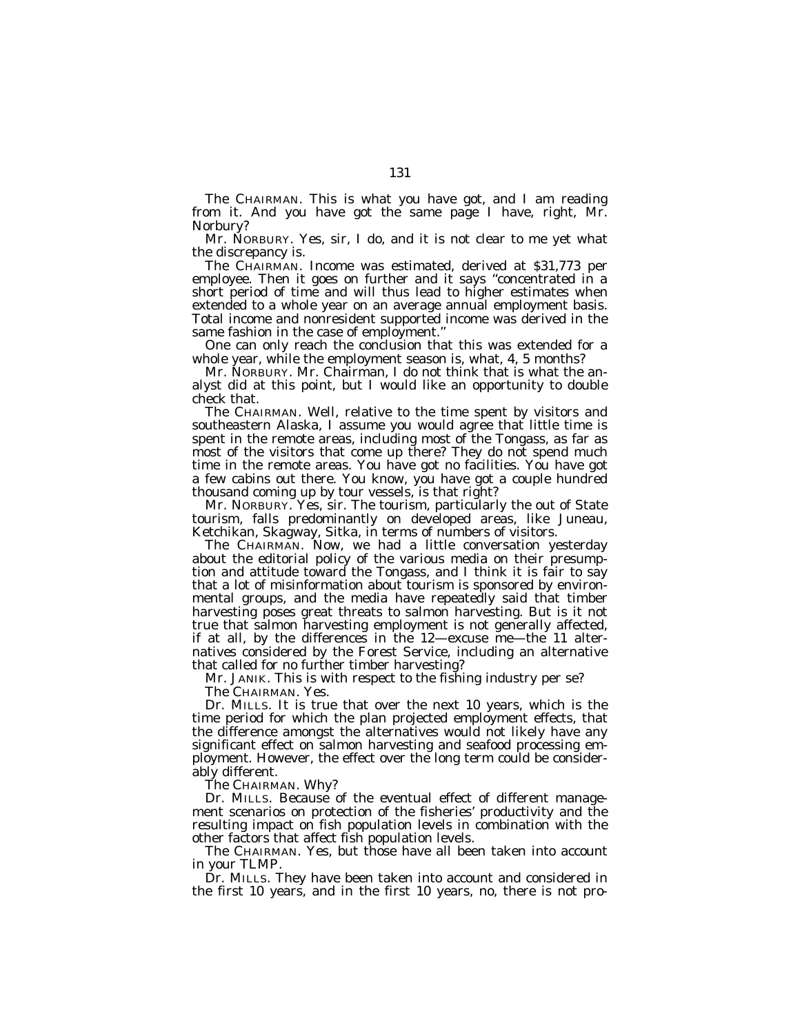The CHAIRMAN. This is what you have got, and I am reading from it. And you have got the same page I have, right, Mr. Norbury?

Mr. NORBURY. Yes, sir, I do, and it is not clear to me yet what the discrepancy is.

The CHAIRMAN. Income was estimated, derived at $31,773 per employee. Then it goes on further and it says "concentrated in a short period of time and will thus lead to higher estimates when extended to a whole year on an average annual employment basis. Total income and nonresident supported income was derived in the same fashion in the case of employment."

One can only reach the conclusion that this was extended for a whole year, while the employment season is, what, 4, 5 months?

Mr. NORBURY. Mr. Chairman, I do not think that is what the analyst did at this point, but I would like an opportunity to double check that.

The CHAIRMAN. Well, relative to the time spent by visitors and southeastern Alaska, I assume you would agree that little time is spent in the remote areas, including most of the Tongass, as far as most of the visitors that come up there? They do not spend much time in the remote areas. You have got no facilities. You have got a few cabins out there. You know, you have got a couple hundred thousand coming up by tour vessels, is that right?

Mr. NORBURY. Yes, sir. The tourism, particularly the out of State tourism, falls predominantly on developed areas, like Juneau, Ketchikan, Skagway, Sitka, in terms of numbers of visitors.

The CHAIRMAN. Now, we had a little conversation yesterday about the editorial policy of the various media on their presumption and attitude toward the Tongass, and I think it is fair to say that a lot of misinformation about tourism is sponsored by environmental groups, and the media have repeatedly said that timber harvesting poses great threats to salmon harvesting. But is it not true that salmon harvesting employment is not generally affected, if at all, by the differences in the 12—excuse me—the 11 alternatives considered by the Forest Service, including an alternative that called for no further timber harvesting?

Mr. JANIK. This is with respect to the fishing industry per se?

The CHAIRMAN. Yes.

Dr. MILLS. It is true that over the next 10 years, which is the time period for which the plan projected employment effects, that the difference amongst the alternatives would not likely have any significant effect on salmon harvesting and seafood processing employment. However, the effect over the long term could be considerably different.

The CHAIRMAN. Why?

Dr. MILLS. Because of the eventual effect of different management scenarios on protection of the fisheries' productivity and the resulting impact on fish population levels in combination with the other factors that affect fish population levels.

The CHAIRMAN. Yes, but those have all been taken into account in your TLMP.

Dr. MILLS. They have been taken into account and considered in the first 10 years, and in the first 10 years, no, there is not pro-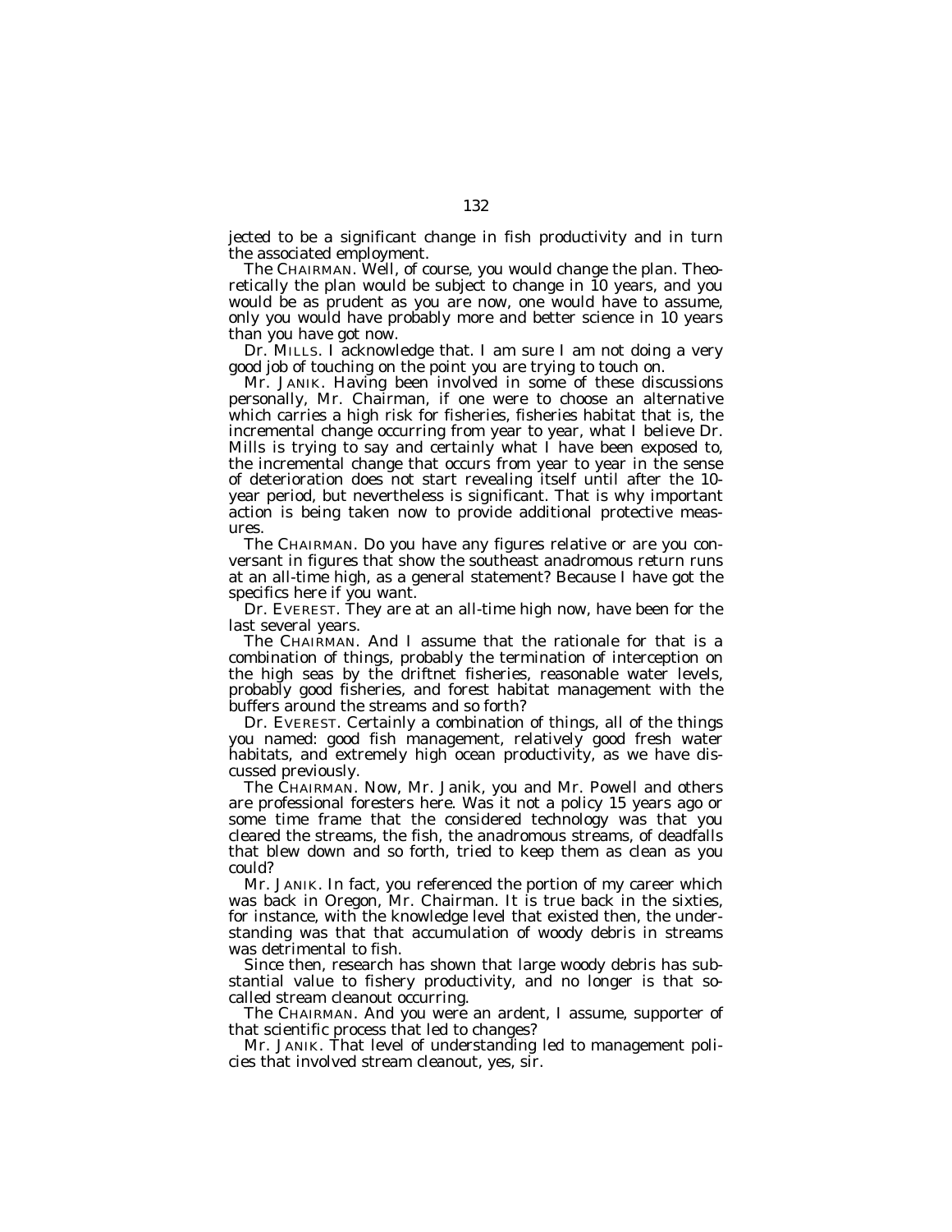jected to be a significant change in fish productivity and in turn the associated employment.

The CHAIRMAN. Well, of course, you would change the plan. Theoretically the plan would be subject to change in 10 years, and you would be as prudent as you are now, one would have to assume, only you would have probably more and better science in 10 years than you have got now.

Dr. MILLS. I acknowledge that. I am sure I am not doing a very good job of touching on the point you are trying to touch on.

Mr. JANIK. Having been involved in some of these discussions personally, Mr. Chairman, if one were to choose an alternative which carries a high risk for fisheries, fisheries habitat that is, the incremental change occurring from year to year, what I believe Dr. Mills is trying to say and certainly what I have been exposed to, the incremental change that occurs from year to year in the sense of deterioration does not start revealing itself until after the 10-year period, but nevertheless is significant. That is why important action is being taken now to provide additional protective measures.

The CHAIRMAN. Do you have any figures relative or are you conversant in figures that show the southeast anadromous return runs at an all-time high, as a general statement? Because I have got the specifics here if you want.

Dr. EVEREST. They are at an all-time high now, have been for the last several years.

The CHAIRMAN. And I assume that the rationale for that is a combination of things, probably the termination of interception on the high seas by the driftnet fisheries, reasonable water levels, probably good fisheries, and forest habitat management with the buffers around the streams and so forth?

Dr. EVEREST. Certainly a combination of things, all of the things you named: good fish management, relatively good fresh water habitats, and extremely high ocean productivity, as we have discussed previously.

The CHAIRMAN. Now, Mr. Janik, you and Mr. Powell and others are professional foresters here. Was it not a policy 15 years ago or some time frame that the considered technology was that you cleared the streams, the fish, the anadromous streams, of deadfalls that blew down and so forth, tried to keep them as clean as you could?

Mr. JANIK. In fact, you referenced the portion of my career which was back in Oregon, Mr. Chairman. It is true back in the sixties, for instance, with the knowledge level that existed then, the understanding was that that accumulation of woody debris in streams was detrimental to fish.

Since then, research has shown that large woody debris has substantial value to fishery productivity, and no longer is that so-called stream cleanout occurring.

The CHAIRMAN. And you were an ardent, I assume, supporter of that scientific process that led to changes?

Mr. JANIK. That level of understanding led to management policies that involved stream cleanout, yes, sir.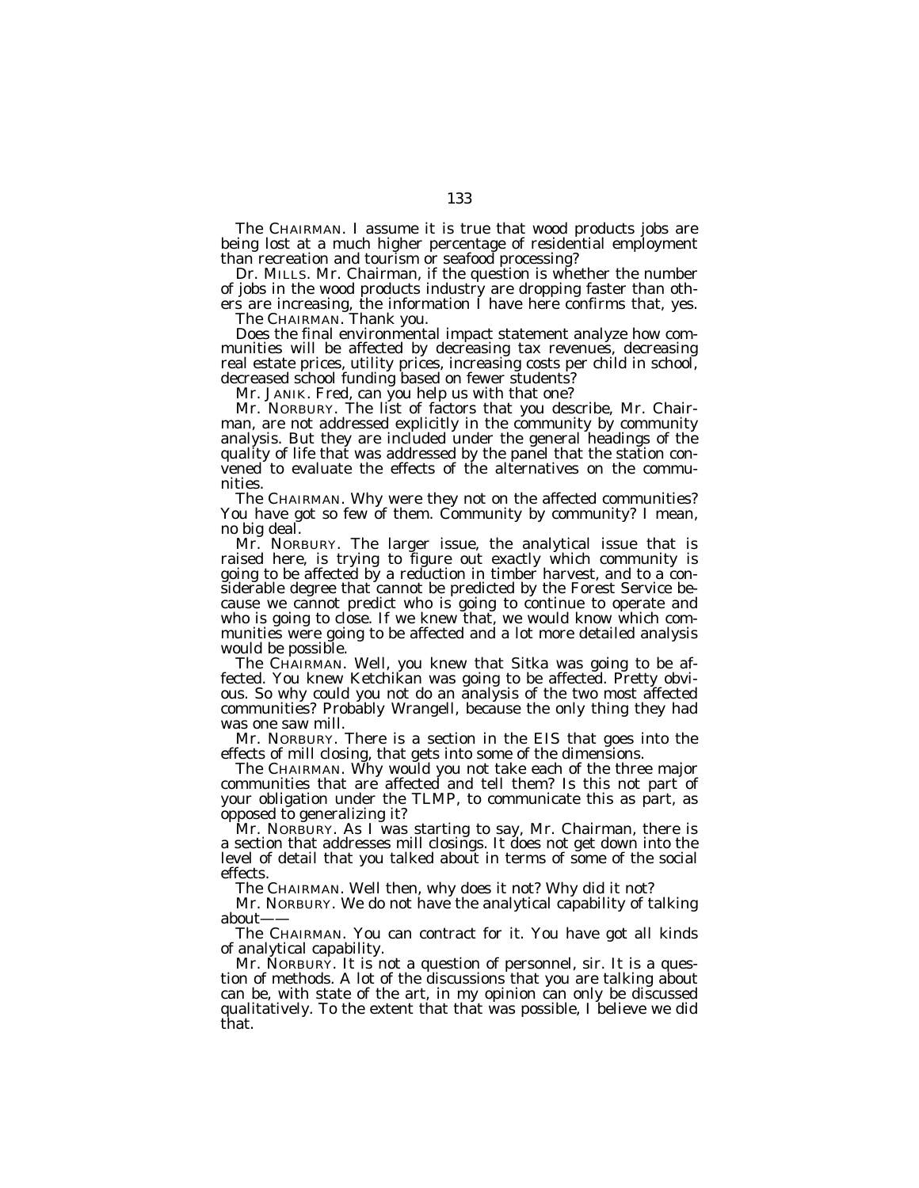The CHAIRMAN. I assume it is true that wood products jobs are being lost at a much higher percentage of residential employment than recreation and tourism or seafood processing?

Dr. MILLS. Mr. Chairman, if the question is whether the number of jobs in the wood products industry are dropping faster than others are increasing, the information I have here confirms that, yes.

The CHAIRMAN. Thank you.

Does the final environmental impact statement analyze how communities will be affected by decreasing tax revenues, decreasing real estate prices, utility prices, increasing costs per child in school, decreased school funding based on fewer students?

Mr. JANIK. Fred, can you help us with that one?

Mr. NORBURY. The list of factors that you describe, Mr. Chairman, are not addressed explicitly in the community by community analysis. But they are included under the general headings of the quality of life that was addressed by the panel that the station convened to evaluate the effects of the alternatives on the communities.

The CHAIRMAN. Why were they not on the affected communities? You have got so few of them. Community by community? I mean, no big deal.

Mr. NORBURY. The larger issue, the analytical issue that is raised here, is trying to figure out exactly which community is going to be affected by a reduction in timber harvest, and to a considerable degree that cannot be predicted by the Forest Service because we cannot predict who is going to continue to operate and who is going to close. If we knew that, we would know which communities were going to be affected and a lot more detailed analysis would be possible.

The CHAIRMAN. Well, you knew that Sitka was going to be affected. You knew Ketchikan was going to be affected. Pretty obvious. So why could you not do an analysis of the two most affected communities? Probably Wrangell, because the only thing they had was one saw mill.

Mr. NORBURY. There is a section in the EIS that goes into the effects of mill closing, that gets into some of the dimensions.

The CHAIRMAN. Why would you not take each of the three major communities that are affected and tell them? Is this not part of your obligation under the TLMP, to communicate this as part, as opposed to generalizing it?

Mr. NORBURY. As I was starting to say, Mr. Chairman, there is a section that addresses mill closings. It does not get down into the level of detail that you talked about in terms of some of the social effects.

The CHAIRMAN. Well then, why does it not? Why did it not?

Mr. NORBURY. We do not have the analytical capability of talking about——

The CHAIRMAN. You can contract for it. You have got all kinds of analytical capability.

Mr. NORBURY. It is not a question of personnel, sir. It is a question of methods. A lot of the discussions that you are talking about can be, with state of the art, in my opinion can only be discussed qualitatively. To the extent that that was possible, I believe we did that.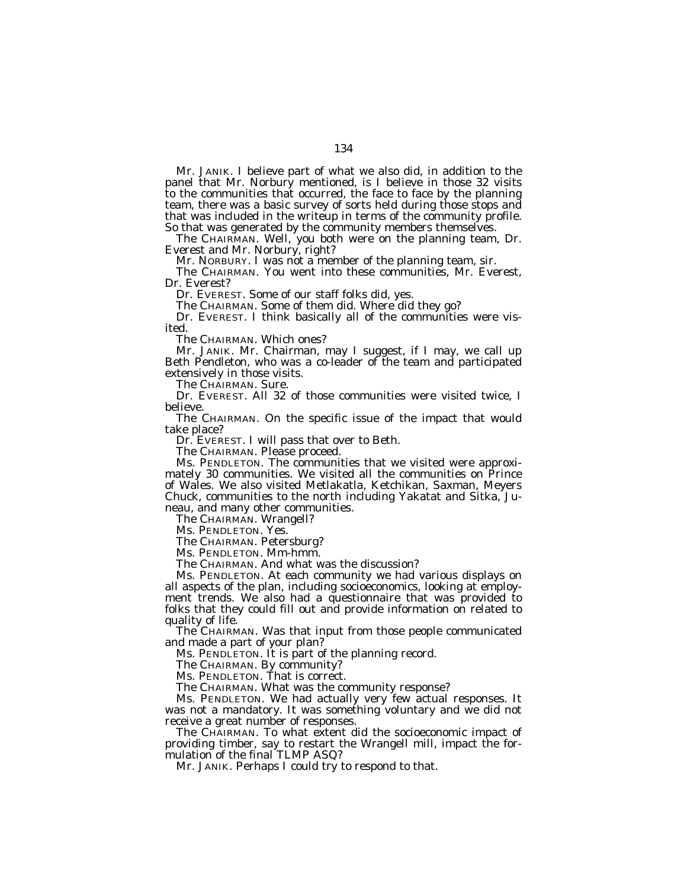Mr. JANIK. I believe part of what we also did, in addition to the panel that Mr. Norbury mentioned, is I believe in those 32 visits to the communities that occurred, the face to face by the planning team, there was a basic survey of sorts held during those stops and that was included in the writeup in terms of the community profile. So that was generated by the community members themselves.

The CHAIRMAN. Well, you both were on the planning team, Dr. Everest and Mr. Norbury, right?

Mr. NORBURY. I was not a member of the planning team, sir.

The CHAIRMAN. You went into these communities, Mr. Everest, Dr. Everest?

Dr. EVEREST. Some of our staff folks did, yes.

The CHAIRMAN. Some of them did. Where did they go?

Dr. EVEREST. I think basically all of the communities were visited.

The CHAIRMAN. Which ones?

Mr. JANIK. Mr. Chairman, may I suggest, if I may, we call up Beth Pendleton, who was a co-leader of the team and participated extensively in those visits.

The CHAIRMAN. Sure.

Dr. EVEREST. All 32 of those communities were visited twice, I believe.

The CHAIRMAN. On the specific issue of the impact that would take place?

Dr. EVEREST. I will pass that over to Beth.

The CHAIRMAN. Please proceed.

Ms. PENDLETON. The communities that we visited were approximately 30 communities. We visited all the communities on Prince of Wales. We also visited Metlakatla, Ketchikan, Saxman, Meyers Chuck, communities to the north including Yakatat and Sitka, Juneau, and many other communities.

The CHAIRMAN. Wrangell?

Ms. PENDLETON. Yes.

The CHAIRMAN. Petersburg?

Ms. PENDLETON. Mm-hmm.

The CHAIRMAN. And what was the discussion?

Ms. PENDLETON. At each community we had various displays on all aspects of the plan, including socioeconomics, looking at employment trends. We also had a questionnaire that was provided to folks that they could fill out and provide information on related to quality of life.

The CHAIRMAN. Was that input from those people communicated and made a part of your plan?

Ms. PENDLETON. It is part of the planning record.

The CHAIRMAN. By community?

Ms. PENDLETON. That is correct.

The CHAIRMAN. What was the community response?

Ms. PENDLETON. We had actually very few actual responses. It was not a mandatory. It was something voluntary and we did not receive a great number of responses.

The CHAIRMAN. To what extent did the socioeconomic impact of providing timber, say to restart the Wrangell mill, impact the formulation of the final TLMP ASQ?

Mr. JANIK. Perhaps I could try to respond to that.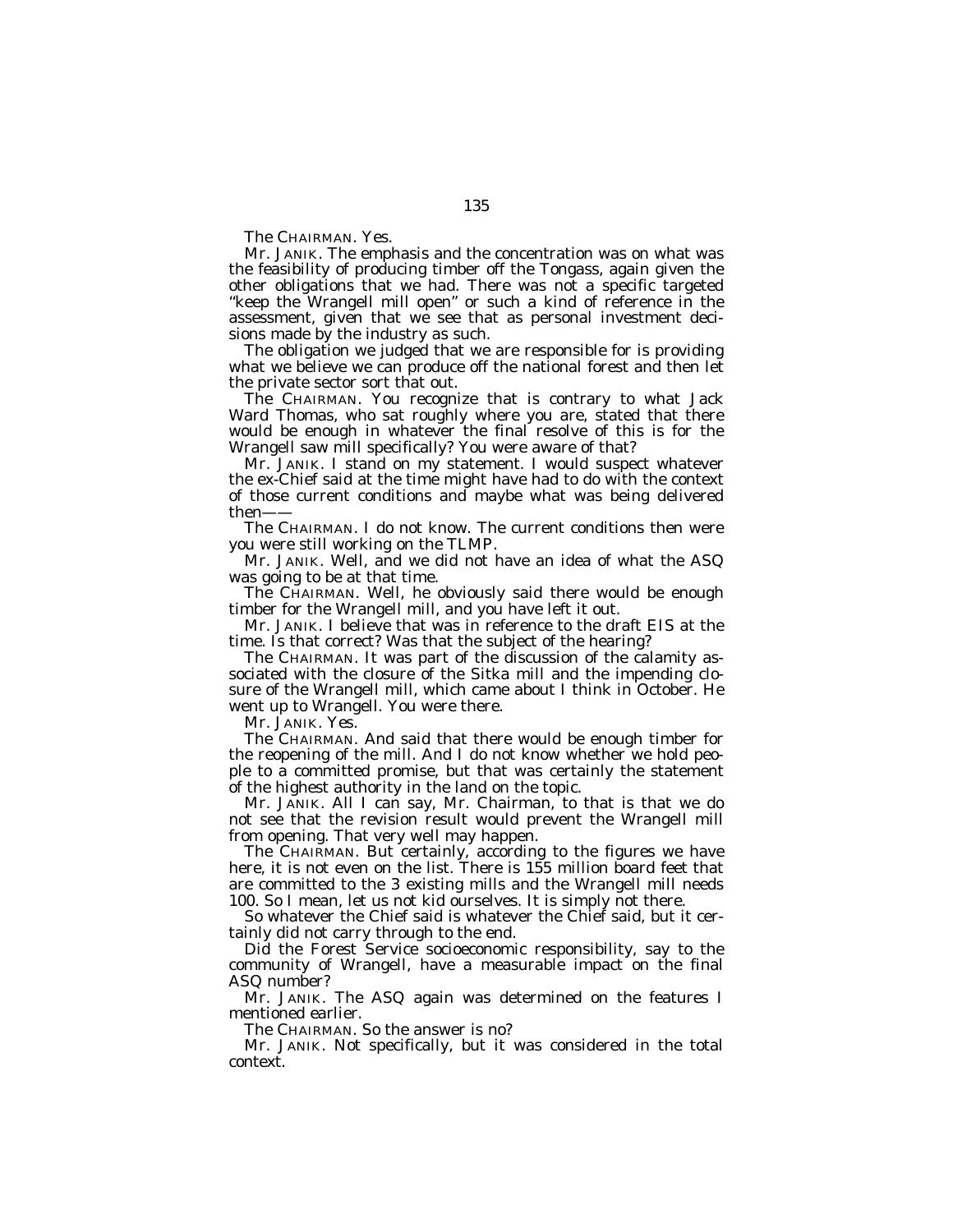The CHAIRMAN. Yes.

Mr. JANIK. The emphasis and the concentration was on what was the feasibility of producing timber off the Tongass, again given the other obligations that we had. There was not a specific targeted "keep the Wrangell mill open" or such a kind of reference in the assessment, given that we see that as personal investment decisions made by the industry as such.

The obligation we judged that we are responsible for is providing what we believe we can produce off the national forest and then let the private sector sort that out.

The CHAIRMAN. You recognize that is contrary to what Jack Ward Thomas, who sat roughly where you are, stated that there would be enough in whatever the final resolve of this is for the Wrangell saw mill specifically? You were aware of that?

Mr. JANIK. I stand on my statement. I would suspect whatever the ex-Chief said at the time might have had to do with the context of those current conditions and maybe what was being delivered then——

The CHAIRMAN. I do not know. The current conditions then were you were still working on the TLMP.

Mr. JANIK. Well, and we did not have an idea of what the ASQ was going to be at that time.

The CHAIRMAN. Well, he obviously said there would be enough timber for the Wrangell mill, and you have left it out.

Mr. JANIK. I believe that was in reference to the draft EIS at the time. Is that correct? Was that the subject of the hearing?

The CHAIRMAN. It was part of the discussion of the calamity associated with the closure of the Sitka mill and the impending closure of the Wrangell mill, which came about I think in October. He went up to Wrangell. You were there.

Mr. JANIK. Yes.

The CHAIRMAN. And said that there would be enough timber for the reopening of the mill. And I do not know whether we hold people to a committed promise, but that was certainly the statement of the highest authority in the land on the topic.

Mr. JANIK. All I can say, Mr. Chairman, to that is that we do not see that the revision result would prevent the Wrangell mill from opening. That very well may happen.

The CHAIRMAN. But certainly, according to the figures we have here, it is not even on the list. There is 155 million board feet that are committed to the 3 existing mills and the Wrangell mill needs 100. So I mean, let us not kid ourselves. It is simply not there.

So whatever the Chief said is whatever the Chief said, but it certainly did not carry through to the end.

Did the Forest Service socioeconomic responsibility, say to the community of Wrangell, have a measurable impact on the final ASQ number?

Mr. JANIK. The ASQ again was determined on the features I mentioned earlier.

The CHAIRMAN. So the answer is no?

Mr. JANIK. Not specifically, but it was considered in the total context.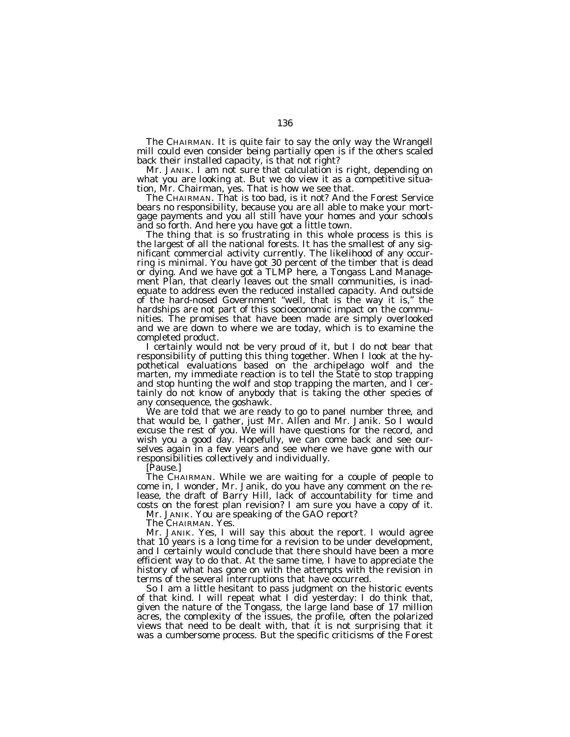The CHAIRMAN. It is quite fair to say the only way the Wrangell mill could even consider being partially open is if the others scaled back their installed capacity, is that not right?

Mr. JANIK. I am not sure that calculation is right, depending on what you are looking at. But we do view it as a competitive situation, Mr. Chairman, yes. That is how we see that.

The CHAIRMAN. That is too bad, is it not? And the Forest Service bears no responsibility, because you are all able to make your mortgage payments and you all still have your homes and your schools and so forth. And here you have got a little town.

The thing that is so frustrating in this whole process is this is the largest of all the national forests. It has the smallest of any significant commercial activity currently. The likelihood of any occurring is minimal. You have got 30 percent of the timber that is dead or dying. And we have got a TLMP here, a Tongass Land Management Plan, that clearly leaves out the small communities, is inadequate to address even the reduced installed capacity. And outside of the hard-nosed Government "well, that is the way it is," the hardships are not part of this socioeconomic impact on the communities. The promises that have been made are simply overlooked and we are down to where we are today, which is to examine the completed product.

I certainly would not be very proud of it, but I do not bear that responsibility of putting this thing together. When I look at the hypothetical evaluations based on the archipelago wolf and the marten, my immediate reaction is to tell the State to stop trapping and stop hunting the wolf and stop trapping the marten, and I certainly do not know of anybody that is taking the other species of any consequence, the goshawk.

We are told that we are ready to go to panel number three, and that would be, I gather, just Mr. Allen and Mr. Janik. So I would excuse the rest of you. We will have questions for the record, and wish you a good day. Hopefully, we can come back and see ourselves again in a few years and see where we have gone with our responsibilities collectively and individually.

[Pause.]

The CHAIRMAN. While we are waiting for a couple of people to come in, I wonder, Mr. Janik, do you have any comment on the release, the draft of Barry Hill, lack of accountability for time and costs on the forest plan revision? I am sure you have a copy of it.

Mr. JANIK. You are speaking of the GAO report?

The CHAIRMAN. Yes.

Mr. JANIK. Yes, I will say this about the report. I would agree that 10 years is a long time for a revision to be under development, and I certainly would conclude that there should have been a more efficient way to do that. At the same time, I have to appreciate the history of what has gone on with the attempts with the revision in terms of the several interruptions that have occurred.

So I am a little hesitant to pass judgment on the historic events of that kind. I will repeat what I did yesterday: I do think that, given the nature of the Tongass, the large land base of 17 million acres, the complexity of the issues, the profile, often the polarized views that need to be dealt with, that it is not surprising that it was a cumbersome process. But the specific criticisms of the Forest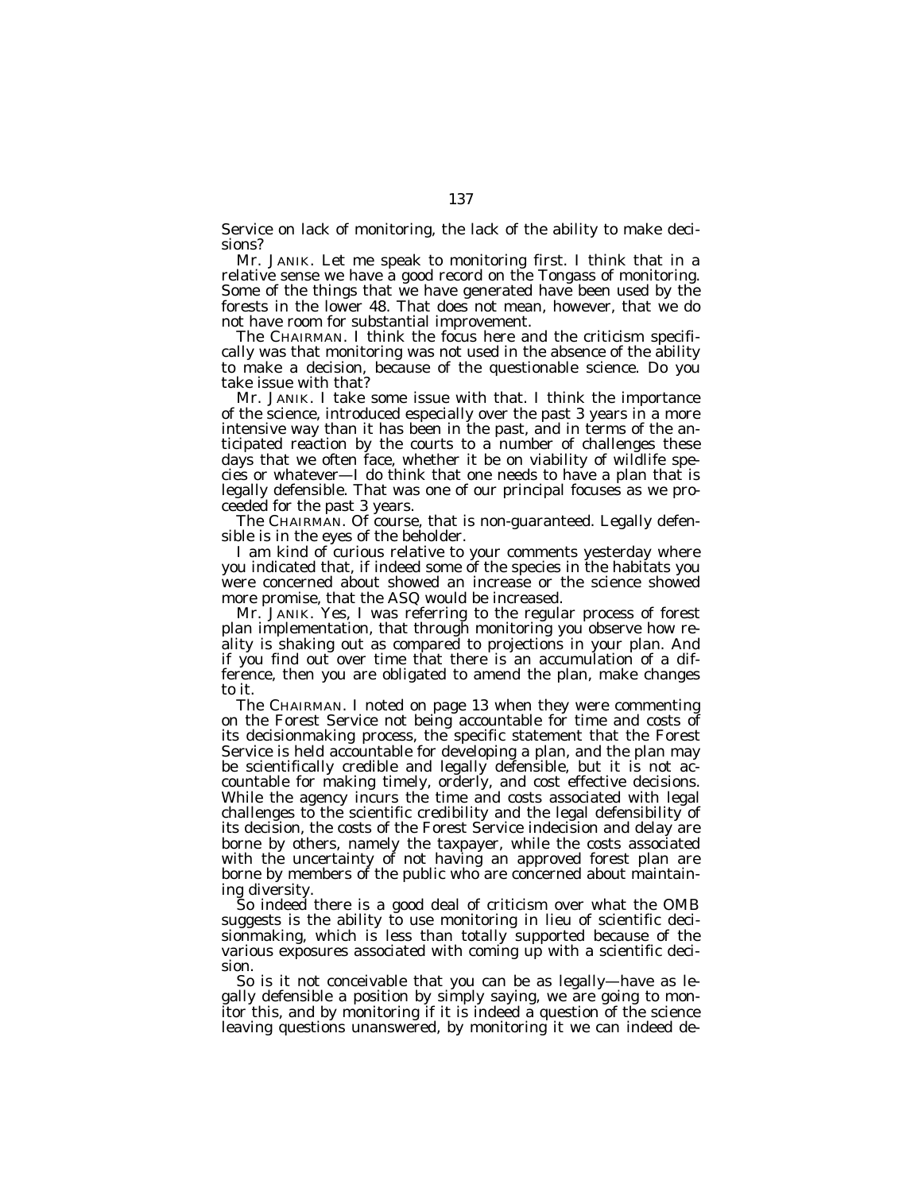Service on lack of monitoring, the lack of the ability to make decisions?

Mr. JANIK. Let me speak to monitoring first. I think that in a relative sense we have a good record on the Tongass of monitoring. Some of the things that we have generated have been used by the forests in the lower 48. That does not mean, however, that we do not have room for substantial improvement.

The CHAIRMAN. I think the focus here and the criticism specifically was that monitoring was not used in the absence of the ability to make a decision, because of the questionable science. Do you take issue with that?

Mr. JANIK. I take some issue with that. I think the importance of the science, introduced especially over the past 3 years in a more intensive way than it has been in the past, and in terms of the anticipated reaction by the courts to a number of challenges these days that we often face, whether it be on viability of wildlife species or whatever—I do think that one needs to have a plan that is legally defensible. That was one of our principal focuses as we proceeded for the past 3 years.

The CHAIRMAN. Of course, that is non-guaranteed. Legally defensible is in the eyes of the beholder.

I am kind of curious relative to your comments yesterday where you indicated that, if indeed some of the species in the habitats you were concerned about showed an increase or the science showed more promise, that the ASQ would be increased.

Mr. JANIK. Yes, I was referring to the regular process of forest plan implementation, that through monitoring you observe how reality is shaking out as compared to projections in your plan. And if you find out over time that there is an accumulation of a difference, then you are obligated to amend the plan, make changes to it.

The CHAIRMAN. I noted on page 13 when they were commenting on the Forest Service not being accountable for time and costs of its decisionmaking process, the specific statement that the Forest Service is held accountable for developing a plan, and the plan may be scientifically credible and legally defensible, but it is not accountable for making timely, orderly, and cost effective decisions. While the agency incurs the time and costs associated with legal challenges to the scientific credibility and the legal defensibility of its decision, the costs of the Forest Service indecision and delay are borne by others, namely the taxpayer, while the costs associated with the uncertainty of not having an approved forest plan are borne by members of the public who are concerned about maintaining diversity.

So indeed there is a good deal of criticism over what the OMB suggests is the ability to use monitoring in lieu of scientific decisionmaking, which is less than totally supported because of the various exposures associated with coming up with a scientific decision.

So is it not conceivable that you can be as legally—have as legally defensible a position by simply saying, we are going to monitor this, and by monitoring if it is indeed a question of the science leaving questions unanswered, by monitoring it we can indeed de-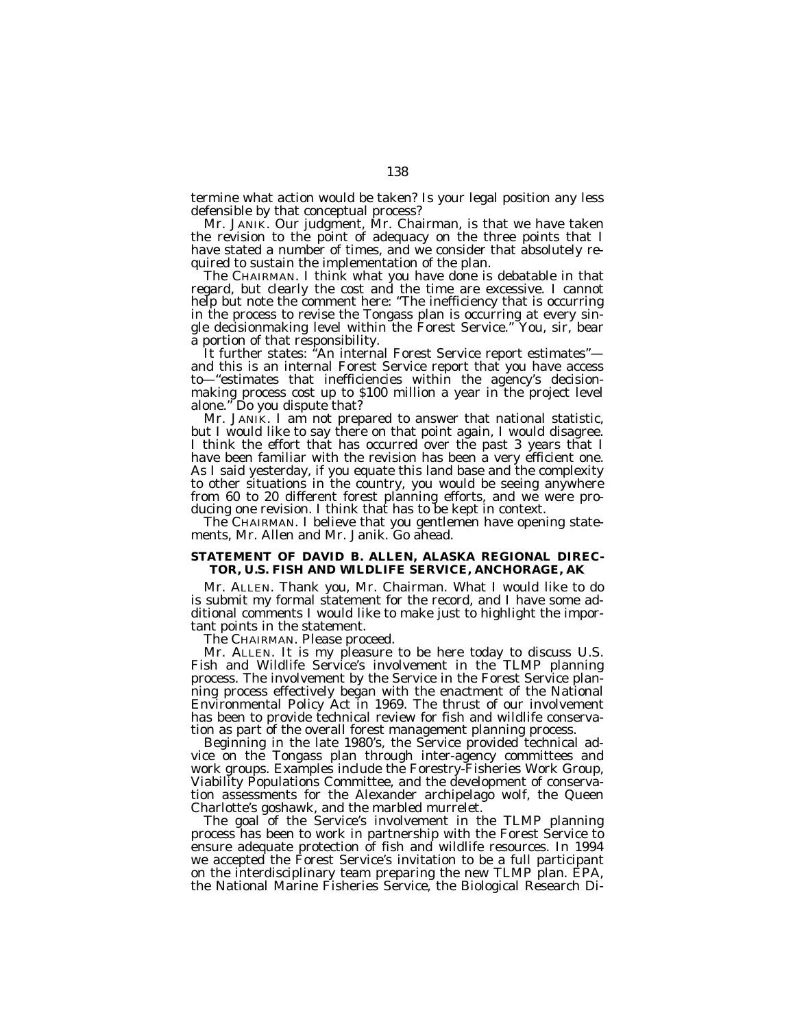termine what action would be taken? Is your legal position any less defensible by that conceptual process?

Mr. JANIK. Our judgment, Mr. Chairman, is that we have taken the revision to the point of adequacy on the three points that I have stated a number of times, and we consider that absolutely required to sustain the implementation of the plan.

The CHAIRMAN. I think what you have done is debatable in that regard, but clearly the cost and the time are excessive. I cannot help but note the comment here: "The inefficiency that is occurring in the process to revise the Tongass plan is occurring at every single decisionmaking level within the Forest Service." You, sir, bear a portion of that responsibility.

It further states: "An internal Forest Service report estimates"—and this is an internal Forest Service report that you have access to—"estimates that inefficiencies within the agency's decisionmaking process cost up to $100 million a year in the project level alone." Do you dispute that?

Mr. JANIK. I am not prepared to answer that national statistic, but I would like to say there on that point again, I would disagree. I think the effort that has occurred over the past 3 years that I have been familiar with the revision has been a very efficient one. As I said yesterday, if you equate this land base and the complexity to other situations in the country, you would be seeing anywhere from 60 to 20 different forest planning efforts, and we were producing one revision. I think that has to be kept in context.

The CHAIRMAN. I believe that you gentlemen have opening statements, Mr. Allen and Mr. Janik. Go ahead.

## STATEMENT OF DAVID B. ALLEN, ALASKA REGIONAL DIRECTOR, U.S. FISH AND WILDLIFE SERVICE, ANCHORAGE, AK

Mr. ALLEN. Thank you, Mr. Chairman. What I would like to do is submit my formal statement for the record, and I have some additional comments I would like to make just to highlight the important points in the statement.

The CHAIRMAN. Please proceed.

Mr. ALLEN. It is my pleasure to be here today to discuss U.S. Fish and Wildlife Service's involvement in the TLMP planning process. The involvement by the Service in the Forest Service planning process effectively began with the enactment of the National Environmental Policy Act in 1969. The thrust of our involvement has been to provide technical review for fish and wildlife conservation as part of the overall forest management planning process.

Beginning in the late 1980's, the Service provided technical advice on the Tongass plan through inter-agency committees and work groups. Examples include the Forestry-Fisheries Work Group, Viability Populations Committee, and the development of conservation assessments for the Alexander archipelago wolf, the Queen Charlotte's goshawk, and the marbled murrelet.

The goal of the Service's involvement in the TLMP planning process has been to work in partnership with the Forest Service to ensure adequate protection of fish and wildlife resources. In 1994 we accepted the Forest Service's invitation to be a full participant on the interdisciplinary team preparing the new TLMP plan. EPA, the National Marine Fisheries Service, the Biological Research Di-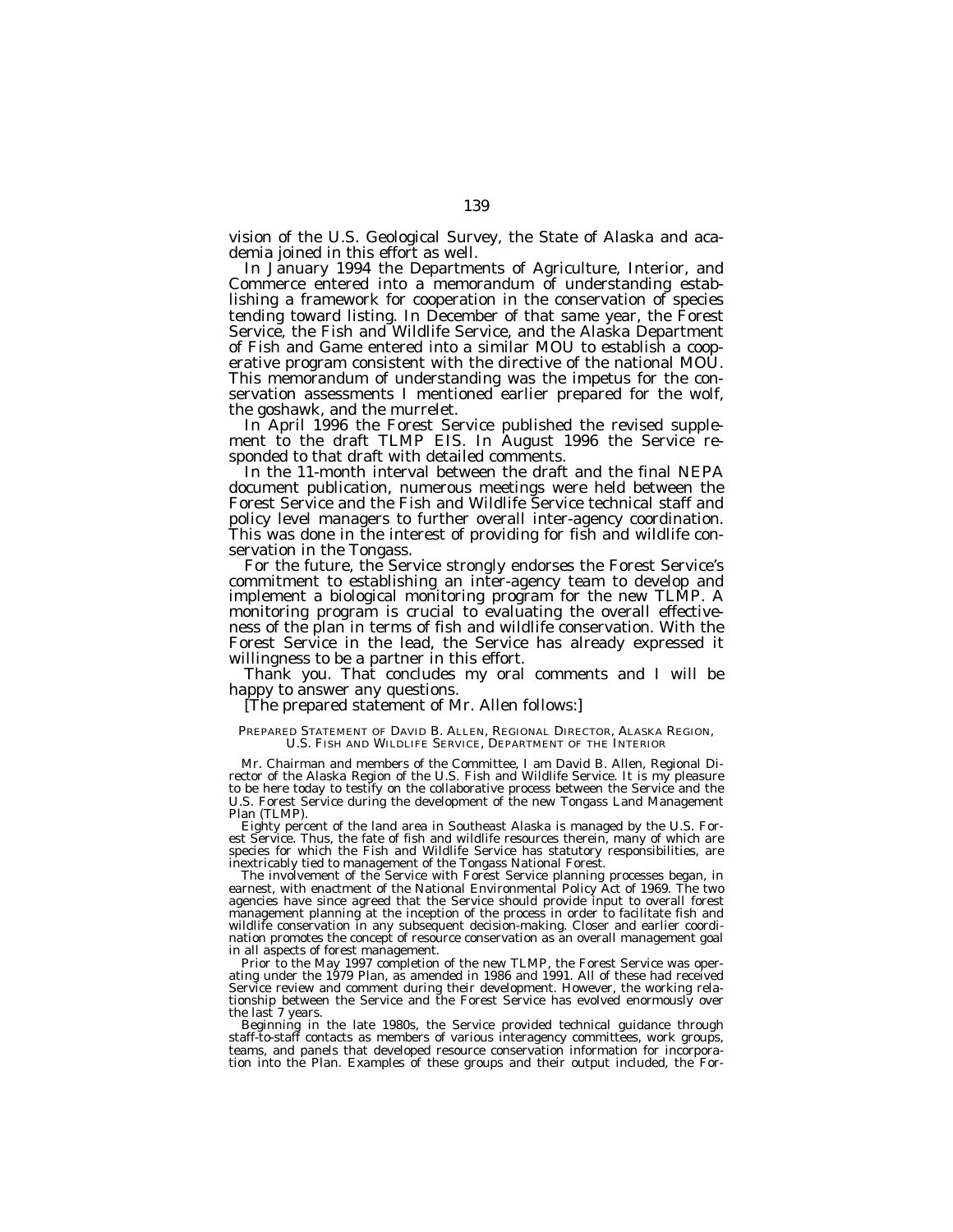vision of the U.S. Geological Survey, the State of Alaska and academia joined in this effort as well.

In January 1994 the Departments of Agriculture, Interior, and Commerce entered into a memorandum of understanding establishing a framework for cooperation in the conservation of species tending toward listing. In December of that same year, the Forest Service, the Fish and Wildlife Service, and the Alaska Department of Fish and Game entered into a similar MOU to establish a cooperative program consistent with the directive of the national MOU. This memorandum of understanding was the impetus for the conservation assessments I mentioned earlier prepared for the wolf, the goshawk, and the murrelet.

In April 1996 the Forest Service published the revised supplement to the draft TLMP EIS. In August 1996 the Service responded to that draft with detailed comments.

In the 11-month interval between the draft and the final NEPA document publication, numerous meetings were held between the Forest Service and the Fish and Wildlife Service technical staff and policy level managers to further overall inter-agency coordination. This was done in the interest of providing for fish and wildlife conservation in the Tongass.

For the future, the Service strongly endorses the Forest Service's commitment to establishing an inter-agency team to develop and implement a biological monitoring program for the new TLMP. A monitoring program is crucial to evaluating the overall effectiveness of the plan in terms of fish and wildlife conservation. With the Forest Service in the lead, the Service has already expressed it willingness to be a partner in this effort.

Thank you. That concludes my oral comments and I will be happy to answer any questions.

[The prepared statement of Mr. Allen follows:]

PREPARED STATEMENT OF DAVID B. ALLEN, REGIONAL DIRECTOR, ALASKA REGION, U.S. FISH AND WILDLIFE SERVICE, DEPARTMENT OF THE INTERIOR

Mr. Chairman and members of the Committee, I am David B. Allen, Regional Director of the Alaska Region of the U.S. Fish and Wildlife Service. It is my pleasure to be here today to testify on the collaborative process between the Service and the U.S. Forest Service during the development of the new Tongass Land Management Plan (TLMP).

Eighty percent of the land area in Southeast Alaska is managed by the U.S. Forest Service. Thus, the fate of fish and wildlife resources therein, many of which are species for which the Fish and Wildlife Service has statutory responsibilities, are inextricably tied to management of the Tongass National Forest.

The involvement of the Service with Forest Service planning processes began, in earnest, with enactment of the National Environmental Policy Act of 1969. The two agencies have since agreed that the Service should provide input to overall forest management planning at the inception of the process in order to facilitate fish and wildlife conservation in any subsequent decision-making. Closer and earlier coordination promotes the concept of resource conservation as an overall management goal in all aspects of forest management.

Prior to the May 1997 completion of the new TLMP, the Forest Service was operating under the 1979 Plan, as amended in 1986 and 1991. All of these had received Service review and comment during their development. However, the working relationship between the Service and the Forest Service has evolved enormously over the last 7 years.

Beginning in the late 1980s, the Service provided technical guidance through staff-to-staff contacts as members of various interagency committees, work groups, teams, and panels that developed resource conservation information for incorporation into the Plan. Examples of these groups and their output included, the For-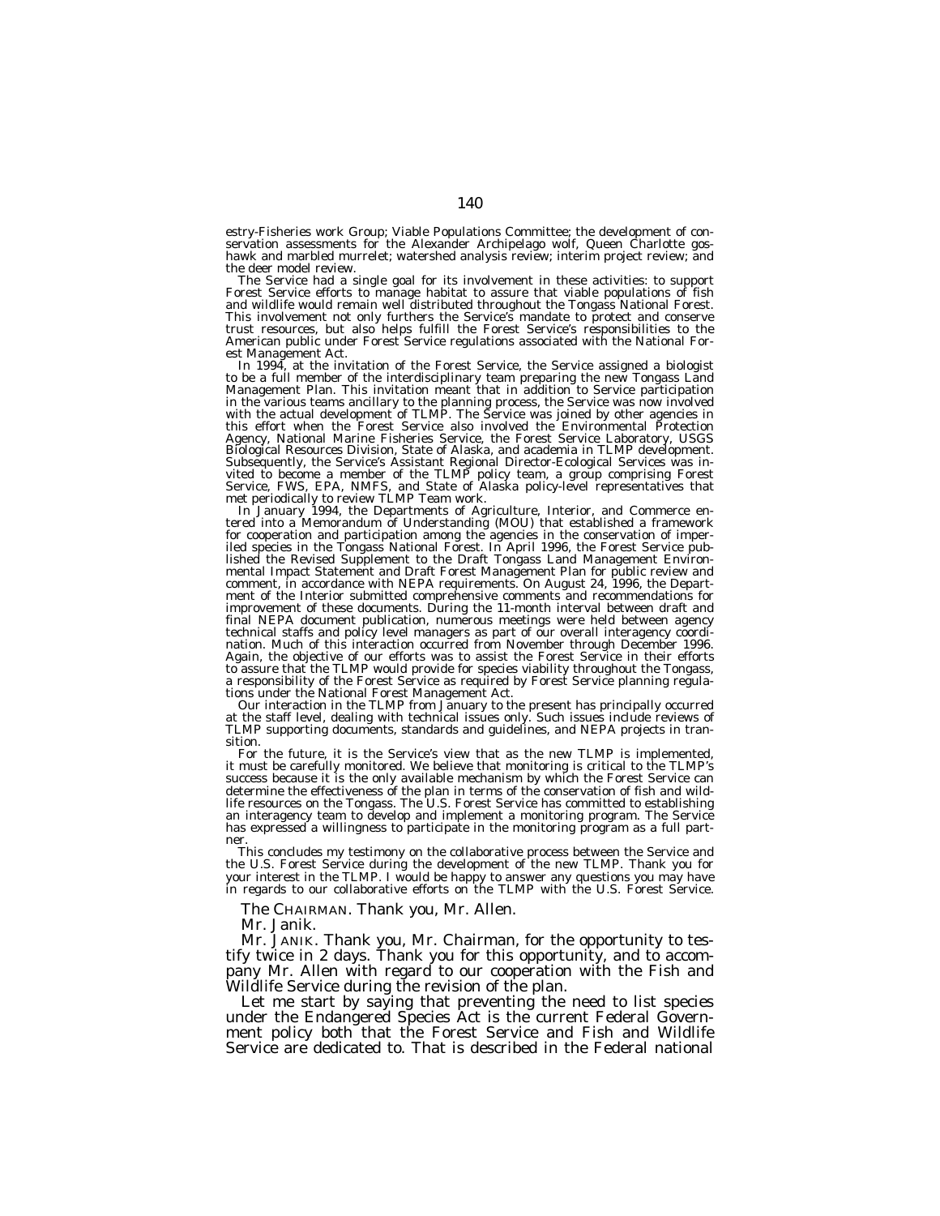estry-Fisheries work Group; Viable Populations Committee; the development of conservation assessments for the Alexander Archipelago wolf, Queen Charlotte goshawk and marbled murrelet; watershed analysis review; interim project review; and the deer model review.

The Service had a single goal for its involvement in these activities: to support Forest Service efforts to manage habitat to assure that viable populations of fish and wildlife would remain well distributed throughout the Tongass National Forest. This involvement not only furthers the Service's mandate to protect and conserve trust resources, but also helps fulfill the Forest Service's responsibilities to the American public under Forest Service regulations associated with the National Forest Management Act.

In 1994, at the invitation of the Forest Service, the Service assigned a biologist to be a full member of the interdisciplinary team preparing the new Tongass Land Management Plan. This invitation meant that in addition to Service participation in the various teams ancillary to the planning process, the Service was now involved with the actual development of TLMP. The Service was joined by other agencies in this effort when the Forest Service also involved the Environmental Protection Agency, National Marine Fisheries Service, the Forest Service Laboratory, USGS Biological Resources Division, State of Alaska, and academia in TLMP development. Subsequently, the Service's Assistant Regional Director-Ecological Services was invited to become a member of the TLMP policy team, a group comprising Forest Service, FWS, EPA, NMFS, and State of Alaska policy-level representatives that met periodically to review TLMP Team work.

In January 1994, the Departments of Agriculture, Interior, and Commerce entered into a Memorandum of Understanding (MOU) that established a framework for cooperation and participation among the agencies in the conservation of imperiled species in the Tongass National Forest. In April 1996, the Forest Service published the Revised Supplement to the Draft Tongass Land Management Environmental Impact Statement and Draft Forest Management Plan for public review and comment, in accordance with NEPA requirements. On August 24, 1996, the Department of the Interior submitted comprehensive comments and recommendations for improvement of these documents. During the 11-month interval between draft and final NEPA document publication, numerous meetings were held between agency technical staffs and policy level managers as part of our overall interagency coordination. Much of this interaction occurred from November through December 1996. Again, the objective of our efforts was to assist the Forest Service in their efforts to assure that the TLMP would provide for species viability throughout the Tongass, a responsibility of the Forest Service as required by Forest Service planning regulations under the National Forest Management Act.

Our interaction in the TLMP from January to the present has principally occurred at the staff level, dealing with technical issues only. Such issues include reviews of TLMP supporting documents, standards and guidelines, and NEPA projects in transition.

For the future, it is the Service's view that as the new TLMP is implemented, it must be carefully monitored. We believe that monitoring is critical to the TLMP's success because it is the only available mechanism by which the Forest Service can determine the effectiveness of the plan in terms of the conservation of fish and wildlife resources on the Tongass. The U.S. Forest Service has committed to establishing an interagency team to develop and implement a monitoring program. The Service has expressed a willingness to participate in the monitoring program as a full partner.

This concludes my testimony on the collaborative process between the Service and the U.S. Forest Service during the development of the new TLMP. Thank you for your interest in the TLMP. I would be happy to answer any questions you may have in regards to our collaborative efforts on the TLMP with the U.S. Forest Service.

The CHAIRMAN. Thank you, Mr. Allen.

Mr. Janik.

Mr. JANIK. Thank you, Mr. Chairman, for the opportunity to testify twice in 2 days. Thank you for this opportunity, and to accompany Mr. Allen with regard to our cooperation with the Fish and Wildlife Service during the revision of the plan.

Let me start by saying that preventing the need to list species under the Endangered Species Act is the current Federal Government policy both that the Forest Service and Fish and Wildlife Service are dedicated to. That is described in the Federal national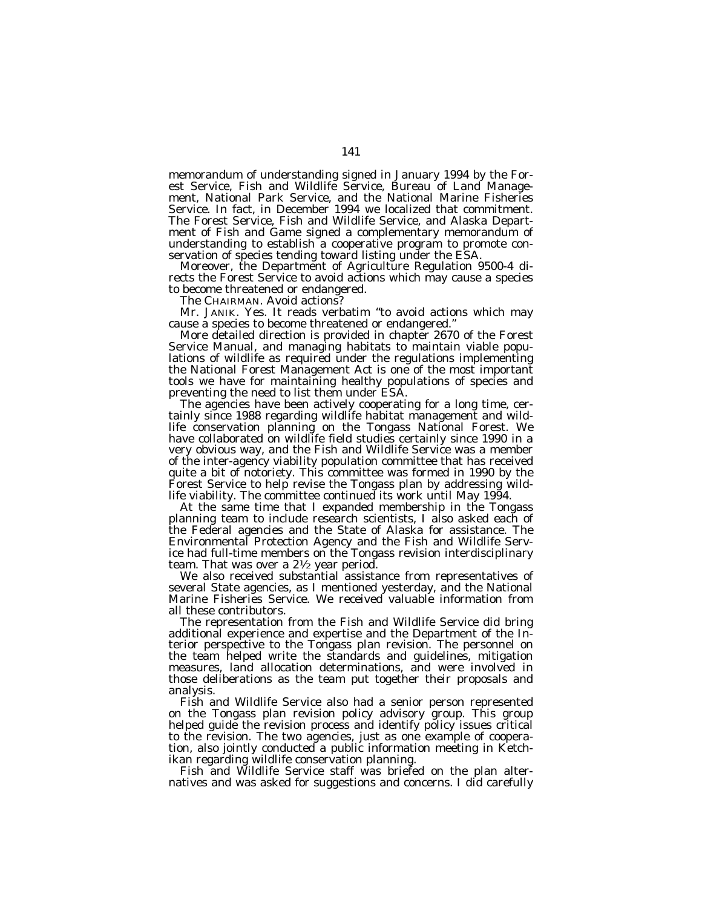memorandum of understanding signed in January 1994 by the Forest Service, Fish and Wildlife Service, Bureau of Land Management, National Park Service, and the National Marine Fisheries Service. In fact, in December 1994 we localized that commitment. The Forest Service, Fish and Wildlife Service, and Alaska Department of Fish and Game signed a complementary memorandum of understanding to establish a cooperative program to promote conservation of species tending toward listing under the ESA.

Moreover, the Department of Agriculture Regulation 9500-4 directs the Forest Service to avoid actions which may cause a species to become threatened or endangered.

The CHAIRMAN. Avoid actions?

Mr. JANIK. Yes. It reads verbatim "to avoid actions which may cause a species to become threatened or endangered."

More detailed direction is provided in chapter 2670 of the Forest Service Manual, and managing habitats to maintain viable populations of wildlife as required under the regulations implementing the National Forest Management Act is one of the most important tools we have for maintaining healthy populations of species and preventing the need to list them under ESA.

The agencies have been actively cooperating for a long time, certainly since 1988 regarding wildlife habitat management and wildlife conservation planning on the Tongass National Forest. We have collaborated on wildlife field studies certainly since 1990 in a very obvious way, and the Fish and Wildlife Service was a member of the inter-agency viability population committee that has received quite a bit of notoriety. This committee was formed in 1990 by the Forest Service to help revise the Tongass plan by addressing wildlife viability. The committee continued its work until May 1994.

At the same time that I expanded membership in the Tongass planning team to include research scientists, I also asked each of the Federal agencies and the State of Alaska for assistance. The Environmental Protection Agency and the Fish and Wildlife Service had full-time members on the Tongass revision interdisciplinary team. That was over a 2½ year period.

We also received substantial assistance from representatives of several State agencies, as I mentioned yesterday, and the National Marine Fisheries Service. We received valuable information from all these contributors.

The representation from the Fish and Wildlife Service did bring additional experience and expertise and the Department of the Interior perspective to the Tongass plan revision. The personnel on the team helped write the standards and guidelines, mitigation measures, land allocation determinations, and were involved in those deliberations as the team put together their proposals and analysis.

Fish and Wildlife Service also had a senior person represented on the Tongass plan revision policy advisory group. This group helped guide the revision process and identify policy issues critical to the revision. The two agencies, just as one example of cooperation, also jointly conducted a public information meeting in Ketchikan regarding wildlife conservation planning.

Fish and Wildlife Service staff was briefed on the plan alternatives and was asked for suggestions and concerns. I did carefully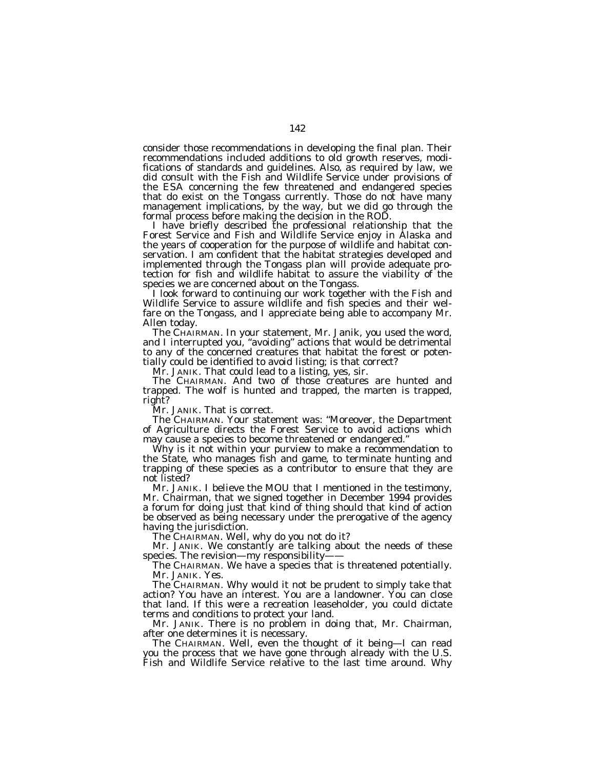consider those recommendations in developing the final plan. Their recommendations included additions to old growth reserves, modifications of standards and guidelines. Also, as required by law, we did consult with the Fish and Wildlife Service under provisions of the ESA concerning the few threatened and endangered species that do exist on the Tongass currently. Those do not have many management implications, by the way, but we did go through the formal process before making the decision in the ROD.

I have briefly described the professional relationship that the Forest Service and Fish and Wildlife Service enjoy in Alaska and the years of cooperation for the purpose of wildlife and habitat conservation. I am confident that the habitat strategies developed and implemented through the Tongass plan will provide adequate protection for fish and wildlife habitat to assure the viability of the species we are concerned about on the Tongass.

I look forward to continuing our work together with the Fish and Wildlife Service to assure wildlife and fish species and their welfare on the Tongass, and I appreciate being able to accompany Mr. Allen today.

The CHAIRMAN. In your statement, Mr. Janik, you used the word, and I interrupted you, "avoiding" actions that would be detrimental to any of the concerned creatures that habitat the forest or potentially could be identified to avoid listing; is that correct?

Mr. JANIK. That could lead to a listing, yes, sir.

The CHAIRMAN. And two of those creatures are hunted and trapped. The wolf is hunted and trapped, the marten is trapped, right?

Mr. JANIK. That is correct.

The CHAIRMAN. Your statement was: "Moreover, the Department of Agriculture directs the Forest Service to avoid actions which may cause a species to become threatened or endangered."

Why is it not within your purview to make a recommendation to the State, who manages fish and game, to terminate hunting and trapping of these species as a contributor to ensure that they are not listed?

Mr. JANIK. I believe the MOU that I mentioned in the testimony, Mr. Chairman, that we signed together in December 1994 provides a forum for doing just that kind of thing should that kind of action be observed as being necessary under the prerogative of the agency having the jurisdiction.

The CHAIRMAN. Well, why do you not do it?

Mr. JANIK. We constantly are talking about the needs of these species. The revision—my responsibility——

The CHAIRMAN. We have a species that is threatened potentially.

Mr. JANIK. Yes.

The CHAIRMAN. Why would it not be prudent to simply take that action? You have an interest. You are a landowner. You can close that land. If this were a recreation leaseholder, you could dictate terms and conditions to protect your land.

Mr. JANIK. There is no problem in doing that, Mr. Chairman, after one determines it is necessary.

The CHAIRMAN. Well, even the thought of it being—I can read you the process that we have gone through already with the U.S. Fish and Wildlife Service relative to the last time around. Why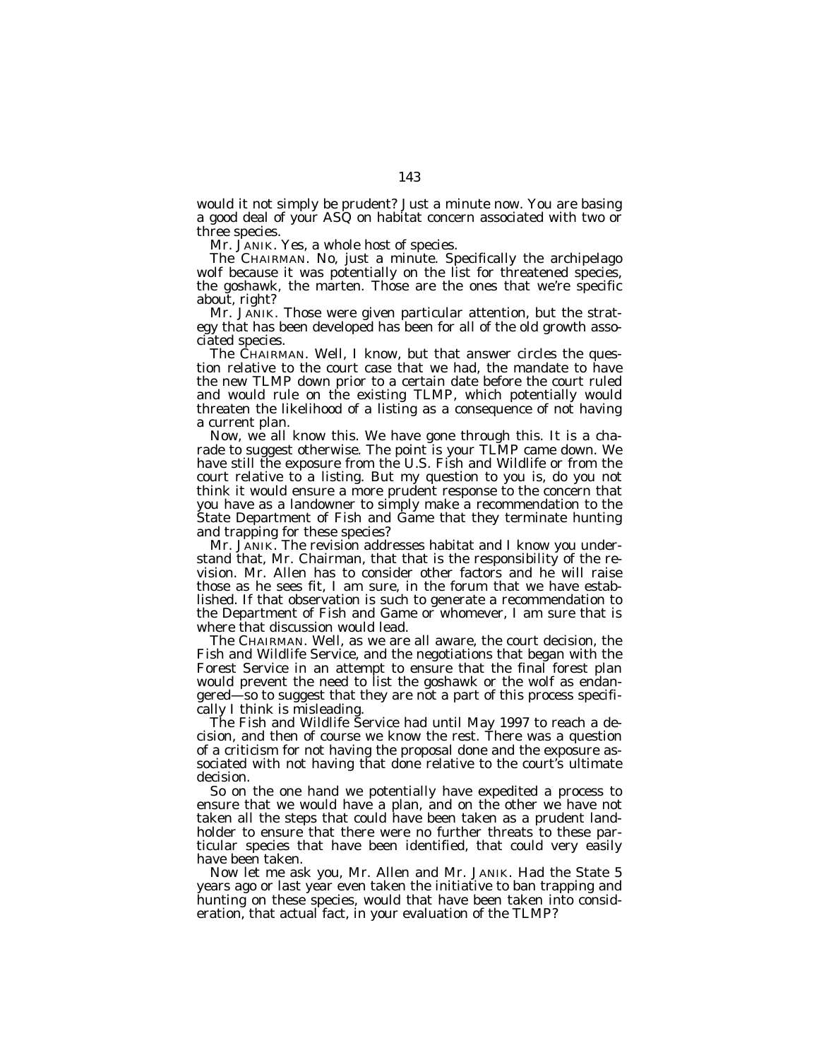would it not simply be prudent? Just a minute now. You are basing a good deal of your ASQ on habitat concern associated with two or three species.

Mr. JANIK. Yes, a whole host of species.

The CHAIRMAN. No, just a minute. Specifically the archipelago wolf because it was potentially on the list for threatened species, the goshawk, the marten. Those are the ones that we're specific about, right?

Mr. JANIK. Those were given particular attention, but the strategy that has been developed has been for all of the old growth associated species.

The CHAIRMAN. Well, I know, but that answer circles the question relative to the court case that we had, the mandate to have the new TLMP down prior to a certain date before the court ruled and would rule on the existing TLMP, which potentially would threaten the likelihood of a listing as a consequence of not having a current plan.

Now, we all know this. We have gone through this. It is a charade to suggest otherwise. The point is your TLMP came down. We have still the exposure from the U.S. Fish and Wildlife or from the court relative to a listing. But my question to you is, do you not think it would ensure a more prudent response to the concern that you have as a landowner to simply make a recommendation to the State Department of Fish and Game that they terminate hunting and trapping for these species?

Mr. JANIK. The revision addresses habitat and I know you understand that, Mr. Chairman, that that is the responsibility of the revision. Mr. Allen has to consider other factors and he will raise those as he sees fit, I am sure, in the forum that we have established. If that observation is such to generate a recommendation to the Department of Fish and Game or whomever, I am sure that is where that discussion would lead.

The CHAIRMAN. Well, as we are all aware, the court decision, the Fish and Wildlife Service, and the negotiations that began with the Forest Service in an attempt to ensure that the final forest plan would prevent the need to list the goshawk or the wolf as endangered—so to suggest that they are not a part of this process specifically I think is misleading.

The Fish and Wildlife Service had until May 1997 to reach a decision, and then of course we know the rest. There was a question of a criticism for not having the proposal done and the exposure associated with not having that done relative to the court's ultimate decision.

So on the one hand we potentially have expedited a process to ensure that we would have a plan, and on the other we have not taken all the steps that could have been taken as a prudent landholder to ensure that there were no further threats to these particular species that have been identified, that could very easily have been taken.

Now let me ask you, Mr. Allen and Mr. JANIK. Had the State 5 years ago or last year even taken the initiative to ban trapping and hunting on these species, would that have been taken into consideration, that actual fact, in your evaluation of the TLMP?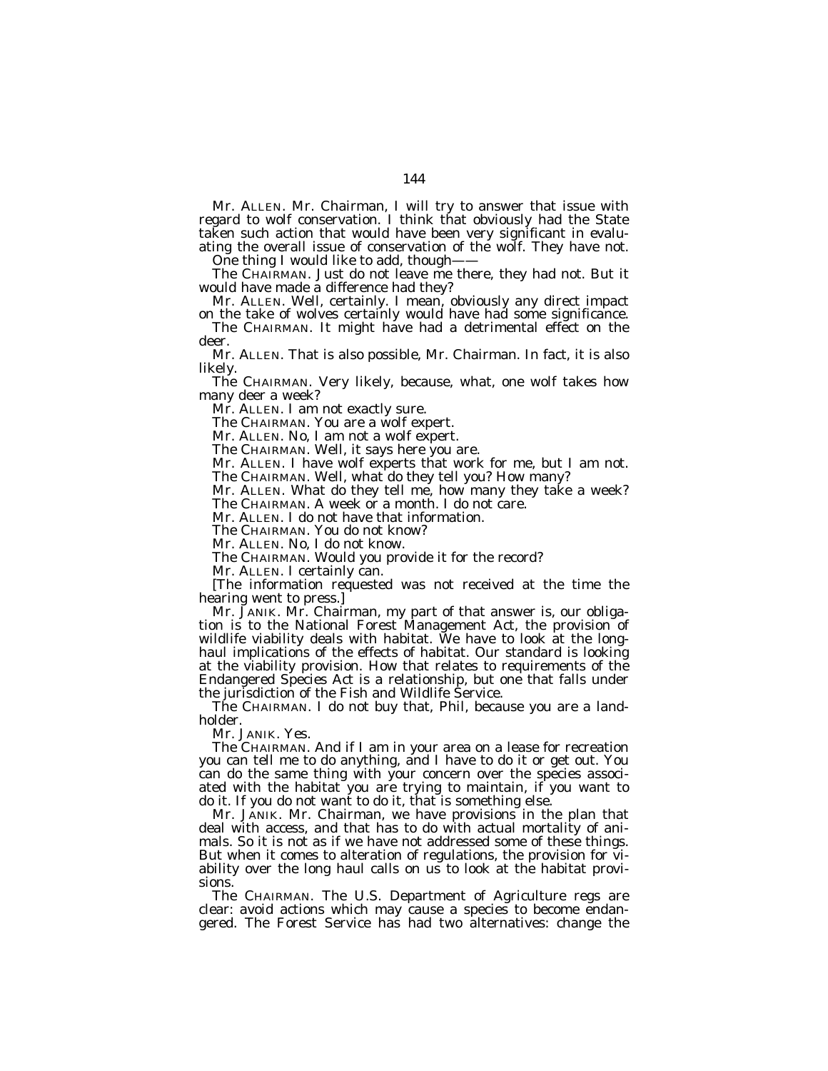Mr. ALLEN. Mr. Chairman, I will try to answer that issue with regard to wolf conservation. I think that obviously had the State taken such action that would have been very significant in evaluating the overall issue of conservation of the wolf. They have not.

One thing I would like to add, though——

The CHAIRMAN. Just do not leave me there, they had not. But it would have made a difference had they?

Mr. ALLEN. Well, certainly. I mean, obviously any direct impact on the take of wolves certainly would have had some significance.

The CHAIRMAN. It might have had a detrimental effect on the deer.

Mr. ALLEN. That is also possible, Mr. Chairman. In fact, it is also likely.

The CHAIRMAN. Very likely, because, what, one wolf takes how many deer a week?

Mr. ALLEN. I am not exactly sure.

The CHAIRMAN. You are a wolf expert.

Mr. ALLEN. No, I am not a wolf expert.

The CHAIRMAN. Well, it says here you are.

Mr. ALLEN. I have wolf experts that work for me, but I am not.

The CHAIRMAN. Well, what do they tell you? How many?

Mr. ALLEN. What do they tell me, how many they take a week?

The CHAIRMAN. A week or a month. I do not care.

Mr. ALLEN. I do not have that information.

The CHAIRMAN. You do not know?

Mr. ALLEN. No, I do not know.

The CHAIRMAN. Would you provide it for the record?

Mr. ALLEN. I certainly can.

[The information requested was not received at the time the hearing went to press.]

Mr. JANIK. Mr. Chairman, my part of that answer is, our obligation is to the National Forest Management Act, the provision of wildlife viability deals with habitat. We have to look at the long-haul implications of the effects of habitat. Our standard is looking at the viability provision. How that relates to requirements of the Endangered Species Act is a relationship, but one that falls under the jurisdiction of the Fish and Wildlife Service.

The CHAIRMAN. I do not buy that, Phil, because you are a landholder.

Mr. JANIK. Yes.

The CHAIRMAN. And if I am in your area on a lease for recreation you can tell me to do anything, and I have to do it or get out. You can do the same thing with your concern over the species associated with the habitat you are trying to maintain, if you want to do it. If you do not want to do it, that is something else.

Mr. JANIK. Mr. Chairman, we have provisions in the plan that deal with access, and that has to do with actual mortality of animals. So it is not as if we have not addressed some of these things. But when it comes to alteration of regulations, the provision for viability over the long haul calls on us to look at the habitat provisions.

The CHAIRMAN. The U.S. Department of Agriculture regs are clear: avoid actions which may cause a species to become endangered. The Forest Service has had two alternatives: change the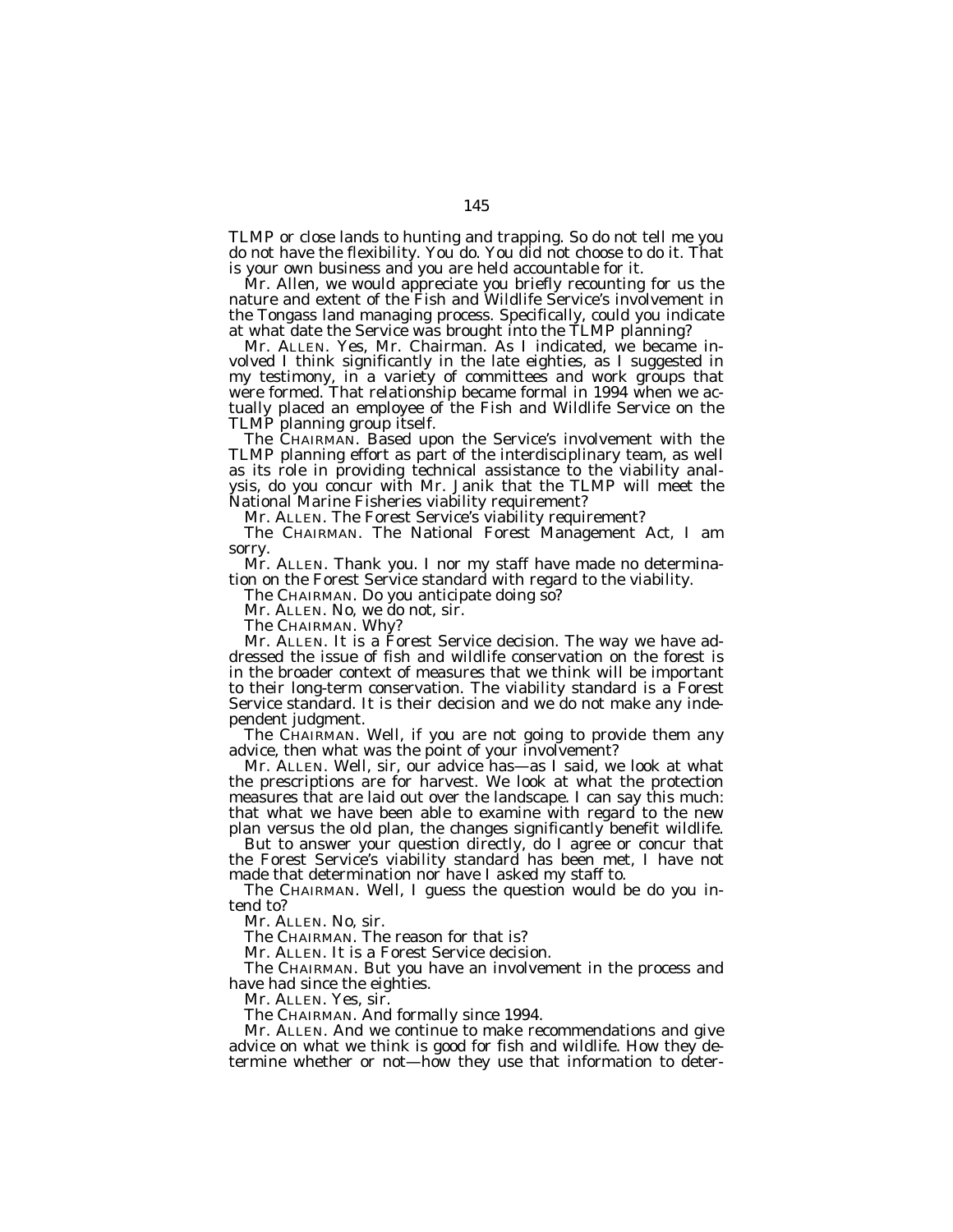TLMP or close lands to hunting and trapping. So do not tell me you do not have the flexibility. You do. You did not choose to do it. That is your own business and you are held accountable for it.

Mr. Allen, we would appreciate you briefly recounting for us the nature and extent of the Fish and Wildlife Service's involvement in the Tongass land managing process. Specifically, could you indicate at what date the Service was brought into the TLMP planning?

Mr. ALLEN. Yes, Mr. Chairman. As I indicated, we became involved I think significantly in the late eighties, as I suggested in my testimony, in a variety of committees and work groups that were formed. That relationship became formal in 1994 when we actually placed an employee of the Fish and Wildlife Service on the TLMP planning group itself.

The CHAIRMAN. Based upon the Service's involvement with the TLMP planning effort as part of the interdisciplinary team, as well as its role in providing technical assistance to the viability analysis, do you concur with Mr. Janik that the TLMP will meet the National Marine Fisheries viability requirement?

Mr. ALLEN. The Forest Service's viability requirement?

The CHAIRMAN. The National Forest Management Act, I am sorry.

Mr. ALLEN. Thank you. I nor my staff have made no determination on the Forest Service standard with regard to the viability.

The CHAIRMAN. Do you anticipate doing so?

Mr. ALLEN. No, we do not, sir.

The CHAIRMAN. Why?

Mr. ALLEN. It is a Forest Service decision. The way we have addressed the issue of fish and wildlife conservation on the forest is in the broader context of measures that we think will be important to their long-term conservation. The viability standard is a Forest Service standard. It is their decision and we do not make any independent judgment.

The CHAIRMAN. Well, if you are not going to provide them any advice, then what was the point of your involvement?

Mr. ALLEN. Well, sir, our advice has—as I said, we look at what the prescriptions are for harvest. We look at what the protection measures that are laid out over the landscape. I can say this much: that what we have been able to examine with regard to the new plan versus the old plan, the changes significantly benefit wildlife.

But to answer your question directly, do I agree or concur that the Forest Service's viability standard has been met, I have not made that determination nor have I asked my staff to.

The CHAIRMAN. Well, I guess the question would be do you intend to?

Mr. ALLEN. No, sir.

The CHAIRMAN. The reason for that is?

Mr. ALLEN. It is a Forest Service decision.

The CHAIRMAN. But you have an involvement in the process and have had since the eighties.

Mr. ALLEN. Yes, sir.

The CHAIRMAN. And formally since 1994.

Mr. ALLEN. And we continue to make recommendations and give advice on what we think is good for fish and wildlife. How they determine whether or not—how they use that information to deter-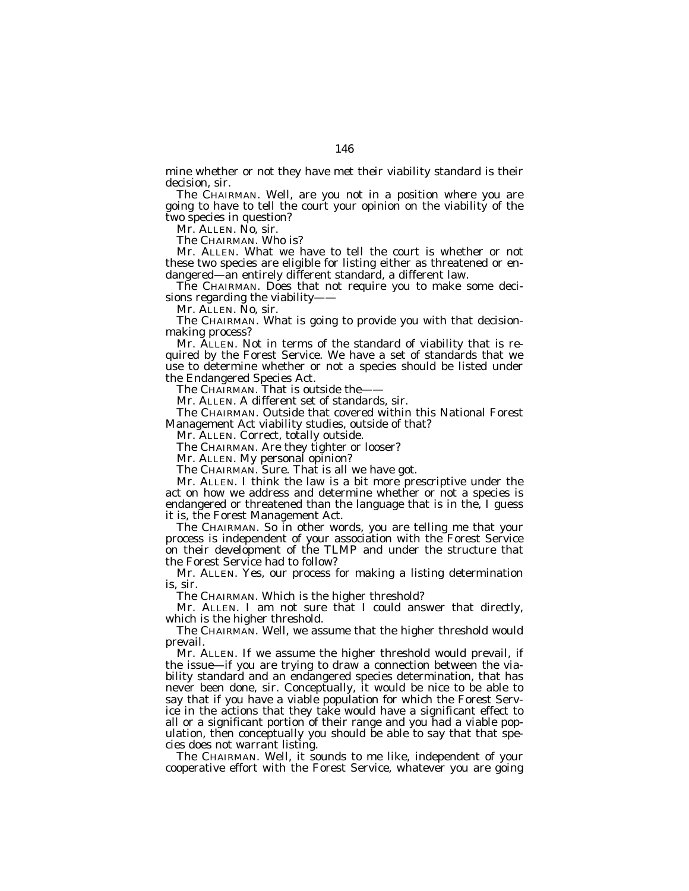mine whether or not they have met their viability standard is their decision, sir.

The CHAIRMAN. Well, are you not in a position where you are going to have to tell the court your opinion on the viability of the two species in question?

Mr. ALLEN. No, sir.

The CHAIRMAN. Who is?

Mr. ALLEN. What we have to tell the court is whether or not these two species are eligible for listing either as threatened or endangered—an entirely different standard, a different law.

The CHAIRMAN. Does that not require you to make some decisions regarding the viability——

Mr. ALLEN. No, sir.

The CHAIRMAN. What is going to provide you with that decision-making process?

Mr. ALLEN. Not in terms of the standard of viability that is required by the Forest Service. We have a set of standards that we use to determine whether or not a species should be listed under the Endangered Species Act.

The CHAIRMAN. That is outside the——

Mr. ALLEN. A different set of standards, sir.

The CHAIRMAN. Outside that covered within this National Forest Management Act viability studies, outside of that?

Mr. ALLEN. Correct, totally outside.

The CHAIRMAN. Are they tighter or looser?

Mr. ALLEN. My personal opinion?

The CHAIRMAN. Sure. That is all we have got.

Mr. ALLEN. I think the law is a bit more prescriptive under the act on how we address and determine whether or not a species is endangered or threatened than the language that is in the, I guess it is, the Forest Management Act.

The CHAIRMAN. So in other words, you are telling me that your process is independent of your association with the Forest Service on their development of the TLMP and under the structure that the Forest Service had to follow?

Mr. ALLEN. Yes, our process for making a listing determination is, sir.

The CHAIRMAN. Which is the higher threshold?

Mr. ALLEN. I am not sure that I could answer that directly, which is the higher threshold.

The CHAIRMAN. Well, we assume that the higher threshold would prevail.

Mr. ALLEN. If we assume the higher threshold would prevail, if the issue—if you are trying to draw a connection between the viability standard and an endangered species determination, that has never been done, sir. Conceptually, it would be nice to be able to say that if you have a viable population for which the Forest Service in the actions that they take would have a significant effect to all or a significant portion of their range and you had a viable population, then conceptually you should be able to say that that species does not warrant listing.

The CHAIRMAN. Well, it sounds to me like, independent of your cooperative effort with the Forest Service, whatever you are going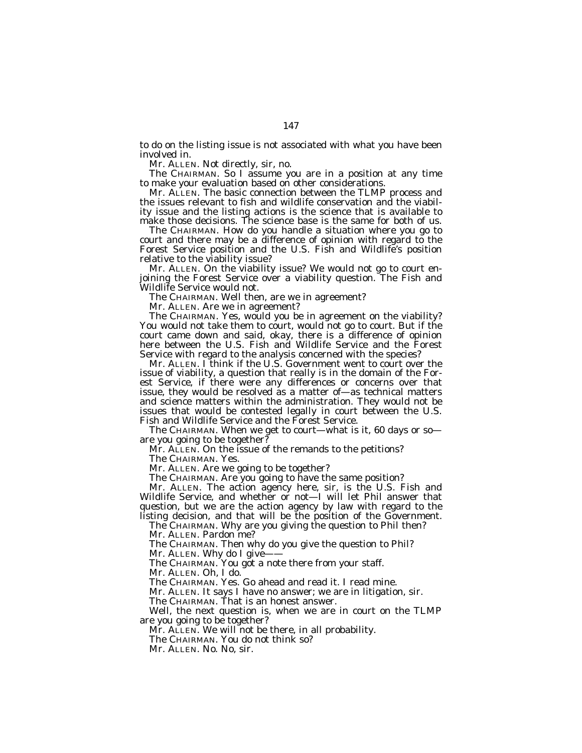to do on the listing issue is not associated with what you have been involved in.

Mr. ALLEN. Not directly, sir, no.

The CHAIRMAN. So I assume you are in a position at any time to make your evaluation based on other considerations.

Mr. ALLEN. The basic connection between the TLMP process and the issues relevant to fish and wildlife conservation and the viability issue and the listing actions is the science that is available to make those decisions. The science base is the same for both of us.

The CHAIRMAN. How do you handle a situation where you go to court and there may be a difference of opinion with regard to the Forest Service position and the U.S. Fish and Wildlife's position relative to the viability issue?

Mr. ALLEN. On the viability issue? We would not go to court enjoining the Forest Service over a viability question. The Fish and Wildlife Service would not.

The CHAIRMAN. Well then, are we in agreement?

Mr. ALLEN. Are we in agreement?

The CHAIRMAN. Yes, would you be in agreement on the viability? You would not take them to court, would not go to court. But if the court came down and said, okay, there is a difference of opinion here between the U.S. Fish and Wildlife Service and the Forest Service with regard to the analysis concerned with the species?

Mr. ALLEN. I think if the U.S. Government went to court over the issue of viability, a question that really is in the domain of the Forest Service, if there were any differences or concerns over that issue, they would be resolved as a matter of—as technical matters and science matters within the administration. They would not be issues that would be contested legally in court between the U.S. Fish and Wildlife Service and the Forest Service.

The CHAIRMAN. When we get to court—what is it, 60 days or so—are you going to be together?

Mr. ALLEN. On the issue of the remands to the petitions?

The CHAIRMAN. Yes.

Mr. ALLEN. Are we going to be together?

The CHAIRMAN. Are you going to have the same position?

Mr. ALLEN. The action agency here, sir, is the U.S. Fish and Wildlife Service, and whether or not—I will let Phil answer that question, but we are the action agency by law with regard to the listing decision, and that will be the position of the Government.

The CHAIRMAN. Why are you giving the question to Phil then?

Mr. ALLEN. Pardon me?

The CHAIRMAN. Then why do you give the question to Phil?

Mr. ALLEN. Why do I give——

The CHAIRMAN. You got a note there from your staff.

Mr. ALLEN. Oh, I do.

The CHAIRMAN. Yes. Go ahead and read it. I read mine.

Mr. ALLEN. It says I have no answer; we are in litigation, sir.

The CHAIRMAN. That is an honest answer.

Well, the next question is, when we are in court on the TLMP are you going to be together?

Mr. ALLEN. We will not be there, in all probability.

The CHAIRMAN. You do not think so?

Mr. ALLEN. No. No, sir.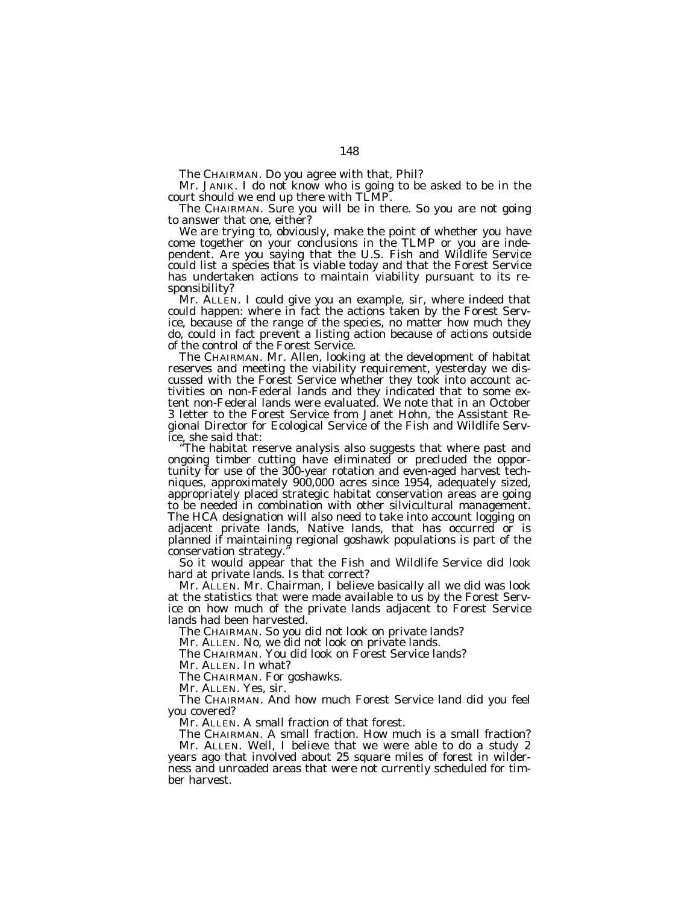The CHAIRMAN. Do you agree with that, Phil?

Mr. JANIK. I do not know who is going to be asked to be in the court should we end up there with TLMP.

The CHAIRMAN. Sure you will be in there. So you are not going to answer that one, either?

We are trying to, obviously, make the point of whether you have come together on your conclusions in the TLMP or you are independent. Are you saying that the U.S. Fish and Wildlife Service could list a species that is viable today and that the Forest Service has undertaken actions to maintain viability pursuant to its responsibility?

Mr. ALLEN. I could give you an example, sir, where indeed that could happen: where in fact the actions taken by the Forest Service, because of the range of the species, no matter how much they do, could in fact prevent a listing action because of actions outside of the control of the Forest Service.

The CHAIRMAN. Mr. Allen, looking at the development of habitat reserves and meeting the viability requirement, yesterday we discussed with the Forest Service whether they took into account activities on non-Federal lands and they indicated that to some extent non-Federal lands were evaluated. We note that in an October 3 letter to the Forest Service from Janet Hohn, the Assistant Regional Director for Ecological Service of the Fish and Wildlife Service, she said that:

"The habitat reserve analysis also suggests that where past and ongoing timber cutting have eliminated or precluded the opportunity for use of the 300-year rotation and even-aged harvest techniques, approximately 900,000 acres since 1954, adequately sized, appropriately placed strategic habitat conservation areas are going to be needed in combination with other silvicultural management. The HCA designation will also need to take into account logging on adjacent private lands, Native lands, that has occurred or is planned if maintaining regional goshawk populations is part of the conservation strategy."

So it would appear that the Fish and Wildlife Service did look hard at private lands. Is that correct?

Mr. ALLEN. Mr. Chairman, I believe basically all we did was look at the statistics that were made available to us by the Forest Service on how much of the private lands adjacent to Forest Service lands had been harvested.

The CHAIRMAN. So you did not look on private lands?

Mr. ALLEN. No, we did not look on private lands.

The CHAIRMAN. You did look on Forest Service lands?

Mr. ALLEN. In what?

The CHAIRMAN. For goshawks.

Mr. ALLEN. Yes, sir.

The CHAIRMAN. And how much Forest Service land did you feel you covered?

Mr. ALLEN. A small fraction of that forest.

The CHAIRMAN. A small fraction. How much is a small fraction?

Mr. ALLEN. Well, I believe that we were able to do a study 2 years ago that involved about 25 square miles of forest in wilderness and unroaded areas that were not currently scheduled for timber harvest.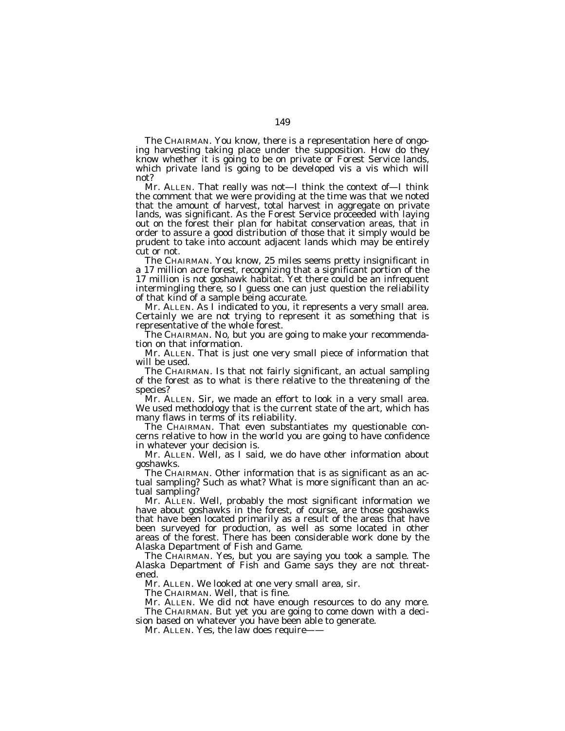The CHAIRMAN. You know, there is a representation here of ongoing harvesting taking place under the supposition. How do they know whether it is going to be on private or Forest Service lands, which private land is going to be developed vis a vis which will not?

Mr. ALLEN. That really was not—I think the context of—I think the comment that we were providing at the time was that we noted that the amount of harvest, total harvest in aggregate on private lands, was significant. As the Forest Service proceeded with laying out on the forest their plan for habitat conservation areas, that in order to assure a good distribution of those that it simply would be prudent to take into account adjacent lands which may be entirely cut or not.

The CHAIRMAN. You know, 25 miles seems pretty insignificant in a 17 million acre forest, recognizing that a significant portion of the 17 million is not goshawk habitat. Yet there could be an infrequent intermingling there, so I guess one can just question the reliability of that kind of a sample being accurate.

Mr. ALLEN. As I indicated to you, it represents a very small area. Certainly we are not trying to represent it as something that is representative of the whole forest.

The CHAIRMAN. No, but you are going to make your recommendation on that information.

Mr. ALLEN. That is just one very small piece of information that will be used.

The CHAIRMAN. Is that not fairly significant, an actual sampling of the forest as to what is there relative to the threatening of the species?

Mr. ALLEN. Sir, we made an effort to look in a very small area. We used methodology that is the current state of the art, which has many flaws in terms of its reliability.

The CHAIRMAN. That even substantiates my questionable concerns relative to how in the world you are going to have confidence in whatever your decision is.

Mr. ALLEN. Well, as I said, we do have other information about goshawks.

The CHAIRMAN. Other information that is as significant as an actual sampling? Such as what? What is more significant than an actual sampling?

Mr. ALLEN. Well, probably the most significant information we have about goshawks in the forest, of course, are those goshawks that have been located primarily as a result of the areas that have been surveyed for production, as well as some located in other areas of the forest. There has been considerable work done by the Alaska Department of Fish and Game.

The CHAIRMAN. Yes, but you are saying you took a sample. The Alaska Department of Fish and Game says they are not threatened.

Mr. ALLEN. We looked at one very small area, sir.

The CHAIRMAN. Well, that is fine.

Mr. ALLEN. We did not have enough resources to do any more.

The CHAIRMAN. But yet you are going to come down with a decision based on whatever you have been able to generate.

Mr. ALLEN. Yes, the law does require——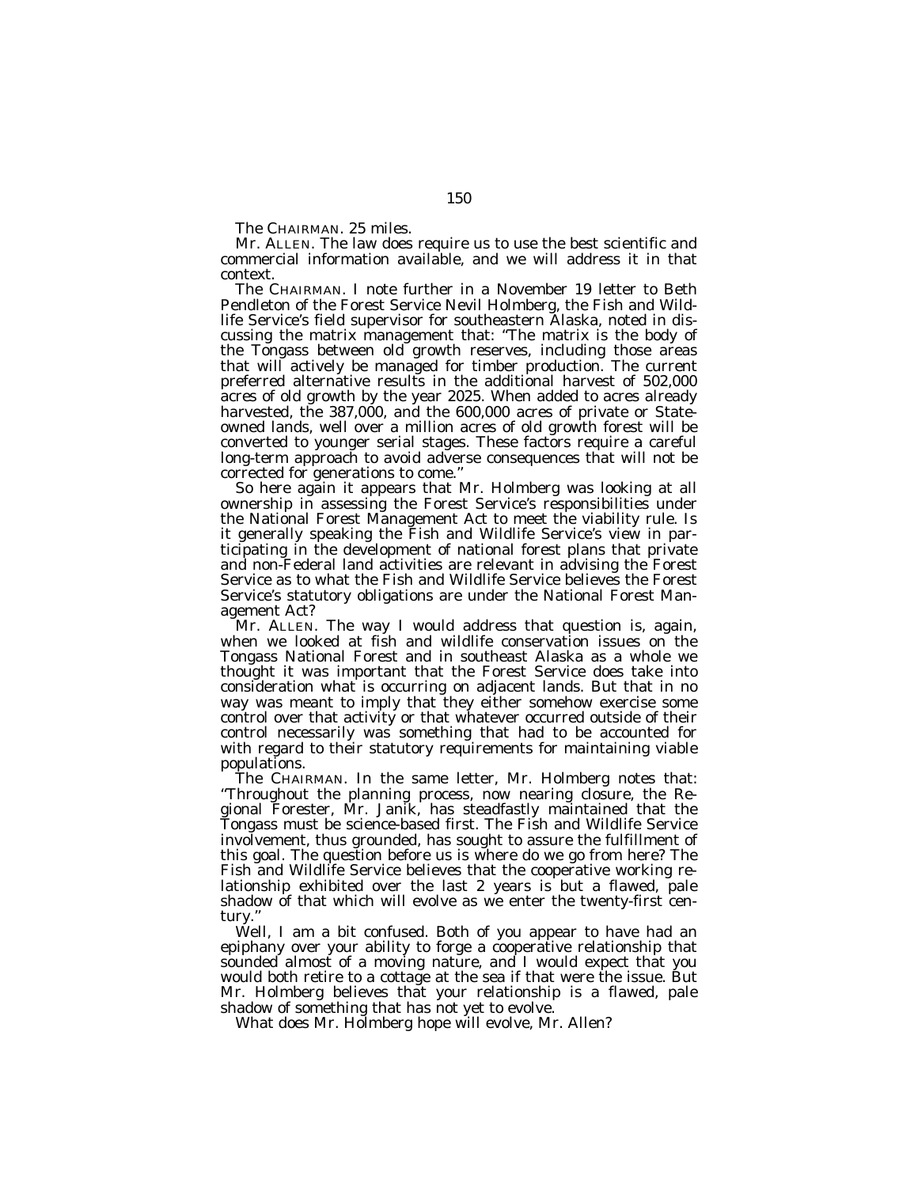The CHAIRMAN. 25 miles.

Mr. ALLEN. The law does require us to use the best scientific and commercial information available, and we will address it in that context.

The CHAIRMAN. I note further in a November 19 letter to Beth Pendleton of the Forest Service Nevil Holmberg, the Fish and Wildlife Service's field supervisor for southeastern Alaska, noted in discussing the matrix management that: "The matrix is the body of the Tongass between old growth reserves, including those areas that will actively be managed for timber production. The current preferred alternative results in the additional harvest of 502,000 acres of old growth by the year 2025. When added to acres already harvested, the 387,000, and the 600,000 acres of private or State-owned lands, well over a million acres of old growth forest will be converted to younger serial stages. These factors require a careful long-term approach to avoid adverse consequences that will not be corrected for generations to come."

So here again it appears that Mr. Holmberg was looking at all ownership in assessing the Forest Service's responsibilities under the National Forest Management Act to meet the viability rule. Is it generally speaking the Fish and Wildlife Service's view in participating in the development of national forest plans that private and non-Federal land activities are relevant in advising the Forest Service as to what the Fish and Wildlife Service believes the Forest Service's statutory obligations are under the National Forest Management Act?

Mr. ALLEN. The way I would address that question is, again, when we looked at fish and wildlife conservation issues on the Tongass National Forest and in southeast Alaska as a whole we thought it was important that the Forest Service does take into consideration what is occurring on adjacent lands. But that in no way was meant to imply that they either somehow exercise some control over that activity or that whatever occurred outside of their control necessarily was something that had to be accounted for with regard to their statutory requirements for maintaining viable populations.

The CHAIRMAN. In the same letter, Mr. Holmberg notes that: "Throughout the planning process, now nearing closure, the Regional Forester, Mr. Janik, has steadfastly maintained that the Tongass must be science-based first. The Fish and Wildlife Service involvement, thus grounded, has sought to assure the fulfillment of this goal. The question before us is where do we go from here? The Fish and Wildlife Service believes that the cooperative working relationship exhibited over the last 2 years is but a flawed, pale shadow of that which will evolve as we enter the twenty-first century."

Well, I am a bit confused. Both of you appear to have had an epiphany over your ability to forge a cooperative relationship that sounded almost of a moving nature, and I would expect that you would both retire to a cottage at the sea if that were the issue. But Mr. Holmberg believes that your relationship is a flawed, pale shadow of something that has not yet to evolve.

What does Mr. Holmberg hope will evolve, Mr. Allen?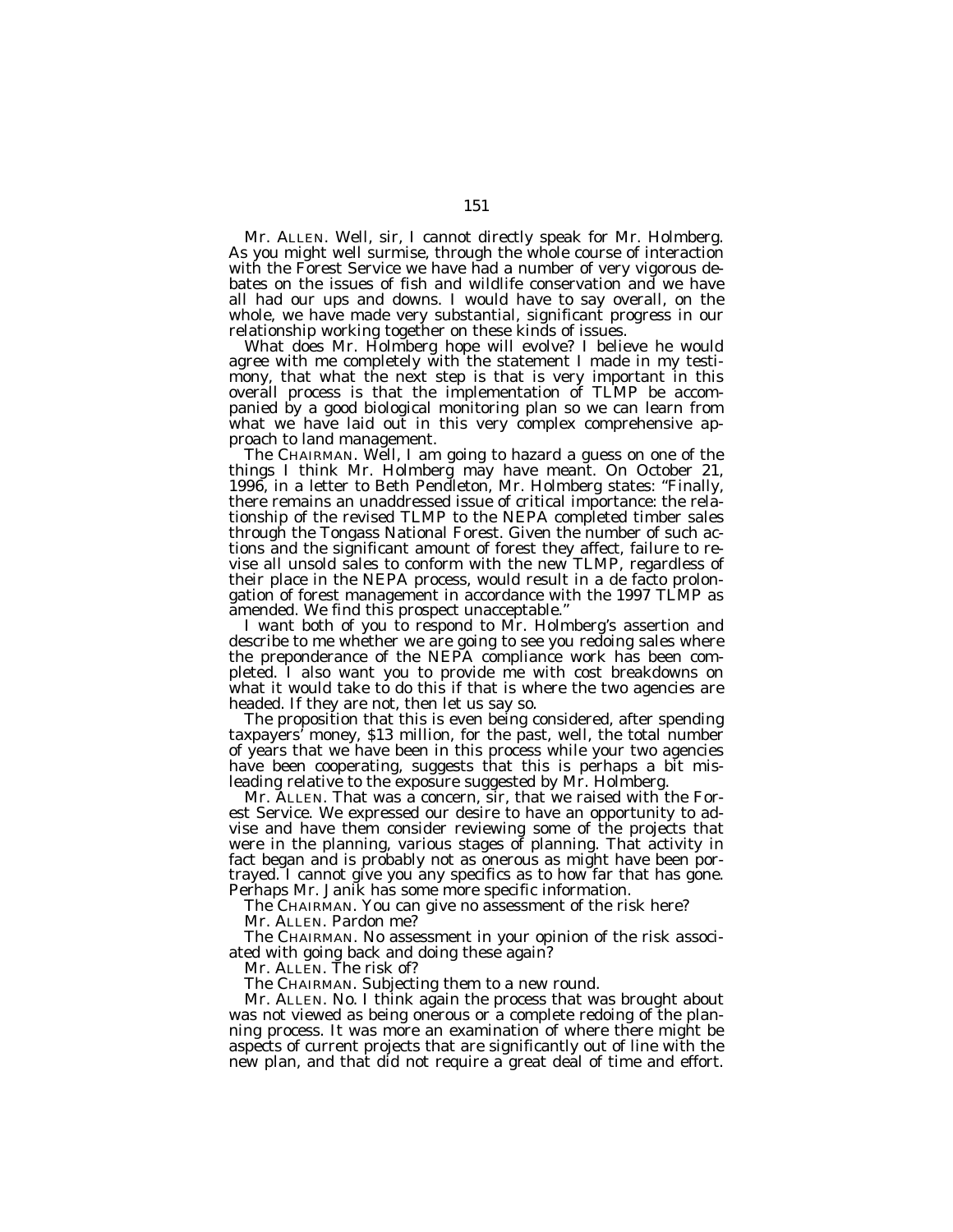Mr. ALLEN. Well, sir, I cannot directly speak for Mr. Holmberg. As you might well surmise, through the whole course of interaction with the Forest Service we have had a number of very vigorous debates on the issues of fish and wildlife conservation and we have all had our ups and downs. I would have to say overall, on the whole, we have made very substantial, significant progress in our relationship working together on these kinds of issues.

What does Mr. Holmberg hope will evolve? I believe he would agree with me completely with the statement I made in my testimony, that what the next step is that is very important in this overall process is that the implementation of TLMP be accompanied by a good biological monitoring plan so we can learn from what we have laid out in this very complex comprehensive approach to land management.

The CHAIRMAN. Well, I am going to hazard a guess on one of the things I think Mr. Holmberg may have meant. On October 21, 1996, in a letter to Beth Pendleton, Mr. Holmberg states: "Finally, there remains an unaddressed issue of critical importance: the relationship of the revised TLMP to the NEPA completed timber sales through the Tongass National Forest. Given the number of such actions and the significant amount of forest they affect, failure to revise all unsold sales to conform with the new TLMP, regardless of their place in the NEPA process, would result in a de facto prolongation of forest management in accordance with the 1997 TLMP as amended. We find this prospect unacceptable."

I want both of you to respond to Mr. Holmberg's assertion and describe to me whether we are going to see you redoing sales where the preponderance of the NEPA compliance work has been completed. I also want you to provide me with cost breakdowns on what it would take to do this if that is where the two agencies are headed. If they are not, then let us say so.

The proposition that this is even being considered, after spending taxpayers' money, $13 million, for the past, well, the total number of years that we have been in this process while your two agencies have been cooperating, suggests that this is perhaps a bit misleading relative to the exposure suggested by Mr. Holmberg.

Mr. ALLEN. That was a concern, sir, that we raised with the Forest Service. We expressed our desire to have an opportunity to advise and have them consider reviewing some of the projects that were in the planning, various stages of planning. That activity in fact began and is probably not as onerous as might have been portrayed. I cannot give you any specifics as to how far that has gone. Perhaps Mr. Janik has some more specific information.

The CHAIRMAN. You can give no assessment of the risk here?

Mr. ALLEN. Pardon me?

The CHAIRMAN. No assessment in your opinion of the risk associated with going back and doing these again?

Mr. ALLEN. The risk of?

The CHAIRMAN. Subjecting them to a new round.

Mr. ALLEN. No. I think again the process that was brought about was not viewed as being onerous or a complete redoing of the planning process. It was more an examination of where there might be aspects of current projects that are significantly out of line with the new plan, and that did not require a great deal of time and effort.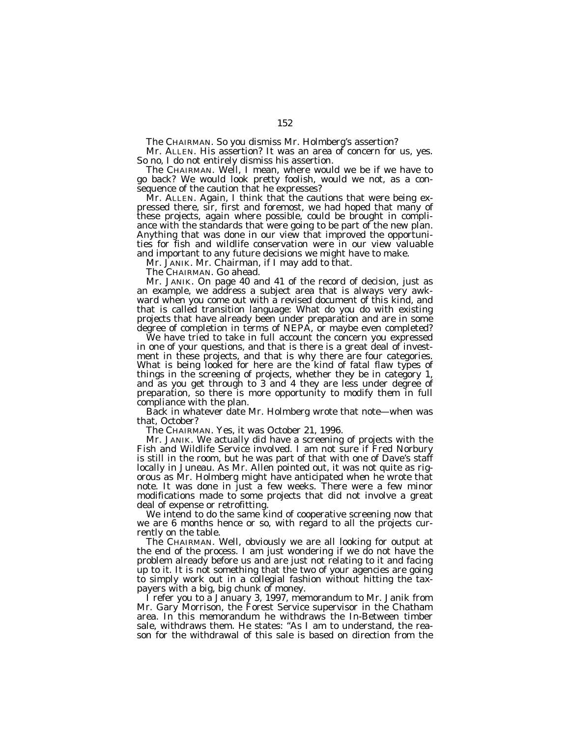The CHAIRMAN. So you dismiss Mr. Holmberg's assertion?

Mr. ALLEN. His assertion? It was an area of concern for us, yes. So no, I do not entirely dismiss his assertion.

The CHAIRMAN. Well, I mean, where would we be if we have to go back? We would look pretty foolish, would we not, as a consequence of the caution that he expresses?

Mr. ALLEN. Again, I think that the cautions that were being expressed there, sir, first and foremost, we had hoped that many of these projects, again where possible, could be brought in compliance with the standards that were going to be part of the new plan. Anything that was done in our view that improved the opportunities for fish and wildlife conservation were in our view valuable and important to any future decisions we might have to make.

Mr. JANIK. Mr. Chairman, if I may add to that.

The CHAIRMAN. Go ahead.

Mr. JANIK. On page 40 and 41 of the record of decision, just as an example, we address a subject area that is always very awkward when you come out with a revised document of this kind, and that is called transition language: What do you do with existing projects that have already been under preparation and are in some degree of completion in terms of NEPA, or maybe even completed?

We have tried to take in full account the concern you expressed in one of your questions, and that is there is a great deal of investment in these projects, and that is why there are four categories. What is being looked for here are the kind of fatal flaw types of things in the screening of projects, whether they be in category 1, and as you get through to 3 and 4 they are less under degree of preparation, so there is more opportunity to modify them in full compliance with the plan.

Back in whatever date Mr. Holmberg wrote that note—when was that, October?

The CHAIRMAN. Yes, it was October 21, 1996.

Mr. JANIK. We actually did have a screening of projects with the Fish and Wildlife Service involved. I am not sure if Fred Norbury is still in the room, but he was part of that with one of Dave's staff locally in Juneau. As Mr. Allen pointed out, it was not quite as rigorous as Mr. Holmberg might have anticipated when he wrote that note. It was done in just a few weeks. There were a few minor modifications made to some projects that did not involve a great deal of expense or retrofitting.

We intend to do the same kind of cooperative screening now that we are 6 months hence or so, with regard to all the projects currently on the table.

The CHAIRMAN. Well, obviously we are all looking for output at the end of the process. I am just wondering if we do not have the problem already before us and are just not relating to it and facing up to it. It is not something that the two of your agencies are going to simply work out in a collegial fashion without hitting the taxpayers with a big, big chunk of money.

I refer you to a January 3, 1997, memorandum to Mr. Janik from Mr. Gary Morrison, the Forest Service supervisor in the Chatham area. In this memorandum he withdraws the In-Between timber sale, withdraws them. He states: "As I am to understand, the reason for the withdrawal of this sale is based on direction from the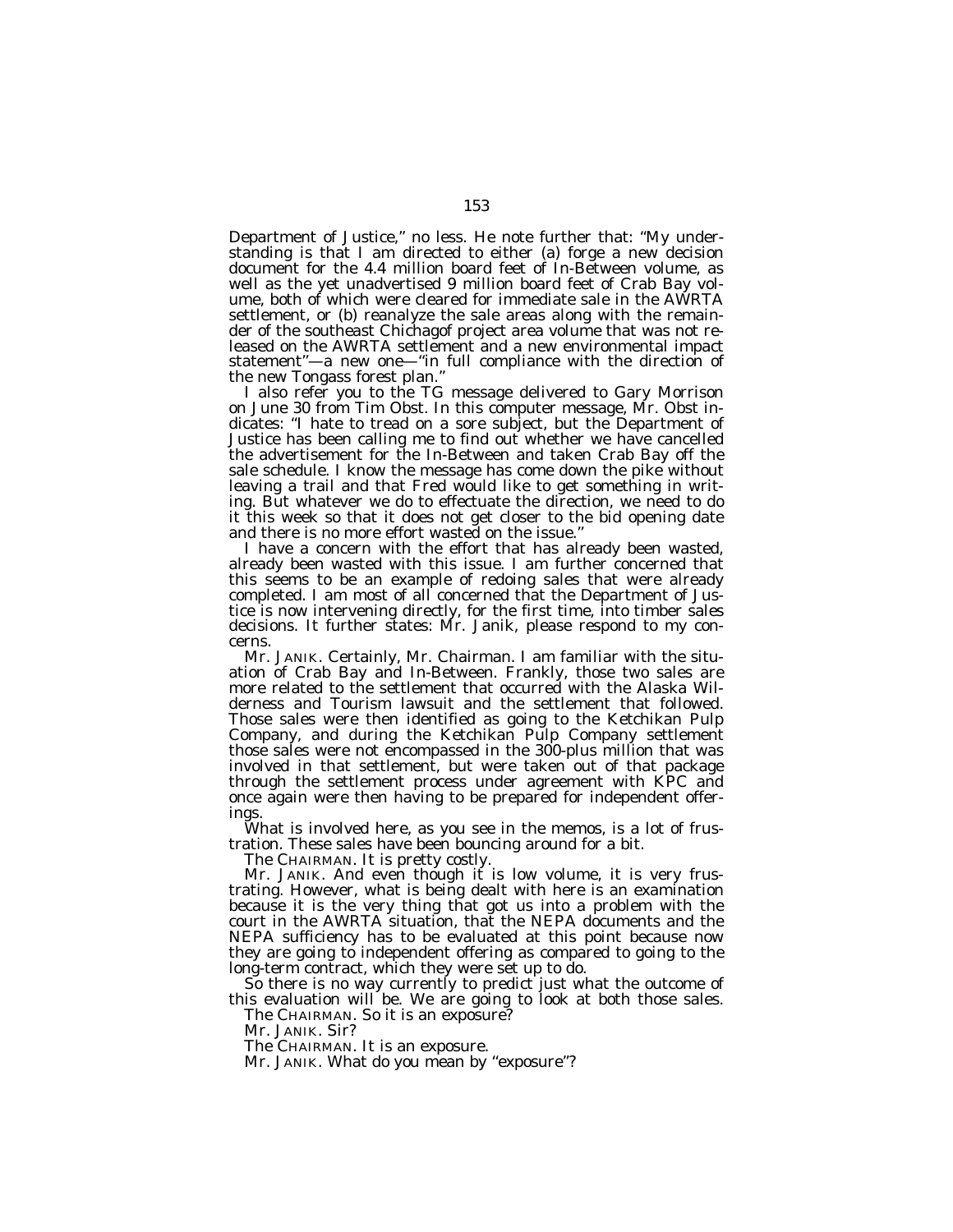Department of Justice," no less. He note further that: "My understanding is that I am directed to either (a) forge a new decision document for the 4.4 million board feet of In-Between volume, as well as the yet unadvertised 9 million board feet of Crab Bay volume, both of which were cleared for immediate sale in the AWRTA settlement, or (b) reanalyze the sale areas along with the remainder of the southeast Chichagof project area volume that was not released on the AWRTA settlement and a new environmental impact statement"—a new one—"in full compliance with the direction of the new Tongass forest plan."

I also refer you to the TG message delivered to Gary Morrison on June 30 from Tim Obst. In this computer message, Mr. Obst indicates: "I hate to tread on a sore subject, but the Department of Justice has been calling me to find out whether we have cancelled the advertisement for the In-Between and taken Crab Bay off the sale schedule. I know the message has come down the pike without leaving a trail and that Fred would like to get something in writing. But whatever we do to effectuate the direction, we need to do it this week so that it does not get closer to the bid opening date and there is no more effort wasted on the issue."

I have a concern with the effort that has already been wasted, already been wasted with this issue. I am further concerned that this seems to be an example of redoing sales that were already completed. I am most of all concerned that the Department of Justice is now intervening directly, for the first time, into timber sales decisions. It further states: Mr. Janik, please respond to my concerns.

Mr. JANIK. Certainly, Mr. Chairman. I am familiar with the situation of Crab Bay and In-Between. Frankly, those two sales are more related to the settlement that occurred with the Alaska Wilderness and Tourism lawsuit and the settlement that followed. Those sales were then identified as going to the Ketchikan Pulp Company, and during the Ketchikan Pulp Company settlement those sales were not encompassed in the 300-plus million that was involved in that settlement, but were taken out of that package through the settlement process under agreement with KPC and once again were then having to be prepared for independent offerings.

What is involved here, as you see in the memos, is a lot of frustration. These sales have been bouncing around for a bit.

The CHAIRMAN. It is pretty costly.

Mr. JANIK. And even though it is low volume, it is very frustrating. However, what is being dealt with here is an examination because it is the very thing that got us into a problem with the court in the AWRTA situation, that the NEPA documents and the NEPA sufficiency has to be evaluated at this point because now they are going to independent offering as compared to going to the long-term contract, which they were set up to do.

So there is no way currently to predict just what the outcome of this evaluation will be. We are going to look at both those sales.

The CHAIRMAN. So it is an exposure?

Mr. JANIK. Sir?

The CHAIRMAN. It is an exposure.

Mr. JANIK. What do you mean by "exposure"?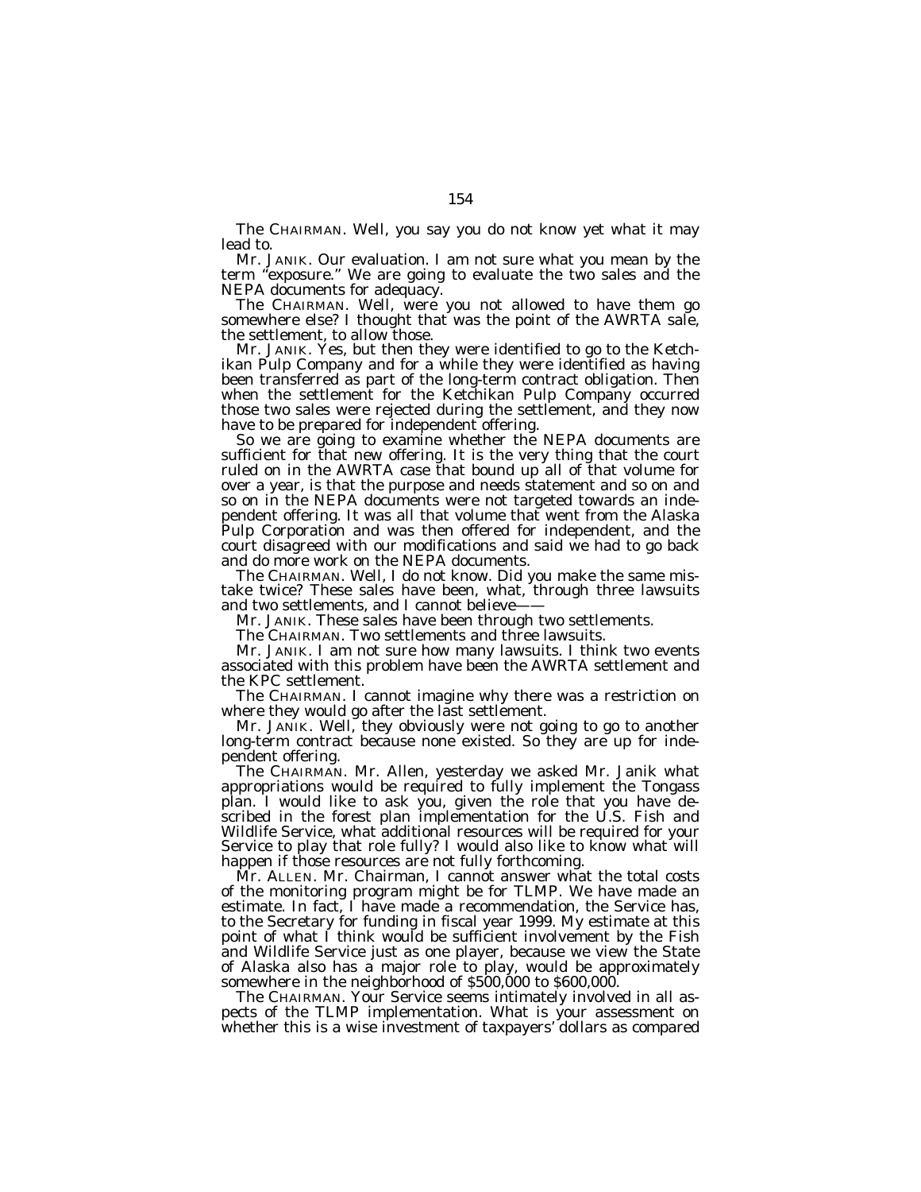The CHAIRMAN. Well, you say you do not know yet what it may lead to.

Mr. JANIK. Our evaluation. I am not sure what you mean by the term "exposure." We are going to evaluate the two sales and the NEPA documents for adequacy.

The CHAIRMAN. Well, were you not allowed to have them go somewhere else? I thought that was the point of the AWRTA sale, the settlement, to allow those.

Mr. JANIK. Yes, but then they were identified to go to the Ketchikan Pulp Company and for a while they were identified as having been transferred as part of the long-term contract obligation. Then when the settlement for the Ketchikan Pulp Company occurred those two sales were rejected during the settlement, and they now have to be prepared for independent offering.

So we are going to examine whether the NEPA documents are sufficient for that new offering. It is the very thing that the court ruled on in the AWRTA case that bound up all of that volume for over a year, is that the purpose and needs statement and so on and so on in the NEPA documents were not targeted towards an independent offering. It was all that volume that went from the Alaska Pulp Corporation and was then offered for independent, and the court disagreed with our modifications and said we had to go back and do more work on the NEPA documents.

The CHAIRMAN. Well, I do not know. Did you make the same mistake twice? These sales have been, what, through three lawsuits and two settlements, and I cannot believe——

Mr. JANIK. These sales have been through two settlements.

The CHAIRMAN. Two settlements and three lawsuits.

Mr. JANIK. I am not sure how many lawsuits. I think two events associated with this problem have been the AWRTA settlement and the KPC settlement.

The CHAIRMAN. I cannot imagine why there was a restriction on where they would go after the last settlement.

Mr. JANIK. Well, they obviously were not going to go to another long-term contract because none existed. So they are up for independent offering.

The CHAIRMAN. Mr. Allen, yesterday we asked Mr. Janik what appropriations would be required to fully implement the Tongass plan. I would like to ask you, given the role that you have described in the forest plan implementation for the U.S. Fish and Wildlife Service, what additional resources will be required for your Service to play that role fully? I would also like to know what will happen if those resources are not fully forthcoming.

Mr. ALLEN. Mr. Chairman, I cannot answer what the total costs of the monitoring program might be for TLMP. We have made an estimate. In fact, I have made a recommendation, the Service has, to the Secretary for funding in fiscal year 1999. My estimate at this point of what I think would be sufficient involvement by the Fish and Wildlife Service just as one player, because we view the State of Alaska also has a major role to play, would be approximately somewhere in the neighborhood of $500,000 to $600,000.

The CHAIRMAN. Your Service seems intimately involved in all aspects of the TLMP implementation. What is your assessment on whether this is a wise investment of taxpayers' dollars as compared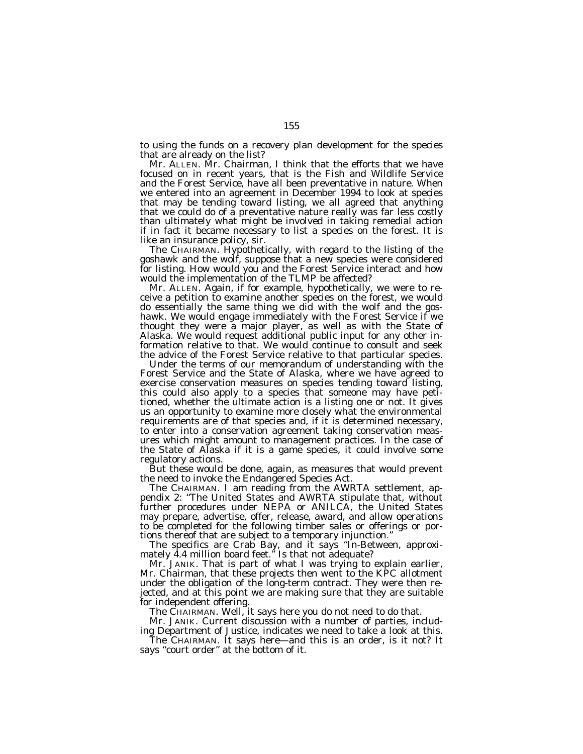to using the funds on a recovery plan development for the species that are already on the list?

Mr. ALLEN. Mr. Chairman, I think that the efforts that we have focused on in recent years, that is the Fish and Wildlife Service and the Forest Service, have all been preventative in nature. When we entered into an agreement in December 1994 to look at species that may be tending toward listing, we all agreed that anything that we could do of a preventative nature really was far less costly than ultimately what might be involved in taking remedial action if in fact it became necessary to list a species on the forest. It is like an insurance policy, sir.

The CHAIRMAN. Hypothetically, with regard to the listing of the goshawk and the wolf, suppose that a new species were considered for listing. How would you and the Forest Service interact and how would the implementation of the TLMP be affected?

Mr. ALLEN. Again, if for example, hypothetically, we were to receive a petition to examine another species on the forest, we would do essentially the same thing we did with the wolf and the goshawk. We would engage immediately with the Forest Service if we thought they were a major player, as well as with the State of Alaska. We would request additional public input for any other information relative to that. We would continue to consult and seek the advice of the Forest Service relative to that particular species.

Under the terms of our memorandum of understanding with the Forest Service and the State of Alaska, where we have agreed to exercise conservation measures on species tending toward listing, this could also apply to a species that someone may have petitioned, whether the ultimate action is a listing one or not. It gives us an opportunity to examine more closely what the environmental requirements are of that species and, if it is determined necessary, to enter into a conservation agreement taking conservation measures which might amount to management practices. In the case of the State of Alaska if it is a game species, it could involve some regulatory actions.

But these would be done, again, as measures that would prevent the need to invoke the Endangered Species Act.

The CHAIRMAN. I am reading from the AWRTA settlement, appendix 2: "The United States and AWRTA stipulate that, without further procedures under NEPA or ANILCA, the United States may prepare, advertise, offer, release, award, and allow operations to be completed for the following timber sales or offerings or portions thereof that are subject to a temporary injunction."

The specifics are Crab Bay, and it says "In-Between, approximately 4.4 million board feet." Is that not adequate?

Mr. JANIK. That is part of what I was trying to explain earlier, Mr. Chairman, that these projects then went to the KPC allotment under the obligation of the long-term contract. They were then rejected, and at this point we are making sure that they are suitable for independent offering.

The CHAIRMAN. Well, it says here you do not need to do that.

Mr. JANIK. Current discussion with a number of parties, including Department of Justice, indicates we need to take a look at this.

The CHAIRMAN. It says here—and this is an order, is it not? It says "court order" at the bottom of it.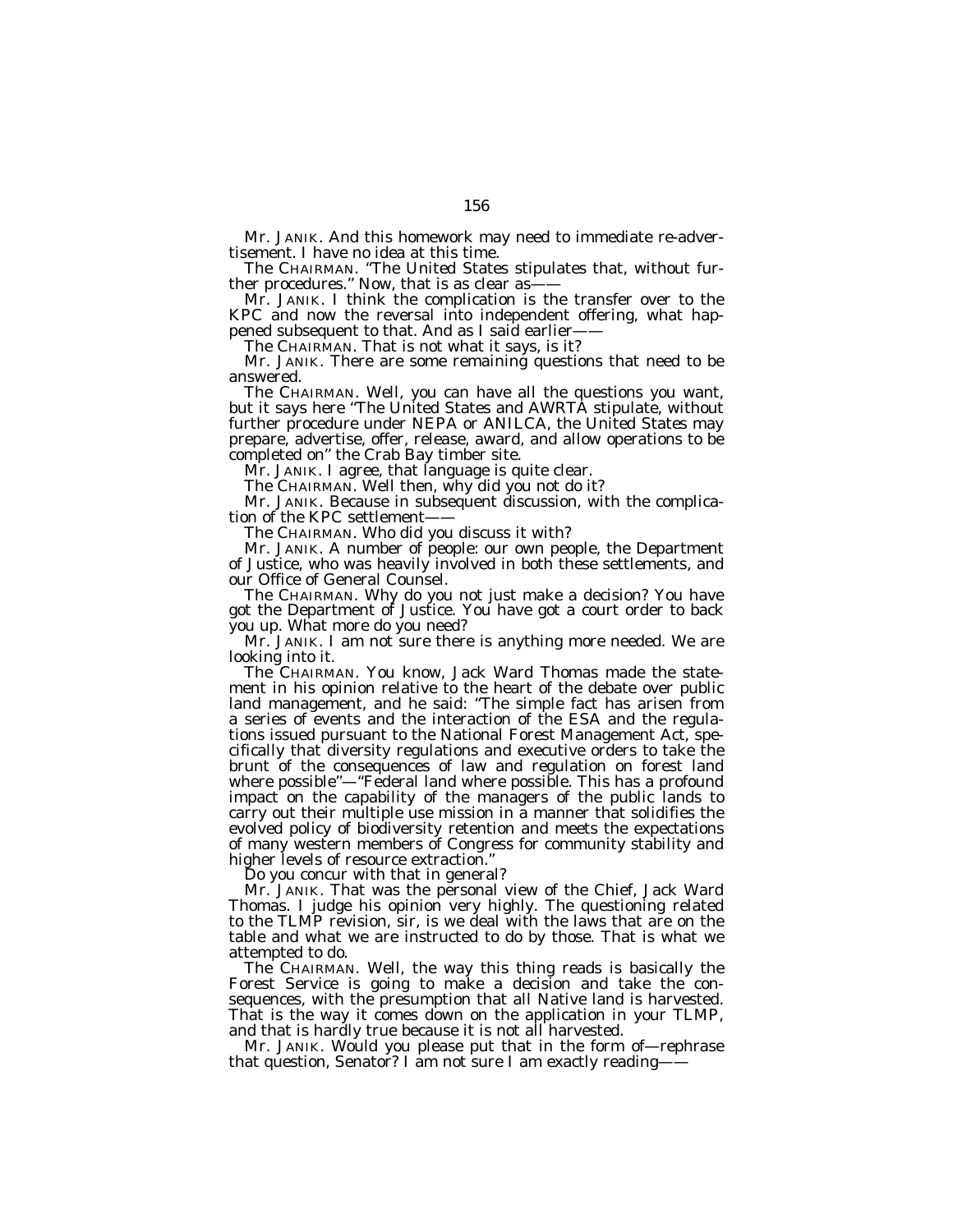Mr. JANIK. And this homework may need to immediate re-advertisement. I have no idea at this time.

The CHAIRMAN. "The United States stipulates that, without further procedures." Now, that is as clear as——

Mr. JANIK. I think the complication is the transfer over to the KPC and now the reversal into independent offering, what happened subsequent to that. And as I said earlier——

The CHAIRMAN. That is not what it says, is it?

Mr. JANIK. There are some remaining questions that need to be answered.

The CHAIRMAN. Well, you can have all the questions you want, but it says here "The United States and AWRTA stipulate, without further procedure under NEPA or ANILCA, the United States may prepare, advertise, offer, release, award, and allow operations to be completed on" the Crab Bay timber site.

Mr. JANIK. I agree, that language is quite clear.

The CHAIRMAN. Well then, why did you not do it?

Mr. JANIK. Because in subsequent discussion, with the complication of the KPC settlement——

The CHAIRMAN. Who did you discuss it with?

Mr. JANIK. A number of people: our own people, the Department of Justice, who was heavily involved in both these settlements, and our Office of General Counsel.

The CHAIRMAN. Why do you not just make a decision? You have got the Department of Justice. You have got a court order to back you up. What more do you need?

Mr. JANIK. I am not sure there is anything more needed. We are looking into it.

The CHAIRMAN. You know, Jack Ward Thomas made the statement in his opinion relative to the heart of the debate over public land management, and he said: "The simple fact has arisen from a series of events and the interaction of the ESA and the regulations issued pursuant to the National Forest Management Act, specifically that diversity regulations and executive orders to take the brunt of the consequences of law and regulation on forest land where possible"—"Federal land where possible. This has a profound impact on the capability of the managers of the public lands to carry out their multiple use mission in a manner that solidifies the evolved policy of biodiversity retention and meets the expectations of many western members of Congress for community stability and higher levels of resource extraction."

Do you concur with that in general?

Mr. JANIK. That was the personal view of the Chief, Jack Ward Thomas. I judge his opinion very highly. The questioning related to the TLMP revision, sir, is we deal with the laws that are on the table and what we are instructed to do by those. That is what we attempted to do.

The CHAIRMAN. Well, the way this thing reads is basically the Forest Service is going to make a decision and take the consequences, with the presumption that all Native land is harvested. That is the way it comes down on the application in your TLMP, and that is hardly true because it is not all harvested.

Mr. JANIK. Would you please put that in the form of—rephrase that question, Senator? I am not sure I am exactly reading——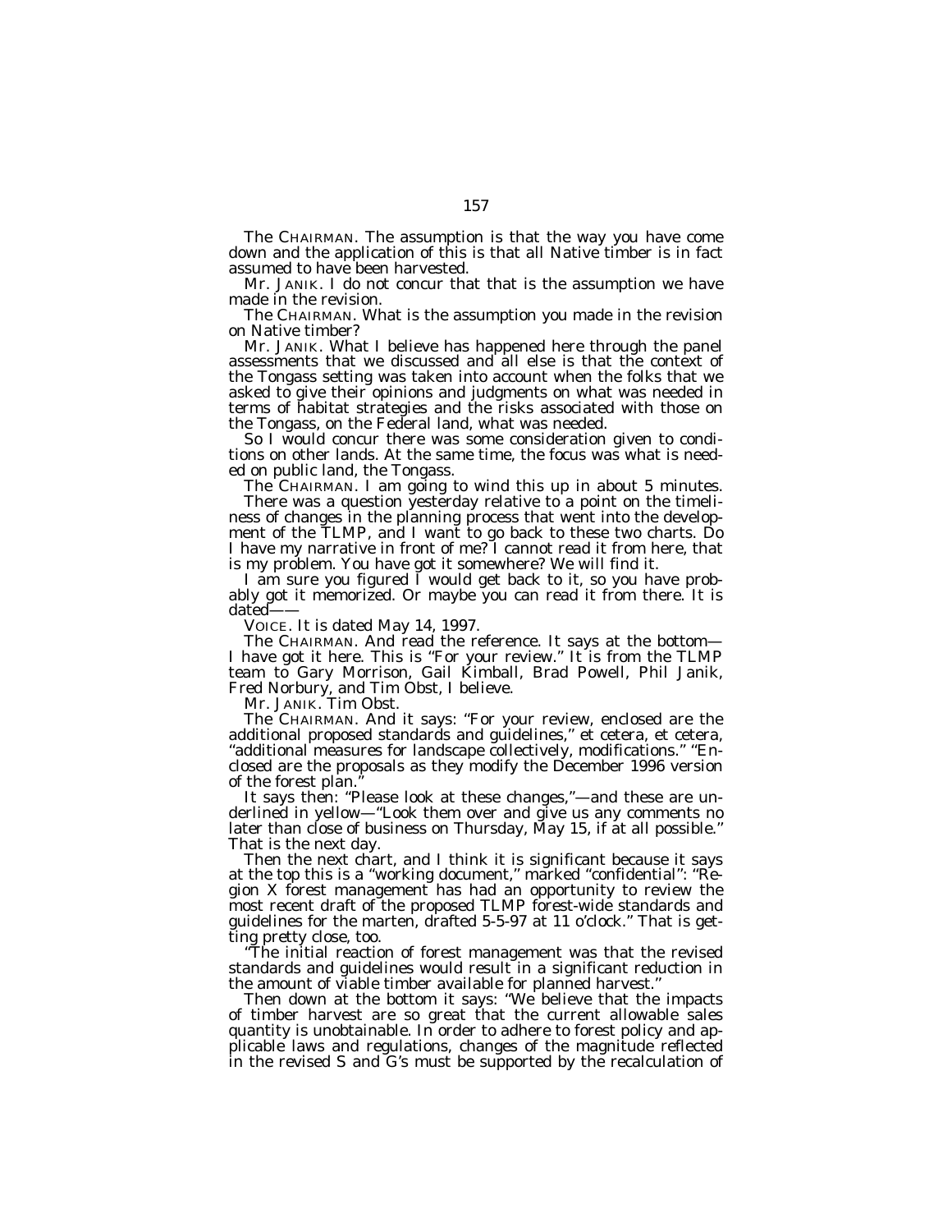The CHAIRMAN. The assumption is that the way you have come down and the application of this is that all Native timber is in fact assumed to have been harvested.

Mr. JANIK. I do not concur that that is the assumption we have made in the revision.

The CHAIRMAN. What is the assumption you made in the revision on Native timber?

Mr. JANIK. What I believe has happened here through the panel assessments that we discussed and all else is that the context of the Tongass setting was taken into account when the folks that we asked to give their opinions and judgments on what was needed in terms of habitat strategies and the risks associated with those on the Tongass, on the Federal land, what was needed.

So I would concur there was some consideration given to conditions on other lands. At the same time, the focus was what is needed on public land, the Tongass.

The CHAIRMAN. I am going to wind this up in about 5 minutes.

There was a question yesterday relative to a point on the timeliness of changes in the planning process that went into the development of the TLMP, and I want to go back to these two charts. Do I have my narrative in front of me? I cannot read it from here, that is my problem. You have got it somewhere? We will find it.

I am sure you figured I would get back to it, so you have probably got it memorized. Or maybe you can read it from there. It is dated——

VOICE. It is dated May 14, 1997.

The CHAIRMAN. And read the reference. It says at the bottom—I have got it here. This is "For your review." It is from the TLMP team to Gary Morrison, Gail Kimball, Brad Powell, Phil Janik, Fred Norbury, and Tim Obst, I believe.

Mr. JANIK. Tim Obst.

The CHAIRMAN. And it says: "For your review, enclosed are the additional proposed standards and guidelines," et cetera, et cetera, "additional measures for landscape collectively, modifications." "Enclosed are the proposals as they modify the December 1996 version of the forest plan."

It says then: "Please look at these changes,"—and these are underlined in yellow—"Look them over and give us any comments no later than close of business on Thursday, May 15, if at all possible." That is the next day.

Then the next chart, and I think it is significant because it says at the top this is a "working document," marked "confidential": "Region X forest management has had an opportunity to review the most recent draft of the proposed TLMP forest-wide standards and guidelines for the marten, drafted 5-5-97 at 11 o'clock." That is getting pretty close, too.

"The initial reaction of forest management was that the revised standards and guidelines would result in a significant reduction in the amount of viable timber available for planned harvest."

Then down at the bottom it says: "We believe that the impacts of timber harvest are so great that the current allowable sales quantity is unobtainable. In order to adhere to forest policy and applicable laws and regulations, changes of the magnitude reflected in the revised S and G's must be supported by the recalculation of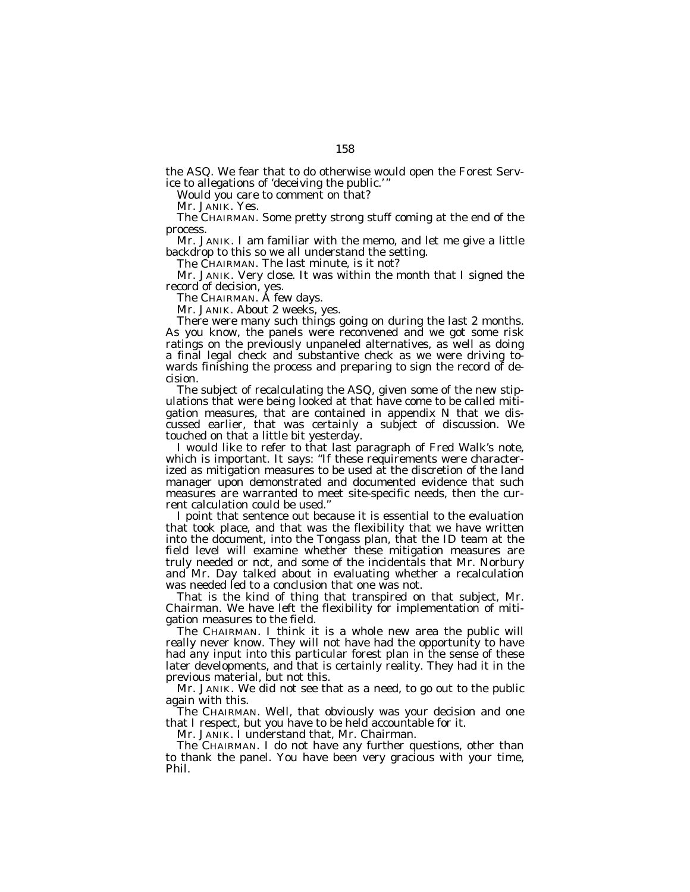the ASQ. We fear that to do otherwise would open the Forest Service to allegations of 'deceiving the public.'"

Would you care to comment on that?

Mr. JANIK. Yes.

The CHAIRMAN. Some pretty strong stuff coming at the end of the process.

Mr. JANIK. I am familiar with the memo, and let me give a little backdrop to this so we all understand the setting.

The CHAIRMAN. The last minute, is it not?

Mr. JANIK. Very close. It was within the month that I signed the record of decision, yes.

The CHAIRMAN. A few days.

Mr. JANIK. About 2 weeks, yes.

There were many such things going on during the last 2 months. As you know, the panels were reconvened and we got some risk ratings on the previously unpaneled alternatives, as well as doing a final legal check and substantive check as we were driving towards finishing the process and preparing to sign the record of decision.

The subject of recalculating the ASQ, given some of the new stipulations that were being looked at that have come to be called mitigation measures, that are contained in appendix N that we discussed earlier, that was certainly a subject of discussion. We touched on that a little bit yesterday.

I would like to refer to that last paragraph of Fred Walk's note, which is important. It says: "If these requirements were characterized as mitigation measures to be used at the discretion of the land manager upon demonstrated and documented evidence that such measures are warranted to meet site-specific needs, then the current calculation could be used."

I point that sentence out because it is essential to the evaluation that took place, and that was the flexibility that we have written into the document, into the Tongass plan, that the ID team at the field level will examine whether these mitigation measures are truly needed or not, and some of the incidentals that Mr. Norbury and Mr. Day talked about in evaluating whether a recalculation was needed led to a conclusion that one was not.

That is the kind of thing that transpired on that subject, Mr. Chairman. We have left the flexibility for implementation of mitigation measures to the field.

The CHAIRMAN. I think it is a whole new area the public will really never know. They will not have had the opportunity to have had any input into this particular forest plan in the sense of these later developments, and that is certainly reality. They had it in the previous material, but not this.

Mr. JANIK. We did not see that as a need, to go out to the public again with this.

The CHAIRMAN. Well, that obviously was your decision and one that I respect, but you have to be held accountable for it.

Mr. JANIK. I understand that, Mr. Chairman.

The CHAIRMAN. I do not have any further questions, other than to thank the panel. You have been very gracious with your time, Phil.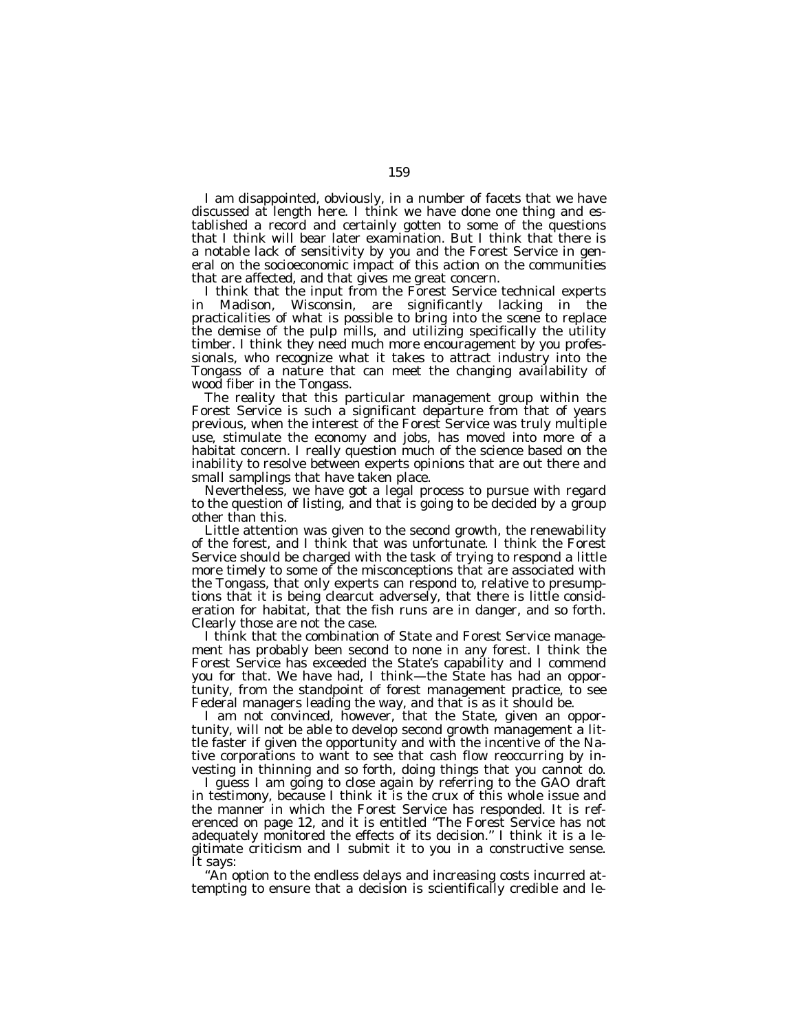I am disappointed, obviously, in a number of facets that we have discussed at length here. I think we have done one thing and established a record and certainly gotten to some of the questions that I think will bear later examination. But I think that there is a notable lack of sensitivity by you and the Forest Service in general on the socioeconomic impact of this action on the communities that are affected, and that gives me great concern.

I think that the input from the Forest Service technical experts in Madison, Wisconsin, are significantly lacking in the practicalities of what is possible to bring into the scene to replace the demise of the pulp mills, and utilizing specifically the utility timber. I think they need much more encouragement by you professionals, who recognize what it takes to attract industry into the Tongass of a nature that can meet the changing availability of wood fiber in the Tongass.

The reality that this particular management group within the Forest Service is such a significant departure from that of years previous, when the interest of the Forest Service was truly multiple use, stimulate the economy and jobs, has moved into more of a habitat concern. I really question much of the science based on the inability to resolve between experts opinions that are out there and small samplings that have taken place.

Nevertheless, we have got a legal process to pursue with regard to the question of listing, and that is going to be decided by a group other than this.

Little attention was given to the second growth, the renewability of the forest, and I think that was unfortunate. I think the Forest Service should be charged with the task of trying to respond a little more timely to some of the misconceptions that are associated with the Tongass, that only experts can respond to, relative to presumptions that it is being clearcut adversely, that there is little consideration for habitat, that the fish runs are in danger, and so forth. Clearly those are not the case.

I think that the combination of State and Forest Service management has probably been second to none in any forest. I think the Forest Service has exceeded the State's capability and I commend you for that. We have had, I think—the State has had an opportunity, from the standpoint of forest management practice, to see Federal managers leading the way, and that is as it should be.

I am not convinced, however, that the State, given an opportunity, will not be able to develop second growth management a little faster if given the opportunity and with the incentive of the Native corporations to want to see that cash flow reoccurring by investing in thinning and so forth, doing things that you cannot do.

I guess I am going to close again by referring to the GAO draft in testimony, because I think it is the crux of this whole issue and the manner in which the Forest Service has responded. It is referenced on page 12, and it is entitled "The Forest Service has not adequately monitored the effects of its decision." I think it is a legitimate criticism and I submit it to you in a constructive sense. It says:

"An option to the endless delays and increasing costs incurred attempting to ensure that a decision is scientifically credible and le-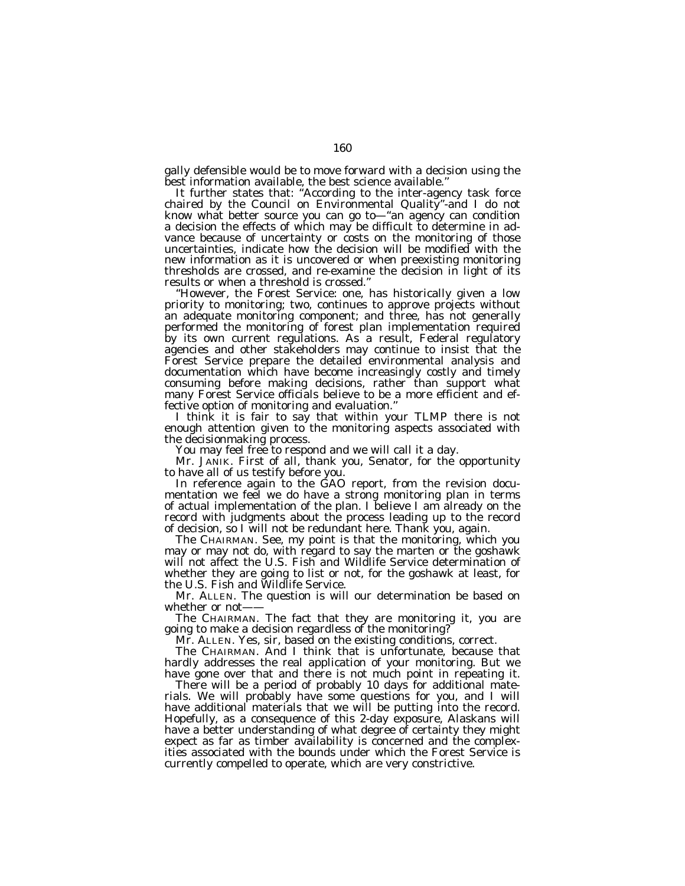gally defensible would be to move forward with a decision using the best information available, the best science available.''

It further states that: ''According to the inter-agency task force chaired by the Council on Environmental Quality''-and I do not know what better source you can go to—''an agency can condition a decision the effects of which may be difficult to determine in advance because of uncertainty or costs on the monitoring of those uncertainties, indicate how the decision will be modified with the new information as it is uncovered or when preexisting monitoring thresholds are crossed, and re-examine the decision in light of its results or when a threshold is crossed.''

''However, the Forest Service: one, has historically given a low priority to monitoring; two, continues to approve projects without an adequate monitoring component; and three, has not generally performed the monitoring of forest plan implementation required by its own current regulations. As a result, Federal regulatory agencies and other stakeholders may continue to insist that the Forest Service prepare the detailed environmental analysis and documentation which have become increasingly costly and timely consuming before making decisions, rather than support what many Forest Service officials believe to be a more efficient and effective option of monitoring and evaluation.''

I think it is fair to say that within your TLMP there is not enough attention given to the monitoring aspects associated with the decisionmaking process.

You may feel free to respond and we will call it a day.

Mr. JANIK. First of all, thank you, Senator, for the opportunity to have all of us testify before you.

In reference again to the GAO report, from the revision documentation we feel we do have a strong monitoring plan in terms of actual implementation of the plan. I believe I am already on the record with judgments about the process leading up to the record of decision, so I will not be redundant here. Thank you, again.

The CHAIRMAN. See, my point is that the monitoring, which you may or may not do, with regard to say the marten or the goshawk will not affect the U.S. Fish and Wildlife Service determination of whether they are going to list or not, for the goshawk at least, for the U.S. Fish and Wildlife Service.

Mr. ALLEN. The question is will our determination be based on whether or not——

The CHAIRMAN. The fact that they are monitoring it, you are going to make a decision regardless of the monitoring?

Mr. ALLEN. Yes, sir, based on the existing conditions, correct.

The CHAIRMAN. And I think that is unfortunate, because that hardly addresses the real application of your monitoring. But we have gone over that and there is not much point in repeating it.

There will be a period of probably 10 days for additional materials. We will probably have some questions for you, and I will have additional materials that we will be putting into the record. Hopefully, as a consequence of this 2-day exposure, Alaskans will have a better understanding of what degree of certainty they might expect as far as timber availability is concerned and the complexities associated with the bounds under which the Forest Service is currently compelled to operate, which are very constrictive.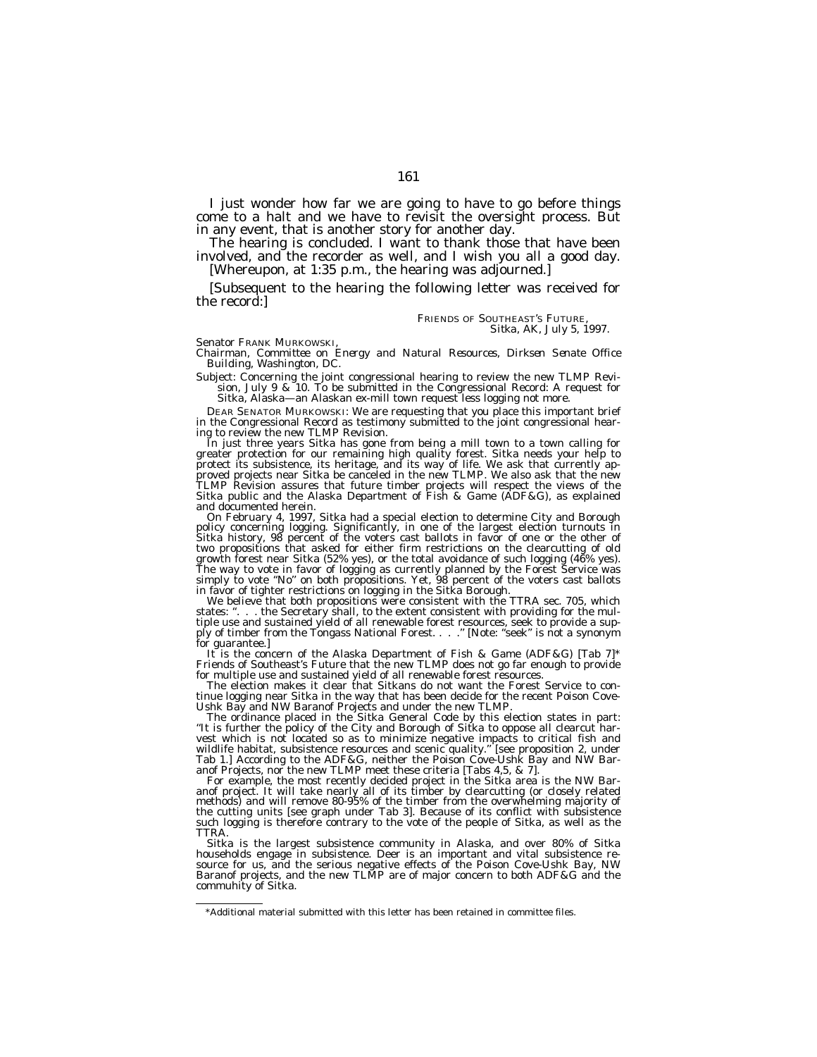I just wonder how far we are going to have to go before things come to a halt and we have to revisit the oversight process. But in any event, that is another story for another day.

The hearing is concluded. I want to thank those that have been involved, and the recorder as well, and I wish you all a good day.

[Whereupon, at 1:35 p.m., the hearing was adjourned.]

[Subsequent to the hearing the following letter was received for the record:]

FRIENDS OF SOUTHEAST'S FUTURE,
*Sitka, AK, July 5, 1997.*

Senator FRANK MURKOWSKI,
*Chairman, Committee on Energy and Natural Resources, Dirksen Senate Office Building, Washington, DC.*

Subject: Concerning the joint congressional hearing to review the new TLMP Revision, July 9 & 10. To be submitted in the Congressional Record: A request for Sitka, Alaska—an Alaskan ex-mill town request less logging not more.

DEAR SENATOR MURKOWSKI: We are requesting that you place this important brief in the Congressional Record as testimony submitted to the joint congressional hearing to review the new TLMP Revision.

In just three years Sitka has gone from being a mill town to a town calling for greater protection for our remaining high quality forest. Sitka needs your help to protect its subsistence, its heritage, and its way of life. We ask that currently approved projects near Sitka be canceled in the new TLMP. We also ask that the new TLMP Revision assures that future timber projects will respect the views of the Sitka public and the Alaska Department of Fish & Game (ADF&G), as explained and documented herein.

On February 4, 1997, Sitka had a special election to determine City and Borough policy concerning logging. Significantly, in one of the largest election turnouts in Sitka history, 98 percent of the voters cast ballots in favor of one or the other of two propositions that asked for either firm restrictions on the clearcutting of old growth forest near Sitka (52% yes), or the total avoidance of such logging (46% yes). The way to vote in favor of logging as currently planned by the Forest Service was simply to vote "No" on both propositions. Yet, 98 percent of the voters cast ballots in favor of tighter restrictions on logging in the Sitka Borough.

We believe that both propositions were consistent with the TTRA sec. 705, which states: ". . . the Secretary shall, to the extent consistent with providing for the multiple use and sustained yield of all renewable forest resources, seek to provide a supply of timber from the Tongass National Forest. . . ." [Note: "seek" is not a synonym for guarantee.]

It is the concern of the Alaska Department of Fish & Game (ADF&G) [Tab 7]* Friends of Southeast's Future that the new TLMP does not go far enough to provide for multiple use and sustained yield of all renewable forest resources.

The election makes it clear that Sitkans do not want the Forest Service to continue logging near Sitka in the way that has been decide for the recent Poison Cove-Ushk Bay and NW Baranof Projects and under the new TLMP.

The ordinance placed in the Sitka General Code by this election states in part: "It is further the policy of the City and Borough of Sitka to oppose all clearcut harvest which is not located so as to minimize negative impacts to critical fish and wildlife habitat, subsistence resources and scenic quality." [see proposition 2, under Tab 1.] According to the ADF&G, neither the Poison Cove-Ushk Bay and NW Baranof Projects, nor the new TLMP meet these criteria [Tabs 4,5, & 7].

For example, the most recently decided project in the Sitka area is the NW Baranof project. It will take nearly all of its timber by clearcutting (or closely related methods) and will remove 80-95% of the timber from the overwhelming majority of the cutting units [see graph under Tab 3]. Because of its conflict with subsistence such logging is therefore contrary to the vote of the people of Sitka, as well as the TTRA.

Sitka is the largest subsistence community in Alaska, and over 80% of Sitka households engage in subsistence. Deer is an important and vital subsistence resource for us, and the serious negative effects of the Poison Cove-Ushk Bay, NW Baranof projects, and the new TLMP are of major concern to both ADF&G and the commuhity of Sitka.

---

*Additional material submitted with this letter has been retained in committee files.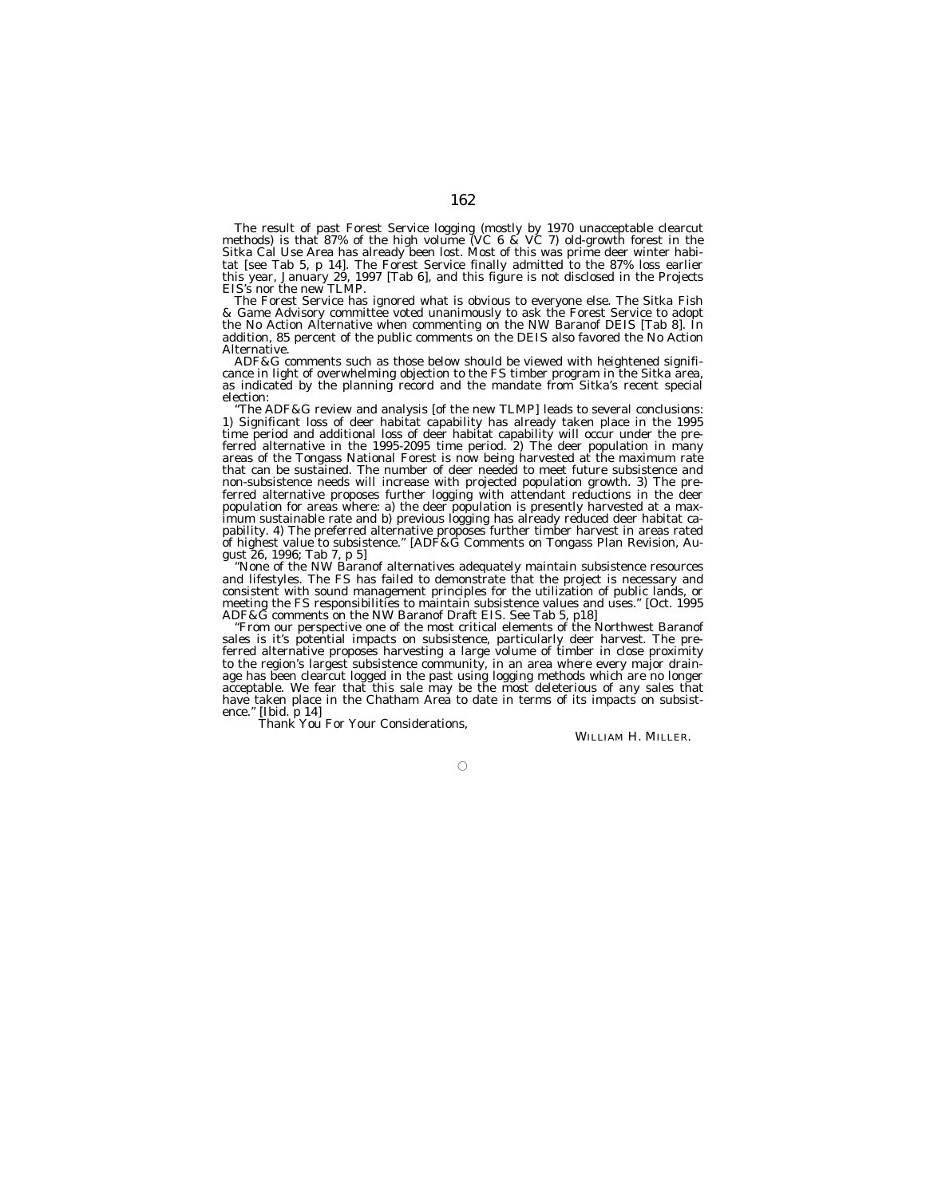The result of past Forest Service logging (mostly by 1970 unacceptable clearcut methods) is that 87% of the high volume (VC 6 & VC 7) old-growth forest in the Sitka Cal Use Area has already been lost. Most of this was prime deer winter habitat [see Tab 5, p 14]. The Forest Service finally admitted to the 87% loss earlier this year, January 29, 1997 [Tab 6], and this figure is not disclosed in the Projects EIS's nor the new TLMP.

The Forest Service has ignored what is obvious to everyone else. The Sitka Fish & Game Advisory committee voted unanimously to ask the Forest Service to adopt the No Action Alternative when commenting on the NW Baranof DEIS [Tab 8]. In addition, 85 percent of the public comments on the DEIS also favored the No Action Alternative.

ADF&G comments such as those below should be viewed with heightened significance in light of overwhelming objection to the FS timber program in the Sitka area, as indicated by the planning record and the mandate from Sitka's recent special election:

"The ADF&G review and analysis [of the new TLMP] leads to several conclusions: 1) Significant loss of deer habitat capability has already taken place in the 1995 time period and additional loss of deer habitat capability will occur under the preferred alternative in the 1995-2095 time period. 2) The deer population in many areas of the Tongass National Forest is now being harvested at the maximum rate that can be sustained. The number of deer needed to meet future subsistence and non-subsistence needs will increase with projected population growth. 3) The preferred alternative proposes further logging with attendant reductions in the deer population for areas where: a) the deer population is presently harvested at a maximum sustainable rate and b) previous logging has already reduced deer habitat capability. 4) The preferred alternative proposes further timber harvest in areas rated of highest value to subsistence." [ADF&G Comments on Tongass Plan Revision, August 26, 1996; Tab 7, p 5]

"None of the NW Baranof alternatives adequately maintain subsistence resources and lifestyles. The FS has failed to demonstrate that the project is necessary and consistent with sound management principles for the utilization of public lands, or meeting the FS responsibilities to maintain subsistence values and uses." [Oct. 1995 ADF&G comments on the NW Baranof Draft EIS. See Tab 5, p18]

"From our perspective one of the most critical elements of the Northwest Baranof sales is it's potential impacts on subsistence, particularly deer harvest. The preferred alternative proposes harvesting a large volume of timber in close proximity to the region's largest subsistence community, in an area where every major drainage has been clearcut logged in the past using logging methods which are no longer acceptable. We fear that this sale may be the most deleterious of any sales that have taken place in the Chatham Area to date in terms of its impacts on subsistence." [Ibid. p 14]

Thank You For Your Considerations,

WILLIAM H. MILLER.